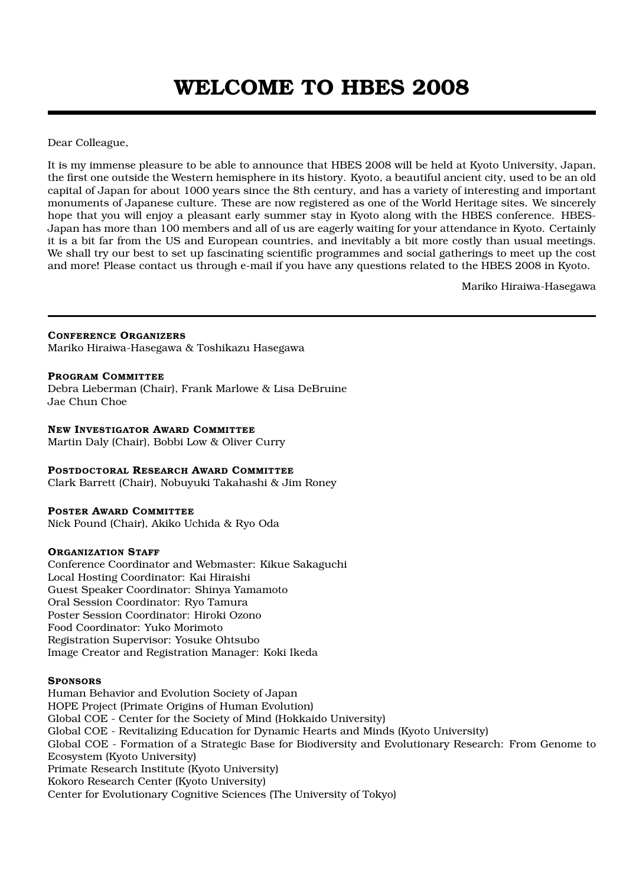# WELCOME TO HBES 2008

Dear Colleague,

It is my immense pleasure to be able to announce that HBES 2008 will be held at Kyoto University, Japan, the first one outside the Western hemisphere in its history. Kyoto, a beautiful ancient city, used to be an old capital of Japan for about 1000 years since the 8th century, and has a variety of interesting and important monuments of Japanese culture. These are now registered as one of the World Heritage sites. We sincerely hope that you will enjoy a pleasant early summer stay in Kyoto along with the HBES conference. HBES-Japan has more than 100 members and all of us are eagerly waiting for your attendance in Kyoto. Certainly it is a bit far from the US and European countries, and inevitably a bit more costly than usual meetings. We shall try our best to set up fascinating scientific programmes and social gatherings to meet up the cost and more! Please contact us through e-mail if you have any questions related to the HBES 2008 in Kyoto.

Mariko Hiraiwa-Hasegawa

---

**Conference Organizers**
Mariko Hiraiwa-Hasegawa & Toshikazu Hasegawa

**Program Committee**
Debra Lieberman (Chair), Frank Marlowe & Lisa DeBruine
Jae Chun Choe

**New Investigator Award Committee**
Martin Daly (Chair), Bobbi Low & Oliver Curry

**Postdoctoral Research Award Committee**
Clark Barrett (Chair), Nobuyuki Takahashi & Jim Roney

**Poster Award Committee**
Nick Pound (Chair), Akiko Uchida & Ryo Oda

**Organization Staff**
Conference Coordinator and Webmaster: Kikue Sakaguchi
Local Hosting Coordinator: Kai Hiraishi
Guest Speaker Coordinator: Shinya Yamamoto
Oral Session Coordinator: Ryo Tamura
Poster Session Coordinator: Hiroki Ozono
Food Coordinator: Yuko Morimoto
Registration Supervisor: Yosuke Ohtsubo
Image Creator and Registration Manager: Koki Ikeda

**Sponsors**
Human Behavior and Evolution Society of Japan
HOPE Project (Primate Origins of Human Evolution)
Global COE - Center for the Society of Mind (Hokkaido University)
Global COE - Revitalizing Education for Dynamic Hearts and Minds (Kyoto University)
Global COE - Formation of a Strategic Base for Biodiversity and Evolutionary Research: From Genome to Ecosystem (Kyoto University)
Primate Research Institute (Kyoto University)
Kokoro Research Center (Kyoto University)
Center for Evolutionary Cognitive Sciences (The University of Tokyo)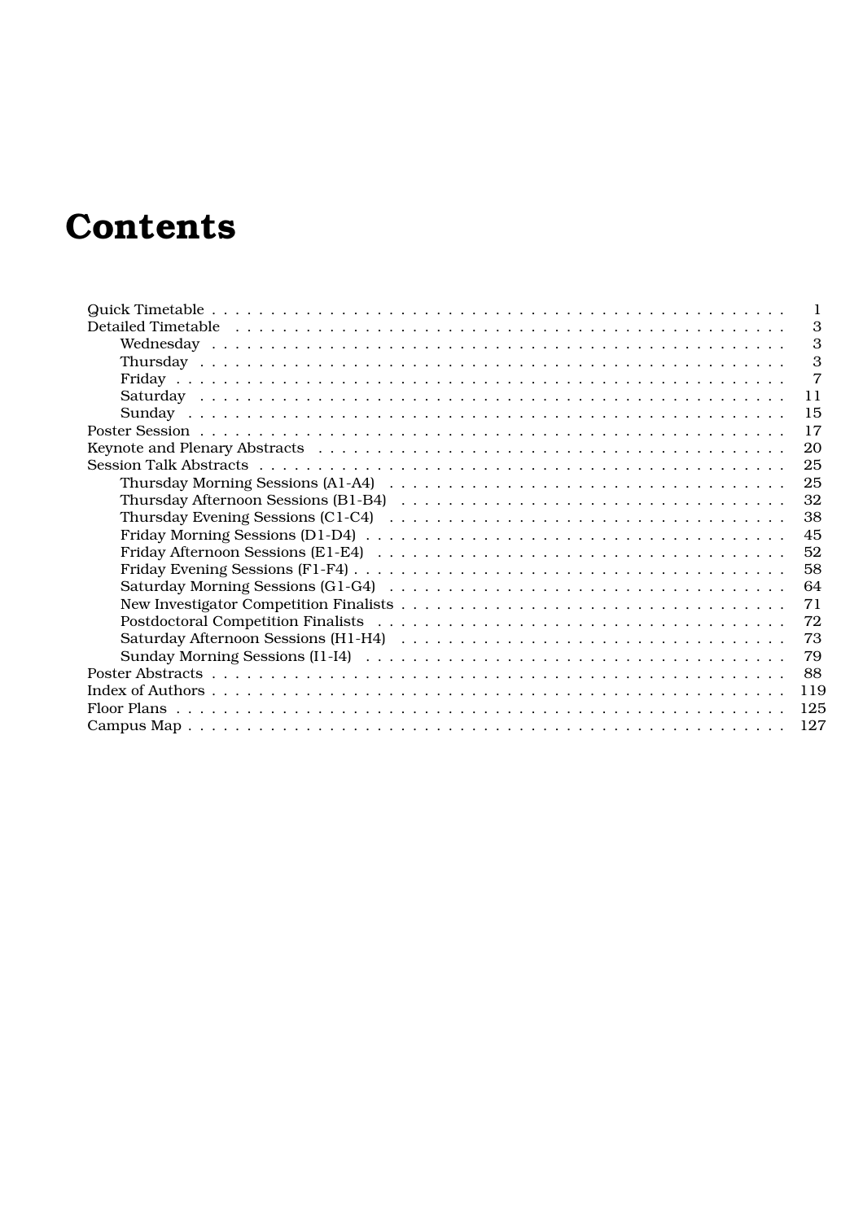# Contents

- Quick Timetable . . . . . 1
- Detailed Timetable . . . . . 3
  - Wednesday . . . . . 3
  - Thursday . . . . . 3
  - Friday . . . . . 7
  - Saturday . . . . . 11
  - Sunday . . . . . 15
- Poster Session . . . . . 17
- Keynote and Plenary Abstracts . . . . . 20
- Session Talk Abstracts . . . . . 25
  - Thursday Morning Sessions (A1-A4) . . . . . 25
  - Thursday Afternoon Sessions (B1-B4) . . . . . 32
  - Thursday Evening Sessions (C1-C4) . . . . . 38
  - Friday Morning Sessions (D1-D4) . . . . . 45
  - Friday Afternoon Sessions (E1-E4) . . . . . 52
  - Friday Evening Sessions (F1-F4) . . . . . 58
  - Saturday Morning Sessions (G1-G4) . . . . . 64
  - New Investigator Competition Finalists . . . . . 71
  - Postdoctoral Competition Finalists . . . . . 72
  - Saturday Afternoon Sessions (H1-H4) . . . . . 73
  - Sunday Morning Sessions (I1-I4) . . . . . 79
- Poster Abstracts . . . . . 88
- Index of Authors . . . . . 119
- Floor Plans . . . . . 125
- Campus Map . . . . . 127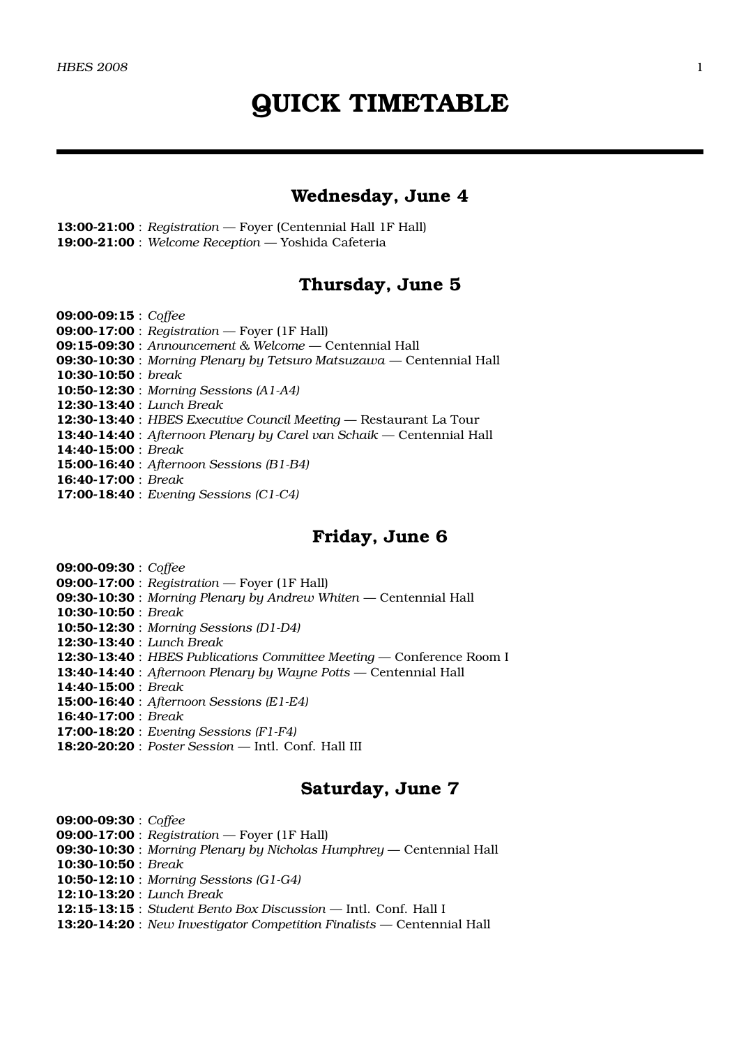# QUICK TIMETABLE

## Wednesday, June 4

**13:00-21:00** : *Registration* — Foyer (Centennial Hall 1F Hall)
**19:00-21:00** : *Welcome Reception* — Yoshida Cafeteria

## Thursday, June 5

**09:00-09:15** : *Coffee*
**09:00-17:00** : *Registration* — Foyer (1F Hall)
**09:15-09:30** : *Announcement & Welcome* — Centennial Hall
**09:30-10:30** : *Morning Plenary by Tetsuro Matsuzawa* — Centennial Hall
**10:30-10:50** : *break*
**10:50-12:30** : *Morning Sessions (A1-A4)*
**12:30-13:40** : *Lunch Break*
**12:30-13:40** : *HBES Executive Council Meeting* — Restaurant La Tour
**13:40-14:40** : *Afternoon Plenary by Carel van Schaik* — Centennial Hall
**14:40-15:00** : *Break*
**15:00-16:40** : *Afternoon Sessions (B1-B4)*
**16:40-17:00** : *Break*
**17:00-18:40** : *Evening Sessions (C1-C4)*

## Friday, June 6

**09:00-09:30** : *Coffee*
**09:00-17:00** : *Registration* — Foyer (1F Hall)
**09:30-10:30** : *Morning Plenary by Andrew Whiten* — Centennial Hall
**10:30-10:50** : *Break*
**10:50-12:30** : *Morning Sessions (D1-D4)*
**12:30-13:40** : *Lunch Break*
**12:30-13:40** : *HBES Publications Committee Meeting* — Conference Room I
**13:40-14:40** : *Afternoon Plenary by Wayne Potts* — Centennial Hall
**14:40-15:00** : *Break*
**15:00-16:40** : *Afternoon Sessions (E1-E4)*
**16:40-17:00** : *Break*
**17:00-18:20** : *Evening Sessions (F1-F4)*
**18:20-20:20** : *Poster Session* — Intl. Conf. Hall III

## Saturday, June 7

**09:00-09:30** : *Coffee*
**09:00-17:00** : *Registration* — Foyer (1F Hall)
**09:30-10:30** : *Morning Plenary by Nicholas Humphrey* — Centennial Hall
**10:30-10:50** : *Break*
**10:50-12:10** : *Morning Sessions (G1-G4)*
**12:10-13:20** : *Lunch Break*
**12:15-13:15** : *Student Bento Box Discussion* — Intl. Conf. Hall I
**13:20-14:20** : *New Investigator Competition Finalists* — Centennial Hall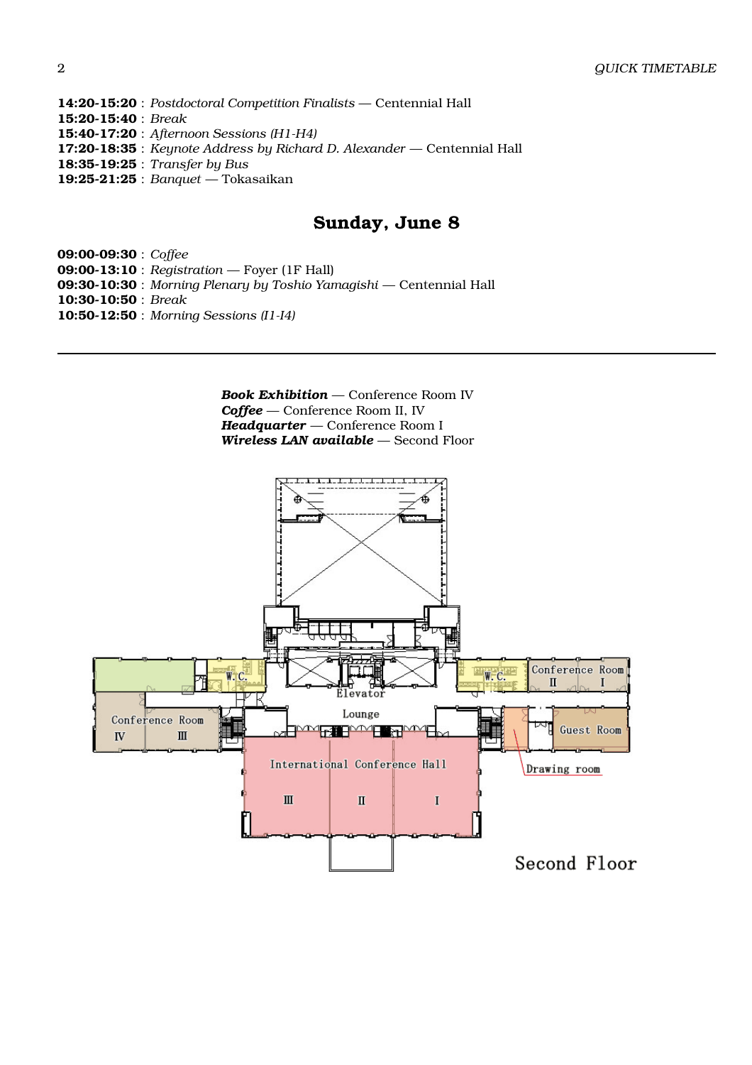**14:20-15:20** : *Postdoctoral Competition Finalists* — Centennial Hall
**15:20-15:40** : *Break*
**15:40-17:20** : *Afternoon Sessions (H1-H4)*
**17:20-18:35** : *Keynote Address by Richard D. Alexander* — Centennial Hall
**18:35-19:25** : *Transfer by Bus*
**19:25-21:25** : *Banquet* — Tokasaikan

## Sunday, June 8

**09:00-09:30** : *Coffee*
**09:00-13:10** : *Registration* — Foyer (1F Hall)
**09:30-10:30** : *Morning Plenary by Toshio Yamagishi* — Centennial Hall
**10:30-10:50** : *Break*
**10:50-12:50** : *Morning Sessions (I1-I4)*

---

***Book Exhibition*** — Conference Room IV
***Coffee*** — Conference Room II, IV
***Headquarter*** — Conference Room I
***Wireless LAN available*** — Second Floor

W.C. Elevator Lounge W.C. Conference Room II I Conference Room IV III Guest Room International Conference Hall III II I Drawing room

Second Floor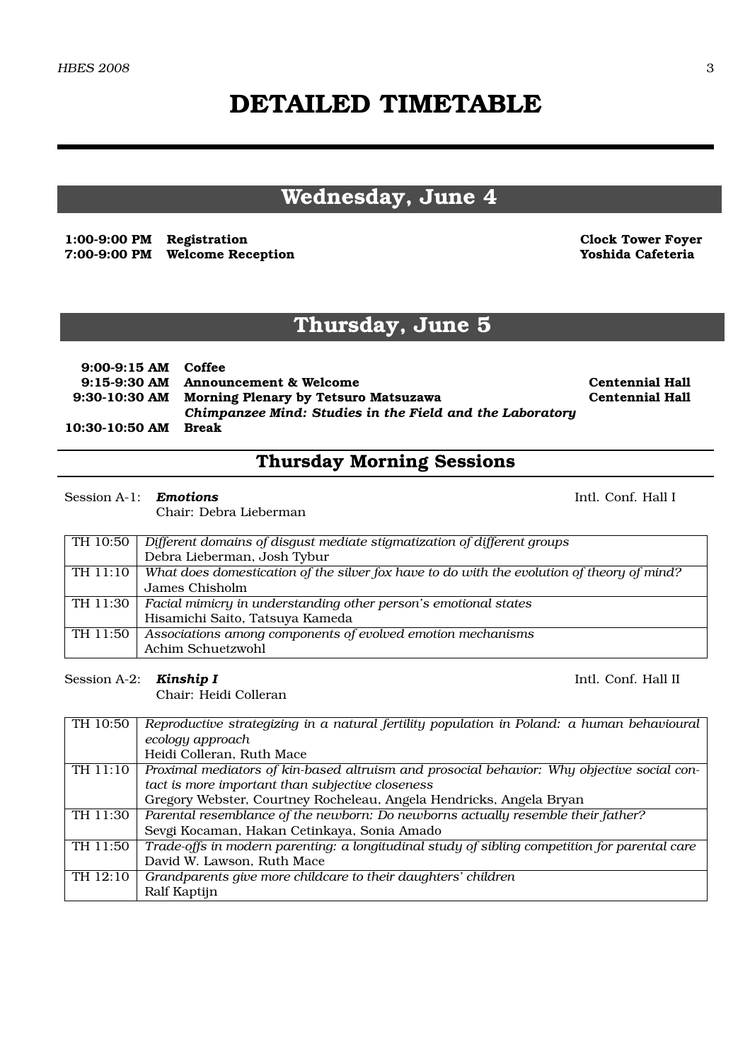# DETAILED TIMETABLE

## Wednesday, June 4

| | | |
|---|---|---|
| **1:00-9:00 PM** | **Registration** | **Clock Tower Foyer** |
| **7:00-9:00 PM** | **Welcome Reception** | **Yoshida Cafeteria** |

## Thursday, June 5

| | | |
|---|---|---|
| **9:00-9:15 AM** | **Coffee** | |
| **9:15-9:30 AM** | **Announcement & Welcome** | **Centennial Hall** |
| **9:30-10:30 AM** | **Morning Plenary by Tetsuro Matsuzawa** *Chimpanzee Mind: Studies in the Field and the Laboratory* | **Centennial Hall** |
| **10:30-10:50 AM** | **Break** | |

### Thursday Morning Sessions

Session A-1: ***Emotions*** — Intl. Conf. Hall I
Chair: Debra Lieberman

| | |
|---|---|
| TH 10:50 | *Different domains of disgust mediate stigmatization of different groups* Debra Lieberman, Josh Tybur |
| TH 11:10 | *What does domestication of the silver fox have to do with the evolution of theory of mind?* James Chisholm |
| TH 11:30 | *Facial mimicry in understanding other person's emotional states* Hisamichi Saito, Tatsuya Kameda |
| TH 11:50 | *Associations among components of evolved emotion mechanisms* Achim Schuetzwohl |

Session A-2: ***Kinship I*** — Intl. Conf. Hall II
Chair: Heidi Colleran

| | |
|---|---|
| TH 10:50 | *Reproductive strategizing in a natural fertility population in Poland: a human behavioural ecology approach* Heidi Colleran, Ruth Mace |
| TH 11:10 | *Proximal mediators of kin-based altruism and prosocial behavior: Why objective social contact is more important than subjective closeness* Gregory Webster, Courtney Rocheleau, Angela Hendricks, Angela Bryan |
| TH 11:30 | *Parental resemblance of the newborn: Do newborns actually resemble their father?* Sevgi Kocaman, Hakan Cetinkaya, Sonia Amado |
| TH 11:50 | *Trade-offs in modern parenting: a longitudinal study of sibling competition for parental care* David W. Lawson, Ruth Mace |
| TH 12:10 | *Grandparents give more childcare to their daughters' children* Ralf Kaptijn |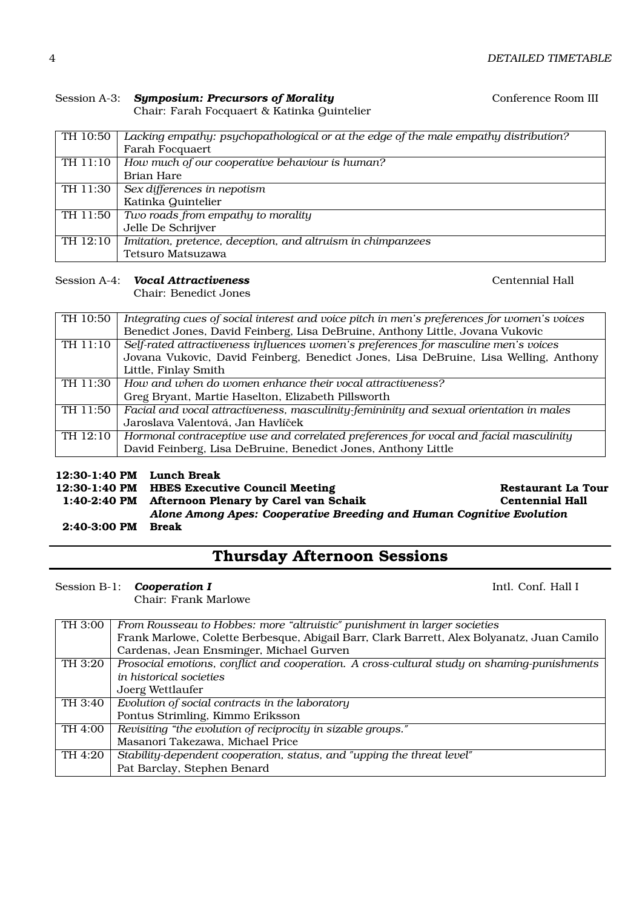Session A-3: ***Symposium: Precursors of Morality*** Conference Room III
Chair: Farah Focquaert & Katinka Quintelier

| | |
|---|---|
| TH 10:50 | *Lacking empathy: psychopathological or at the edge of the male empathy distribution?*<br>Farah Focquaert |
| TH 11:10 | *How much of our cooperative behaviour is human?*<br>Brian Hare |
| TH 11:30 | *Sex differences in nepotism*<br>Katinka Quintelier |
| TH 11:50 | *Two roads from empathy to morality*<br>Jelle De Schrijver |
| TH 12:10 | *Imitation, pretence, deception, and altruism in chimpanzees*<br>Tetsuro Matsuzawa |

Session A-4: ***Vocal Attractiveness*** Centennial Hall
Chair: Benedict Jones

| | |
|---|---|
| TH 10:50 | *Integrating cues of social interest and voice pitch in men's preferences for women's voices*<br>Benedict Jones, David Feinberg, Lisa DeBruine, Anthony Little, Jovana Vukovic |
| TH 11:10 | *Self-rated attractiveness influences women's preferences for masculine men's voices*<br>Jovana Vukovic, David Feinberg, Benedict Jones, Lisa DeBruine, Lisa Welling, Anthony Little, Finlay Smith |
| TH 11:30 | *How and when do women enhance their vocal attractiveness?*<br>Greg Bryant, Martie Haselton, Elizabeth Pillsworth |
| TH 11:50 | *Facial and vocal attractiveness, masculinity-femininity and sexual orientation in males*<br>Jaroslava Valentová, Jan Havlíček |
| TH 12:10 | *Hormonal contraceptive use and correlated preferences for vocal and facial masculinity*<br>David Feinberg, Lisa DeBruine, Benedict Jones, Anthony Little |

**12:30-1:40 PM Lunch Break**
**12:30-1:40 PM HBES Executive Council Meeting** — **Restaurant La Tour**
**1:40-2:40 PM Afternoon Plenary by Carel van Schaik** — **Centennial Hall**
***Alone Among Apes: Cooperative Breeding and Human Cognitive Evolution***
**2:40-3:00 PM Break**

## Thursday Afternoon Sessions

Session B-1: ***Cooperation I*** Intl. Conf. Hall I
Chair: Frank Marlowe

| | |
|---|---|
| TH 3:00 | *From Rousseau to Hobbes: more "altruistic" punishment in larger societies*<br>Frank Marlowe, Colette Berbesque, Abigail Barr, Clark Barrett, Alex Bolyanatz, Juan Camilo Cardenas, Jean Ensminger, Michael Gurven |
| TH 3:20 | *Prosocial emotions, conflict and cooperation. A cross-cultural study on shaming-punishments in historical societies*<br>Joerg Wettlaufer |
| TH 3:40 | *Evolution of social contracts in the laboratory*<br>Pontus Strimling, Kimmo Eriksson |
| TH 4:00 | *Revisiting "the evolution of reciprocity in sizable groups."*<br>Masanori Takezawa, Michael Price |
| TH 4:20 | *Stability-dependent cooperation, status, and "upping the threat level"*<br>Pat Barclay, Stephen Benard |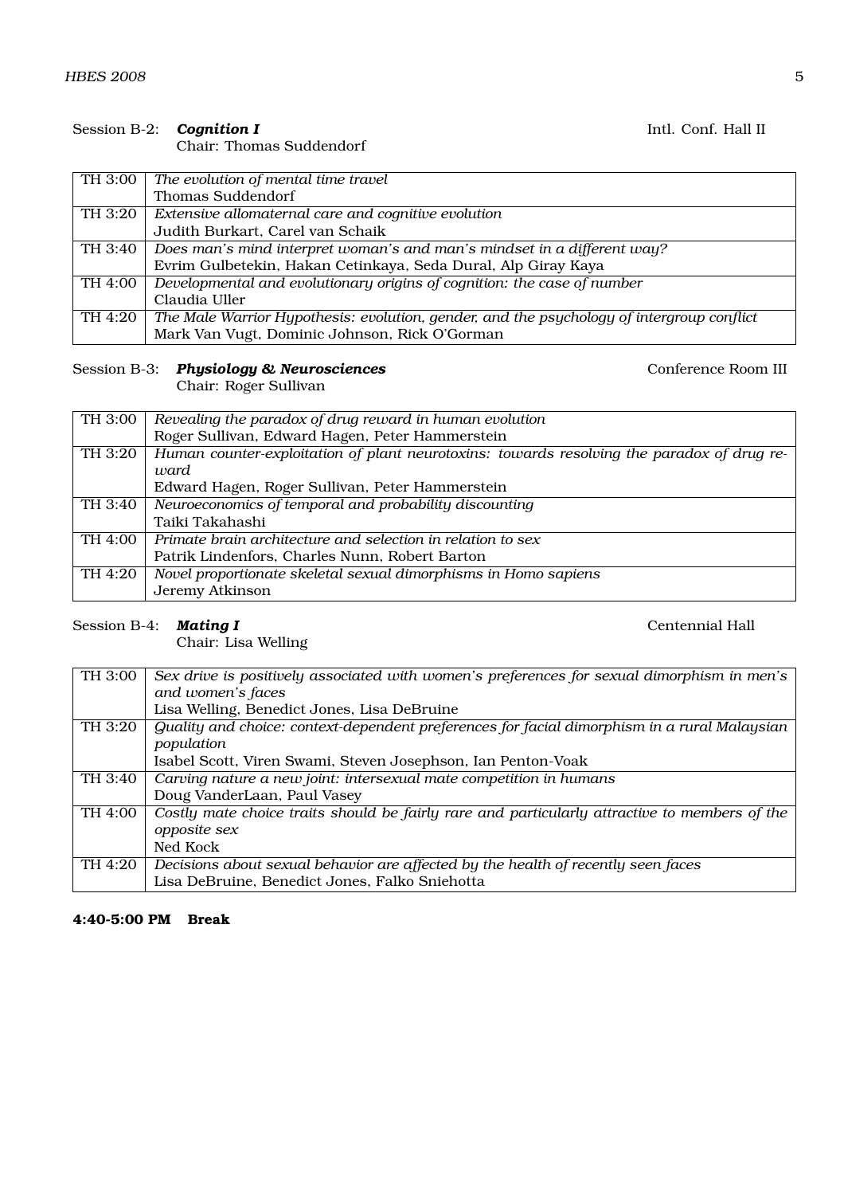Session B-2: ***Cognition I*** Intl. Conf. Hall II
Chair: Thomas Suddendorf

| | |
|---|---|
| TH 3:00 | *The evolution of mental time travel*<br>Thomas Suddendorf |
| TH 3:20 | *Extensive allomaternal care and cognitive evolution*<br>Judith Burkart, Carel van Schaik |
| TH 3:40 | *Does man's mind interpret woman's and man's mindset in a different way?*<br>Evrim Gulbetekin, Hakan Cetinkaya, Seda Dural, Alp Giray Kaya |
| TH 4:00 | *Developmental and evolutionary origins of cognition: the case of number*<br>Claudia Uller |
| TH 4:20 | *The Male Warrior Hypothesis: evolution, gender, and the psychology of intergroup conflict*<br>Mark Van Vugt, Dominic Johnson, Rick O'Gorman |

Session B-3: ***Physiology & Neurosciences*** Conference Room III
Chair: Roger Sullivan

| | |
|---|---|
| TH 3:00 | *Revealing the paradox of drug reward in human evolution*<br>Roger Sullivan, Edward Hagen, Peter Hammerstein |
| TH 3:20 | *Human counter-exploitation of plant neurotoxins: towards resolving the paradox of drug reward*<br>Edward Hagen, Roger Sullivan, Peter Hammerstein |
| TH 3:40 | *Neuroeconomics of temporal and probability discounting*<br>Taiki Takahashi |
| TH 4:00 | *Primate brain architecture and selection in relation to sex*<br>Patrik Lindenfors, Charles Nunn, Robert Barton |
| TH 4:20 | *Novel proportionate skeletal sexual dimorphisms in Homo sapiens*<br>Jeremy Atkinson |

Session B-4: ***Mating I*** Centennial Hall
Chair: Lisa Welling

| | |
|---|---|
| TH 3:00 | *Sex drive is positively associated with women's preferences for sexual dimorphism in men's and women's faces*<br>Lisa Welling, Benedict Jones, Lisa DeBruine |
| TH 3:20 | *Quality and choice: context-dependent preferences for facial dimorphism in a rural Malaysian population*<br>Isabel Scott, Viren Swami, Steven Josephson, Ian Penton-Voak |
| TH 3:40 | *Carving nature a new joint: intersexual mate competition in humans*<br>Doug VanderLaan, Paul Vasey |
| TH 4:00 | *Costly mate choice traits should be fairly rare and particularly attractive to members of the opposite sex*<br>Ned Kock |
| TH 4:20 | *Decisions about sexual behavior are affected by the health of recently seen faces*<br>Lisa DeBruine, Benedict Jones, Falko Sniehotta |

**4:40-5:00 PM Break**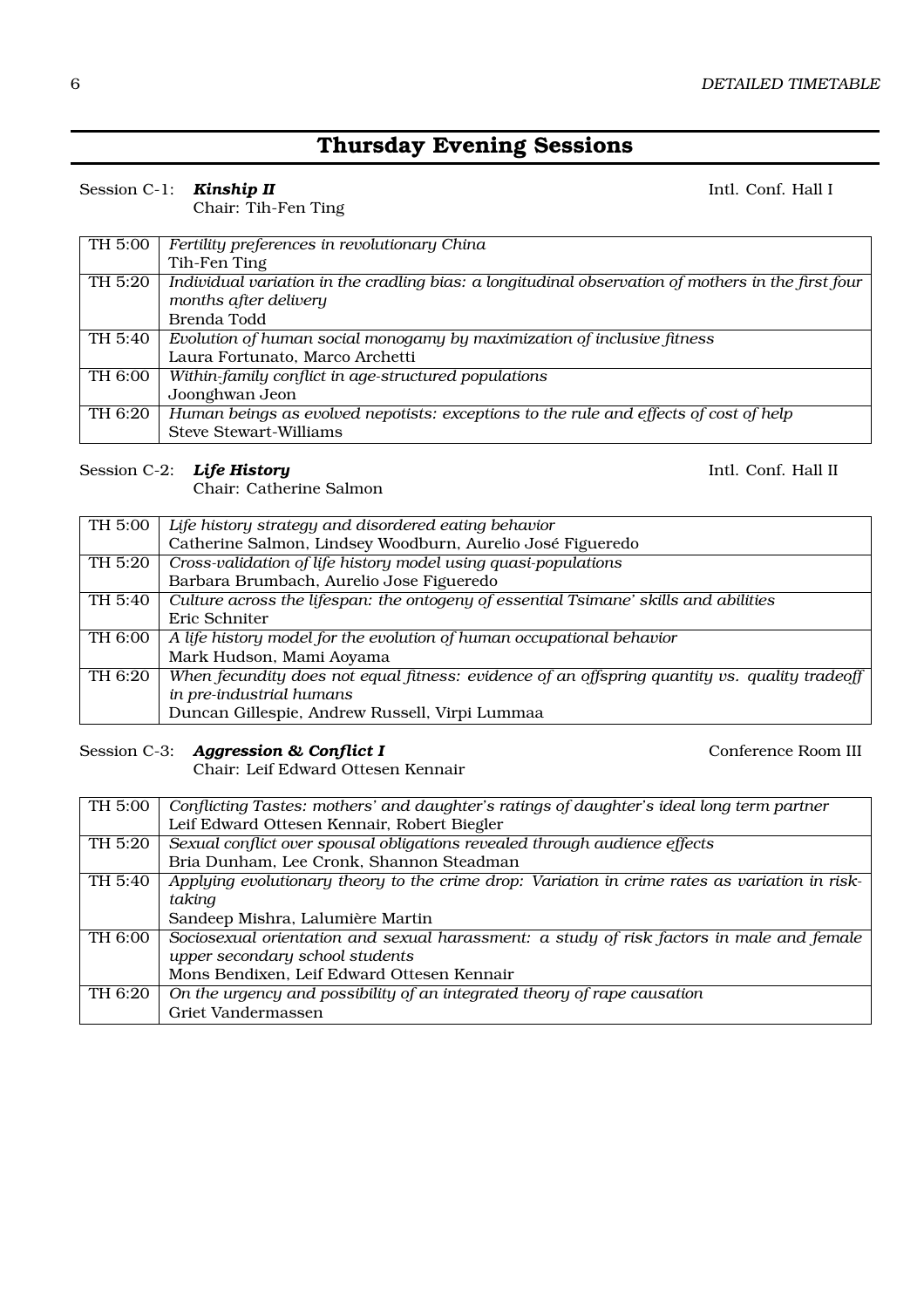## Thursday Evening Sessions

Session C-1: ***Kinship II*** Intl. Conf. Hall I
Chair: Tih-Fen Ting

| | |
|---|---|
| TH 5:00 | *Fertility preferences in revolutionary China*<br>Tih-Fen Ting |
| TH 5:20 | *Individual variation in the cradling bias: a longitudinal observation of mothers in the first four months after delivery*<br>Brenda Todd |
| TH 5:40 | *Evolution of human social monogamy by maximization of inclusive fitness*<br>Laura Fortunato, Marco Archetti |
| TH 6:00 | *Within-family conflict in age-structured populations*<br>Joonghwan Jeon |
| TH 6:20 | *Human beings as evolved nepotists: exceptions to the rule and effects of cost of help*<br>Steve Stewart-Williams |

Session C-2: ***Life History*** Intl. Conf. Hall II
Chair: Catherine Salmon

| | |
|---|---|
| TH 5:00 | *Life history strategy and disordered eating behavior*<br>Catherine Salmon, Lindsey Woodburn, Aurelio José Figueredo |
| TH 5:20 | *Cross-validation of life history model using quasi-populations*<br>Barbara Brumbach, Aurelio Jose Figueredo |
| TH 5:40 | *Culture across the lifespan: the ontogeny of essential Tsimane' skills and abilities*<br>Eric Schniter |
| TH 6:00 | *A life history model for the evolution of human occupational behavior*<br>Mark Hudson, Mami Aoyama |
| TH 6:20 | *When fecundity does not equal fitness: evidence of an offspring quantity vs. quality tradeoff in pre-industrial humans*<br>Duncan Gillespie, Andrew Russell, Virpi Lummaa |

Session C-3: ***Aggression & Conflict I*** Conference Room III
Chair: Leif Edward Ottesen Kennair

| | |
|---|---|
| TH 5:00 | *Conflicting Tastes: mothers' and daughter's ratings of daughter's ideal long term partner*<br>Leif Edward Ottesen Kennair, Robert Biegler |
| TH 5:20 | *Sexual conflict over spousal obligations revealed through audience effects*<br>Bria Dunham, Lee Cronk, Shannon Steadman |
| TH 5:40 | *Applying evolutionary theory to the crime drop: Variation in crime rates as variation in risk-taking*<br>Sandeep Mishra, Lalumière Martin |
| TH 6:00 | *Sociosexual orientation and sexual harassment: a study of risk factors in male and female upper secondary school students*<br>Mons Bendixen, Leif Edward Ottesen Kennair |
| TH 6:20 | *On the urgency and possibility of an integrated theory of rape causation*<br>Griet Vandermassen |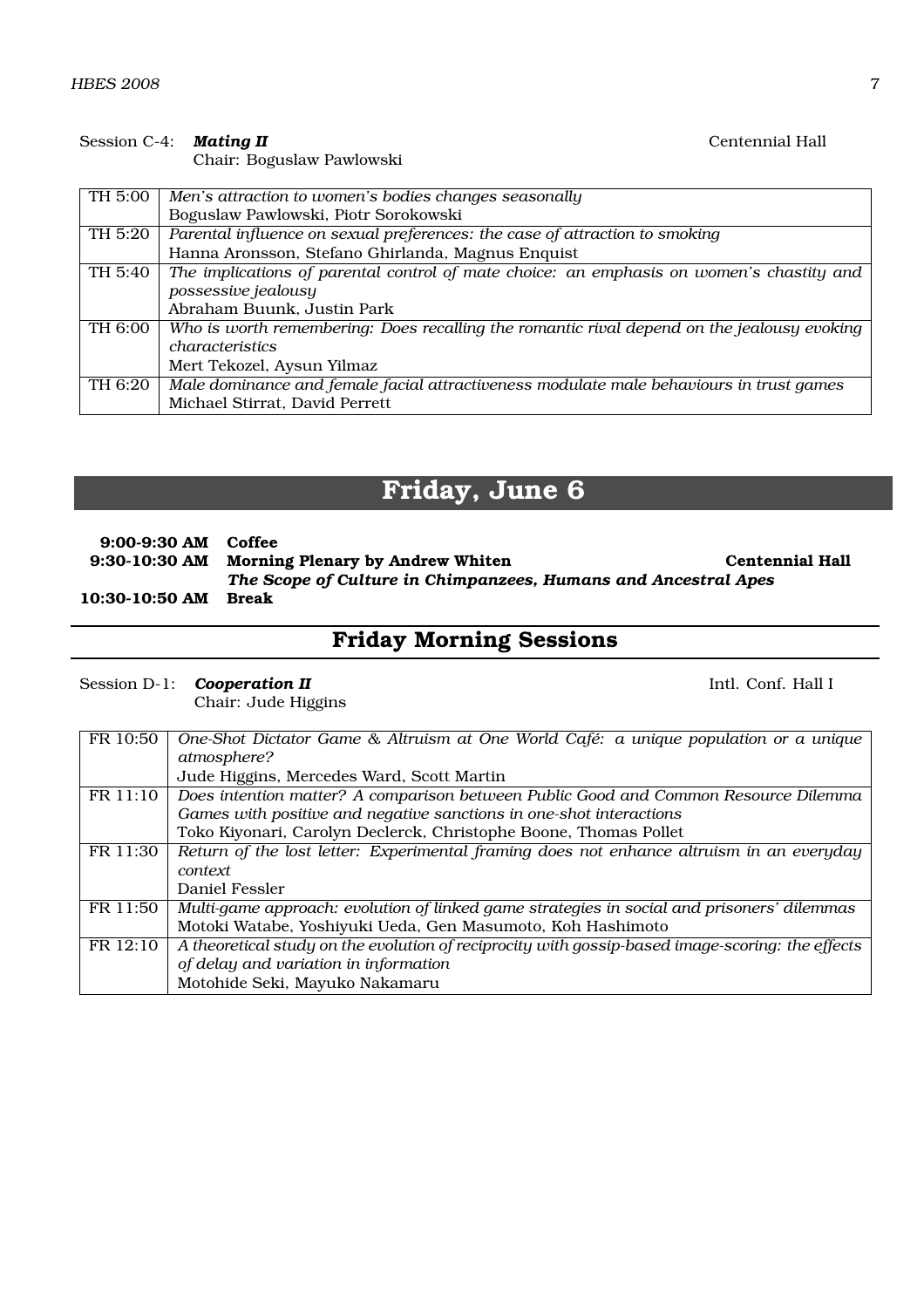Session C-4: ***Mating II*** Centennial Hall
Chair: Boguslaw Pawlowski

| | |
|---|---|
| TH 5:00 | *Men's attraction to women's bodies changes seasonally*<br>Boguslaw Pawlowski, Piotr Sorokowski |
| TH 5:20 | *Parental influence on sexual preferences: the case of attraction to smoking*<br>Hanna Aronsson, Stefano Ghirlanda, Magnus Enquist |
| TH 5:40 | *The implications of parental control of mate choice: an emphasis on women's chastity and possessive jealousy*<br>Abraham Buunk, Justin Park |
| TH 6:00 | *Who is worth remembering: Does recalling the romantic rival depend on the jealousy evoking characteristics*<br>Mert Tekozel, Aysun Yilmaz |
| TH 6:20 | *Male dominance and female facial attractiveness modulate male behaviours in trust games*<br>Michael Stirrat, David Perrett |

# Friday, June 6

**9:00-9:30 AM Coffee**
**9:30-10:30 AM Morning Plenary by Andrew Whiten** **Centennial Hall**
***The Scope of Culture in Chimpanzees, Humans and Ancestral Apes***
**10:30-10:50 AM Break**

## Friday Morning Sessions

Session D-1: ***Cooperation II*** Intl. Conf. Hall I
Chair: Jude Higgins

| | |
|---|---|
| FR 10:50 | *One-Shot Dictator Game & Altruism at One World Café: a unique population or a unique atmosphere?*<br>Jude Higgins, Mercedes Ward, Scott Martin |
| FR 11:10 | *Does intention matter? A comparison between Public Good and Common Resource Dilemma Games with positive and negative sanctions in one-shot interactions*<br>Toko Kiyonari, Carolyn Declerck, Christophe Boone, Thomas Pollet |
| FR 11:30 | *Return of the lost letter: Experimental framing does not enhance altruism in an everyday context*<br>Daniel Fessler |
| FR 11:50 | *Multi-game approach: evolution of linked game strategies in social and prisoners' dilemmas*<br>Motoki Watabe, Yoshiyuki Ueda, Gen Masumoto, Koh Hashimoto |
| FR 12:10 | *A theoretical study on the evolution of reciprocity with gossip-based image-scoring: the effects of delay and variation in information*<br>Motohide Seki, Mayuko Nakamaru |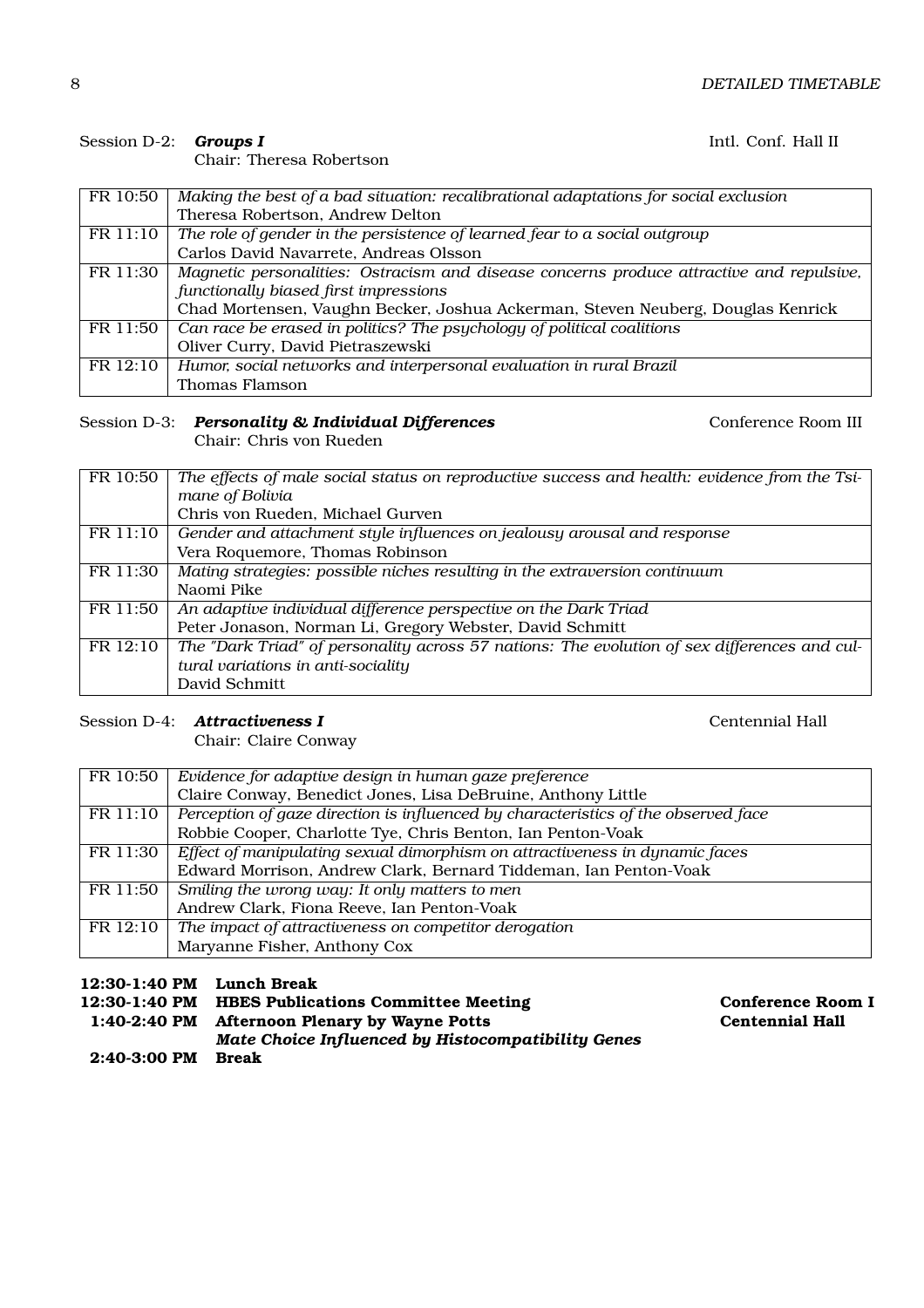Session D-2: ***Groups I*** Intl. Conf. Hall II
Chair: Theresa Robertson

| | |
|---|---|
| FR 10:50 | *Making the best of a bad situation: recalibrational adaptations for social exclusion*<br>Theresa Robertson, Andrew Delton |
| FR 11:10 | *The role of gender in the persistence of learned fear to a social outgroup*<br>Carlos David Navarrete, Andreas Olsson |
| FR 11:30 | *Magnetic personalities: Ostracism and disease concerns produce attractive and repulsive, functionally biased first impressions*<br>Chad Mortensen, Vaughn Becker, Joshua Ackerman, Steven Neuberg, Douglas Kenrick |
| FR 11:50 | *Can race be erased in politics? The psychology of political coalitions*<br>Oliver Curry, David Pietraszewski |
| FR 12:10 | *Humor, social networks and interpersonal evaluation in rural Brazil*<br>Thomas Flamson |

Session D-3: ***Personality & Individual Differences*** Conference Room III
Chair: Chris von Rueden

| | |
|---|---|
| FR 10:50 | *The effects of male social status on reproductive success and health: evidence from the Tsimane of Bolivia*<br>Chris von Rueden, Michael Gurven |
| FR 11:10 | *Gender and attachment style influences on jealousy arousal and response*<br>Vera Roquemore, Thomas Robinson |
| FR 11:30 | *Mating strategies: possible niches resulting in the extraversion continuum*<br>Naomi Pike |
| FR 11:50 | *An adaptive individual difference perspective on the Dark Triad*<br>Peter Jonason, Norman Li, Gregory Webster, David Schmitt |
| FR 12:10 | *The "Dark Triad" of personality across 57 nations: The evolution of sex differences and cultural variations in anti-sociality*<br>David Schmitt |

Session D-4: ***Attractiveness I*** Centennial Hall
Chair: Claire Conway

| | |
|---|---|
| FR 10:50 | *Evidence for adaptive design in human gaze preference*<br>Claire Conway, Benedict Jones, Lisa DeBruine, Anthony Little |
| FR 11:10 | *Perception of gaze direction is influenced by characteristics of the observed face*<br>Robbie Cooper, Charlotte Tye, Chris Benton, Ian Penton-Voak |
| FR 11:30 | *Effect of manipulating sexual dimorphism on attractiveness in dynamic faces*<br>Edward Morrison, Andrew Clark, Bernard Tiddeman, Ian Penton-Voak |
| FR 11:50 | *Smiling the wrong way: It only matters to men*<br>Andrew Clark, Fiona Reeve, Ian Penton-Voak |
| FR 12:10 | *The impact of attractiveness on competitor derogation*<br>Maryanne Fisher, Anthony Cox |

**12:30-1:40 PM Lunch Break**
**12:30-1:40 PM HBES Publications Committee Meeting** **Conference Room I**
**1:40-2:40 PM Afternoon Plenary by Wayne Potts** **Centennial Hall**
***Mate Choice Influenced by Histocompatibility Genes***
**2:40-3:00 PM Break**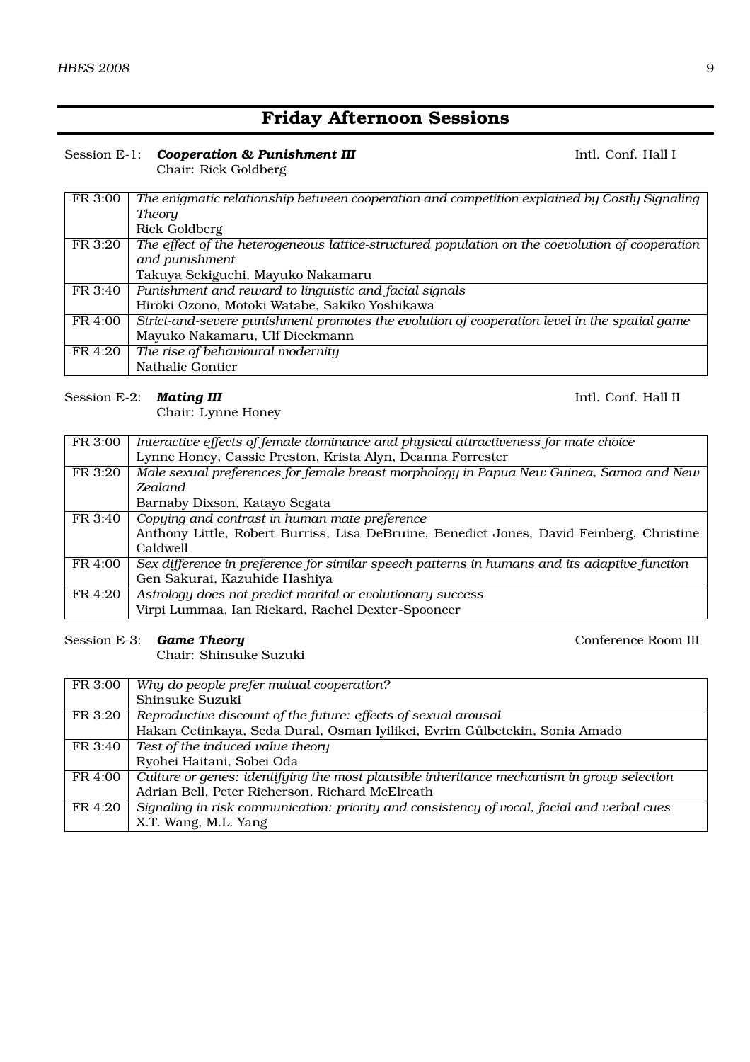# Friday Afternoon Sessions

Session E-1: ***Cooperation & Punishment III*** Intl. Conf. Hall I
Chair: Rick Goldberg

| | |
|---|---|
| FR 3:00 | *The enigmatic relationship between cooperation and competition explained by Costly Signaling Theory*<br>Rick Goldberg |
| FR 3:20 | *The effect of the heterogeneous lattice-structured population on the coevolution of cooperation and punishment*<br>Takuya Sekiguchi, Mayuko Nakamaru |
| FR 3:40 | *Punishment and reward to linguistic and facial signals*<br>Hiroki Ozono, Motoki Watabe, Sakiko Yoshikawa |
| FR 4:00 | *Strict-and-severe punishment promotes the evolution of cooperation level in the spatial game*<br>Mayuko Nakamaru, Ulf Dieckmann |
| FR 4:20 | *The rise of behavioural modernity*<br>Nathalie Gontier |

Session E-2: ***Mating III*** Intl. Conf. Hall II
Chair: Lynne Honey

| | |
|---|---|
| FR 3:00 | *Interactive effects of female dominance and physical attractiveness for mate choice*<br>Lynne Honey, Cassie Preston, Krista Alyn, Deanna Forrester |
| FR 3:20 | *Male sexual preferences for female breast morphology in Papua New Guinea, Samoa and New Zealand*<br>Barnaby Dixson, Katayo Segata |
| FR 3:40 | *Copying and contrast in human mate preference*<br>Anthony Little, Robert Burriss, Lisa DeBruine, Benedict Jones, David Feinberg, Christine Caldwell |
| FR 4:00 | *Sex difference in preference for similar speech patterns in humans and its adaptive function*<br>Gen Sakurai, Kazuhide Hashiya |
| FR 4:20 | *Astrology does not predict marital or evolutionary success*<br>Virpi Lummaa, Ian Rickard, Rachel Dexter-Spooncer |

Session E-3: ***Game Theory*** Conference Room III
Chair: Shinsuke Suzuki

| | |
|---|---|
| FR 3:00 | *Why do people prefer mutual cooperation?*<br>Shinsuke Suzuki |
| FR 3:20 | *Reproductive discount of the future: effects of sexual arousal*<br>Hakan Cetinkaya, Seda Dural, Osman Iyilikci, Evrim Gülbetekin, Sonia Amado |
| FR 3:40 | *Test of the induced value theory*<br>Ryohei Haitani, Sobei Oda |
| FR 4:00 | *Culture or genes: identifying the most plausible inheritance mechanism in group selection*<br>Adrian Bell, Peter Richerson, Richard McElreath |
| FR 4:20 | *Signaling in risk communication: priority and consistency of vocal, facial and verbal cues*<br>X.T. Wang, M.L. Yang |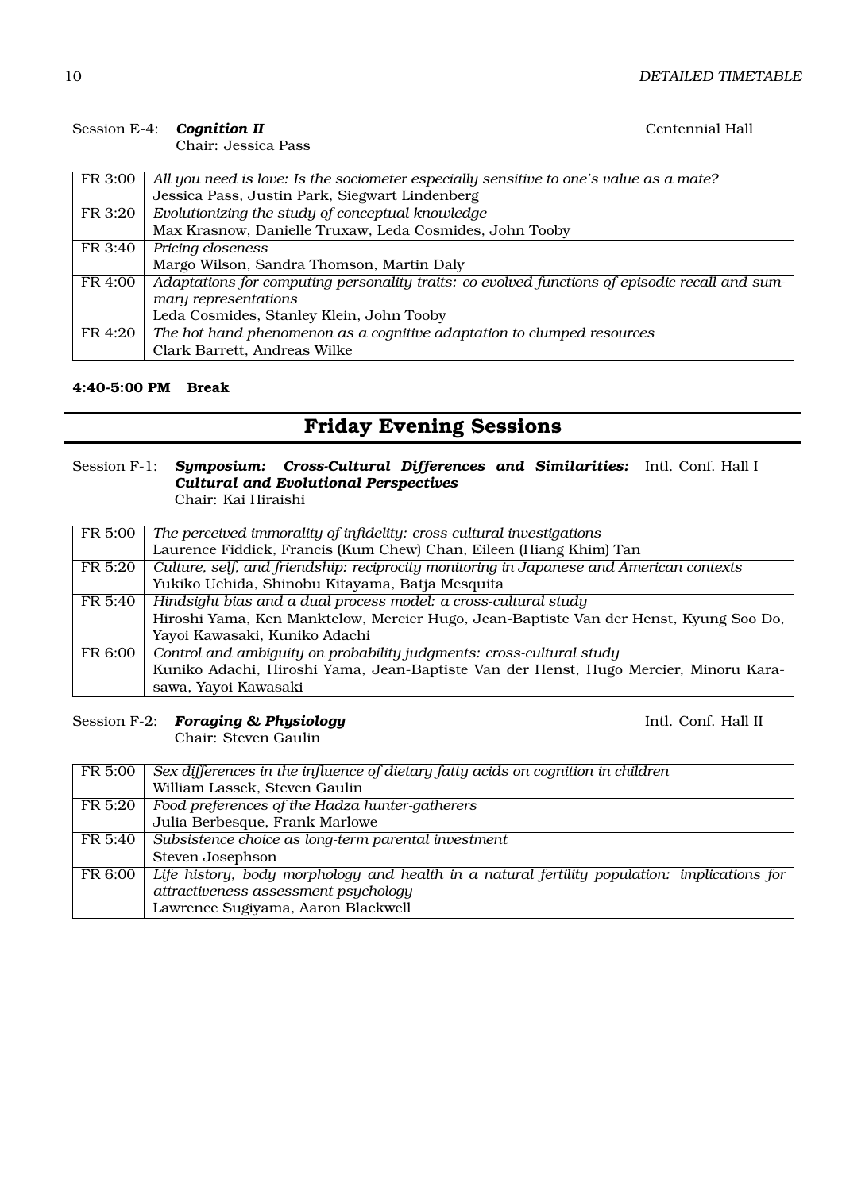Session E-4: ***Cognition II*** — Centennial Hall
Chair: Jessica Pass

| | |
|---|---|
| FR 3:00 | *All you need is love: Is the sociometer especially sensitive to one's value as a mate?* Jessica Pass, Justin Park, Siegwart Lindenberg |
| FR 3:20 | *Evolutionizing the study of conceptual knowledge* Max Krasnow, Danielle Truxaw, Leda Cosmides, John Tooby |
| FR 3:40 | *Pricing closeness* Margo Wilson, Sandra Thomson, Martin Daly |
| FR 4:00 | *Adaptations for computing personality traits: co-evolved functions of episodic recall and summary representations* Leda Cosmides, Stanley Klein, John Tooby |
| FR 4:20 | *The hot hand phenomenon as a cognitive adaptation to clumped resources* Clark Barrett, Andreas Wilke |

**4:40-5:00 PM Break**

## Friday Evening Sessions

Session F-1: ***Symposium: Cross-Cultural Differences and Similarities: Cultural and Evolutional Perspectives*** — Intl. Conf. Hall I
Chair: Kai Hiraishi

| | |
|---|---|
| FR 5:00 | *The perceived immorality of infidelity: cross-cultural investigations* Laurence Fiddick, Francis (Kum Chew) Chan, Eileen (Hiang Khim) Tan |
| FR 5:20 | *Culture, self, and friendship: reciprocity monitoring in Japanese and American contexts* Yukiko Uchida, Shinobu Kitayama, Batja Mesquita |
| FR 5:40 | *Hindsight bias and a dual process model: a cross-cultural study* Hiroshi Yama, Ken Manktelow, Mercier Hugo, Jean-Baptiste Van der Henst, Kyung Soo Do, Yayoi Kawasaki, Kuniko Adachi |
| FR 6:00 | *Control and ambiguity on probability judgments: cross-cultural study* Kuniko Adachi, Hiroshi Yama, Jean-Baptiste Van der Henst, Hugo Mercier, Minoru Karasawa, Yayoi Kawasaki |

Session F-2: ***Foraging & Physiology*** — Intl. Conf. Hall II
Chair: Steven Gaulin

| | |
|---|---|
| FR 5:00 | *Sex differences in the influence of dietary fatty acids on cognition in children* William Lassek, Steven Gaulin |
| FR 5:20 | *Food preferences of the Hadza hunter-gatherers* Julia Berbesque, Frank Marlowe |
| FR 5:40 | *Subsistence choice as long-term parental investment* Steven Josephson |
| FR 6:00 | *Life history, body morphology and health in a natural fertility population: implications for attractiveness assessment psychology* Lawrence Sugiyama, Aaron Blackwell |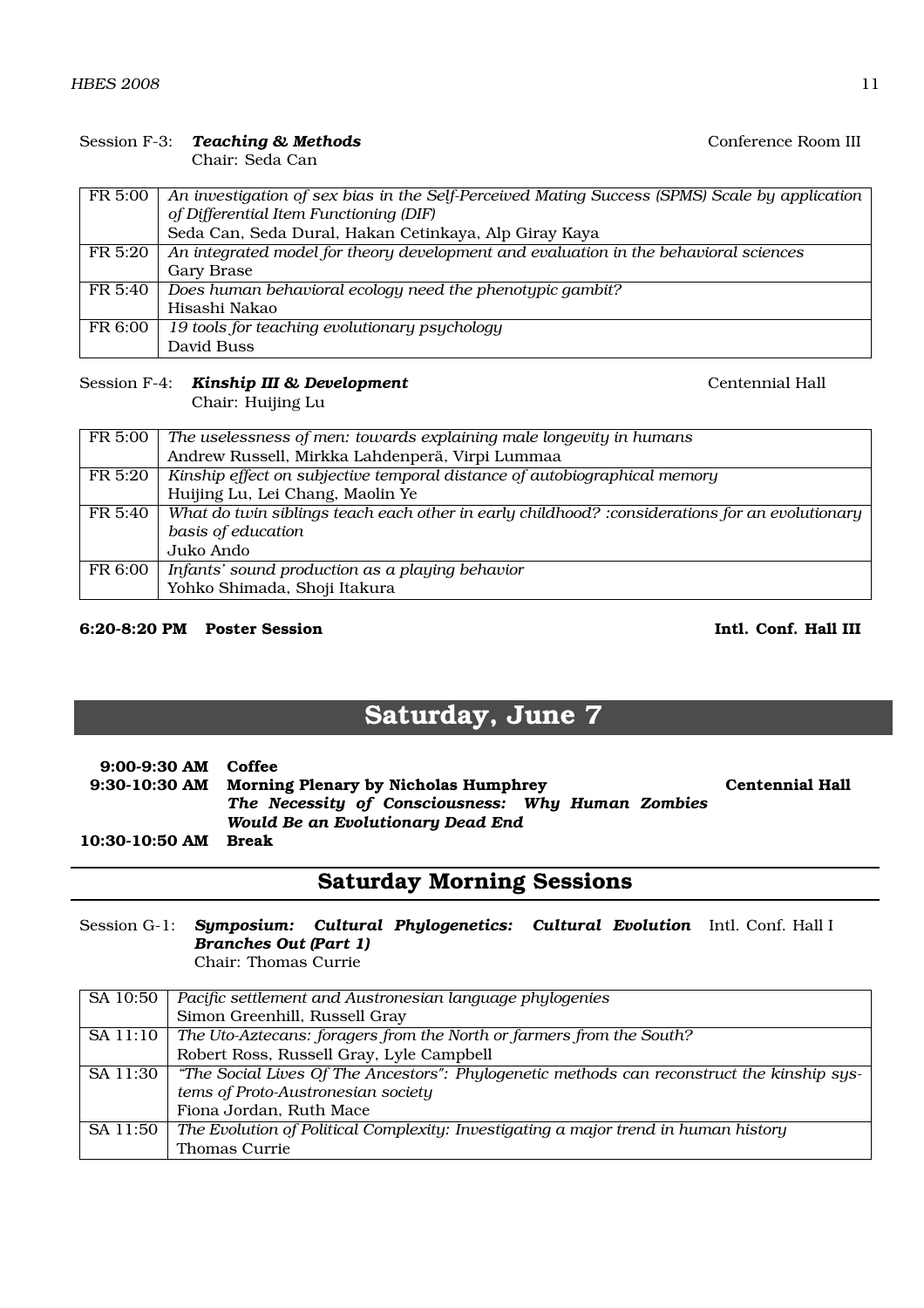Session F-3: ***Teaching & Methods*** Conference Room III
Chair: Seda Can

| | |
|---|---|
| FR 5:00 | *An investigation of sex bias in the Self-Perceived Mating Success (SPMS) Scale by application of Differential Item Functioning (DIF)*<br>Seda Can, Seda Dural, Hakan Cetinkaya, Alp Giray Kaya |
| FR 5:20 | *An integrated model for theory development and evaluation in the behavioral sciences*<br>Gary Brase |
| FR 5:40 | *Does human behavioral ecology need the phenotypic gambit?*<br>Hisashi Nakao |
| FR 6:00 | *19 tools for teaching evolutionary psychology*<br>David Buss |

Session F-4: ***Kinship III & Development*** Centennial Hall
Chair: Huijing Lu

| | |
|---|---|
| FR 5:00 | *The uselessness of men: towards explaining male longevity in humans*<br>Andrew Russell, Mirkka Lahdenperä, Virpi Lummaa |
| FR 5:20 | *Kinship effect on subjective temporal distance of autobiographical memory*<br>Huijing Lu, Lei Chang, Maolin Ye |
| FR 5:40 | *What do twin siblings teach each other in early childhood? :considerations for an evolutionary basis of education*<br>Juko Ando |
| FR 6:00 | *Infants' sound production as a playing behavior*<br>Yohko Shimada, Shoji Itakura |

**6:20-8:20 PM Poster Session** **Intl. Conf. Hall III**

# Saturday, June 7

**9:00-9:30 AM Coffee**
**9:30-10:30 AM Morning Plenary by Nicholas Humphrey** **Centennial Hall**
***The Necessity of Consciousness: Why Human Zombies Would Be an Evolutionary Dead End***
**10:30-10:50 AM Break**

## Saturday Morning Sessions

Session G-1: ***Symposium: Cultural Phylogenetics: Cultural Evolution Branches Out (Part 1)*** Intl. Conf. Hall I
Chair: Thomas Currie

| | |
|---|---|
| SA 10:50 | *Pacific settlement and Austronesian language phylogenies*<br>Simon Greenhill, Russell Gray |
| SA 11:10 | *The Uto-Aztecans: foragers from the North or farmers from the South?*<br>Robert Ross, Russell Gray, Lyle Campbell |
| SA 11:30 | *"The Social Lives Of The Ancestors": Phylogenetic methods can reconstruct the kinship systems of Proto-Austronesian society*<br>Fiona Jordan, Ruth Mace |
| SA 11:50 | *The Evolution of Political Complexity: Investigating a major trend in human history*<br>Thomas Currie |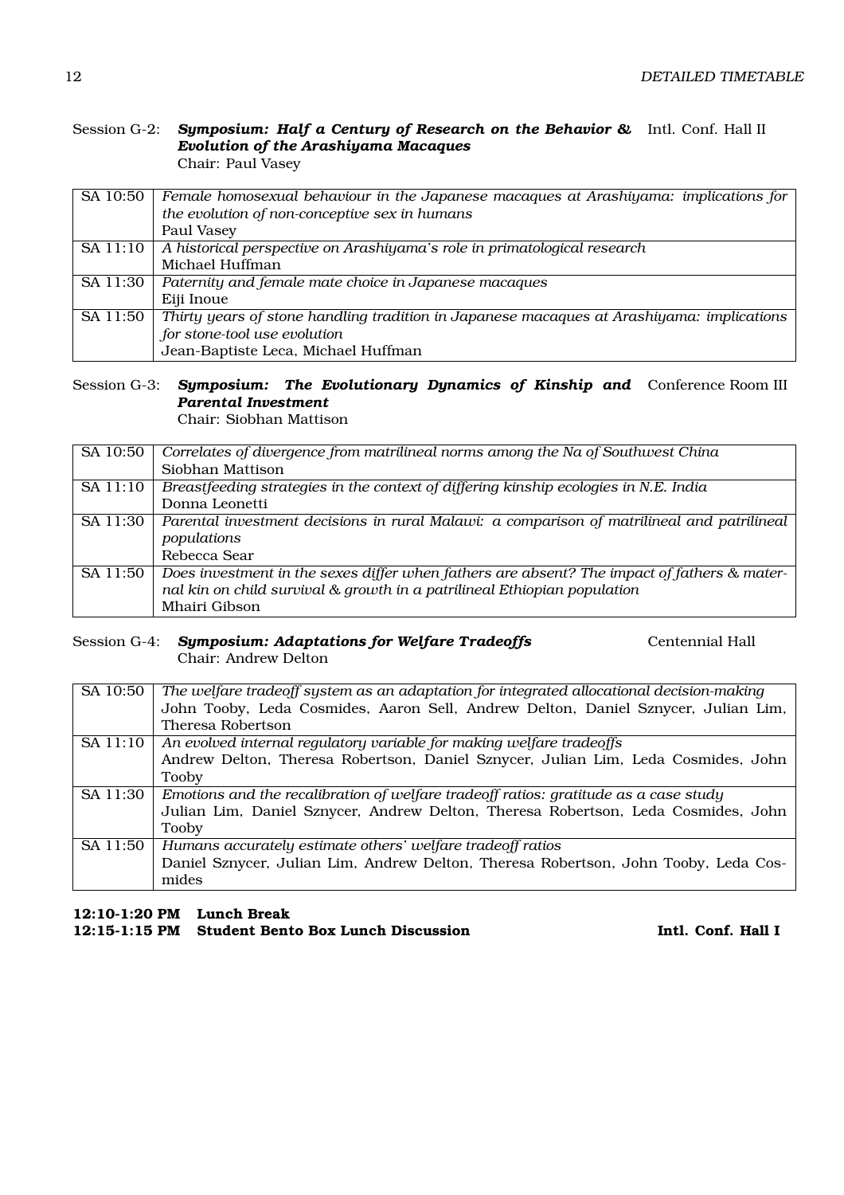Session G-2: ***Symposium: Half a Century of Research on the Behavior & Evolution of the Arashiyama Macaques*** Intl. Conf. Hall II
Chair: Paul Vasey

| | |
|---|---|
| SA 10:50 | *Female homosexual behaviour in the Japanese macaques at Arashiyama: implications for the evolution of non-conceptive sex in humans*<br>Paul Vasey |
| SA 11:10 | *A historical perspective on Arashiyama's role in primatological research*<br>Michael Huffman |
| SA 11:30 | *Paternity and female mate choice in Japanese macaques*<br>Eiji Inoue |
| SA 11:50 | *Thirty years of stone handling tradition in Japanese macaques at Arashiyama: implications for stone-tool use evolution*<br>Jean-Baptiste Leca, Michael Huffman |

Session G-3: ***Symposium: The Evolutionary Dynamics of Kinship and Parental Investment*** Conference Room III
Chair: Siobhan Mattison

| | |
|---|---|
| SA 10:50 | *Correlates of divergence from matrilineal norms among the Na of Southwest China*<br>Siobhan Mattison |
| SA 11:10 | *Breastfeeding strategies in the context of differing kinship ecologies in N.E. India*<br>Donna Leonetti |
| SA 11:30 | *Parental investment decisions in rural Malawi: a comparison of matrilineal and patrilineal populations*<br>Rebecca Sear |
| SA 11:50 | *Does investment in the sexes differ when fathers are absent? The impact of fathers & maternal kin on child survival & growth in a patrilineal Ethiopian population*<br>Mhairi Gibson |

Session G-4: ***Symposium: Adaptations for Welfare Tradeoffs*** Centennial Hall
Chair: Andrew Delton

| | |
|---|---|
| SA 10:50 | *The welfare tradeoff system as an adaptation for integrated allocational decision-making*<br>John Tooby, Leda Cosmides, Aaron Sell, Andrew Delton, Daniel Sznycer, Julian Lim, Theresa Robertson |
| SA 11:10 | *An evolved internal regulatory variable for making welfare tradeoffs*<br>Andrew Delton, Theresa Robertson, Daniel Sznycer, Julian Lim, Leda Cosmides, John Tooby |
| SA 11:30 | *Emotions and the recalibration of welfare tradeoff ratios: gratitude as a case study*<br>Julian Lim, Daniel Sznycer, Andrew Delton, Theresa Robertson, Leda Cosmides, John Tooby |
| SA 11:50 | *Humans accurately estimate others' welfare tradeoff ratios*<br>Daniel Sznycer, Julian Lim, Andrew Delton, Theresa Robertson, John Tooby, Leda Cosmides |

**12:10-1:20 PM Lunch Break**
**12:15-1:15 PM Student Bento Box Lunch Discussion** **Intl. Conf. Hall I**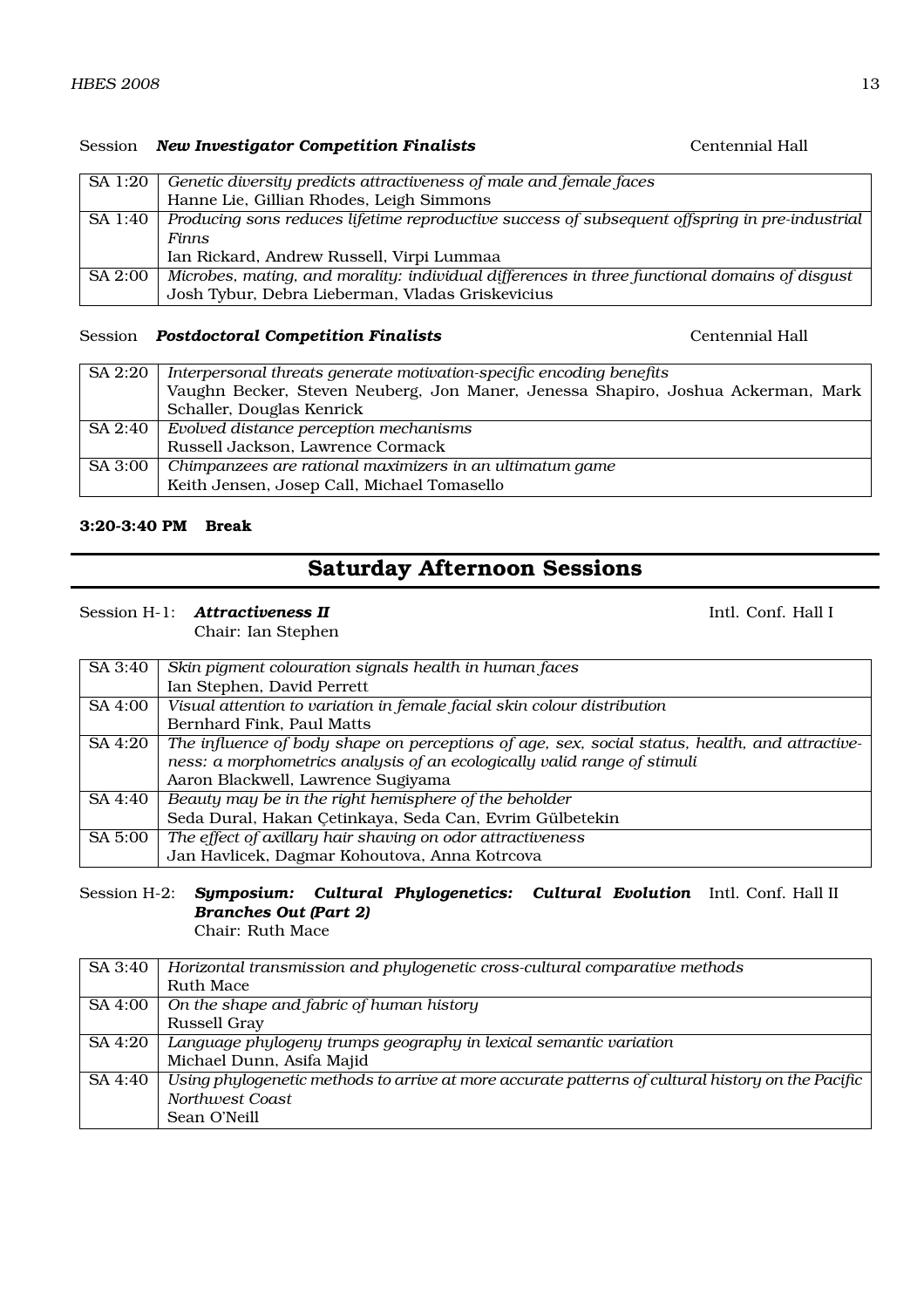Session ***New Investigator Competition Finalists*** Centennial Hall

| | |
|---|---|
| SA 1:20 | *Genetic diversity predicts attractiveness of male and female faces*<br>Hanne Lie, Gillian Rhodes, Leigh Simmons |
| SA 1:40 | *Producing sons reduces lifetime reproductive success of subsequent offspring in pre-industrial Finns*<br>Ian Rickard, Andrew Russell, Virpi Lummaa |
| SA 2:00 | *Microbes, mating, and morality: individual differences in three functional domains of disgust*<br>Josh Tybur, Debra Lieberman, Vladas Griskevicius |

Session ***Postdoctoral Competition Finalists*** Centennial Hall

| | |
|---|---|
| SA 2:20 | *Interpersonal threats generate motivation-specific encoding benefits*<br>Vaughn Becker, Steven Neuberg, Jon Maner, Jenessa Shapiro, Joshua Ackerman, Mark Schaller, Douglas Kenrick |
| SA 2:40 | *Evolved distance perception mechanisms*<br>Russell Jackson, Lawrence Cormack |
| SA 3:00 | *Chimpanzees are rational maximizers in an ultimatum game*<br>Keith Jensen, Josep Call, Michael Tomasello |

**3:20-3:40 PM Break**

## Saturday Afternoon Sessions

Session H-1: ***Attractiveness II*** Intl. Conf. Hall I
Chair: Ian Stephen

| | |
|---|---|
| SA 3:40 | *Skin pigment colouration signals health in human faces*<br>Ian Stephen, David Perrett |
| SA 4:00 | *Visual attention to variation in female facial skin colour distribution*<br>Bernhard Fink, Paul Matts |
| SA 4:20 | *The influence of body shape on perceptions of age, sex, social status, health, and attractiveness: a morphometrics analysis of an ecologically valid range of stimuli*<br>Aaron Blackwell, Lawrence Sugiyama |
| SA 4:40 | *Beauty may be in the right hemisphere of the beholder*<br>Seda Dural, Hakan Çetinkaya, Seda Can, Evrim Gülbetekin |
| SA 5:00 | *The effect of axillary hair shaving on odor attractiveness*<br>Jan Havlicek, Dagmar Kohoutova, Anna Kotrcova |

Session H-2: ***Symposium: Cultural Phylogenetics: Cultural Evolution Branches Out (Part 2)*** Intl. Conf. Hall II
Chair: Ruth Mace

| | |
|---|---|
| SA 3:40 | *Horizontal transmission and phylogenetic cross-cultural comparative methods*<br>Ruth Mace |
| SA 4:00 | *On the shape and fabric of human history*<br>Russell Gray |
| SA 4:20 | *Language phylogeny trumps geography in lexical semantic variation*<br>Michael Dunn, Asifa Majid |
| SA 4:40 | *Using phylogenetic methods to arrive at more accurate patterns of cultural history on the Pacific Northwest Coast*<br>Sean O'Neill |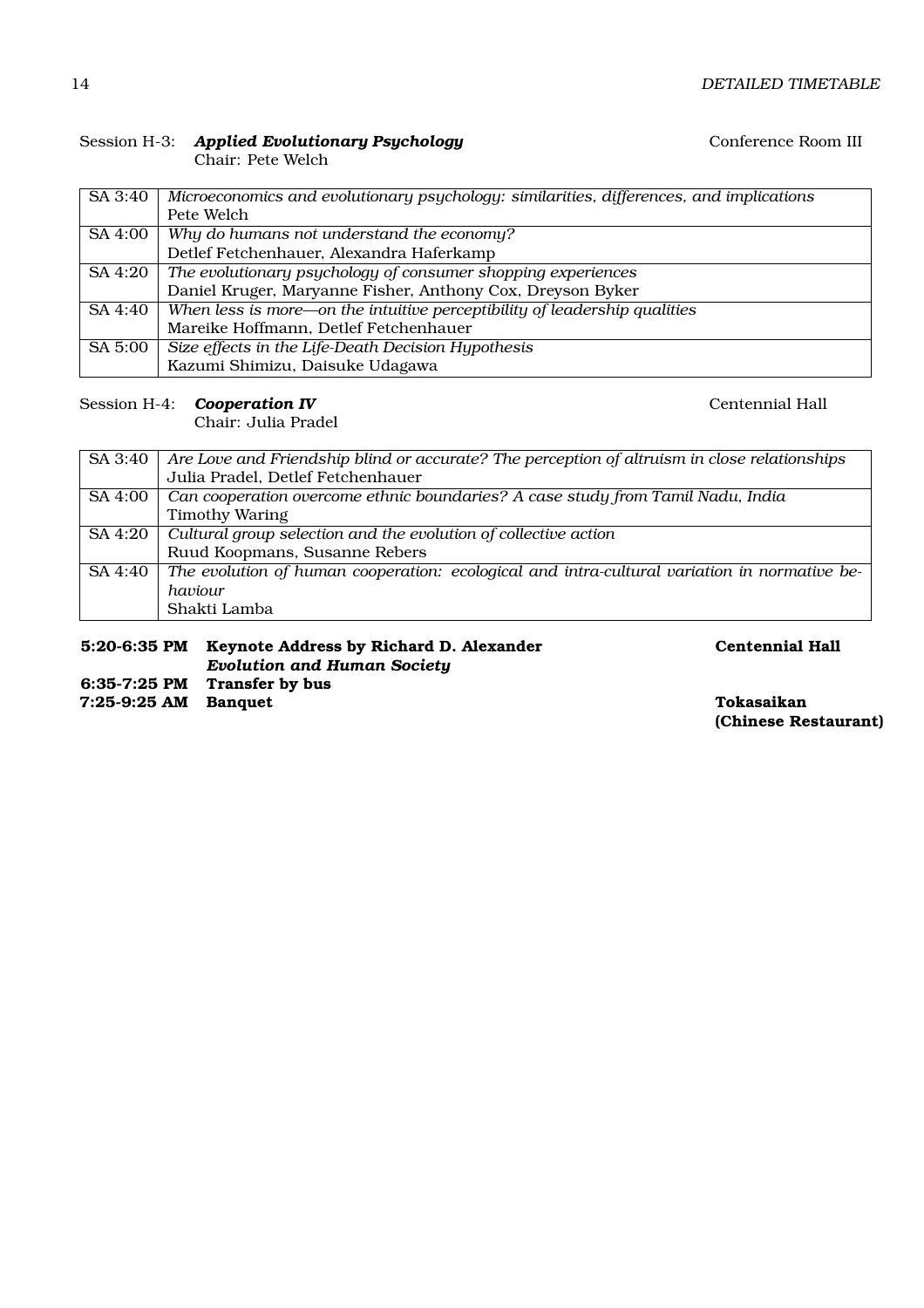Session H-3: ***Applied Evolutionary Psychology*** — Conference Room III
Chair: Pete Welch

| | |
|---|---|
| SA 3:40 | *Microeconomics and evolutionary psychology: similarities, differences, and implications*<br>Pete Welch |
| SA 4:00 | *Why do humans not understand the economy?*<br>Detlef Fetchenhauer, Alexandra Haferkamp |
| SA 4:20 | *The evolutionary psychology of consumer shopping experiences*<br>Daniel Kruger, Maryanne Fisher, Anthony Cox, Dreyson Byker |
| SA 4:40 | *When less is more—on the intuitive perceptibility of leadership qualities*<br>Mareike Hoffmann, Detlef Fetchenhauer |
| SA 5:00 | *Size effects in the Life-Death Decision Hypothesis*<br>Kazumi Shimizu, Daisuke Udagawa |

Session H-4: ***Cooperation IV*** — Centennial Hall
Chair: Julia Pradel

| | |
|---|---|
| SA 3:40 | *Are Love and Friendship blind or accurate? The perception of altruism in close relationships*<br>Julia Pradel, Detlef Fetchenhauer |
| SA 4:00 | *Can cooperation overcome ethnic boundaries? A case study from Tamil Nadu, India*<br>Timothy Waring |
| SA 4:20 | *Cultural group selection and the evolution of collective action*<br>Ruud Koopmans, Susanne Rebers |
| SA 4:40 | *The evolution of human cooperation: ecological and intra-cultural variation in normative behaviour*<br>Shakti Lamba |

**5:20-6:35 PM** **Keynote Address by Richard D. Alexander** — **Centennial Hall**
***Evolution and Human Society***

**6:35-7:25 PM** **Transfer by bus**

**7:25-9:25 AM** **Banquet** — **Tokasaikan (Chinese Restaurant)**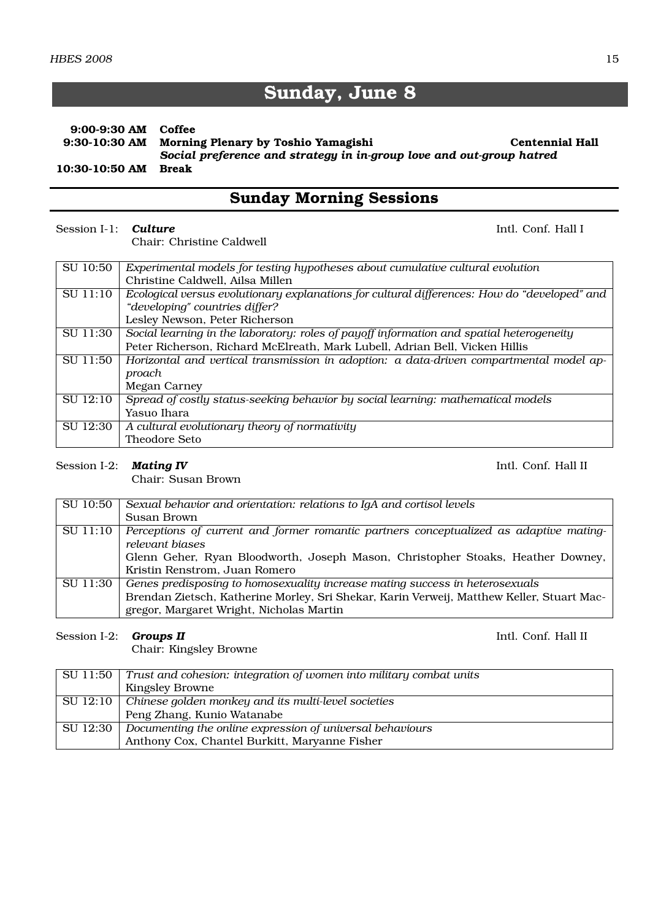# Sunday, June 8

**9:00-9:30 AM** **Coffee**
**9:30-10:30 AM** **Morning Plenary by Toshio Yamagishi** **Centennial Hall**
***Social preference and strategy in in-group love and out-group hatred***
**10:30-10:50 AM** **Break**

## Sunday Morning Sessions

Session I-1: ***Culture*** Intl. Conf. Hall I
Chair: Christine Caldwell

| | |
|---|---|
| SU 10:50 | *Experimental models for testing hypotheses about cumulative cultural evolution*<br>Christine Caldwell, Ailsa Millen |
| SU 11:10 | *Ecological versus evolutionary explanations for cultural differences: How do "developed" and "developing" countries differ?*<br>Lesley Newson, Peter Richerson |
| SU 11:30 | *Social learning in the laboratory: roles of payoff information and spatial heterogeneity*<br>Peter Richerson, Richard McElreath, Mark Lubell, Adrian Bell, Vicken Hillis |
| SU 11:50 | *Horizontal and vertical transmission in adoption: a data-driven compartmental model approach*<br>Megan Carney |
| SU 12:10 | *Spread of costly status-seeking behavior by social learning: mathematical models*<br>Yasuo Ihara |
| SU 12:30 | *A cultural evolutionary theory of normativity*<br>Theodore Seto |

Session I-2: ***Mating IV*** Intl. Conf. Hall II
Chair: Susan Brown

| | |
|---|---|
| SU 10:50 | *Sexual behavior and orientation: relations to IgA and cortisol levels*<br>Susan Brown |
| SU 11:10 | *Perceptions of current and former romantic partners conceptualized as adaptive mating-relevant biases*<br>Glenn Geher, Ryan Bloodworth, Joseph Mason, Christopher Stoaks, Heather Downey, Kristin Renstrom, Juan Romero |
| SU 11:30 | *Genes predisposing to homosexuality increase mating success in heterosexuals*<br>Brendan Zietsch, Katherine Morley, Sri Shekar, Karin Verweij, Matthew Keller, Stuart Macgregor, Margaret Wright, Nicholas Martin |

Session I-2: ***Groups II*** Intl. Conf. Hall II
Chair: Kingsley Browne

| | |
|---|---|
| SU 11:50 | *Trust and cohesion: integration of women into military combat units*<br>Kingsley Browne |
| SU 12:10 | *Chinese golden monkey and its multi-level societies*<br>Peng Zhang, Kunio Watanabe |
| SU 12:30 | *Documenting the online expression of universal behaviours*<br>Anthony Cox, Chantel Burkitt, Maryanne Fisher |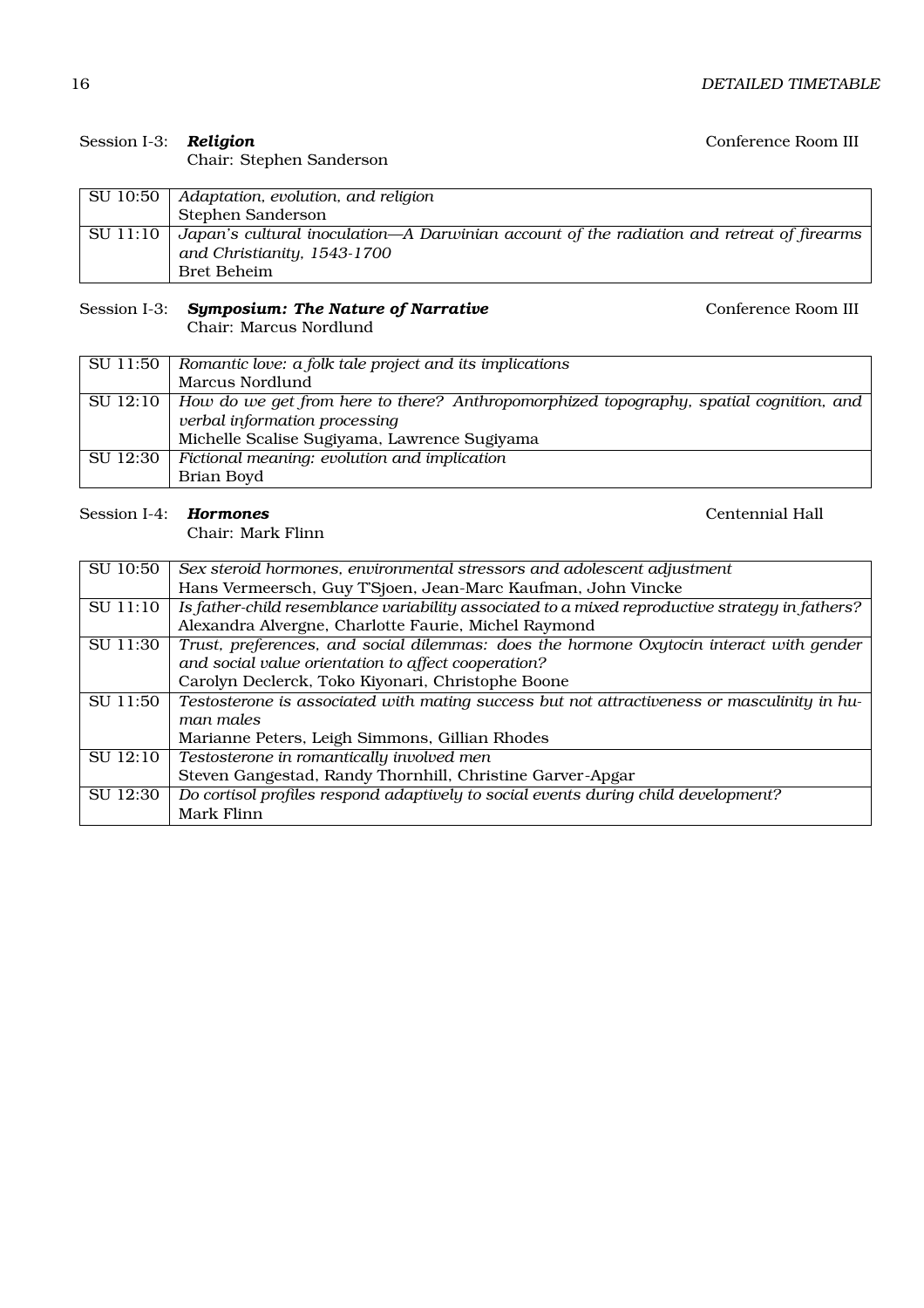Session I-3: ***Religion*** Conference Room III
Chair: Stephen Sanderson

| | |
|---|---|
| SU 10:50 | *Adaptation, evolution, and religion*<br>Stephen Sanderson |
| SU 11:10 | *Japan's cultural inoculation—A Darwinian account of the radiation and retreat of firearms and Christianity, 1543-1700*<br>Bret Beheim |

Session I-3: ***Symposium: The Nature of Narrative*** Conference Room III
Chair: Marcus Nordlund

| | |
|---|---|
| SU 11:50 | *Romantic love: a folk tale project and its implications*<br>Marcus Nordlund |
| SU 12:10 | *How do we get from here to there? Anthropomorphized topography, spatial cognition, and verbal information processing*<br>Michelle Scalise Sugiyama, Lawrence Sugiyama |
| SU 12:30 | *Fictional meaning: evolution and implication*<br>Brian Boyd |

Session I-4: ***Hormones*** Centennial Hall
Chair: Mark Flinn

| | |
|---|---|
| SU 10:50 | *Sex steroid hormones, environmental stressors and adolescent adjustment*<br>Hans Vermeersch, Guy T'Sjoen, Jean-Marc Kaufman, John Vincke |
| SU 11:10 | *Is father-child resemblance variability associated to a mixed reproductive strategy in fathers?*<br>Alexandra Alvergne, Charlotte Faurie, Michel Raymond |
| SU 11:30 | *Trust, preferences, and social dilemmas: does the hormone Oxytocin interact with gender and social value orientation to affect cooperation?*<br>Carolyn Declerck, Toko Kiyonari, Christophe Boone |
| SU 11:50 | *Testosterone is associated with mating success but not attractiveness or masculinity in human males*<br>Marianne Peters, Leigh Simmons, Gillian Rhodes |
| SU 12:10 | *Testosterone in romantically involved men*<br>Steven Gangestad, Randy Thornhill, Christine Garver-Apgar |
| SU 12:30 | *Do cortisol profiles respond adaptively to social events during child development?*<br>Mark Flinn |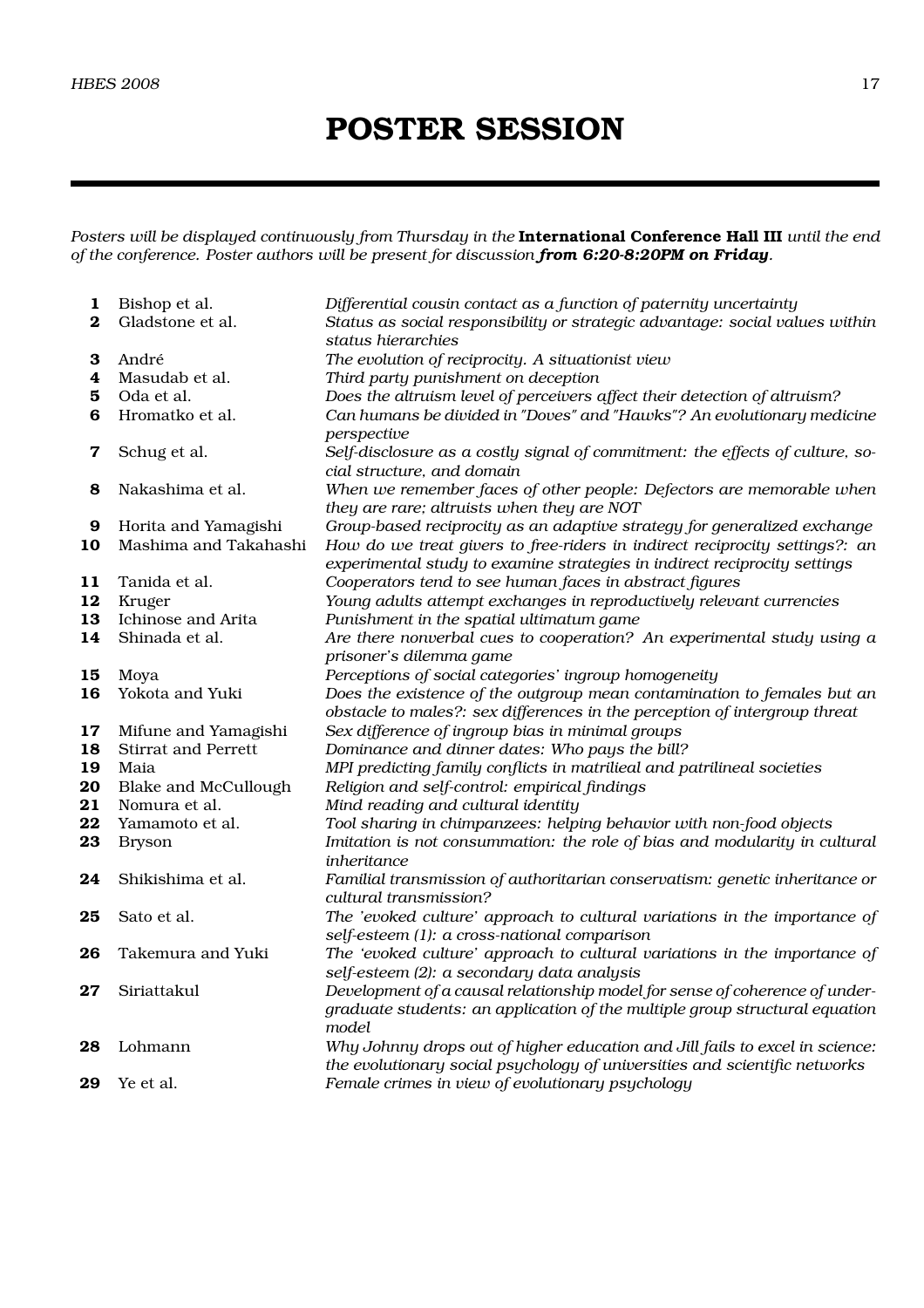# POSTER SESSION

*Posters will be displayed continuously from Thursday in the* **International Conference Hall III** *until the end of the conference. Poster authors will be present for discussion* ***from 6:20-8:20PM on Friday****.*

| | | |
|---|---|---|
| **1** | Bishop et al. | *Differential cousin contact as a function of paternity uncertainty* |
| **2** | Gladstone et al. | *Status as social responsibility or strategic advantage: social values within status hierarchies* |
| **3** | André | *The evolution of reciprocity. A situationist view* |
| **4** | Masudab et al. | *Third party punishment on deception* |
| **5** | Oda et al. | *Does the altruism level of perceivers affect their detection of altruism?* |
| **6** | Hromatko et al. | *Can humans be divided in "Doves" and "Hawks"? An evolutionary medicine perspective* |
| **7** | Schug et al. | *Self-disclosure as a costly signal of commitment: the effects of culture, social structure, and domain* |
| **8** | Nakashima et al. | *When we remember faces of other people: Defectors are memorable when they are rare; altruists when they are NOT* |
| **9** | Horita and Yamagishi | *Group-based reciprocity as an adaptive strategy for generalized exchange* |
| **10** | Mashima and Takahashi | *How do we treat givers to free-riders in indirect reciprocity settings?: an experimental study to examine strategies in indirect reciprocity settings* |
| **11** | Tanida et al. | *Cooperators tend to see human faces in abstract figures* |
| **12** | Kruger | *Young adults attempt exchanges in reproductively relevant currencies* |
| **13** | Ichinose and Arita | *Punishment in the spatial ultimatum game* |
| **14** | Shinada et al. | *Are there nonverbal cues to cooperation? An experimental study using a prisoner's dilemma game* |
| **15** | Moya | *Perceptions of social categories' ingroup homogeneity* |
| **16** | Yokota and Yuki | *Does the existence of the outgroup mean contamination to females but an obstacle to males?: sex differences in the perception of intergroup threat* |
| **17** | Mifune and Yamagishi | *Sex difference of ingroup bias in minimal groups* |
| **18** | Stirrat and Perrett | *Dominance and dinner dates: Who pays the bill?* |
| **19** | Maia | *MPI predicting family conflicts in matrilieal and patrilineal societies* |
| **20** | Blake and McCullough | *Religion and self-control: empirical findings* |
| **21** | Nomura et al. | *Mind reading and cultural identity* |
| **22** | Yamamoto et al. | *Tool sharing in chimpanzees: helping behavior with non-food objects* |
| **23** | Bryson | *Imitation is not consummation: the role of bias and modularity in cultural inheritance* |
| **24** | Shikishima et al. | *Familial transmission of authoritarian conservatism: genetic inheritance or cultural transmission?* |
| **25** | Sato et al. | *The 'evoked culture' approach to cultural variations in the importance of self-esteem (1): a cross-national comparison* |
| **26** | Takemura and Yuki | *The 'evoked culture' approach to cultural variations in the importance of self-esteem (2): a secondary data analysis* |
| **27** | Siriattakul | *Development of a causal relationship model for sense of coherence of undergraduate students: an application of the multiple group structural equation model* |
| **28** | Lohmann | *Why Johnny drops out of higher education and Jill fails to excel in science: the evolutionary social psychology of universities and scientific networks* |
| **29** | Ye et al. | *Female crimes in view of evolutionary psychology* |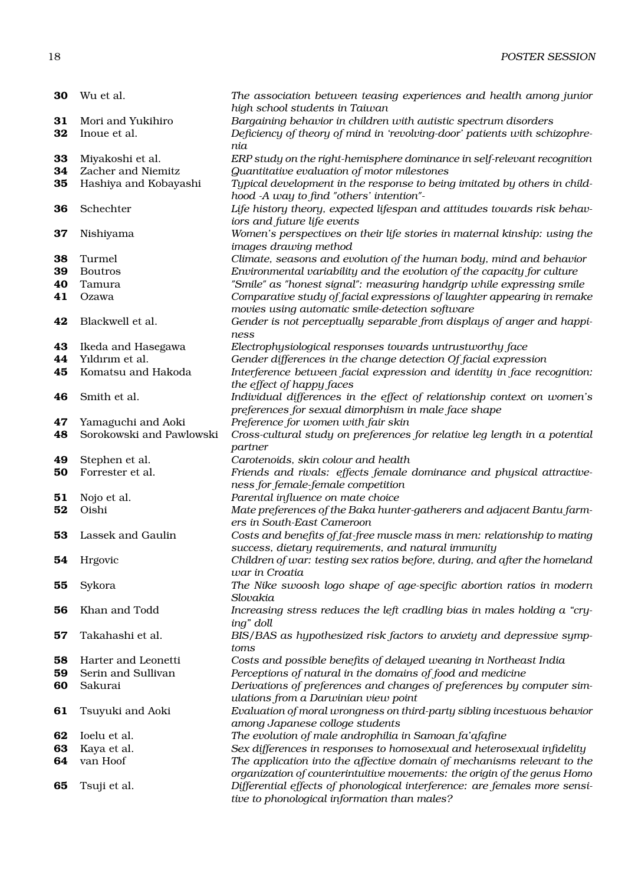| | | |
|---|---|---|
| **30** | Wu et al. | *The association between teasing experiences and health among junior high school students in Taiwan* |
| **31** | Mori and Yukihiro | *Bargaining behavior in children with autistic spectrum disorders* |
| **32** | Inoue et al. | *Deficiency of theory of mind in 'revolving-door' patients with schizophrenia* |
| **33** | Miyakoshi et al. | *ERP study on the right-hemisphere dominance in self-relevant recognition* |
| **34** | Zacher and Niemitz | *Quantitative evaluation of motor milestones* |
| **35** | Hashiya and Kobayashi | *Typical development in the response to being imitated by others in childhood -A way to find "others' intention"-* |
| **36** | Schechter | *Life history theory, expected lifespan and attitudes towards risk behaviors and future life events* |
| **37** | Nishiyama | *Women's perspectives on their life stories in maternal kinship: using the images drawing method* |
| **38** | Turmel | *Climate, seasons and evolution of the human body, mind and behavior* |
| **39** | Boutros | *Environmental variability and the evolution of the capacity for culture* |
| **40** | Tamura | *"Smile" as "honest signal": measuring handgrip while expressing smile* |
| **41** | Ozawa | *Comparative study of facial expressions of laughter appearing in remake movies using automatic smile-detection software* |
| **42** | Blackwell et al. | *Gender is not perceptually separable from displays of anger and happiness* |
| **43** | Ikeda and Hasegawa | *Electrophysiological responses towards untrustworthy face* |
| **44** | Yıldırım et al. | *Gender differences in the change detection Of facial expression* |
| **45** | Komatsu and Hakoda | *Interference between facial expression and identity in face recognition: the effect of happy faces* |
| **46** | Smith et al. | *Individual differences in the effect of relationship context on women's preferences for sexual dimorphism in male face shape* |
| **47** | Yamaguchi and Aoki | *Preference for women with fair skin* |
| **48** | Sorokowski and Pawlowski | *Cross-cultural study on preferences for relative leg length in a potential partner* |
| **49** | Stephen et al. | *Carotenoids, skin colour and health* |
| **50** | Forrester et al. | *Friends and rivals: effects female dominance and physical attractiveness for female-female competition* |
| **51** | Nojo et al. | *Parental influence on mate choice* |
| **52** | Oishi | *Mate preferences of the Baka hunter-gatherers and adjacent Bantu farmers in South-East Cameroon* |
| **53** | Lassek and Gaulin | *Costs and benefits of fat-free muscle mass in men: relationship to mating success, dietary requirements, and natural immunity* |
| **54** | Hrgovic | *Children of war: testing sex ratios before, during, and after the homeland war in Croatia* |
| **55** | Sykora | *The Nike swoosh logo shape of age-specific abortion ratios in modern Slovakia* |
| **56** | Khan and Todd | *Increasing stress reduces the left cradling bias in males holding a "crying" doll* |
| **57** | Takahashi et al. | *BIS/BAS as hypothesized risk factors to anxiety and depressive symptoms* |
| **58** | Harter and Leonetti | *Costs and possible benefits of delayed weaning in Northeast India* |
| **59** | Serin and Sullivan | *Perceptions of natural in the domains of food and medicine* |
| **60** | Sakurai | *Derivations of preferences and changes of preferences by computer simulations from a Darwinian view point* |
| **61** | Tsuyuki and Aoki | *Evaluation of moral wrongness on third-party sibling incestuous behavior among Japanese colloge students* |
| **62** | Ioelu et al. | *The evolution of male androphilia in Samoan fa'afafine* |
| **63** | Kaya et al. | *Sex differences in responses to homosexual and heterosexual infidelity* |
| **64** | van Hoof | *The application into the affective domain of mechanisms relevant to the organization of counterintuitive movements: the origin of the genus Homo* |
| **65** | Tsuji et al. | *Differential effects of phonological interference: are females more sensitive to phonological information than males?* |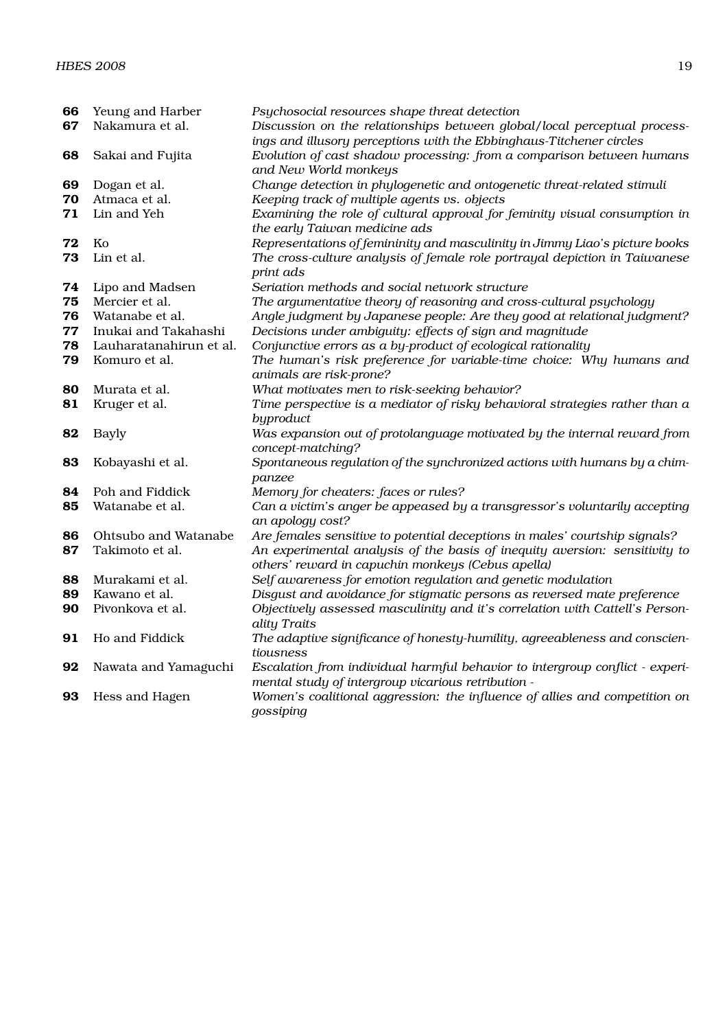| | | |
|---|---|---|
| **66** | Yeung and Harber | *Psychosocial resources shape threat detection* |
| **67** | Nakamura et al. | *Discussion on the relationships between global/local perceptual processings and illusory perceptions with the Ebbinghaus-Titchener circles* |
| **68** | Sakai and Fujita | *Evolution of cast shadow processing: from a comparison between humans and New World monkeys* |
| **69** | Dogan et al. | *Change detection in phylogenetic and ontogenetic threat-related stimuli* |
| **70** | Atmaca et al. | *Keeping track of multiple agents vs. objects* |
| **71** | Lin and Yeh | *Examining the role of cultural approval for feminity visual consumption in the early Taiwan medicine ads* |
| **72** | Ko | *Representations of femininity and masculinity in Jimmy Liao's picture books* |
| **73** | Lin et al. | *The cross-culture analysis of female role portrayal depiction in Taiwanese print ads* |
| **74** | Lipo and Madsen | *Seriation methods and social network structure* |
| **75** | Mercier et al. | *The argumentative theory of reasoning and cross-cultural psychology* |
| **76** | Watanabe et al. | *Angle judgment by Japanese people: Are they good at relational judgment?* |
| **77** | Inukai and Takahashi | *Decisions under ambiguity: effects of sign and magnitude* |
| **78** | Lauharatanahirun et al. | *Conjunctive errors as a by-product of ecological rationality* |
| **79** | Komuro et al. | *The human's risk preference for variable-time choice: Why humans and animals are risk-prone?* |
| **80** | Murata et al. | *What motivates men to risk-seeking behavior?* |
| **81** | Kruger et al. | *Time perspective is a mediator of risky behavioral strategies rather than a byproduct* |
| **82** | Bayly | *Was expansion out of protolanguage motivated by the internal reward from concept-matching?* |
| **83** | Kobayashi et al. | *Spontaneous regulation of the synchronized actions with humans by a chimpanzee* |
| **84** | Poh and Fiddick | *Memory for cheaters: faces or rules?* |
| **85** | Watanabe et al. | *Can a victim's anger be appeased by a transgressor's voluntarily accepting an apology cost?* |
| **86** | Ohtsubo and Watanabe | *Are females sensitive to potential deceptions in males' courtship signals?* |
| **87** | Takimoto et al. | *An experimental analysis of the basis of inequity aversion: sensitivity to others' reward in capuchin monkeys (Cebus apella)* |
| **88** | Murakami et al. | *Self awareness for emotion regulation and genetic modulation* |
| **89** | Kawano et al. | *Disgust and avoidance for stigmatic persons as reversed mate preference* |
| **90** | Pivonkova et al. | *Objectively assessed masculinity and it's correlation with Cattell's Personality Traits* |
| **91** | Ho and Fiddick | *The adaptive significance of honesty-humility, agreeableness and conscientiousness* |
| **92** | Nawata and Yamaguchi | *Escalation from individual harmful behavior to intergroup conflict - experimental study of intergroup vicarious retribution -* |
| **93** | Hess and Hagen | *Women's coalitional aggression: the influence of allies and competition on gossiping* |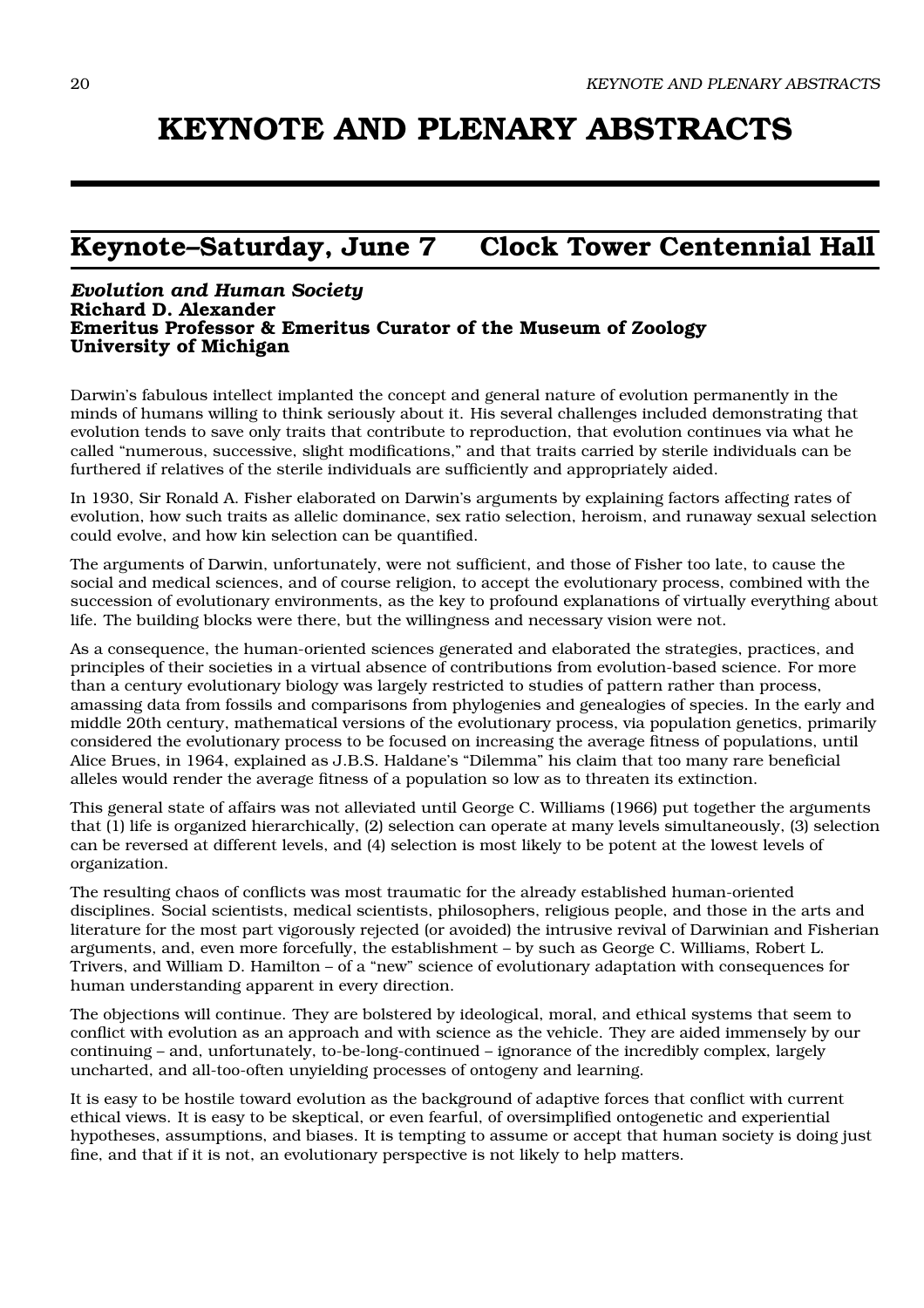# KEYNOTE AND PLENARY ABSTRACTS

## Keynote–Saturday, June 7 Clock Tower Centennial Hall

***Evolution and Human Society***
**Richard D. Alexander**
**Emeritus Professor & Emeritus Curator of the Museum of Zoology**
**University of Michigan**

Darwin's fabulous intellect implanted the concept and general nature of evolution permanently in the minds of humans willing to think seriously about it. His several challenges included demonstrating that evolution tends to save only traits that contribute to reproduction, that evolution continues via what he called "numerous, successive, slight modifications," and that traits carried by sterile individuals can be furthered if relatives of the sterile individuals are sufficiently and appropriately aided.

In 1930, Sir Ronald A. Fisher elaborated on Darwin's arguments by explaining factors affecting rates of evolution, how such traits as allelic dominance, sex ratio selection, heroism, and runaway sexual selection could evolve, and how kin selection can be quantified.

The arguments of Darwin, unfortunately, were not sufficient, and those of Fisher too late, to cause the social and medical sciences, and of course religion, to accept the evolutionary process, combined with the succession of evolutionary environments, as the key to profound explanations of virtually everything about life. The building blocks were there, but the willingness and necessary vision were not.

As a consequence, the human-oriented sciences generated and elaborated the strategies, practices, and principles of their societies in a virtual absence of contributions from evolution-based science. For more than a century evolutionary biology was largely restricted to studies of pattern rather than process, amassing data from fossils and comparisons from phylogenies and genealogies of species. In the early and middle 20th century, mathematical versions of the evolutionary process, via population genetics, primarily considered the evolutionary process to be focused on increasing the average fitness of populations, until Alice Brues, in 1964, explained as J.B.S. Haldane's "Dilemma" his claim that too many rare beneficial alleles would render the average fitness of a population so low as to threaten its extinction.

This general state of affairs was not alleviated until George C. Williams (1966) put together the arguments that (1) life is organized hierarchically, (2) selection can operate at many levels simultaneously, (3) selection can be reversed at different levels, and (4) selection is most likely to be potent at the lowest levels of organization.

The resulting chaos of conflicts was most traumatic for the already established human-oriented disciplines. Social scientists, medical scientists, philosophers, religious people, and those in the arts and literature for the most part vigorously rejected (or avoided) the intrusive revival of Darwinian and Fisherian arguments, and, even more forcefully, the establishment – by such as George C. Williams, Robert L. Trivers, and William D. Hamilton – of a "new" science of evolutionary adaptation with consequences for human understanding apparent in every direction.

The objections will continue. They are bolstered by ideological, moral, and ethical systems that seem to conflict with evolution as an approach and with science as the vehicle. They are aided immensely by our continuing – and, unfortunately, to-be-long-continued – ignorance of the incredibly complex, largely uncharted, and all-too-often unyielding processes of ontogeny and learning.

It is easy to be hostile toward evolution as the background of adaptive forces that conflict with current ethical views. It is easy to be skeptical, or even fearful, of oversimplified ontogenetic and experiential hypotheses, assumptions, and biases. It is tempting to assume or accept that human society is doing just fine, and that if it is not, an evolutionary perspective is not likely to help matters.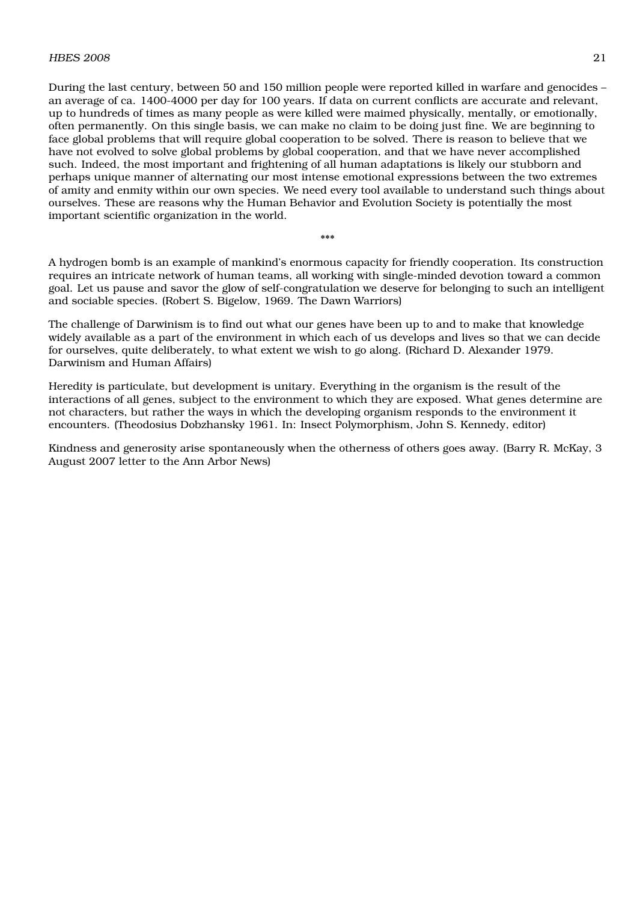During the last century, between 50 and 150 million people were reported killed in warfare and genocides – an average of ca. 1400-4000 per day for 100 years. If data on current conflicts are accurate and relevant, up to hundreds of times as many people as were killed were maimed physically, mentally, or emotionally, often permanently. On this single basis, we can make no claim to be doing just fine. We are beginning to face global problems that will require global cooperation to be solved. There is reason to believe that we have not evolved to solve global problems by global cooperation, and that we have never accomplished such. Indeed, the most important and frightening of all human adaptations is likely our stubborn and perhaps unique manner of alternating our most intense emotional expressions between the two extremes of amity and enmity within our own species. We need every tool available to understand such things about ourselves. These are reasons why the Human Behavior and Evolution Society is potentially the most important scientific organization in the world.

***

A hydrogen bomb is an example of mankind's enormous capacity for friendly cooperation. Its construction requires an intricate network of human teams, all working with single-minded devotion toward a common goal. Let us pause and savor the glow of self-congratulation we deserve for belonging to such an intelligent and sociable species. (Robert S. Bigelow, 1969. The Dawn Warriors)

The challenge of Darwinism is to find out what our genes have been up to and to make that knowledge widely available as a part of the environment in which each of us develops and lives so that we can decide for ourselves, quite deliberately, to what extent we wish to go along. (Richard D. Alexander 1979. Darwinism and Human Affairs)

Heredity is particulate, but development is unitary. Everything in the organism is the result of the interactions of all genes, subject to the environment to which they are exposed. What genes determine are not characters, but rather the ways in which the developing organism responds to the environment it encounters. (Theodosius Dobzhansky 1961. In: Insect Polymorphism, John S. Kennedy, editor)

Kindness and generosity arise spontaneously when the otherness of others goes away. (Barry R. McKay, 3 August 2007 letter to the Ann Arbor News)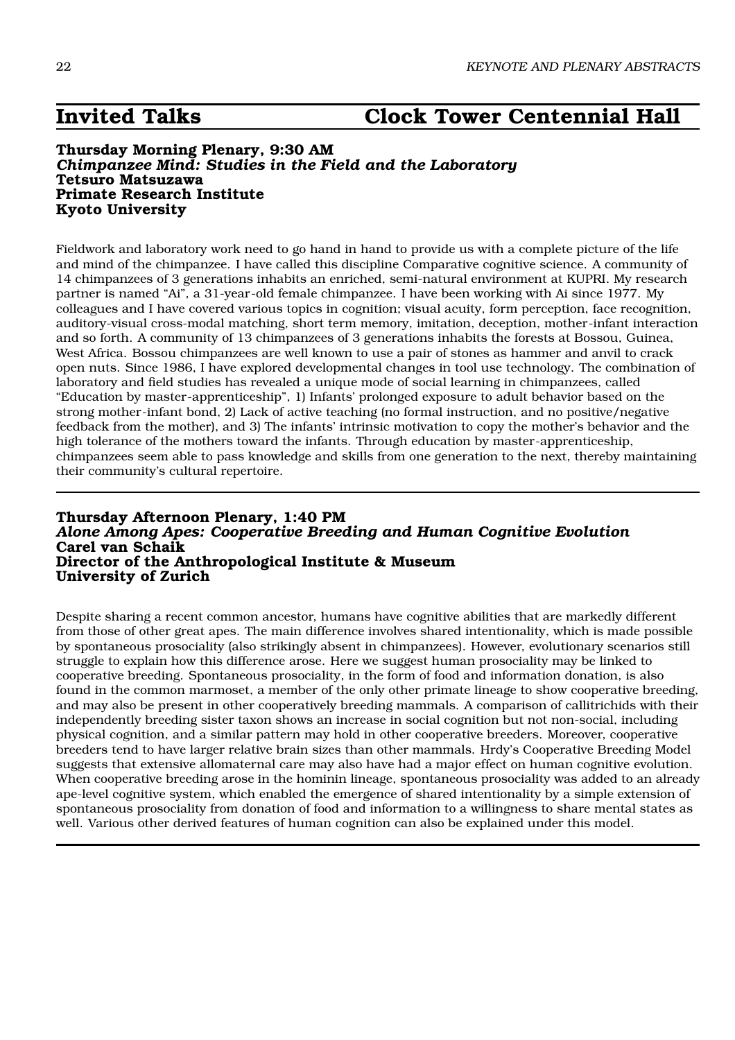## Invited Talks — Clock Tower Centennial Hall

**Thursday Morning Plenary, 9:30 AM**
***Chimpanzee Mind: Studies in the Field and the Laboratory***
**Tetsuro Matsuzawa**
**Primate Research Institute**
**Kyoto University**

Fieldwork and laboratory work need to go hand in hand to provide us with a complete picture of the life and mind of the chimpanzee. I have called this discipline Comparative cognitive science. A community of 14 chimpanzees of 3 generations inhabits an enriched, semi-natural environment at KUPRI. My research partner is named "Ai", a 31-year-old female chimpanzee. I have been working with Ai since 1977. My colleagues and I have covered various topics in cognition; visual acuity, form perception, face recognition, auditory-visual cross-modal matching, short term memory, imitation, deception, mother-infant interaction and so forth. A community of 13 chimpanzees of 3 generations inhabits the forests at Bossou, Guinea, West Africa. Bossou chimpanzees are well known to use a pair of stones as hammer and anvil to crack open nuts. Since 1986, I have explored developmental changes in tool use technology. The combination of laboratory and field studies has revealed a unique mode of social learning in chimpanzees, called "Education by master-apprenticeship", 1) Infants' prolonged exposure to adult behavior based on the strong mother-infant bond, 2) Lack of active teaching (no formal instruction, and no positive/negative feedback from the mother), and 3) The infants' intrinsic motivation to copy the mother's behavior and the high tolerance of the mothers toward the infants. Through education by master-apprenticeship, chimpanzees seem able to pass knowledge and skills from one generation to the next, thereby maintaining their community's cultural repertoire.

---

**Thursday Afternoon Plenary, 1:40 PM**
***Alone Among Apes: Cooperative Breeding and Human Cognitive Evolution***
**Carel van Schaik**
**Director of the Anthropological Institute & Museum**
**University of Zurich**

Despite sharing a recent common ancestor, humans have cognitive abilities that are markedly different from those of other great apes. The main difference involves shared intentionality, which is made possible by spontaneous prosociality (also strikingly absent in chimpanzees). However, evolutionary scenarios still struggle to explain how this difference arose. Here we suggest human prosociality may be linked to cooperative breeding. Spontaneous prosociality, in the form of food and information donation, is also found in the common marmoset, a member of the only other primate lineage to show cooperative breeding, and may also be present in other cooperatively breeding mammals. A comparison of callitrichids with their independently breeding sister taxon shows an increase in social cognition but not non-social, including physical cognition, and a similar pattern may hold in other cooperative breeders. Moreover, cooperative breeders tend to have larger relative brain sizes than other mammals. Hrdy's Cooperative Breeding Model suggests that extensive allomaternal care may also have had a major effect on human cognitive evolution. When cooperative breeding arose in the hominin lineage, spontaneous prosociality was added to an already ape-level cognitive system, which enabled the emergence of shared intentionality by a simple extension of spontaneous prosociality from donation of food and information to a willingness to share mental states as well. Various other derived features of human cognition can also be explained under this model.

---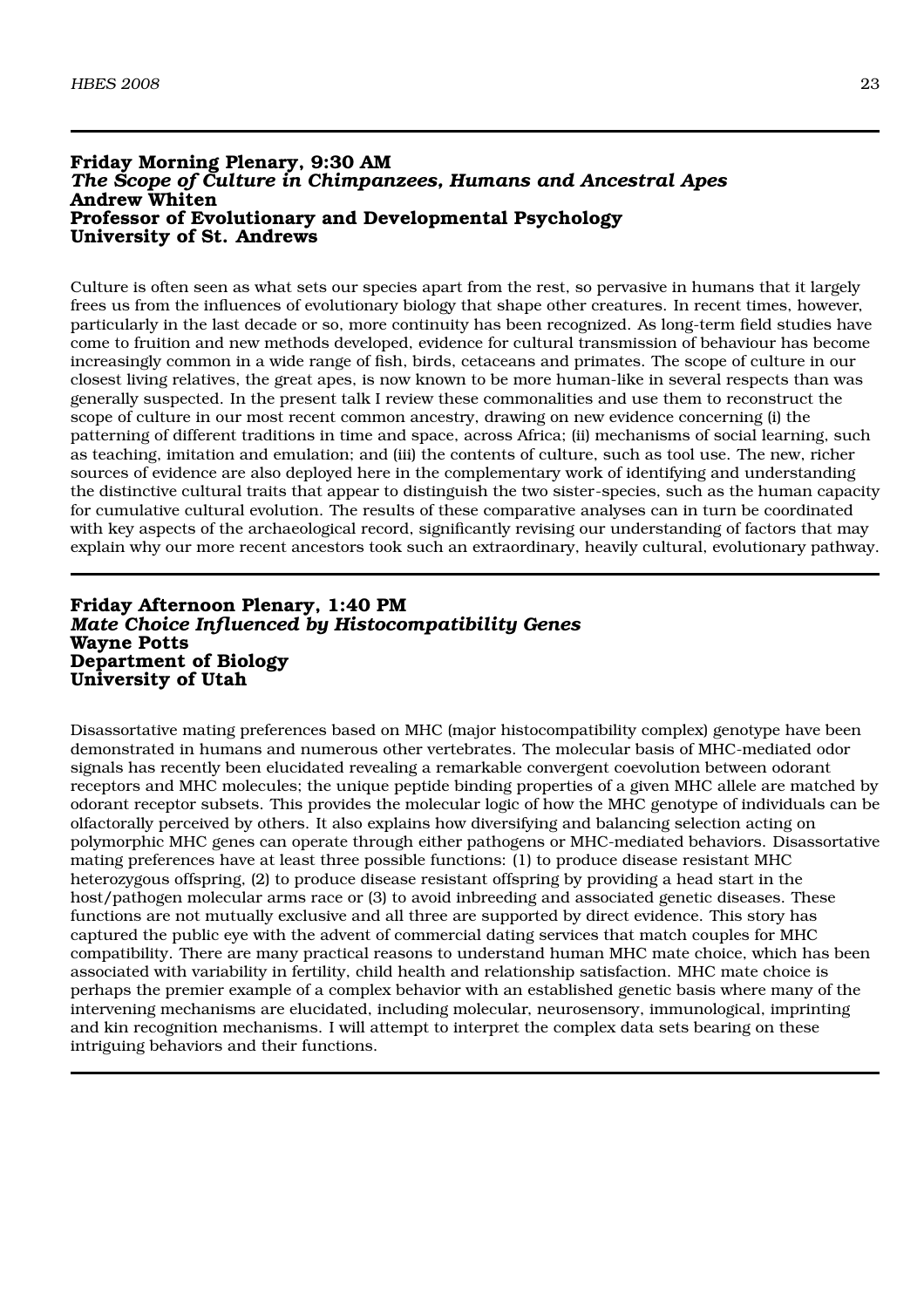## Friday Morning Plenary, 9:30 AM

### *The Scope of Culture in Chimpanzees, Humans and Ancestral Apes*

**Andrew Whiten**
**Professor of Evolutionary and Developmental Psychology**
**University of St. Andrews**

Culture is often seen as what sets our species apart from the rest, so pervasive in humans that it largely frees us from the influences of evolutionary biology that shape other creatures. In recent times, however, particularly in the last decade or so, more continuity has been recognized. As long-term field studies have come to fruition and new methods developed, evidence for cultural transmission of behaviour has become increasingly common in a wide range of fish, birds, cetaceans and primates. The scope of culture in our closest living relatives, the great apes, is now known to be more human-like in several respects than was generally suspected. In the present talk I review these commonalities and use them to reconstruct the scope of culture in our most recent common ancestry, drawing on new evidence concerning (i) the patterning of different traditions in time and space, across Africa; (ii) mechanisms of social learning, such as teaching, imitation and emulation; and (iii) the contents of culture, such as tool use. The new, richer sources of evidence are also deployed here in the complementary work of identifying and understanding the distinctive cultural traits that appear to distinguish the two sister-species, such as the human capacity for cumulative cultural evolution. The results of these comparative analyses can in turn be coordinated with key aspects of the archaeological record, significantly revising our understanding of factors that may explain why our more recent ancestors took such an extraordinary, heavily cultural, evolutionary pathway.

## Friday Afternoon Plenary, 1:40 PM

### *Mate Choice Influenced by Histocompatibility Genes*

**Wayne Potts**
**Department of Biology**
**University of Utah**

Disassortative mating preferences based on MHC (major histocompatibility complex) genotype have been demonstrated in humans and numerous other vertebrates. The molecular basis of MHC-mediated odor signals has recently been elucidated revealing a remarkable convergent coevolution between odorant receptors and MHC molecules; the unique peptide binding properties of a given MHC allele are matched by odorant receptor subsets. This provides the molecular logic of how the MHC genotype of individuals can be olfactorally perceived by others. It also explains how diversifying and balancing selection acting on polymorphic MHC genes can operate through either pathogens or MHC-mediated behaviors. Disassortative mating preferences have at least three possible functions: (1) to produce disease resistant MHC heterozygous offspring, (2) to produce disease resistant offspring by providing a head start in the host/pathogen molecular arms race or (3) to avoid inbreeding and associated genetic diseases. These functions are not mutually exclusive and all three are supported by direct evidence. This story has captured the public eye with the advent of commercial dating services that match couples for MHC compatibility. There are many practical reasons to understand human MHC mate choice, which has been associated with variability in fertility, child health and relationship satisfaction. MHC mate choice is perhaps the premier example of a complex behavior with an established genetic basis where many of the intervening mechanisms are elucidated, including molecular, neurosensory, immunological, imprinting and kin recognition mechanisms. I will attempt to interpret the complex data sets bearing on these intriguing behaviors and their functions.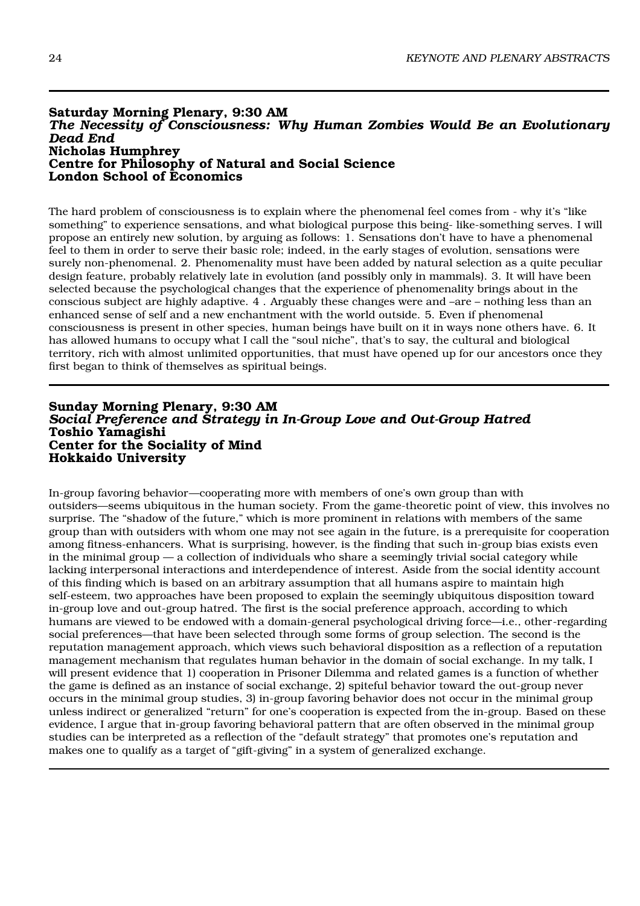## Saturday Morning Plenary, 9:30 AM

***The Necessity of Consciousness: Why Human Zombies Would Be an Evolutionary Dead End***

**Nicholas Humphrey**
**Centre for Philosophy of Natural and Social Science**
**London School of Economics**

The hard problem of consciousness is to explain where the phenomenal feel comes from - why it's "like something" to experience sensations, and what biological purpose this being- like-something serves. I will propose an entirely new solution, by arguing as follows: 1. Sensations don't have to have a phenomenal feel to them in order to serve their basic role; indeed, in the early stages of evolution, sensations were surely non-phenomenal. 2. Phenomenality must have been added by natural selection as a quite peculiar design feature, probably relatively late in evolution (and possibly only in mammals). 3. It will have been selected because the psychological changes that the experience of phenomenality brings about in the conscious subject are highly adaptive. 4 . Arguably these changes were and –are – nothing less than an enhanced sense of self and a new enchantment with the world outside. 5. Even if phenomenal consciousness is present in other species, human beings have built on it in ways none others have. 6. It has allowed humans to occupy what I call the "soul niche", that's to say, the cultural and biological territory, rich with almost unlimited opportunities, that must have opened up for our ancestors once they first began to think of themselves as spiritual beings.

## Sunday Morning Plenary, 9:30 AM

***Social Preference and Strategy in In-Group Love and Out-Group Hatred***

**Toshio Yamagishi**
**Center for the Sociality of Mind**
**Hokkaido University**

In-group favoring behavior—cooperating more with members of one's own group than with outsiders—seems ubiquitous in the human society. From the game-theoretic point of view, this involves no surprise. The "shadow of the future," which is more prominent in relations with members of the same group than with outsiders with whom one may not see again in the future, is a prerequisite for cooperation among fitness-enhancers. What is surprising, however, is the finding that such in-group bias exists even in the minimal group — a collection of individuals who share a seemingly trivial social category while lacking interpersonal interactions and interdependence of interest. Aside from the social identity account of this finding which is based on an arbitrary assumption that all humans aspire to maintain high self-esteem, two approaches have been proposed to explain the seemingly ubiquitous disposition toward in-group love and out-group hatred. The first is the social preference approach, according to which humans are viewed to be endowed with a domain-general psychological driving force—i.e., other-regarding social preferences—that have been selected through some forms of group selection. The second is the reputation management approach, which views such behavioral disposition as a reflection of a reputation management mechanism that regulates human behavior in the domain of social exchange. In my talk, I will present evidence that 1) cooperation in Prisoner Dilemma and related games is a function of whether the game is defined as an instance of social exchange, 2) spiteful behavior toward the out-group never occurs in the minimal group studies, 3) in-group favoring behavior does not occur in the minimal group unless indirect or generalized "return" for one's cooperation is expected from the in-group. Based on these evidence, I argue that in-group favoring behavioral pattern that are often observed in the minimal group studies can be interpreted as a reflection of the "default strategy" that promotes one's reputation and makes one to qualify as a target of "gift-giving" in a system of generalized exchange.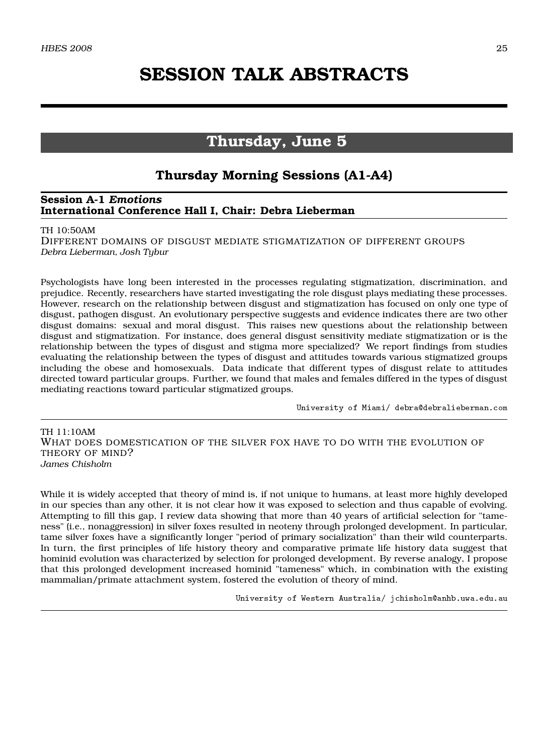# SESSION TALK ABSTRACTS

## Thursday, June 5

### Thursday Morning Sessions (A1-A4)

**Session A-1 *Emotions***
**International Conference Hall I, Chair: Debra Lieberman**

TH 10:50AM
DIFFERENT DOMAINS OF DISGUST MEDIATE STIGMATIZATION OF DIFFERENT GROUPS
*Debra Lieberman, Josh Tybur*

Psychologists have long been interested in the processes regulating stigmatization, discrimination, and prejudice. Recently, researchers have started investigating the role disgust plays mediating these processes. However, research on the relationship between disgust and stigmatization has focused on only one type of disgust, pathogen disgust. An evolutionary perspective suggests and evidence indicates there are two other disgust domains: sexual and moral disgust. This raises new questions about the relationship between disgust and stigmatization. For instance, does general disgust sensitivity mediate stigmatization or is the relationship between the types of disgust and stigma more specialized? We report findings from studies evaluating the relationship between the types of disgust and attitudes towards various stigmatized groups including the obese and homosexuals. Data indicate that different types of disgust relate to attitudes directed toward particular groups. Further, we found that males and females differed in the types of disgust mediating reactions toward particular stigmatized groups.

University of Miami/ debra@debralieberman.com

---

TH 11:10AM
WHAT DOES DOMESTICATION OF THE SILVER FOX HAVE TO DO WITH THE EVOLUTION OF THEORY OF MIND?
*James Chisholm*

While it is widely accepted that theory of mind is, if not unique to humans, at least more highly developed in our species than any other, it is not clear how it was exposed to selection and thus capable of evolving. Attempting to fill this gap, I review data showing that more than 40 years of artificial selection for "tameness" (i.e., nonaggression) in silver foxes resulted in neoteny through prolonged development. In particular, tame silver foxes have a significantly longer "period of primary socialization" than their wild counterparts. In turn, the first principles of life history theory and comparative primate life history data suggest that hominid evolution was characterized by selection for prolonged development. By reverse analogy, I propose that this prolonged development increased hominid "tameness" which, in combination with the existing mammalian/primate attachment system, fostered the evolution of theory of mind.

University of Western Australia/ jchisholm@anhb.uwa.edu.au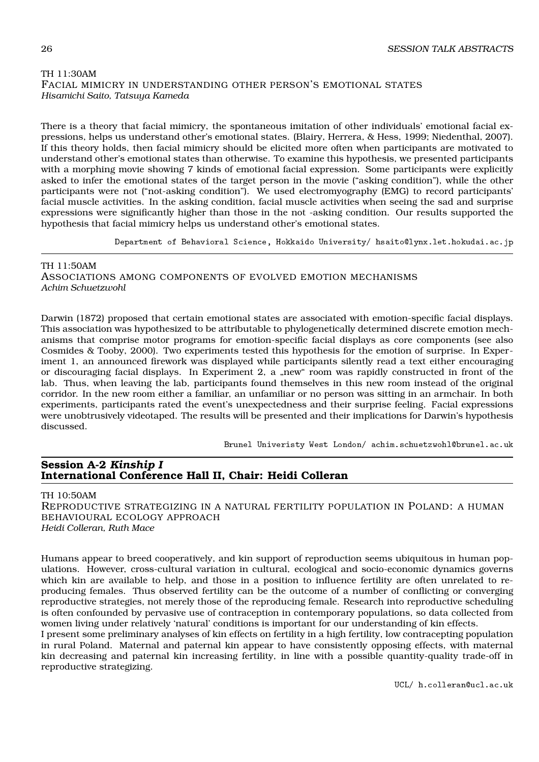TH 11:30AM

### Facial mimicry in understanding other person's emotional states

*Hisamichi Saito, Tatsuya Kameda*

There is a theory that facial mimicry, the spontaneous imitation of other individuals' emotional facial expressions, helps us understand other's emotional states. (Blairy, Herrera, & Hess, 1999; Niedenthal, 2007). If this theory holds, then facial mimicry should be elicited more often when participants are motivated to understand other's emotional states than otherwise. To examine this hypothesis, we presented participants with a morphing movie showing 7 kinds of emotional facial expression. Some participants were explicitly asked to infer the emotional states of the target person in the movie ("asking condition"), while the other participants were not ("not-asking condition"). We used electromyography (EMG) to record participants' facial muscle activities. In the asking condition, facial muscle activities when seeing the sad and surprise expressions were significantly higher than those in the not -asking condition. Our results supported the hypothesis that facial mimicry helps us understand other's emotional states.

Department of Behavioral Science, Hokkaido University/ hsaito@lynx.let.hokudai.ac.jp

---

TH 11:50AM

### Associations among components of evolved emotion mechanisms

*Achim Schuetzwohl*

Darwin (1872) proposed that certain emotional states are associated with emotion-specific facial displays. This association was hypothesized to be attributable to phylogenetically determined discrete emotion mechanisms that comprise motor programs for emotion-specific facial displays as core components (see also Cosmides & Tooby, 2000). Two experiments tested this hypothesis for the emotion of surprise. In Experiment 1, an announced firework was displayed while participants silently read a text either encouraging or discouraging facial displays. In Experiment 2, a „new" room was rapidly constructed in front of the lab. Thus, when leaving the lab, participants found themselves in this new room instead of the original corridor. In the new room either a familiar, an unfamiliar or no person was sitting in an armchair. In both experiments, participants rated the event's unexpectedness and their surprise feeling. Facial expressions were unobtrusively videotaped. The results will be presented and their implications for Darwin's hypothesis discussed.

Brunel Univeristy West London/ achim.schuetzwohl@brunel.ac.uk

---

## Session A-2 *Kinship I*
## International Conference Hall II, Chair: Heidi Colleran

TH 10:50AM

### Reproductive strategizing in a natural fertility population in Poland: a human behavioural ecology approach

*Heidi Colleran, Ruth Mace*

Humans appear to breed cooperatively, and kin support of reproduction seems ubiquitous in human populations. However, cross-cultural variation in cultural, ecological and socio-economic dynamics governs which kin are available to help, and those in a position to influence fertility are often unrelated to reproducing females. Thus observed fertility can be the outcome of a number of conflicting or converging reproductive strategies, not merely those of the reproducing female. Research into reproductive scheduling is often confounded by pervasive use of contraception in contemporary populations, so data collected from women living under relatively 'natural' conditions is important for our understanding of kin effects.

I present some preliminary analyses of kin effects on fertility in a high fertility, low contracepting population in rural Poland. Maternal and paternal kin appear to have consistently opposing effects, with maternal kin decreasing and paternal kin increasing fertility, in line with a possible quantity-quality trade-off in reproductive strategizing.

UCL/ h.colleran@ucl.ac.uk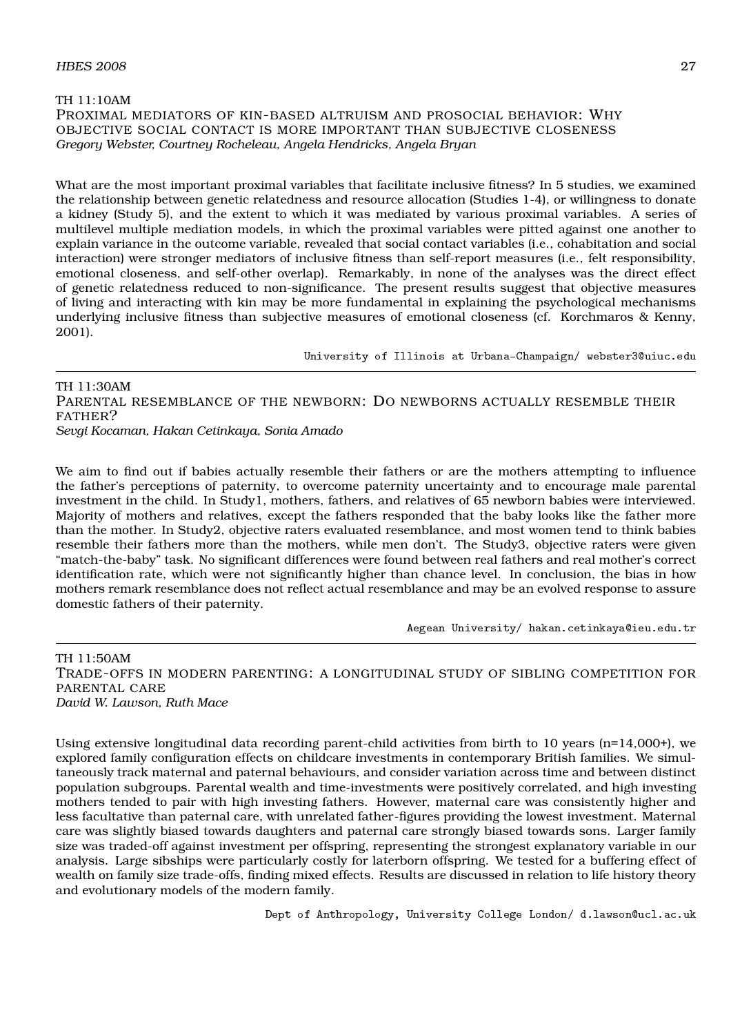TH 11:10AM

## Proximal mediators of kin-based altruism and prosocial behavior: Why objective social contact is more important than subjective closeness

*Gregory Webster, Courtney Rocheleau, Angela Hendricks, Angela Bryan*

What are the most important proximal variables that facilitate inclusive fitness? In 5 studies, we examined the relationship between genetic relatedness and resource allocation (Studies 1-4), or willingness to donate a kidney (Study 5), and the extent to which it was mediated by various proximal variables. A series of multilevel multiple mediation models, in which the proximal variables were pitted against one another to explain variance in the outcome variable, revealed that social contact variables (i.e., cohabitation and social interaction) were stronger mediators of inclusive fitness than self-report measures (i.e., felt responsibility, emotional closeness, and self-other overlap). Remarkably, in none of the analyses was the direct effect of genetic relatedness reduced to non-significance. The present results suggest that objective measures of living and interacting with kin may be more fundamental in explaining the psychological mechanisms underlying inclusive fitness than subjective measures of emotional closeness (cf. Korchmaros & Kenny, 2001).

University of Illinois at Urbana-Champaign/ webster3@uiuc.edu

---

TH 11:30AM

## Parental resemblance of the newborn: Do newborns actually resemble their father?

*Sevgi Kocaman, Hakan Cetinkaya, Sonia Amado*

We aim to find out if babies actually resemble their fathers or are the mothers attempting to influence the father's perceptions of paternity, to overcome paternity uncertainty and to encourage male parental investment in the child. In Study1, mothers, fathers, and relatives of 65 newborn babies were interviewed. Majority of mothers and relatives, except the fathers responded that the baby looks like the father more than the mother. In Study2, objective raters evaluated resemblance, and most women tend to think babies resemble their fathers more than the mothers, while men don't. The Study3, objective raters were given "match-the-baby" task. No significant differences were found between real fathers and real mother's correct identification rate, which were not significantly higher than chance level. In conclusion, the bias in how mothers remark resemblance does not reflect actual resemblance and may be an evolved response to assure domestic fathers of their paternity.

Aegean University/ hakan.cetinkaya@ieu.edu.tr

---

TH 11:50AM

## Trade-offs in modern parenting: A longitudinal study of sibling competition for parental care

*David W. Lawson, Ruth Mace*

Using extensive longitudinal data recording parent-child activities from birth to 10 years (n=14,000+), we explored family configuration effects on childcare investments in contemporary British families. We simultaneously track maternal and paternal behaviours, and consider variation across time and between distinct population subgroups. Parental wealth and time-investments were positively correlated, and high investing mothers tended to pair with high investing fathers. However, maternal care was consistently higher and less facultative than paternal care, with unrelated father-figures providing the lowest investment. Maternal care was slightly biased towards daughters and paternal care strongly biased towards sons. Larger family size was traded-off against investment per offspring, representing the strongest explanatory variable in our analysis. Large sibships were particularly costly for laterborn offspring. We tested for a buffering effect of wealth on family size trade-offs, finding mixed effects. Results are discussed in relation to life history theory and evolutionary models of the modern family.

Dept of Anthropology, University College London/ d.lawson@ucl.ac.uk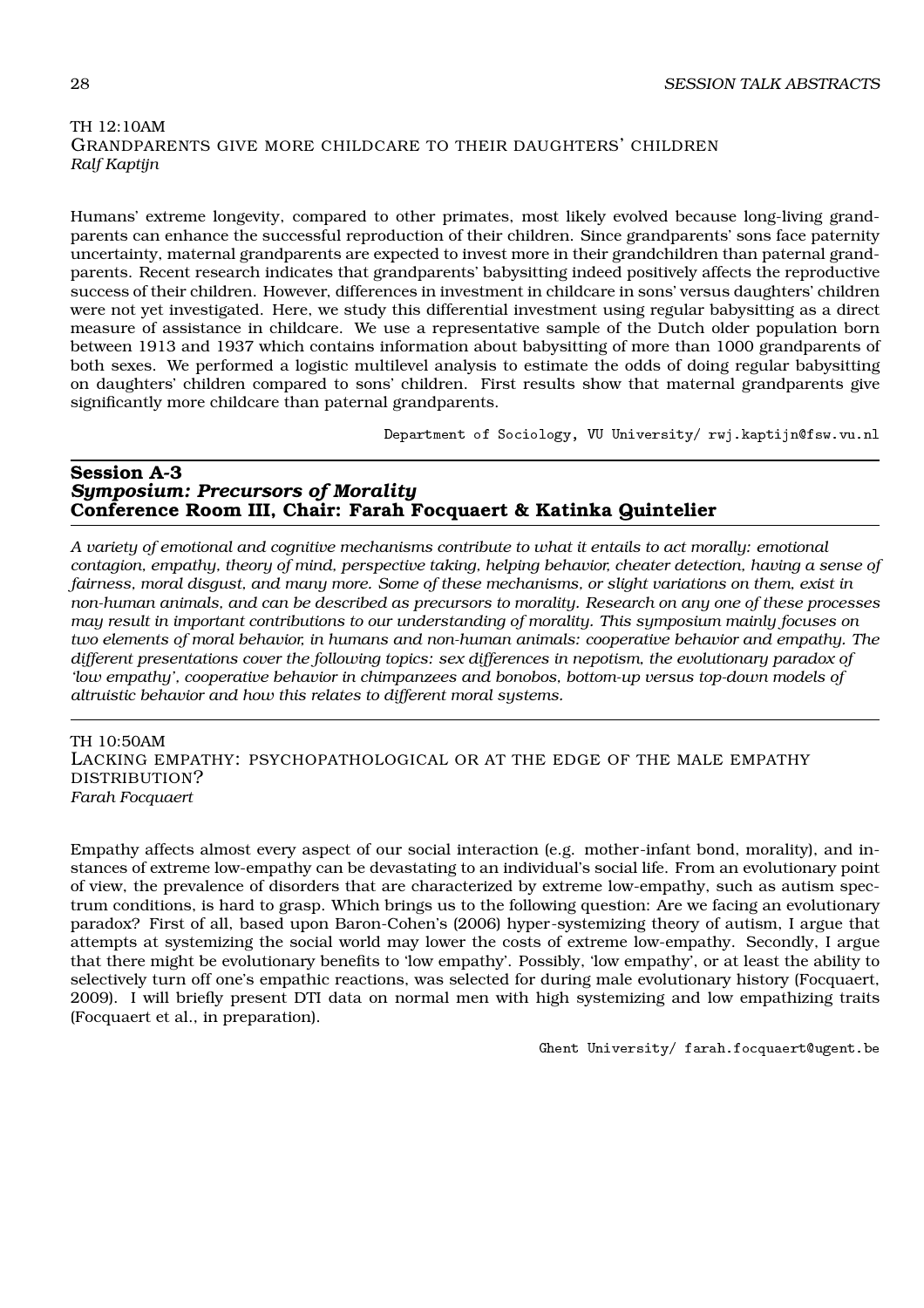TH 12:10AM
GRANDPARENTS GIVE MORE CHILDCARE TO THEIR DAUGHTERS' CHILDREN
*Ralf Kaptijn*

Humans' extreme longevity, compared to other primates, most likely evolved because long-living grandparents can enhance the successful reproduction of their children. Since grandparents' sons face paternity uncertainty, maternal grandparents are expected to invest more in their grandchildren than paternal grandparents. Recent research indicates that grandparents' babysitting indeed positively affects the reproductive success of their children. However, differences in investment in childcare in sons' versus daughters' children were not yet investigated. Here, we study this differential investment using regular babysitting as a direct measure of assistance in childcare. We use a representative sample of the Dutch older population born between 1913 and 1937 which contains information about babysitting of more than 1000 grandparents of both sexes. We performed a logistic multilevel analysis to estimate the odds of doing regular babysitting on daughters' children compared to sons' children. First results show that maternal grandparents give significantly more childcare than paternal grandparents.

Department of Sociology, VU University/ rwj.kaptijn@fsw.vu.nl

## Session A-3
## *Symposium: Precursors of Morality*
## Conference Room III, Chair: Farah Focquaert & Katinka Quintelier

*A variety of emotional and cognitive mechanisms contribute to what it entails to act morally: emotional contagion, empathy, theory of mind, perspective taking, helping behavior, cheater detection, having a sense of fairness, moral disgust, and many more. Some of these mechanisms, or slight variations on them, exist in non-human animals, and can be described as precursors to morality. Research on any one of these processes may result in important contributions to our understanding of morality. This symposium mainly focuses on two elements of moral behavior, in humans and non-human animals: cooperative behavior and empathy. The different presentations cover the following topics: sex differences in nepotism, the evolutionary paradox of 'low empathy', cooperative behavior in chimpanzees and bonobos, bottom-up versus top-down models of altruistic behavior and how this relates to different moral systems.*

TH 10:50AM
LACKING EMPATHY: PSYCHOPATHOLOGICAL OR AT THE EDGE OF THE MALE EMPATHY DISTRIBUTION?
*Farah Focquaert*

Empathy affects almost every aspect of our social interaction (e.g. mother-infant bond, morality), and instances of extreme low-empathy can be devastating to an individual's social life. From an evolutionary point of view, the prevalence of disorders that are characterized by extreme low-empathy, such as autism spectrum conditions, is hard to grasp. Which brings us to the following question: Are we facing an evolutionary paradox? First of all, based upon Baron-Cohen's (2006) hyper-systemizing theory of autism, I argue that attempts at systemizing the social world may lower the costs of extreme low-empathy. Secondly, I argue that there might be evolutionary benefits to 'low empathy'. Possibly, 'low empathy', or at least the ability to selectively turn off one's empathic reactions, was selected for during male evolutionary history (Focquaert, 2009). I will briefly present DTI data on normal men with high systemizing and low empathizing traits (Focquaert et al., in preparation).

Ghent University/ farah.focquaert@ugent.be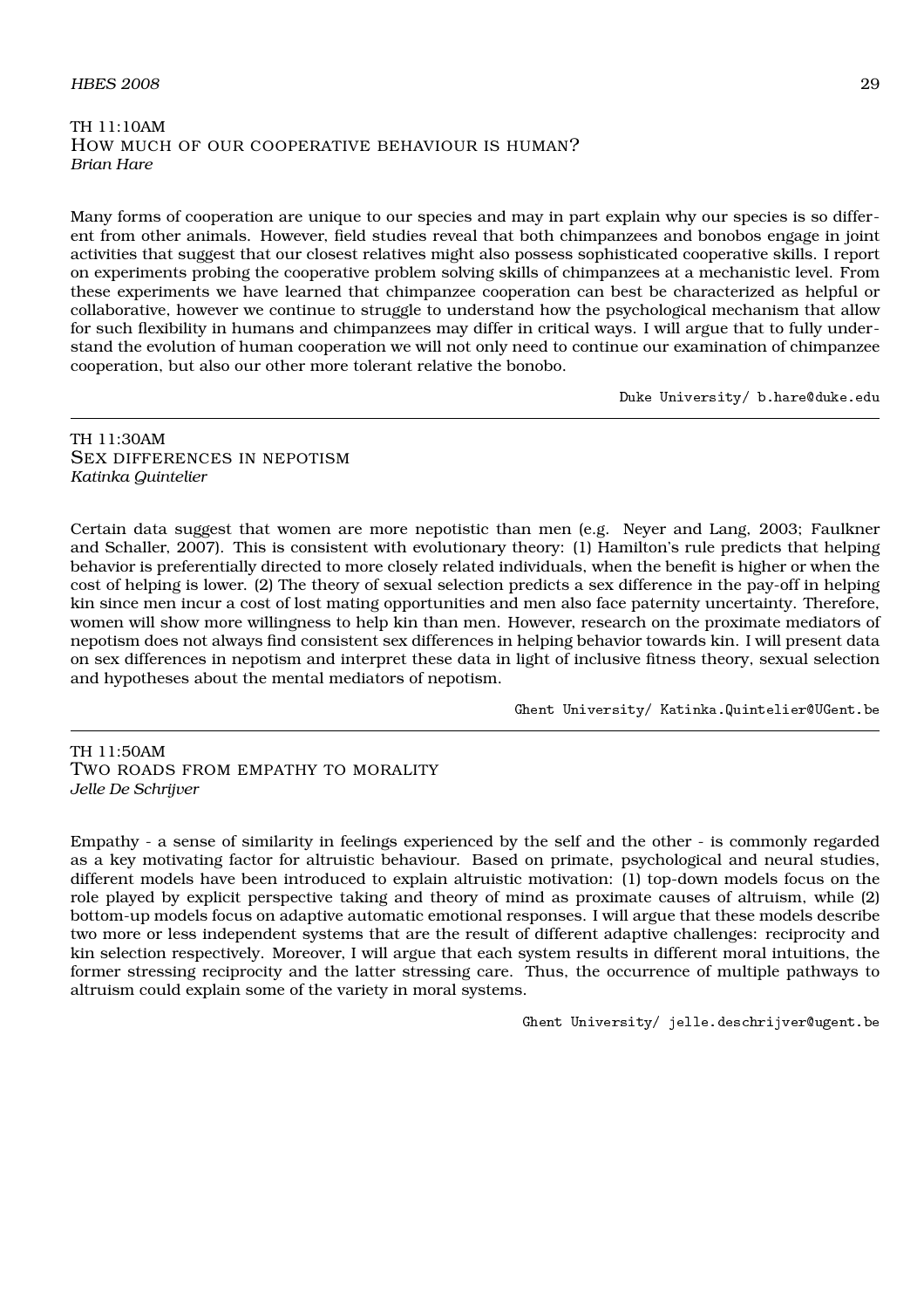TH 11:10AM

## How much of our cooperative behaviour is human?

*Brian Hare*

Many forms of cooperation are unique to our species and may in part explain why our species is so different from other animals. However, field studies reveal that both chimpanzees and bonobos engage in joint activities that suggest that our closest relatives might also possess sophisticated cooperative skills. I report on experiments probing the cooperative problem solving skills of chimpanzees at a mechanistic level. From these experiments we have learned that chimpanzee cooperation can best be characterized as helpful or collaborative, however we continue to struggle to understand how the psychological mechanism that allow for such flexibility in humans and chimpanzees may differ in critical ways. I will argue that to fully understand the evolution of human cooperation we will not only need to continue our examination of chimpanzee cooperation, but also our other more tolerant relative the bonobo.

Duke University/ b.hare@duke.edu

---

TH 11:30AM

## Sex differences in nepotism

*Katinka Quintelier*

Certain data suggest that women are more nepotistic than men (e.g. Neyer and Lang, 2003; Faulkner and Schaller, 2007). This is consistent with evolutionary theory: (1) Hamilton's rule predicts that helping behavior is preferentially directed to more closely related individuals, when the benefit is higher or when the cost of helping is lower. (2) The theory of sexual selection predicts a sex difference in the pay-off in helping kin since men incur a cost of lost mating opportunities and men also face paternity uncertainty. Therefore, women will show more willingness to help kin than men. However, research on the proximate mediators of nepotism does not always find consistent sex differences in helping behavior towards kin. I will present data on sex differences in nepotism and interpret these data in light of inclusive fitness theory, sexual selection and hypotheses about the mental mediators of nepotism.

Ghent University/ Katinka.Quintelier@UGent.be

---

TH 11:50AM

## Two roads from empathy to morality

*Jelle De Schrijver*

Empathy - a sense of similarity in feelings experienced by the self and the other - is commonly regarded as a key motivating factor for altruistic behaviour. Based on primate, psychological and neural studies, different models have been introduced to explain altruistic motivation: (1) top-down models focus on the role played by explicit perspective taking and theory of mind as proximate causes of altruism, while (2) bottom-up models focus on adaptive automatic emotional responses. I will argue that these models describe two more or less independent systems that are the result of different adaptive challenges: reciprocity and kin selection respectively. Moreover, I will argue that each system results in different moral intuitions, the former stressing reciprocity and the latter stressing care. Thus, the occurrence of multiple pathways to altruism could explain some of the variety in moral systems.

Ghent University/ jelle.deschrijver@ugent.be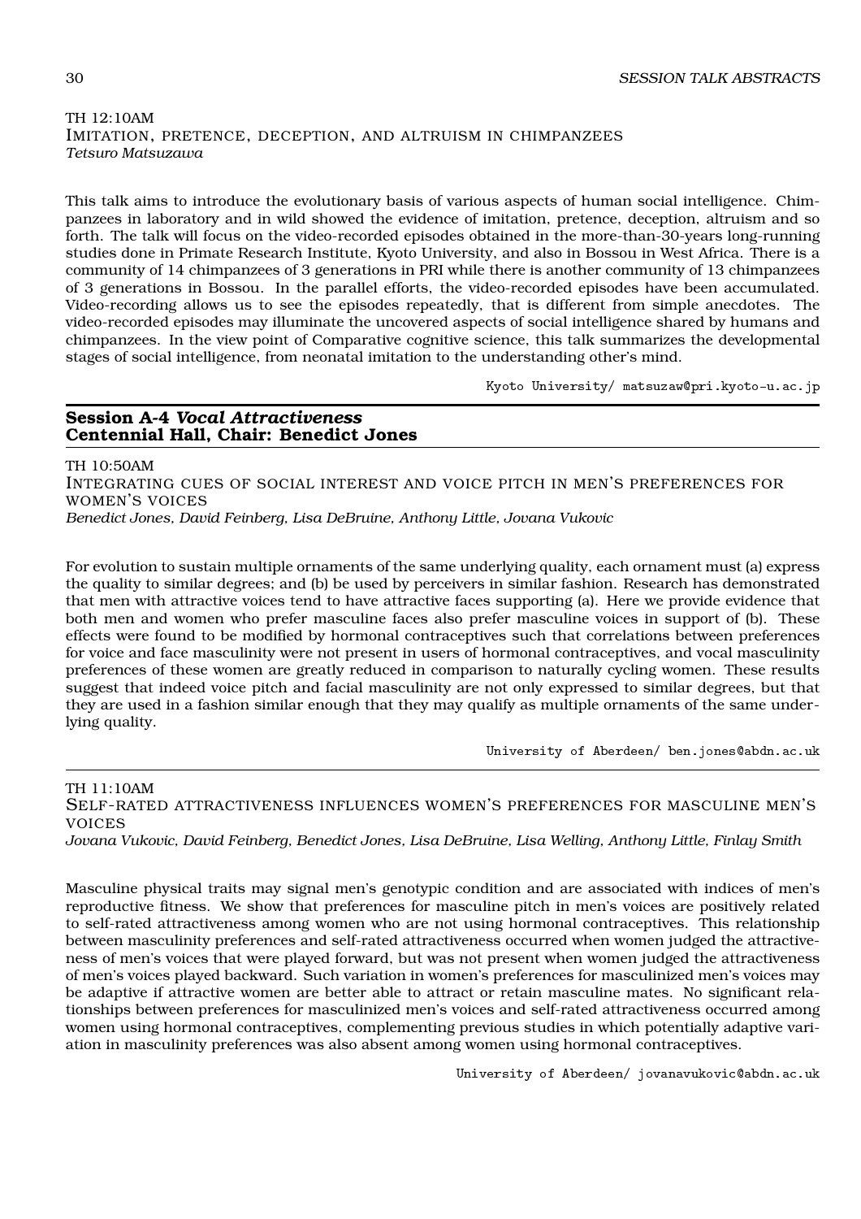TH 12:10AM
IMITATION, PRETENCE, DECEPTION, AND ALTRUISM IN CHIMPANZEES
*Tetsuro Matsuzawa*

This talk aims to introduce the evolutionary basis of various aspects of human social intelligence. Chimpanzees in laboratory and in wild showed the evidence of imitation, pretence, deception, altruism and so forth. The talk will focus on the video-recorded episodes obtained in the more-than-30-years long-running studies done in Primate Research Institute, Kyoto University, and also in Bossou in West Africa. There is a community of 14 chimpanzees of 3 generations in PRI while there is another community of 13 chimpanzees of 3 generations in Bossou. In the parallel efforts, the video-recorded episodes have been accumulated. Video-recording allows us to see the episodes repeatedly, that is different from simple anecdotes. The video-recorded episodes may illuminate the uncovered aspects of social intelligence shared by humans and chimpanzees. In the view point of Comparative cognitive science, this talk summarizes the developmental stages of social intelligence, from neonatal imitation to the understanding other's mind.

Kyoto University/ matsuzaw@pri.kyoto-u.ac.jp

## Session A-4 *Vocal Attractiveness*
## Centennial Hall, Chair: Benedict Jones

TH 10:50AM
INTEGRATING CUES OF SOCIAL INTEREST AND VOICE PITCH IN MEN'S PREFERENCES FOR WOMEN'S VOICES
*Benedict Jones, David Feinberg, Lisa DeBruine, Anthony Little, Jovana Vukovic*

For evolution to sustain multiple ornaments of the same underlying quality, each ornament must (a) express the quality to similar degrees; and (b) be used by perceivers in similar fashion. Research has demonstrated that men with attractive voices tend to have attractive faces supporting (a). Here we provide evidence that both men and women who prefer masculine faces also prefer masculine voices in support of (b). These effects were found to be modified by hormonal contraceptives such that correlations between preferences for voice and face masculinity were not present in users of hormonal contraceptives, and vocal masculinity preferences of these women are greatly reduced in comparison to naturally cycling women. These results suggest that indeed voice pitch and facial masculinity are not only expressed to similar degrees, but that they are used in a fashion similar enough that they may qualify as multiple ornaments of the same underlying quality.

University of Aberdeen/ ben.jones@abdn.ac.uk

---

TH 11:10AM
SELF-RATED ATTRACTIVENESS INFLUENCES WOMEN'S PREFERENCES FOR MASCULINE MEN'S VOICES
*Jovana Vukovic, David Feinberg, Benedict Jones, Lisa DeBruine, Lisa Welling, Anthony Little, Finlay Smith*

Masculine physical traits may signal men's genotypic condition and are associated with indices of men's reproductive fitness. We show that preferences for masculine pitch in men's voices are positively related to self-rated attractiveness among women who are not using hormonal contraceptives. This relationship between masculinity preferences and self-rated attractiveness occurred when women judged the attractiveness of men's voices that were played forward, but was not present when women judged the attractiveness of men's voices played backward. Such variation in women's preferences for masculinized men's voices may be adaptive if attractive women are better able to attract or retain masculine mates. No significant relationships between preferences for masculinized men's voices and self-rated attractiveness occurred among women using hormonal contraceptives, complementing previous studies in which potentially adaptive variation in masculinity preferences was also absent among women using hormonal contraceptives.

University of Aberdeen/ jovanavukovic@abdn.ac.uk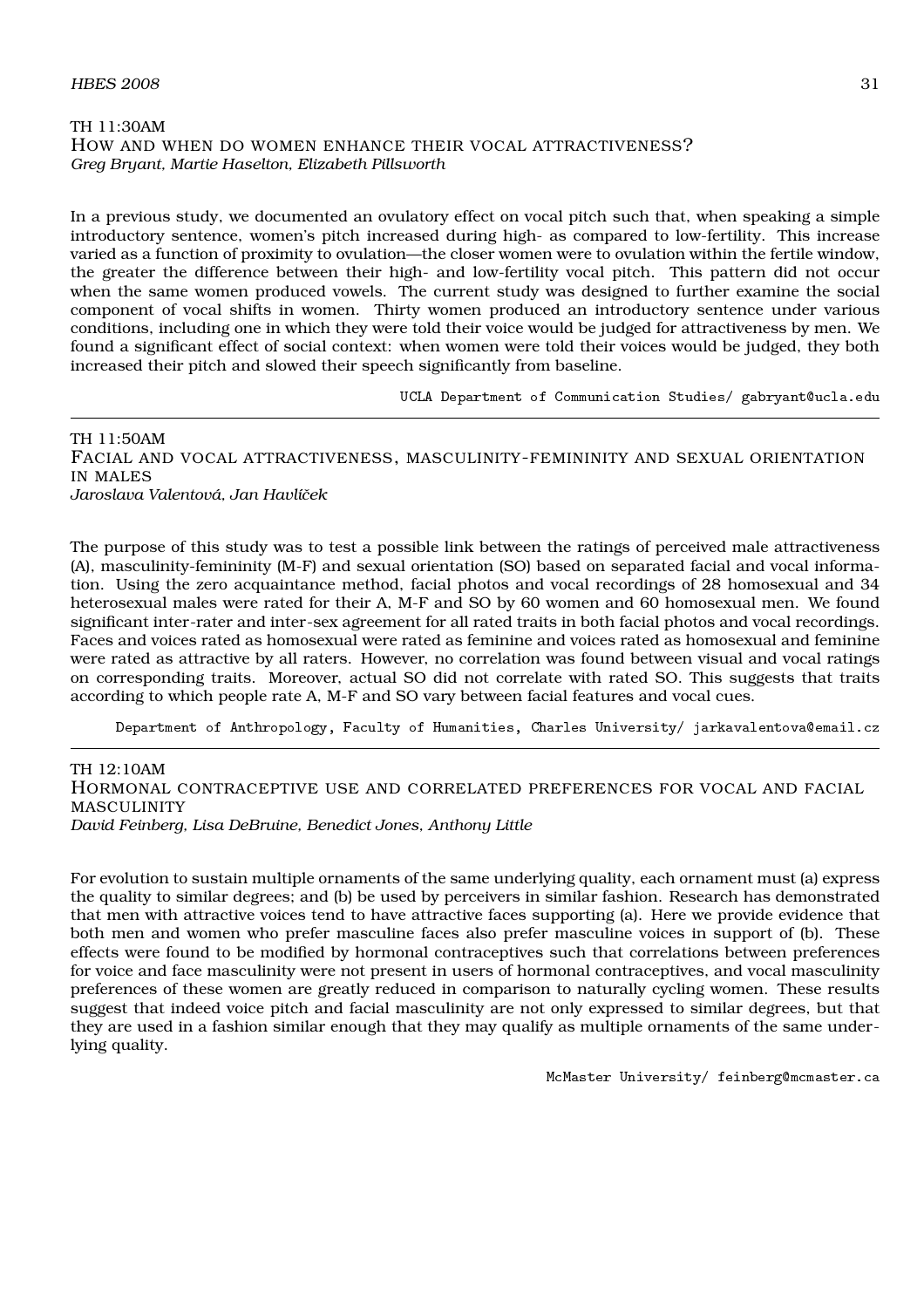TH 11:30AM

## How and when do women enhance their vocal attractiveness?

*Greg Bryant, Martie Haselton, Elizabeth Pillsworth*

In a previous study, we documented an ovulatory effect on vocal pitch such that, when speaking a simple introductory sentence, women's pitch increased during high- as compared to low-fertility. This increase varied as a function of proximity to ovulation—the closer women were to ovulation within the fertile window, the greater the difference between their high- and low-fertility vocal pitch. This pattern did not occur when the same women produced vowels. The current study was designed to further examine the social component of vocal shifts in women. Thirty women produced an introductory sentence under various conditions, including one in which they were told their voice would be judged for attractiveness by men. We found a significant effect of social context: when women were told their voices would be judged, they both increased their pitch and slowed their speech significantly from baseline.

UCLA Department of Communication Studies/ gabryant@ucla.edu

---

TH 11:50AM

## Facial and vocal attractiveness, masculinity-femininity and sexual orientation in males

*Jaroslava Valentová, Jan Havlíček*

The purpose of this study was to test a possible link between the ratings of perceived male attractiveness (A), masculinity-femininity (M-F) and sexual orientation (SO) based on separated facial and vocal information. Using the zero acquaintance method, facial photos and vocal recordings of 28 homosexual and 34 heterosexual males were rated for their A, M-F and SO by 60 women and 60 homosexual men. We found significant inter-rater and inter-sex agreement for all rated traits in both facial photos and vocal recordings. Faces and voices rated as homosexual were rated as feminine and voices rated as homosexual and feminine were rated as attractive by all raters. However, no correlation was found between visual and vocal ratings on corresponding traits. Moreover, actual SO did not correlate with rated SO. This suggests that traits according to which people rate A, M-F and SO vary between facial features and vocal cues.

Department of Anthropology, Faculty of Humanities, Charles University/ jarkavalentova@email.cz

---

TH 12:10AM

## Hormonal contraceptive use and correlated preferences for vocal and facial masculinity

*David Feinberg, Lisa DeBruine, Benedict Jones, Anthony Little*

For evolution to sustain multiple ornaments of the same underlying quality, each ornament must (a) express the quality to similar degrees; and (b) be used by perceivers in similar fashion. Research has demonstrated that men with attractive voices tend to have attractive faces supporting (a). Here we provide evidence that both men and women who prefer masculine faces also prefer masculine voices in support of (b). These effects were found to be modified by hormonal contraceptives such that correlations between preferences for voice and face masculinity were not present in users of hormonal contraceptives, and vocal masculinity preferences of these women are greatly reduced in comparison to naturally cycling women. These results suggest that indeed voice pitch and facial masculinity are not only expressed to similar degrees, but that they are used in a fashion similar enough that they may qualify as multiple ornaments of the same underlying quality.

McMaster University/ feinberg@mcmaster.ca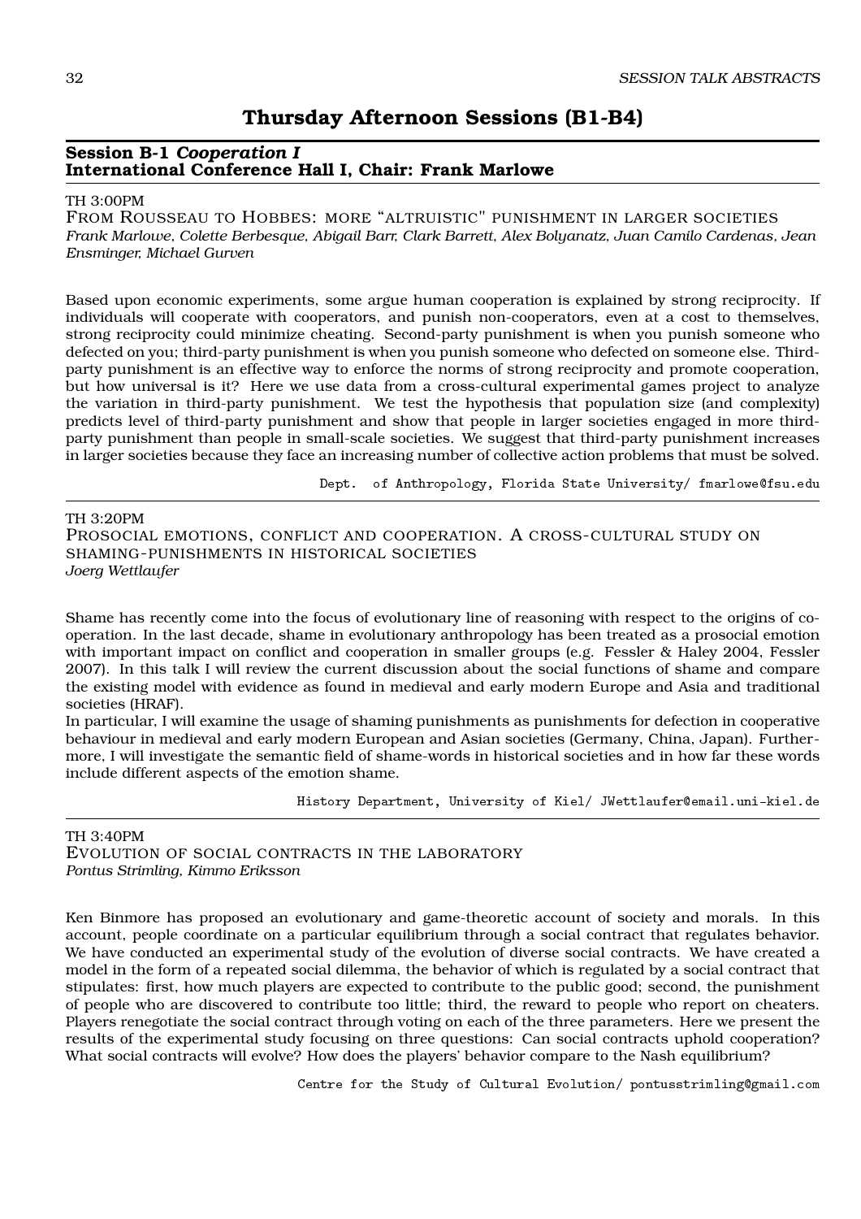# Thursday Afternoon Sessions (B1-B4)

## Session B-1 *Cooperation I*
## International Conference Hall I, Chair: Frank Marlowe

TH 3:00PM

FROM ROUSSEAU TO HOBBES: MORE "ALTRUISTIC" PUNISHMENT IN LARGER SOCIETIES

*Frank Marlowe, Colette Berbesque, Abigail Barr, Clark Barrett, Alex Bolyanatz, Juan Camilo Cardenas, Jean Ensminger, Michael Gurven*

Based upon economic experiments, some argue human cooperation is explained by strong reciprocity. If individuals will cooperate with cooperators, and punish non-cooperators, even at a cost to themselves, strong reciprocity could minimize cheating. Second-party punishment is when you punish someone who defected on you; third-party punishment is when you punish someone who defected on someone else. Third-party punishment is an effective way to enforce the norms of strong reciprocity and promote cooperation, but how universal is it? Here we use data from a cross-cultural experimental games project to analyze the variation in third-party punishment. We test the hypothesis that population size (and complexity) predicts level of third-party punishment and show that people in larger societies engaged in more third-party punishment than people in small-scale societies. We suggest that third-party punishment increases in larger societies because they face an increasing number of collective action problems that must be solved.

Dept. of Anthropology, Florida State University/ fmarlowe@fsu.edu

---

TH 3:20PM

PROSOCIAL EMOTIONS, CONFLICT AND COOPERATION. A CROSS-CULTURAL STUDY ON SHAMING-PUNISHMENTS IN HISTORICAL SOCIETIES

*Joerg Wettlaufer*

Shame has recently come into the focus of evolutionary line of reasoning with respect to the origins of co-operation. In the last decade, shame in evolutionary anthropology has been treated as a prosocial emotion with important impact on conflict and cooperation in smaller groups (e.g. Fessler & Haley 2004, Fessler 2007). In this talk I will review the current discussion about the social functions of shame and compare the existing model with evidence as found in medieval and early modern Europe and Asia and traditional societies (HRAF).

In particular, I will examine the usage of shaming punishments as punishments for defection in cooperative behaviour in medieval and early modern European and Asian societies (Germany, China, Japan). Furthermore, I will investigate the semantic field of shame-words in historical societies and in how far these words include different aspects of the emotion shame.

History Department, University of Kiel/ JWettlaufer@email.uni-kiel.de

---

TH 3:40PM

EVOLUTION OF SOCIAL CONTRACTS IN THE LABORATORY

*Pontus Strimling, Kimmo Eriksson*

Ken Binmore has proposed an evolutionary and game-theoretic account of society and morals. In this account, people coordinate on a particular equilibrium through a social contract that regulates behavior. We have conducted an experimental study of the evolution of diverse social contracts. We have created a model in the form of a repeated social dilemma, the behavior of which is regulated by a social contract that stipulates: first, how much players are expected to contribute to the public good; second, the punishment of people who are discovered to contribute too little; third, the reward to people who report on cheaters. Players renegotiate the social contract through voting on each of the three parameters. Here we present the results of the experimental study focusing on three questions: Can social contracts uphold cooperation? What social contracts will evolve? How does the players' behavior compare to the Nash equilibrium?

Centre for the Study of Cultural Evolution/ pontusstrimling@gmail.com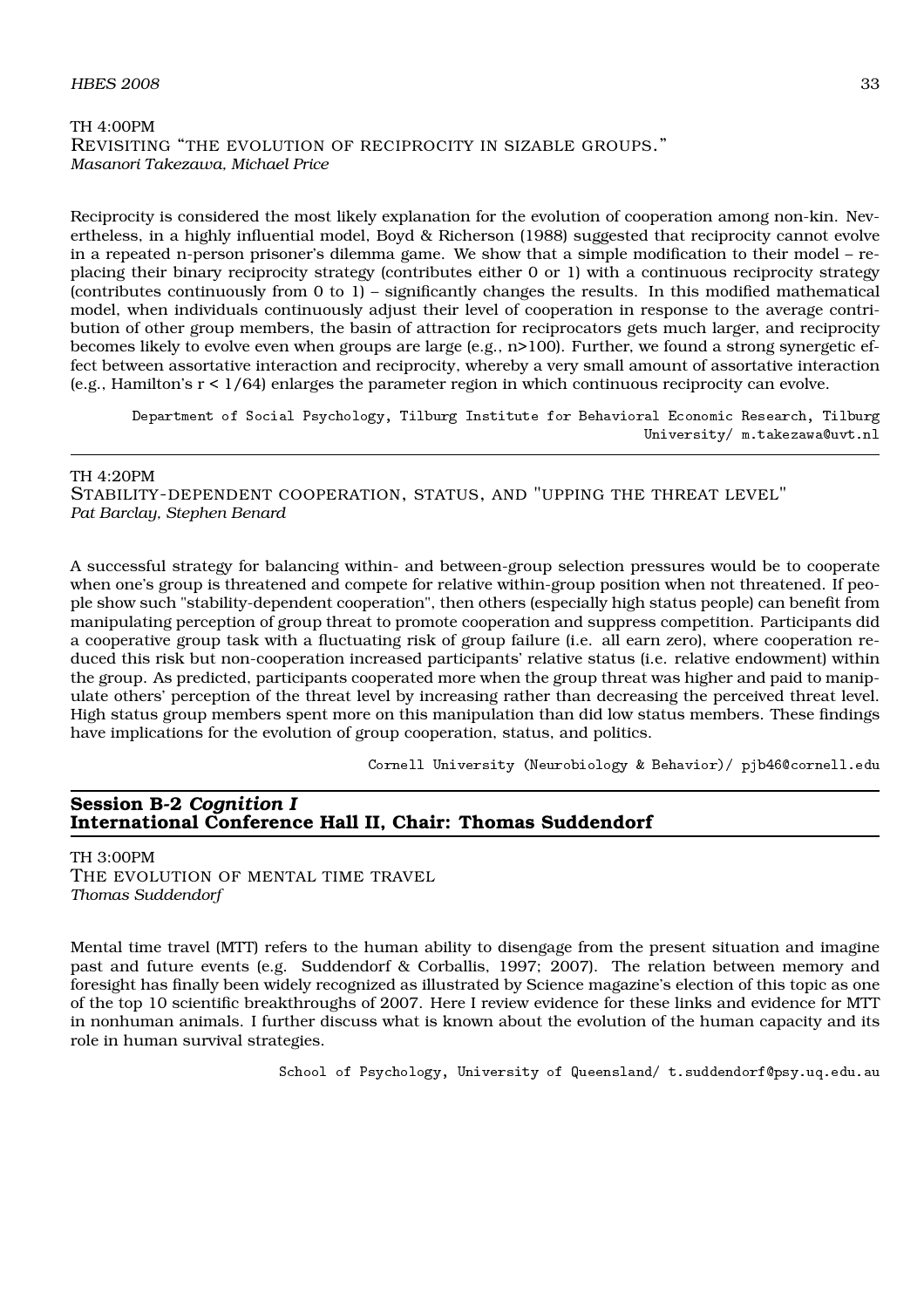TH 4:00PM
REVISITING "THE EVOLUTION OF RECIPROCITY IN SIZABLE GROUPS."
*Masanori Takezawa, Michael Price*

Reciprocity is considered the most likely explanation for the evolution of cooperation among non-kin. Nevertheless, in a highly influential model, Boyd & Richerson (1988) suggested that reciprocity cannot evolve in a repeated n-person prisoner's dilemma game. We show that a simple modification to their model – replacing their binary reciprocity strategy (contributes either 0 or 1) with a continuous reciprocity strategy (contributes continuously from 0 to 1) – significantly changes the results. In this modified mathematical model, when individuals continuously adjust their level of cooperation in response to the average contribution of other group members, the basin of attraction for reciprocators gets much larger, and reciprocity becomes likely to evolve even when groups are large (e.g., n>100). Further, we found a strong synergetic effect between assortative interaction and reciprocity, whereby a very small amount of assortative interaction (e.g., Hamilton's $r < 1/64$) enlarges the parameter region in which continuous reciprocity can evolve.

Department of Social Psychology, Tilburg Institute for Behavioral Economic Research, Tilburg University/ m.takezawa@uvt.nl

---

TH 4:20PM
STABILITY-DEPENDENT COOPERATION, STATUS, AND "UPPING THE THREAT LEVEL"
*Pat Barclay, Stephen Benard*

A successful strategy for balancing within- and between-group selection pressures would be to cooperate when one's group is threatened and compete for relative within-group position when not threatened. If people show such "stability-dependent cooperation", then others (especially high status people) can benefit from manipulating perception of group threat to promote cooperation and suppress competition. Participants did a cooperative group task with a fluctuating risk of group failure (i.e. all earn zero), where cooperation reduced this risk but non-cooperation increased participants' relative status (i.e. relative endowment) within the group. As predicted, participants cooperated more when the group threat was higher and paid to manipulate others' perception of the threat level by increasing rather than decreasing the perceived threat level. High status group members spent more on this manipulation than did low status members. These findings have implications for the evolution of group cooperation, status, and politics.

Cornell University (Neurobiology & Behavior)/ pjb46@cornell.edu

## Session B-2 *Cognition I*
## International Conference Hall II, Chair: Thomas Suddendorf

TH 3:00PM
THE EVOLUTION OF MENTAL TIME TRAVEL
*Thomas Suddendorf*

Mental time travel (MTT) refers to the human ability to disengage from the present situation and imagine past and future events (e.g. Suddendorf & Corballis, 1997; 2007). The relation between memory and foresight has finally been widely recognized as illustrated by Science magazine's election of this topic as one of the top 10 scientific breakthroughs of 2007. Here I review evidence for these links and evidence for MTT in nonhuman animals. I further discuss what is known about the evolution of the human capacity and its role in human survival strategies.

School of Psychology, University of Queensland/ t.suddendorf@psy.uq.edu.au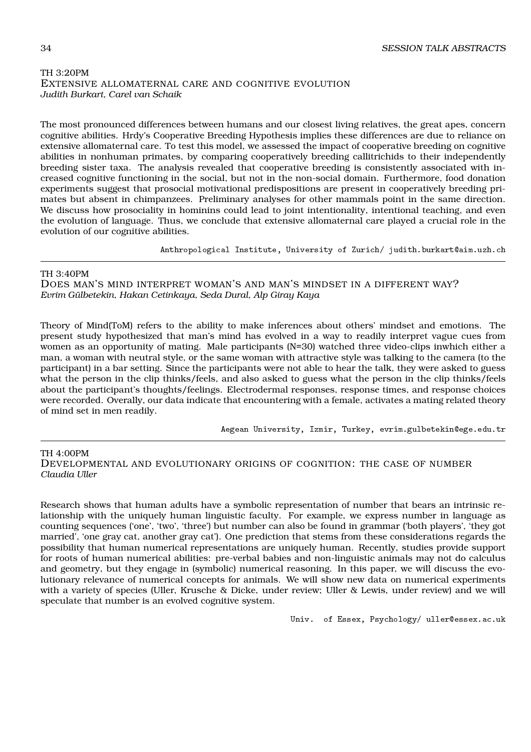TH 3:20PM

### EXTENSIVE ALLOMATERNAL CARE AND COGNITIVE EVOLUTION

*Judith Burkart, Carel van Schaik*

The most pronounced differences between humans and our closest living relatives, the great apes, concern cognitive abilities. Hrdy's Cooperative Breeding Hypothesis implies these differences are due to reliance on extensive allomaternal care. To test this model, we assessed the impact of cooperative breeding on cognitive abilities in nonhuman primates, by comparing cooperatively breeding callitrichids to their independently breeding sister taxa. The analysis revealed that cooperative breeding is consistently associated with increased cognitive functioning in the social, but not in the non-social domain. Furthermore, food donation experiments suggest that prosocial motivational predispositions are present in cooperatively breeding primates but absent in chimpanzees. Preliminary analyses for other mammals point in the same direction. We discuss how prosociality in hominins could lead to joint intentionality, intentional teaching, and even the evolution of language. Thus, we conclude that extensive allomaternal care played a crucial role in the evolution of our cognitive abilities.

Anthropological Institute, University of Zurich/ judith.burkart@aim.uzh.ch

---

TH 3:40PM

### DOES MAN'S MIND INTERPRET WOMAN'S AND MAN'S MINDSET IN A DIFFERENT WAY?

*Evrim Gülbetekin, Hakan Cetinkaya, Seda Dural, Alp Giray Kaya*

Theory of Mind(ToM) refers to the ability to make inferences about others' mindset and emotions. The present study hypothesized that man's mind has evolved in a way to readily interpret vague cues from women as an opportunity of mating. Male participants (N=30) watched three video-clips inwhich either a man, a woman with neutral style, or the same woman with attractive style was talking to the camera (to the participant) in a bar setting. Since the participants were not able to hear the talk, they were asked to guess what the person in the clip thinks/feels, and also asked to guess what the person in the clip thinks/feels about the participant's thoughts/feelings. Electrodermal responses, response times, and response choices were recorded. Overally, our data indicate that encountering with a female, activates a mating related theory of mind set in men readily.

Aegean University, Izmir, Turkey, evrim.gulbetekin@ege.edu.tr

---

TH 4:00PM

### DEVELOPMENTAL AND EVOLUTIONARY ORIGINS OF COGNITION: THE CASE OF NUMBER

*Claudia Uller*

Research shows that human adults have a symbolic representation of number that bears an intrinsic relationship with the uniquely human linguistic faculty. For example, we express number in language as counting sequences ('one', 'two', 'three') but number can also be found in grammar ('both players', 'they got married', 'one gray cat, another gray cat'). One prediction that stems from these considerations regards the possibility that human numerical representations are uniquely human. Recently, studies provide support for roots of human numerical abilities: pre-verbal babies and non-linguistic animals may not do calculus and geometry, but they engage in (symbolic) numerical reasoning. In this paper, we will discuss the evolutionary relevance of numerical concepts for animals. We will show new data on numerical experiments with a variety of species (Uller, Krusche & Dicke, under review; Uller & Lewis, under review) and we will speculate that number is an evolved cognitive system.

Univ. of Essex, Psychology/ uller@essex.ac.uk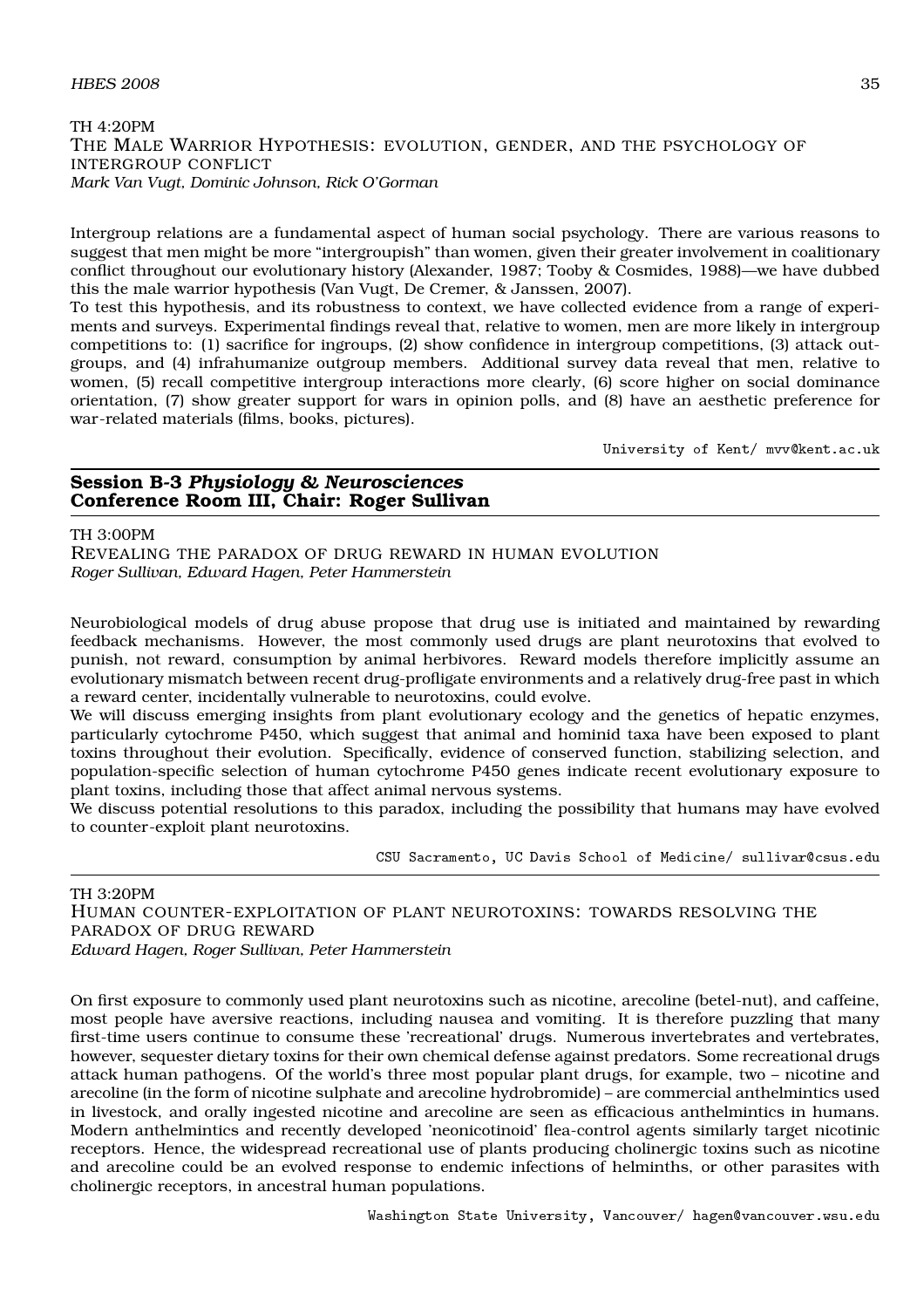TH 4:20PM
THE MALE WARRIOR HYPOTHESIS: EVOLUTION, GENDER, AND THE PSYCHOLOGY OF INTERGROUP CONFLICT
*Mark Van Vugt, Dominic Johnson, Rick O'Gorman*

Intergroup relations are a fundamental aspect of human social psychology. There are various reasons to suggest that men might be more "intergroupish" than women, given their greater involvement in coalitionary conflict throughout our evolutionary history (Alexander, 1987; Tooby & Cosmides, 1988)—we have dubbed this the male warrior hypothesis (Van Vugt, De Cremer, & Janssen, 2007).
To test this hypothesis, and its robustness to context, we have collected evidence from a range of experiments and surveys. Experimental findings reveal that, relative to women, men are more likely in intergroup competitions to: (1) sacrifice for ingroups, (2) show confidence in intergroup competitions, (3) attack outgroups, and (4) infrahumanize outgroup members. Additional survey data reveal that men, relative to women, (5) recall competitive intergroup interactions more clearly, (6) score higher on social dominance orientation, (7) show greater support for wars in opinion polls, and (8) have an aesthetic preference for war-related materials (films, books, pictures).

University of Kent/ mvv@kent.ac.uk

## Session B-3 *Physiology & Neurosciences*
## Conference Room III, Chair: Roger Sullivan

TH 3:00PM
REVEALING THE PARADOX OF DRUG REWARD IN HUMAN EVOLUTION
*Roger Sullivan, Edward Hagen, Peter Hammerstein*

Neurobiological models of drug abuse propose that drug use is initiated and maintained by rewarding feedback mechanisms. However, the most commonly used drugs are plant neurotoxins that evolved to punish, not reward, consumption by animal herbivores. Reward models therefore implicitly assume an evolutionary mismatch between recent drug-profligate environments and a relatively drug-free past in which a reward center, incidentally vulnerable to neurotoxins, could evolve.
We will discuss emerging insights from plant evolutionary ecology and the genetics of hepatic enzymes, particularly cytochrome P450, which suggest that animal and hominid taxa have been exposed to plant toxins throughout their evolution. Specifically, evidence of conserved function, stabilizing selection, and population-specific selection of human cytochrome P450 genes indicate recent evolutionary exposure to plant toxins, including those that affect animal nervous systems.
We discuss potential resolutions to this paradox, including the possibility that humans may have evolved to counter-exploit plant neurotoxins.

CSU Sacramento, UC Davis School of Medicine/ sullivar@csus.edu

---

TH 3:20PM
HUMAN COUNTER-EXPLOITATION OF PLANT NEUROTOXINS: TOWARDS RESOLVING THE PARADOX OF DRUG REWARD
*Edward Hagen, Roger Sullivan, Peter Hammerstein*

On first exposure to commonly used plant neurotoxins such as nicotine, arecoline (betel-nut), and caffeine, most people have aversive reactions, including nausea and vomiting. It is therefore puzzling that many first-time users continue to consume these 'recreational' drugs. Numerous invertebrates and vertebrates, however, sequester dietary toxins for their own chemical defense against predators. Some recreational drugs attack human pathogens. Of the world's three most popular plant drugs, for example, two – nicotine and arecoline (in the form of nicotine sulphate and arecoline hydrobromide) – are commercial anthelmintics used in livestock, and orally ingested nicotine and arecoline are seen as efficacious anthelmintics in humans. Modern anthelmintics and recently developed 'neonicotinoid' flea-control agents similarly target nicotinic receptors. Hence, the widespread recreational use of plants producing cholinergic toxins such as nicotine and arecoline could be an evolved response to endemic infections of helminths, or other parasites with cholinergic receptors, in ancestral human populations.

Washington State University, Vancouver/ hagen@vancouver.wsu.edu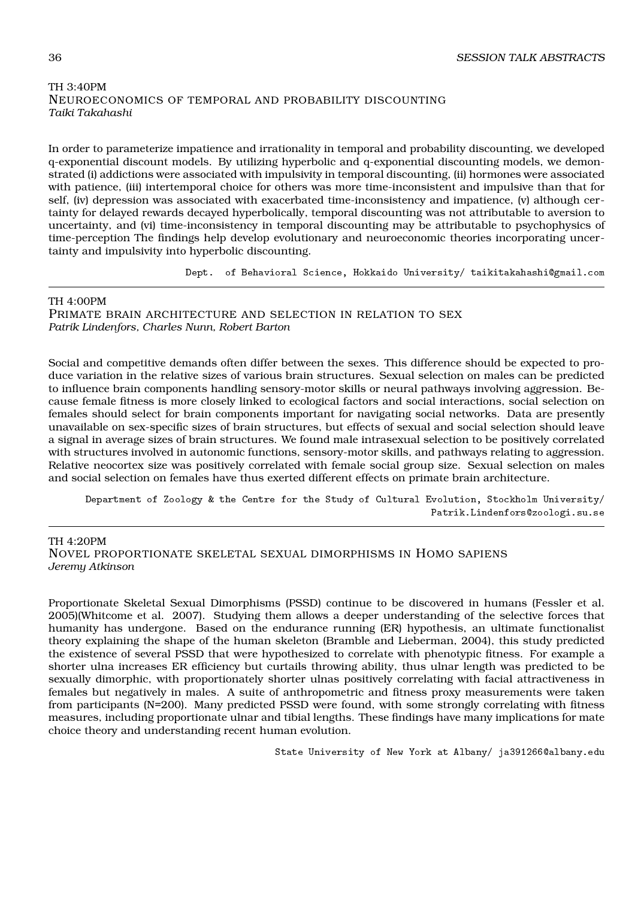TH 3:40PM

### Neuroeconomics of temporal and probability discounting

*Taiki Takahashi*

In order to parameterize impatience and irrationality in temporal and probability discounting, we developed q-exponential discount models. By utilizing hyperbolic and q-exponential discounting models, we demonstrated (i) addictions were associated with impulsivity in temporal discounting, (ii) hormones were associated with patience, (iii) intertemporal choice for others was more time-inconsistent and impulsive than that for self, (iv) depression was associated with exacerbated time-inconsistency and impatience, (v) although certainty for delayed rewards decayed hyperbolically, temporal discounting was not attributable to aversion to uncertainty, and (vi) time-inconsistency in temporal discounting may be attributable to psychophysics of time-perception The findings help develop evolutionary and neuroeconomic theories incorporating uncertainty and impulsivity into hyperbolic discounting.

Dept. of Behavioral Science, Hokkaido University/ taikitakahashi@gmail.com

---

TH 4:00PM

### Primate brain architecture and selection in relation to sex

*Patrik Lindenfors, Charles Nunn, Robert Barton*

Social and competitive demands often differ between the sexes. This difference should be expected to produce variation in the relative sizes of various brain structures. Sexual selection on males can be predicted to influence brain components handling sensory-motor skills or neural pathways involving aggression. Because female fitness is more closely linked to ecological factors and social interactions, social selection on females should select for brain components important for navigating social networks. Data are presently unavailable on sex-specific sizes of brain structures, but effects of sexual and social selection should leave a signal in average sizes of brain structures. We found male intrasexual selection to be positively correlated with structures involved in autonomic functions, sensory-motor skills, and pathways relating to aggression. Relative neocortex size was positively correlated with female social group size. Sexual selection on males and social selection on females have thus exerted different effects on primate brain architecture.

Department of Zoology & the Centre for the Study of Cultural Evolution, Stockholm University/ Patrik.Lindenfors@zoologi.su.se

---

TH 4:20PM

### Novel proportionate skeletal sexual dimorphisms in Homo sapiens

*Jeremy Atkinson*

Proportionate Skeletal Sexual Dimorphisms (PSSD) continue to be discovered in humans (Fessler et al. 2005)(Whitcome et al. 2007). Studying them allows a deeper understanding of the selective forces that humanity has undergone. Based on the endurance running (ER) hypothesis, an ultimate functionalist theory explaining the shape of the human skeleton (Bramble and Lieberman, 2004), this study predicted the existence of several PSSD that were hypothesized to correlate with phenotypic fitness. For example a shorter ulna increases ER efficiency but curtails throwing ability, thus ulnar length was predicted to be sexually dimorphic, with proportionately shorter ulnas positively correlating with facial attractiveness in females but negatively in males. A suite of anthropometric and fitness proxy measurements were taken from participants (N=200). Many predicted PSSD were found, with some strongly correlating with fitness measures, including proportionate ulnar and tibial lengths. These findings have many implications for mate choice theory and understanding recent human evolution.

State University of New York at Albany/ ja391266@albany.edu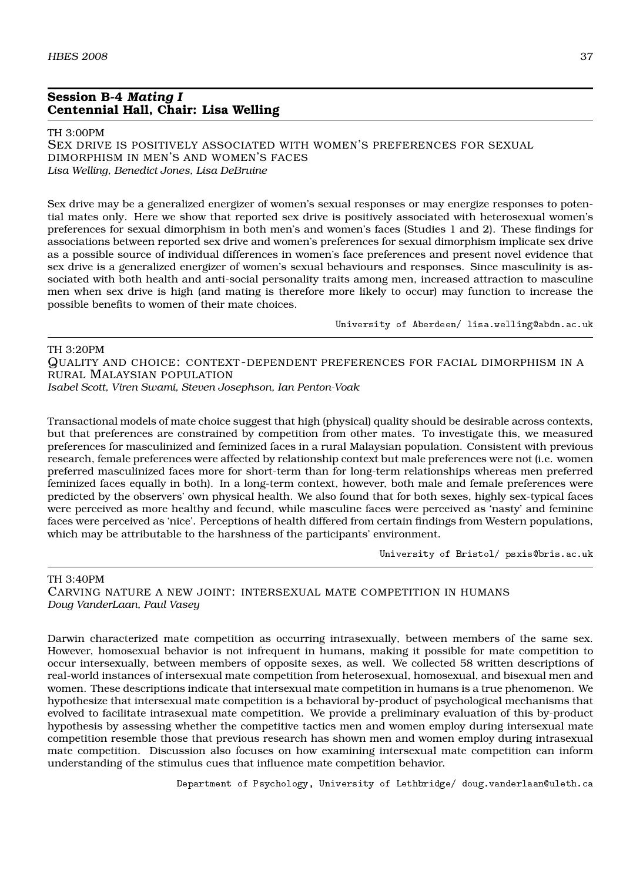## Session B-4 *Mating I*
## Centennial Hall, Chair: Lisa Welling

TH 3:00PM

### Sex drive is positively associated with women's preferences for sexual dimorphism in men's and women's faces

*Lisa Welling, Benedict Jones, Lisa DeBruine*

Sex drive may be a generalized energizer of women's sexual responses or may energize responses to potential mates only. Here we show that reported sex drive is positively associated with heterosexual women's preferences for sexual dimorphism in both men's and women's faces (Studies 1 and 2). These findings for associations between reported sex drive and women's preferences for sexual dimorphism implicate sex drive as a possible source of individual differences in women's face preferences and present novel evidence that sex drive is a generalized energizer of women's sexual behaviours and responses. Since masculinity is associated with both health and anti-social personality traits among men, increased attraction to masculine men when sex drive is high (and mating is therefore more likely to occur) may function to increase the possible benefits to women of their mate choices.

University of Aberdeen/ lisa.welling@abdn.ac.uk

TH 3:20PM

### Quality and choice: context-dependent preferences for facial dimorphism in a rural Malaysian population

*Isabel Scott, Viren Swami, Steven Josephson, Ian Penton-Voak*

Transactional models of mate choice suggest that high (physical) quality should be desirable across contexts, but that preferences are constrained by competition from other mates. To investigate this, we measured preferences for masculinized and feminized faces in a rural Malaysian population. Consistent with previous research, female preferences were affected by relationship context but male preferences were not (i.e. women preferred masculinized faces more for short-term than for long-term relationships whereas men preferred feminized faces equally in both). In a long-term context, however, both male and female preferences were predicted by the observers' own physical health. We also found that for both sexes, highly sex-typical faces were perceived as more healthy and fecund, while masculine faces were perceived as 'nasty' and feminine faces were perceived as 'nice'. Perceptions of health differed from certain findings from Western populations, which may be attributable to the harshness of the participants' environment.

University of Bristol/ psxis@bris.ac.uk

TH 3:40PM

### Carving nature a new joint: intersexual mate competition in humans

*Doug VanderLaan, Paul Vasey*

Darwin characterized mate competition as occurring intrasexually, between members of the same sex. However, homosexual behavior is not infrequent in humans, making it possible for mate competition to occur intersexually, between members of opposite sexes, as well. We collected 58 written descriptions of real-world instances of intersexual mate competition from heterosexual, homosexual, and bisexual men and women. These descriptions indicate that intersexual mate competition in humans is a true phenomenon. We hypothesize that intersexual mate competition is a behavioral by-product of psychological mechanisms that evolved to facilitate intrasexual mate competition. We provide a preliminary evaluation of this by-product hypothesis by assessing whether the competitive tactics men and women employ during intersexual mate competition resemble those that previous research has shown men and women employ during intrasexual mate competition. Discussion also focuses on how examining intersexual mate competition can inform understanding of the stimulus cues that influence mate competition behavior.

Department of Psychology, University of Lethbridge/ doug.vanderlaan@uleth.ca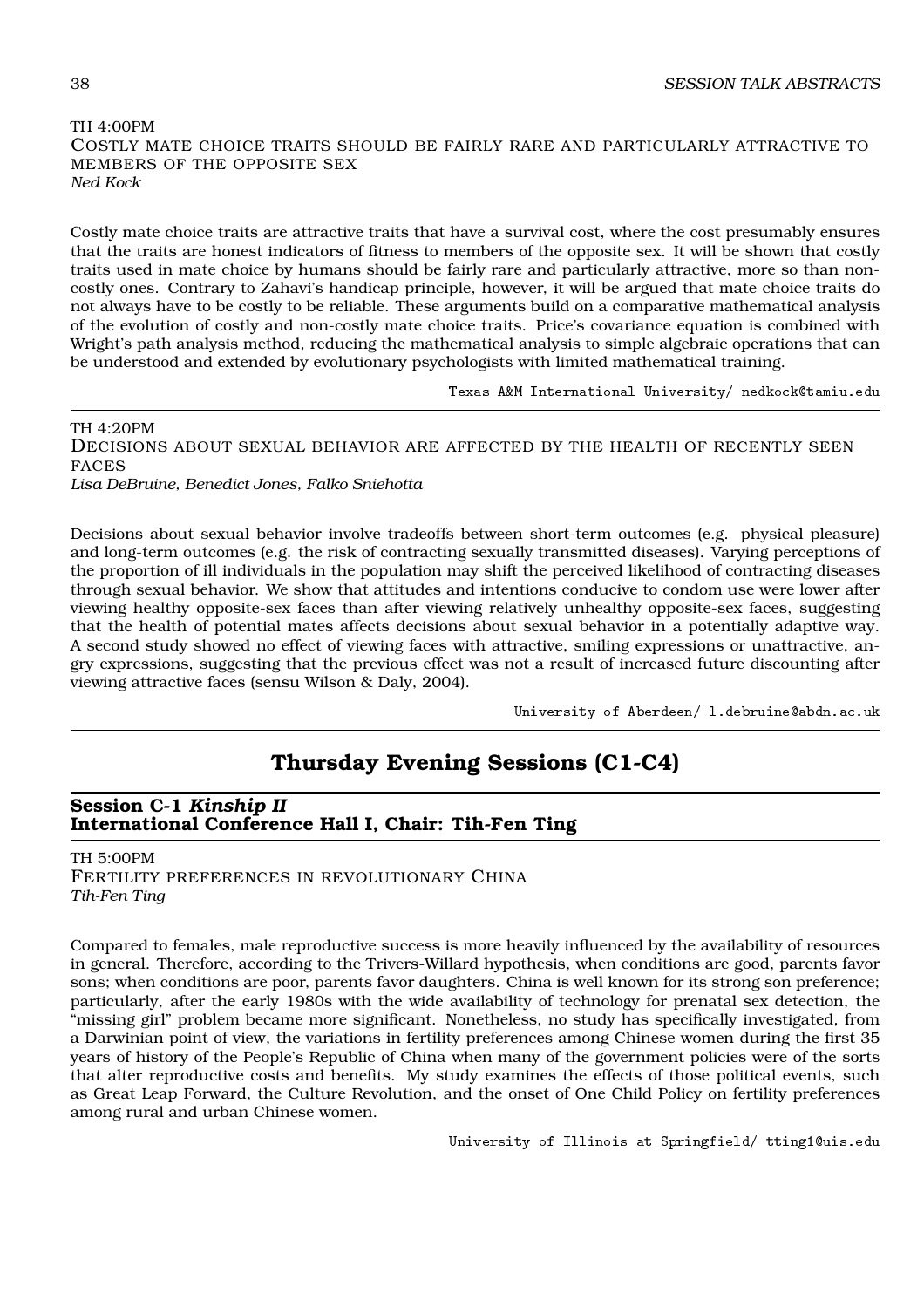TH 4:00PM
COSTLY MATE CHOICE TRAITS SHOULD BE FAIRLY RARE AND PARTICULARLY ATTRACTIVE TO MEMBERS OF THE OPPOSITE SEX
*Ned Kock*

Costly mate choice traits are attractive traits that have a survival cost, where the cost presumably ensures that the traits are honest indicators of fitness to members of the opposite sex. It will be shown that costly traits used in mate choice by humans should be fairly rare and particularly attractive, more so than non-costly ones. Contrary to Zahavi's handicap principle, however, it will be argued that mate choice traits do not always have to be costly to be reliable. These arguments build on a comparative mathematical analysis of the evolution of costly and non-costly mate choice traits. Price's covariance equation is combined with Wright's path analysis method, reducing the mathematical analysis to simple algebraic operations that can be understood and extended by evolutionary psychologists with limited mathematical training.

`Texas A&M International University/ nedkock@tamiu.edu`

---

TH 4:20PM
DECISIONS ABOUT SEXUAL BEHAVIOR ARE AFFECTED BY THE HEALTH OF RECENTLY SEEN FACES
*Lisa DeBruine, Benedict Jones, Falko Sniehotta*

Decisions about sexual behavior involve tradeoffs between short-term outcomes (e.g. physical pleasure) and long-term outcomes (e.g. the risk of contracting sexually transmitted diseases). Varying perceptions of the proportion of ill individuals in the population may shift the perceived likelihood of contracting diseases through sexual behavior. We show that attitudes and intentions conducive to condom use were lower after viewing healthy opposite-sex faces than after viewing relatively unhealthy opposite-sex faces, suggesting that the health of potential mates affects decisions about sexual behavior in a potentially adaptive way. A second study showed no effect of viewing faces with attractive, smiling expressions or unattractive, angry expressions, suggesting that the previous effect was not a result of increased future discounting after viewing attractive faces (sensu Wilson & Daly, 2004).

`University of Aberdeen/ l.debruine@abdn.ac.uk`

---

## Thursday Evening Sessions (C1-C4)

### Session C-1 *Kinship II*
### International Conference Hall I, Chair: Tih-Fen Ting

TH 5:00PM
FERTILITY PREFERENCES IN REVOLUTIONARY CHINA
*Tih-Fen Ting*

Compared to females, male reproductive success is more heavily influenced by the availability of resources in general. Therefore, according to the Trivers-Willard hypothesis, when conditions are good, parents favor sons; when conditions are poor, parents favor daughters. China is well known for its strong son preference; particularly, after the early 1980s with the wide availability of technology for prenatal sex detection, the "missing girl" problem became more significant. Nonetheless, no study has specifically investigated, from a Darwinian point of view, the variations in fertility preferences among Chinese women during the first 35 years of history of the People's Republic of China when many of the government policies were of the sorts that alter reproductive costs and benefits. My study examines the effects of those political events, such as Great Leap Forward, the Culture Revolution, and the onset of One Child Policy on fertility preferences among rural and urban Chinese women.

`University of Illinois at Springfield/ tting1@uis.edu`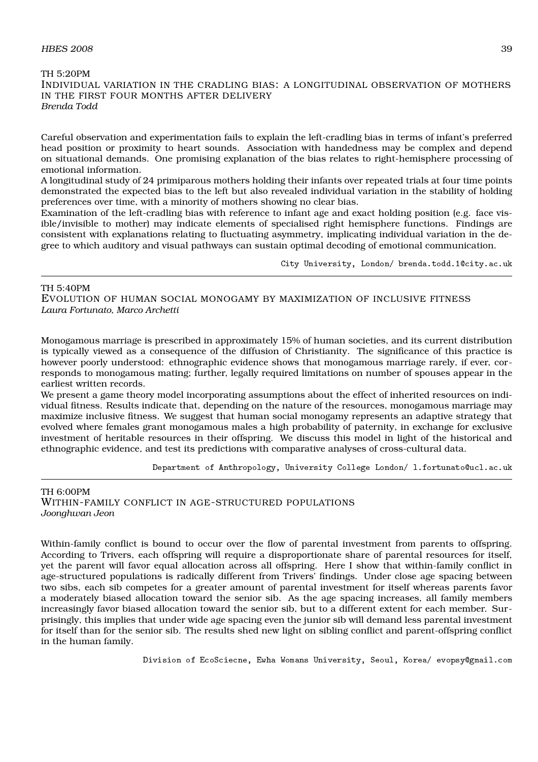TH 5:20PM

### Individual variation in the cradling bias: a longitudinal observation of mothers in the first four months after delivery

*Brenda Todd*

Careful observation and experimentation fails to explain the left-cradling bias in terms of infant's preferred head position or proximity to heart sounds. Association with handedness may be complex and depend on situational demands. One promising explanation of the bias relates to right-hemisphere processing of emotional information.

A longitudinal study of 24 primiparous mothers holding their infants over repeated trials at four time points demonstrated the expected bias to the left but also revealed individual variation in the stability of holding preferences over time, with a minority of mothers showing no clear bias.

Examination of the left-cradling bias with reference to infant age and exact holding position (e.g. face visible/invisible to mother) may indicate elements of specialised right hemisphere functions. Findings are consistent with explanations relating to fluctuating asymmetry, implicating individual variation in the degree to which auditory and visual pathways can sustain optimal decoding of emotional communication.

City University, London/ brenda.todd.1@city.ac.uk

---

TH 5:40PM

### Evolution of human social monogamy by maximization of inclusive fitness

*Laura Fortunato, Marco Archetti*

Monogamous marriage is prescribed in approximately 15% of human societies, and its current distribution is typically viewed as a consequence of the diffusion of Christianity. The significance of this practice is however poorly understood: ethnographic evidence shows that monogamous marriage rarely, if ever, corresponds to monogamous mating; further, legally required limitations on number of spouses appear in the earliest written records.

We present a game theory model incorporating assumptions about the effect of inherited resources on individual fitness. Results indicate that, depending on the nature of the resources, monogamous marriage may maximize inclusive fitness. We suggest that human social monogamy represents an adaptive strategy that evolved where females grant monogamous males a high probability of paternity, in exchange for exclusive investment of heritable resources in their offspring. We discuss this model in light of the historical and ethnographic evidence, and test its predictions with comparative analyses of cross-cultural data.

Department of Anthropology, University College London/ l.fortunato@ucl.ac.uk

---

TH 6:00PM

### Within-family conflict in age-structured populations

*Joonghwan Jeon*

Within-family conflict is bound to occur over the flow of parental investment from parents to offspring. According to Trivers, each offspring will require a disproportionate share of parental resources for itself, yet the parent will favor equal allocation across all offspring. Here I show that within-family conflict in age-structured populations is radically different from Trivers' findings. Under close age spacing between two sibs, each sib competes for a greater amount of parental investment for itself whereas parents favor a moderately biased allocation toward the senior sib. As the age spacing increases, all family members increasingly favor biased allocation toward the senior sib, but to a different extent for each member. Surprisingly, this implies that under wide age spacing even the junior sib will demand less parental investment for itself than for the senior sib. The results shed new light on sibling conflict and parent-offspring conflict in the human family.

Division of EcoSciecne, Ewha Womans University, Seoul, Korea/ evopsy@gmail.com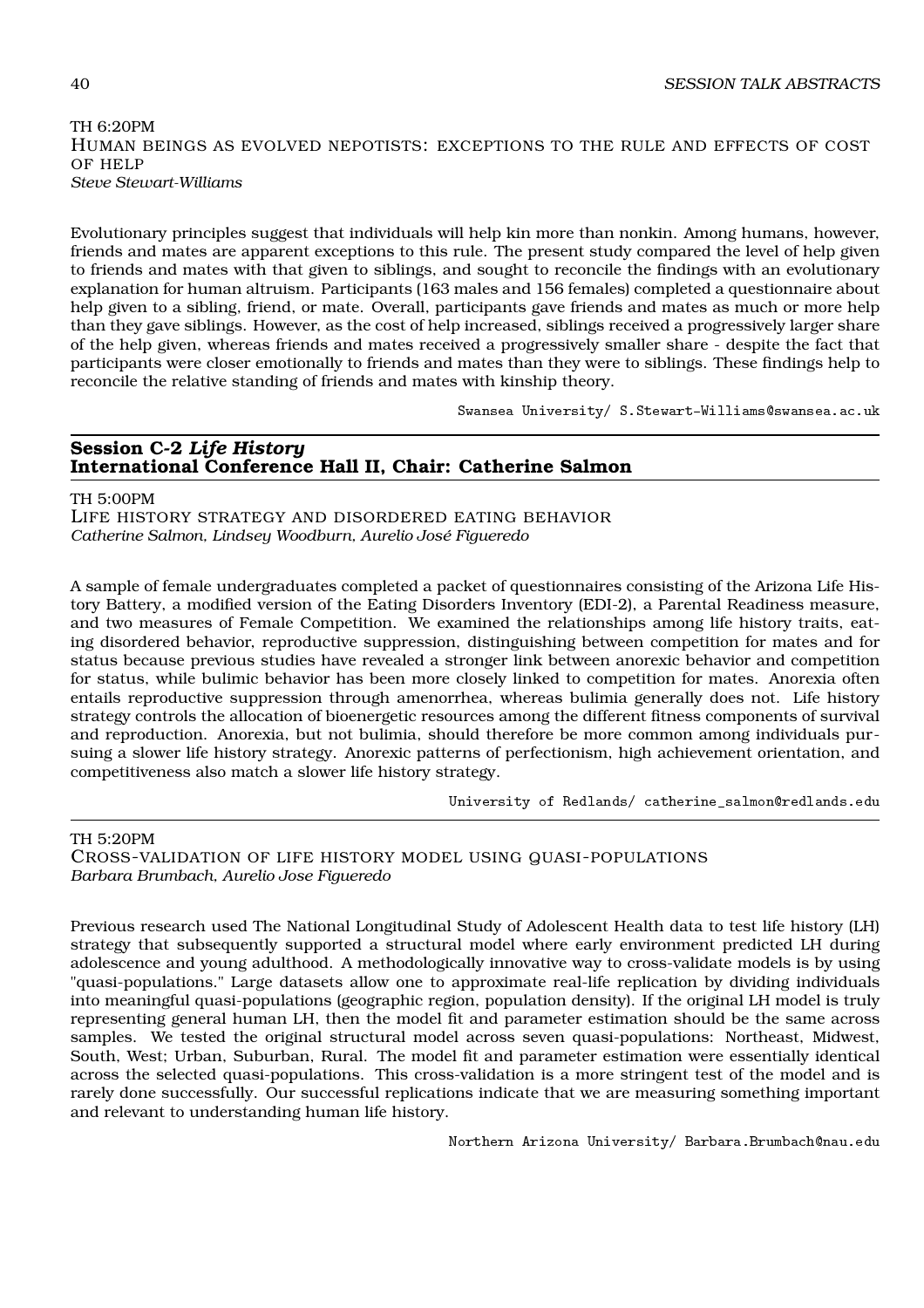TH 6:20PM

### Human beings as evolved nepotists: exceptions to the rule and effects of cost of help

*Steve Stewart-Williams*

Evolutionary principles suggest that individuals will help kin more than nonkin. Among humans, however, friends and mates are apparent exceptions to this rule. The present study compared the level of help given to friends and mates with that given to siblings, and sought to reconcile the findings with an evolutionary explanation for human altruism. Participants (163 males and 156 females) completed a questionnaire about help given to a sibling, friend, or mate. Overall, participants gave friends and mates as much or more help than they gave siblings. However, as the cost of help increased, siblings received a progressively larger share of the help given, whereas friends and mates received a progressively smaller share - despite the fact that participants were closer emotionally to friends and mates than they were to siblings. These findings help to reconcile the relative standing of friends and mates with kinship theory.

Swansea University/ S.Stewart-Williams@swansea.ac.uk

## Session C-2 *Life History*
## International Conference Hall II, Chair: Catherine Salmon

TH 5:00PM

### Life history strategy and disordered eating behavior

*Catherine Salmon, Lindsey Woodburn, Aurelio José Figueredo*

A sample of female undergraduates completed a packet of questionnaires consisting of the Arizona Life History Battery, a modified version of the Eating Disorders Inventory (EDI-2), a Parental Readiness measure, and two measures of Female Competition. We examined the relationships among life history traits, eating disordered behavior, reproductive suppression, distinguishing between competition for mates and for status because previous studies have revealed a stronger link between anorexic behavior and competition for status, while bulimic behavior has been more closely linked to competition for mates. Anorexia often entails reproductive suppression through amenorrhea, whereas bulimia generally does not. Life history strategy controls the allocation of bioenergetic resources among the different fitness components of survival and reproduction. Anorexia, but not bulimia, should therefore be more common among individuals pursuing a slower life history strategy. Anorexic patterns of perfectionism, high achievement orientation, and competitiveness also match a slower life history strategy.

University of Redlands/ catherine_salmon@redlands.edu

TH 5:20PM

### Cross-validation of life history model using quasi-populations

*Barbara Brumbach, Aurelio Jose Figueredo*

Previous research used The National Longitudinal Study of Adolescent Health data to test life history (LH) strategy that subsequently supported a structural model where early environment predicted LH during adolescence and young adulthood. A methodologically innovative way to cross-validate models is by using "quasi-populations." Large datasets allow one to approximate real-life replication by dividing individuals into meaningful quasi-populations (geographic region, population density). If the original LH model is truly representing general human LH, then the model fit and parameter estimation should be the same across samples. We tested the original structural model across seven quasi-populations: Northeast, Midwest, South, West; Urban, Suburban, Rural. The model fit and parameter estimation were essentially identical across the selected quasi-populations. This cross-validation is a more stringent test of the model and is rarely done successfully. Our successful replications indicate that we are measuring something important and relevant to understanding human life history.

Northern Arizona University/ Barbara.Brumbach@nau.edu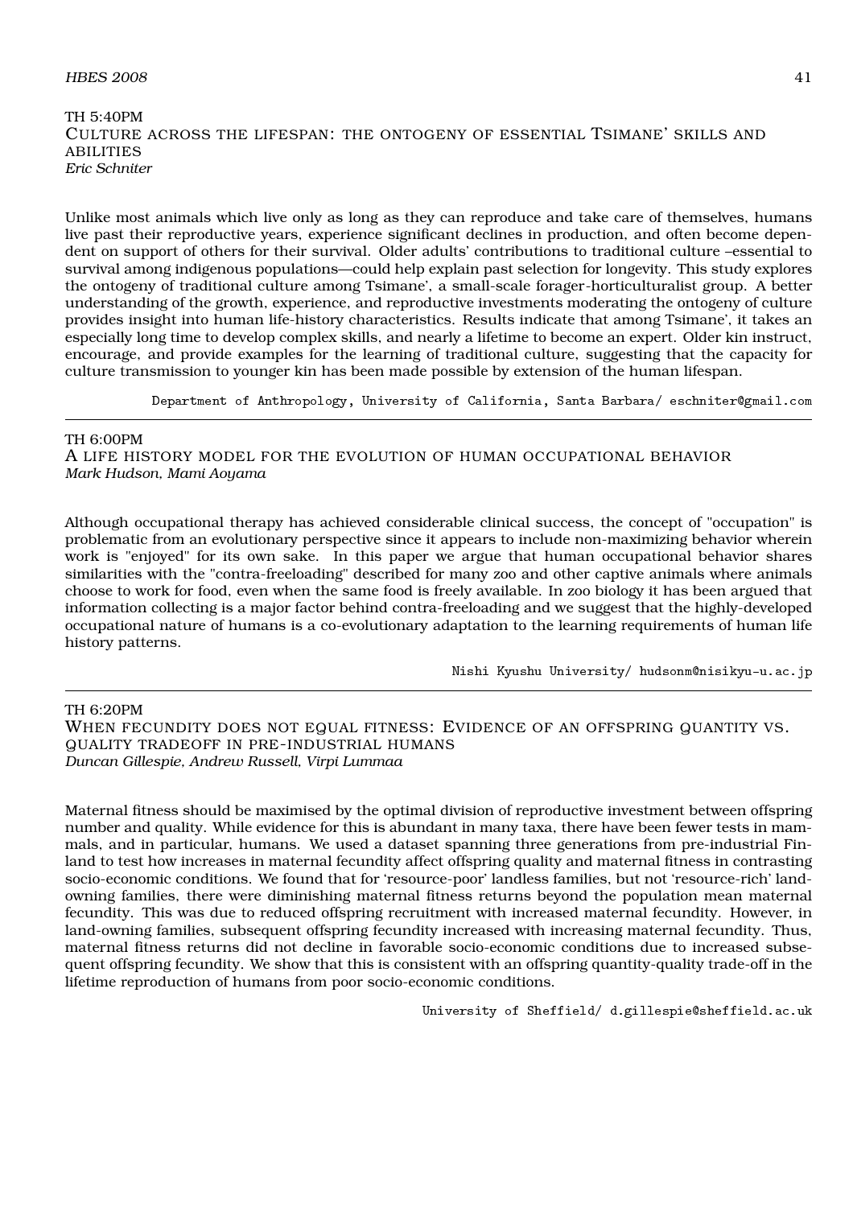TH 5:40PM

### Culture across the lifespan: the ontogeny of essential Tsimane' skills and abilities

*Eric Schniter*

Unlike most animals which live only as long as they can reproduce and take care of themselves, humans live past their reproductive years, experience significant declines in production, and often become dependent on support of others for their survival. Older adults' contributions to traditional culture –essential to survival among indigenous populations—could help explain past selection for longevity. This study explores the ontogeny of traditional culture among Tsimane', a small-scale forager-horticulturalist group. A better understanding of the growth, experience, and reproductive investments moderating the ontogeny of culture provides insight into human life-history characteristics. Results indicate that among Tsimane', it takes an especially long time to develop complex skills, and nearly a lifetime to become an expert. Older kin instruct, encourage, and provide examples for the learning of traditional culture, suggesting that the capacity for culture transmission to younger kin has been made possible by extension of the human lifespan.

Department of Anthropology, University of California, Santa Barbara/ eschniter@gmail.com

---

TH 6:00PM

### A life history model for the evolution of human occupational behavior

*Mark Hudson, Mami Aoyama*

Although occupational therapy has achieved considerable clinical success, the concept of "occupation" is problematic from an evolutionary perspective since it appears to include non-maximizing behavior wherein work is "enjoyed" for its own sake. In this paper we argue that human occupational behavior shares similarities with the "contra-freeloading" described for many zoo and other captive animals where animals choose to work for food, even when the same food is freely available. In zoo biology it has been argued that information collecting is a major factor behind contra-freeloading and we suggest that the highly-developed occupational nature of humans is a co-evolutionary adaptation to the learning requirements of human life history patterns.

Nishi Kyushu University/ hudsonm@nisikyu-u.ac.jp

---

TH 6:20PM

### When fecundity does not equal fitness: Evidence of an offspring quantity vs. quality tradeoff in pre-industrial humans

*Duncan Gillespie, Andrew Russell, Virpi Lummaa*

Maternal fitness should be maximised by the optimal division of reproductive investment between offspring number and quality. While evidence for this is abundant in many taxa, there have been fewer tests in mammals, and in particular, humans. We used a dataset spanning three generations from pre-industrial Finland to test how increases in maternal fecundity affect offspring quality and maternal fitness in contrasting socio-economic conditions. We found that for 'resource-poor' landless families, but not 'resource-rich' land-owning families, there were diminishing maternal fitness returns beyond the population mean maternal fecundity. This was due to reduced offspring recruitment with increased maternal fecundity. However, in land-owning families, subsequent offspring fecundity increased with increasing maternal fecundity. Thus, maternal fitness returns did not decline in favorable socio-economic conditions due to increased subsequent offspring fecundity. We show that this is consistent with an offspring quantity-quality trade-off in the lifetime reproduction of humans from poor socio-economic conditions.

University of Sheffield/ d.gillespie@sheffield.ac.uk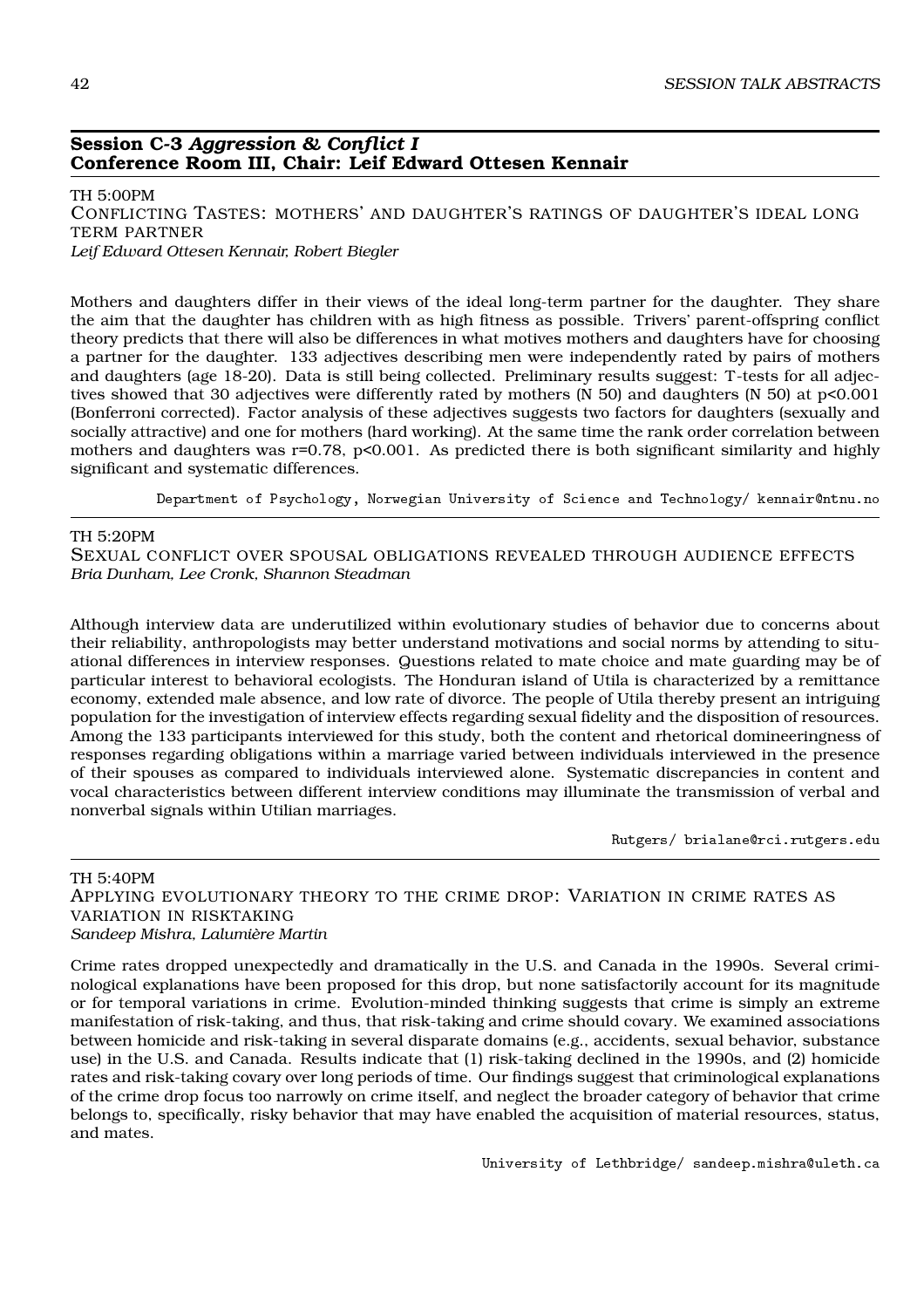## Session C-3 *Aggression & Conflict I*
## Conference Room III, Chair: Leif Edward Ottesen Kennair

TH 5:00PM

CONFLICTING TASTES: MOTHERS' AND DAUGHTER'S RATINGS OF DAUGHTER'S IDEAL LONG TERM PARTNER

*Leif Edward Ottesen Kennair, Robert Biegler*

Mothers and daughters differ in their views of the ideal long-term partner for the daughter. They share the aim that the daughter has children with as high fitness as possible. Trivers' parent-offspring conflict theory predicts that there will also be differences in what motives mothers and daughters have for choosing a partner for the daughter. 133 adjectives describing men were independently rated by pairs of mothers and daughters (age 18-20). Data is still being collected. Preliminary results suggest: T-tests for all adjectives showed that 30 adjectives were differently rated by mothers (N 50) and daughters (N 50) at $p<0.001$ (Bonferroni corrected). Factor analysis of these adjectives suggests two factors for daughters (sexually and socially attractive) and one for mothers (hard working). At the same time the rank order correlation between mothers and daughters was $r=0.78$, $p<0.001$. As predicted there is both significant similarity and highly significant and systematic differences.

Department of Psychology, Norwegian University of Science and Technology/ kennair@ntnu.no

---

TH 5:20PM

SEXUAL CONFLICT OVER SPOUSAL OBLIGATIONS REVEALED THROUGH AUDIENCE EFFECTS

*Bria Dunham, Lee Cronk, Shannon Steadman*

Although interview data are underutilized within evolutionary studies of behavior due to concerns about their reliability, anthropologists may better understand motivations and social norms by attending to situational differences in interview responses. Questions related to mate choice and mate guarding may be of particular interest to behavioral ecologists. The Honduran island of Utila is characterized by a remittance economy, extended male absence, and low rate of divorce. The people of Utila thereby present an intriguing population for the investigation of interview effects regarding sexual fidelity and the disposition of resources. Among the 133 participants interviewed for this study, both the content and rhetorical domineeringness of responses regarding obligations within a marriage varied between individuals interviewed in the presence of their spouses as compared to individuals interviewed alone. Systematic discrepancies in content and vocal characteristics between different interview conditions may illuminate the transmission of verbal and nonverbal signals within Utilian marriages.

Rutgers/ brialane@rci.rutgers.edu

---

TH 5:40PM

APPLYING EVOLUTIONARY THEORY TO THE CRIME DROP: VARIATION IN CRIME RATES AS VARIATION IN RISKTAKING

*Sandeep Mishra, Lalumière Martin*

Crime rates dropped unexpectedly and dramatically in the U.S. and Canada in the 1990s. Several criminological explanations have been proposed for this drop, but none satisfactorily account for its magnitude or for temporal variations in crime. Evolution-minded thinking suggests that crime is simply an extreme manifestation of risk-taking, and thus, that risk-taking and crime should covary. We examined associations between homicide and risk-taking in several disparate domains (e.g., accidents, sexual behavior, substance use) in the U.S. and Canada. Results indicate that (1) risk-taking declined in the 1990s, and (2) homicide rates and risk-taking covary over long periods of time. Our findings suggest that criminological explanations of the crime drop focus too narrowly on crime itself, and neglect the broader category of behavior that crime belongs to, specifically, risky behavior that may have enabled the acquisition of material resources, status, and mates.

University of Lethbridge/ sandeep.mishra@uleth.ca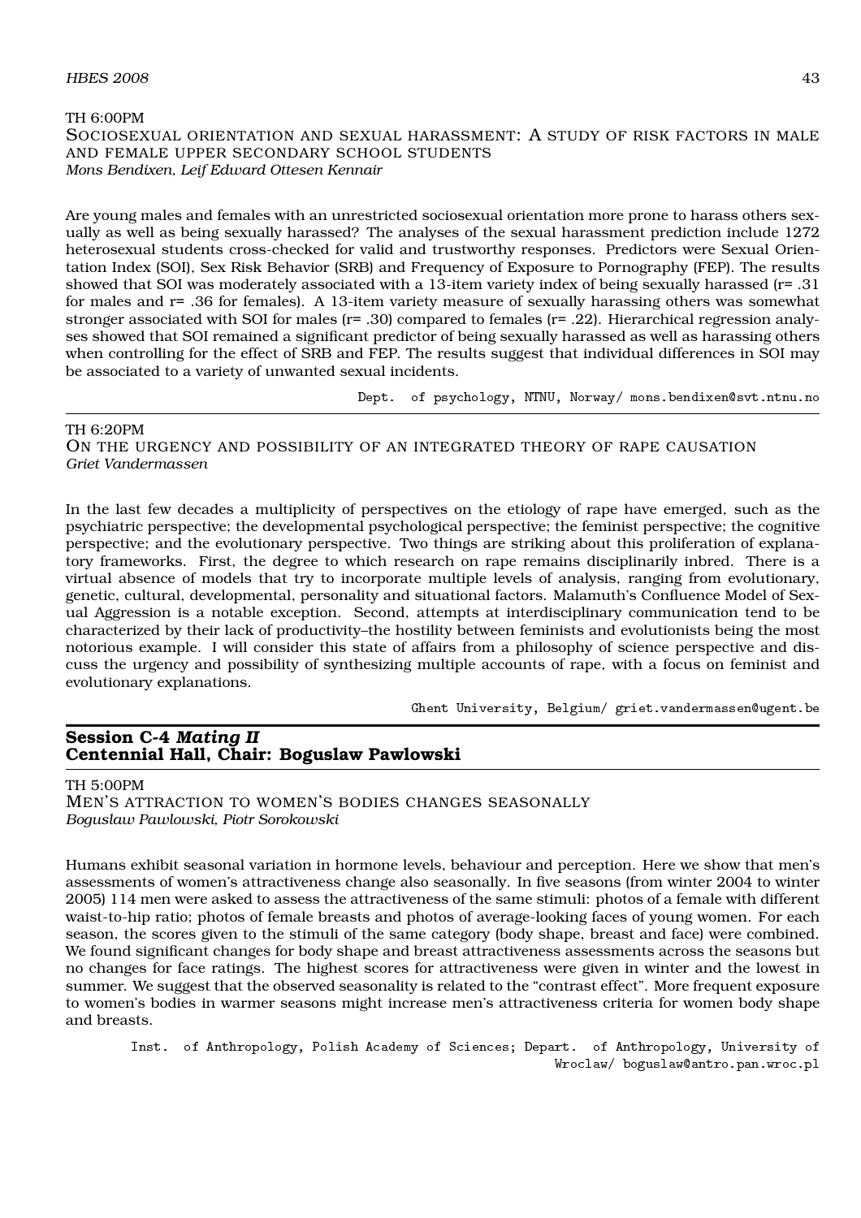TH 6:00PM

### Sociosexual orientation and sexual harassment: A study of risk factors in male and female upper secondary school students

*Mons Bendixen, Leif Edward Ottesen Kennair*

Are young males and females with an unrestricted sociosexual orientation more prone to harass others sexually as well as being sexually harassed? The analyses of the sexual harassment prediction include 1272 heterosexual students cross-checked for valid and trustworthy responses. Predictors were Sexual Orientation Index (SOI), Sex Risk Behavior (SRB) and Frequency of Exposure to Pornography (FEP). The results showed that SOI was moderately associated with a 13-item variety index of being sexually harassed ($r = .31$ for males and $r = .36$ for females). A 13-item variety measure of sexually harassing others was somewhat stronger associated with SOI for males ($r = .30$) compared to females ($r = .22$). Hierarchical regression analyses showed that SOI remained a significant predictor of being sexually harassed as well as harassing others when controlling for the effect of SRB and FEP. The results suggest that individual differences in SOI may be associated to a variety of unwanted sexual incidents.

Dept. of psychology, NTNU, Norway/ mons.bendixen@svt.ntnu.no

---

TH 6:20PM

### On the urgency and possibility of an integrated theory of rape causation

*Griet Vandermassen*

In the last few decades a multiplicity of perspectives on the etiology of rape have emerged, such as the psychiatric perspective; the developmental psychological perspective; the feminist perspective; the cognitive perspective; and the evolutionary perspective. Two things are striking about this proliferation of explanatory frameworks. First, the degree to which research on rape remains disciplinarily inbred. There is a virtual absence of models that try to incorporate multiple levels of analysis, ranging from evolutionary, genetic, cultural, developmental, personality and situational factors. Malamuth's Confluence Model of Sexual Aggression is a notable exception. Second, attempts at interdisciplinary communication tend to be characterized by their lack of productivity–the hostility between feminists and evolutionists being the most notorious example. I will consider this state of affairs from a philosophy of science perspective and discuss the urgency and possibility of synthesizing multiple accounts of rape, with a focus on feminist and evolutionary explanations.

Ghent University, Belgium/ griet.vandermassen@ugent.be

---

## Session C-4 *Mating II*
## Centennial Hall, Chair: Boguslaw Pawlowski

TH 5:00PM

### Men's attraction to women's bodies changes seasonally

*Boguslaw Pawlowski, Piotr Sorokowski*

Humans exhibit seasonal variation in hormone levels, behaviour and perception. Here we show that men's assessments of women's attractiveness change also seasonally. In five seasons (from winter 2004 to winter 2005) 114 men were asked to assess the attractiveness of the same stimuli: photos of a female with different waist-to-hip ratio; photos of female breasts and photos of average-looking faces of young women. For each season, the scores given to the stimuli of the same category (body shape, breast and face) were combined. We found significant changes for body shape and breast attractiveness assessments across the seasons but no changes for face ratings. The highest scores for attractiveness were given in winter and the lowest in summer. We suggest that the observed seasonality is related to the "contrast effect". More frequent exposure to women's bodies in warmer seasons might increase men's attractiveness criteria for women body shape and breasts.

Inst. of Anthropology, Polish Academy of Sciences; Depart. of Anthropology, University of Wroclaw/ boguslaw@antro.pan.wroc.pl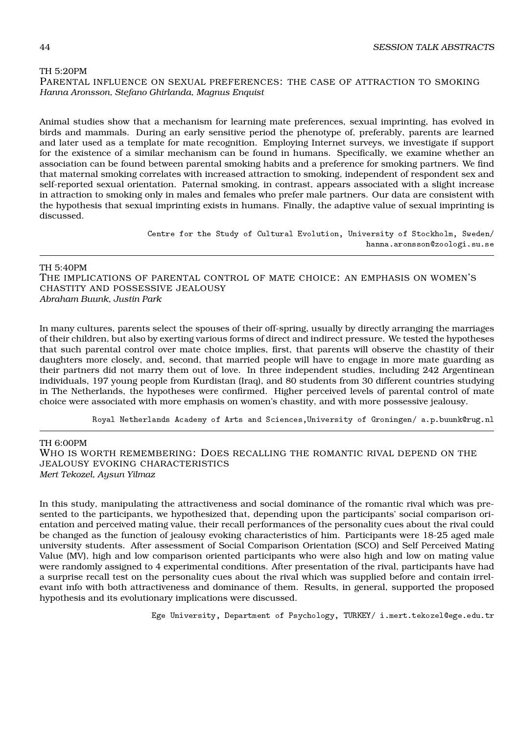TH 5:20PM

### Parental influence on sexual preferences: the case of attraction to smoking

*Hanna Aronsson, Stefano Ghirlanda, Magnus Enquist*

Animal studies show that a mechanism for learning mate preferences, sexual imprinting, has evolved in birds and mammals. During an early sensitive period the phenotype of, preferably, parents are learned and later used as a template for mate recognition. Employing Internet surveys, we investigate if support for the existence of a similar mechanism can be found in humans. Specifically, we examine whether an association can be found between parental smoking habits and a preference for smoking partners. We find that maternal smoking correlates with increased attraction to smoking, independent of respondent sex and self-reported sexual orientation. Paternal smoking, in contrast, appears associated with a slight increase in attraction to smoking only in males and females who prefer male partners. Our data are consistent with the hypothesis that sexual imprinting exists in humans. Finally, the adaptive value of sexual imprinting is discussed.

Centre for the Study of Cultural Evolution, University of Stockholm, Sweden/ hanna.aronsson@zoologi.su.se

---

TH 5:40PM

### The implications of parental control of mate choice: an emphasis on women's chastity and possessive jealousy

*Abraham Buunk, Justin Park*

In many cultures, parents select the spouses of their off-spring, usually by directly arranging the marriages of their children, but also by exerting various forms of direct and indirect pressure. We tested the hypotheses that such parental control over mate choice implies, first, that parents will observe the chastity of their daughters more closely, and, second, that married people will have to engage in more mate guarding as their partners did not marry them out of love. In three independent studies, including 242 Argentinean individuals, 197 young people from Kurdistan (Iraq), and 80 students from 30 different countries studying in The Netherlands, the hypotheses were confirmed. Higher perceived levels of parental control of mate choice were associated with more emphasis on women's chastity, and with more possessive jealousy.

Royal Netherlands Academy of Arts and Sciences,University of Groningen/ a.p.buunk@rug.nl

---

TH 6:00PM

### Who is worth remembering: Does recalling the romantic rival depend on the jealousy evoking characteristics

*Mert Tekozel, Aysun Yilmaz*

In this study, manipulating the attractiveness and social dominance of the romantic rival which was presented to the participants, we hypothesized that, depending upon the participants' social comparison orientation and perceived mating value, their recall performances of the personality cues about the rival could be changed as the function of jealousy evoking characteristics of him. Participants were 18-25 aged male university students. After assessment of Social Comparison Orientation (SCO) and Self Perceived Mating Value (MV), high and low comparison oriented participants who were also high and low on mating value were randomly assigned to 4 experimental conditions. After presentation of the rival, participants have had a surprise recall test on the personality cues about the rival which was supplied before and contain irrelevant info with both attractiveness and dominance of them. Results, in general, supported the proposed hypothesis and its evolutionary implications were discussed.

Ege University, Department of Psychology, TURKEY/ i.mert.tekozel@ege.edu.tr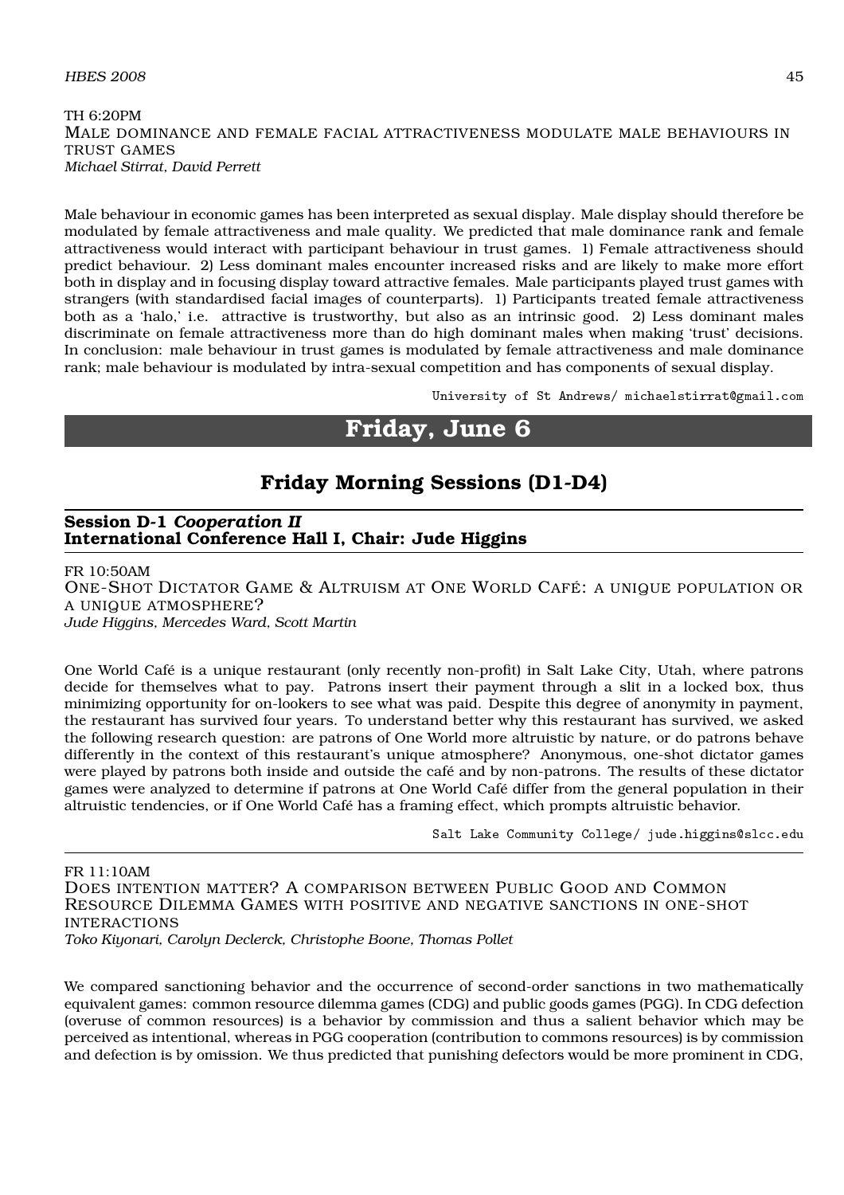TH 6:20PM

MALE DOMINANCE AND FEMALE FACIAL ATTRACTIVENESS MODULATE MALE BEHAVIOURS IN TRUST GAMES

*Michael Stirrat, David Perrett*

Male behaviour in economic games has been interpreted as sexual display. Male display should therefore be modulated by female attractiveness and male quality. We predicted that male dominance rank and female attractiveness would interact with participant behaviour in trust games. 1) Female attractiveness should predict behaviour. 2) Less dominant males encounter increased risks and are likely to make more effort both in display and in focusing display toward attractive females. Male participants played trust games with strangers (with standardised facial images of counterparts). 1) Participants treated female attractiveness both as a 'halo,' i.e. attractive is trustworthy, but also as an intrinsic good. 2) Less dominant males discriminate on female attractiveness more than do high dominant males when making 'trust' decisions. In conclusion: male behaviour in trust games is modulated by female attractiveness and male dominance rank; male behaviour is modulated by intra-sexual competition and has components of sexual display.

University of St Andrews/ michaelstirrat@gmail.com

# Friday, June 6

## Friday Morning Sessions (D1-D4)

### Session D-1 *Cooperation II*
### International Conference Hall I, Chair: Jude Higgins

FR 10:50AM

ONE-SHOT DICTATOR GAME & ALTRUISM AT ONE WORLD CAFÉ: A UNIQUE POPULATION OR A UNIQUE ATMOSPHERE?

*Jude Higgins, Mercedes Ward, Scott Martin*

One World Café is a unique restaurant (only recently non-profit) in Salt Lake City, Utah, where patrons decide for themselves what to pay. Patrons insert their payment through a slit in a locked box, thus minimizing opportunity for on-lookers to see what was paid. Despite this degree of anonymity in payment, the restaurant has survived four years. To understand better why this restaurant has survived, we asked the following research question: are patrons of One World more altruistic by nature, or do patrons behave differently in the context of this restaurant's unique atmosphere? Anonymous, one-shot dictator games were played by patrons both inside and outside the café and by non-patrons. The results of these dictator games were analyzed to determine if patrons at One World Café differ from the general population in their altruistic tendencies, or if One World Café has a framing effect, which prompts altruistic behavior.

Salt Lake Community College/ jude.higgins@slcc.edu

FR 11:10AM

DOES INTENTION MATTER? A COMPARISON BETWEEN PUBLIC GOOD AND COMMON RESOURCE DILEMMA GAMES WITH POSITIVE AND NEGATIVE SANCTIONS IN ONE-SHOT INTERACTIONS

*Toko Kiyonari, Carolyn Declerck, Christophe Boone, Thomas Pollet*

We compared sanctioning behavior and the occurrence of second-order sanctions in two mathematically equivalent games: common resource dilemma games (CDG) and public goods games (PGG). In CDG defection (overuse of common resources) is a behavior by commission and thus a salient behavior which may be perceived as intentional, whereas in PGG cooperation (contribution to commons resources) is by commission and defection is by omission. We thus predicted that punishing defectors would be more prominent in CDG,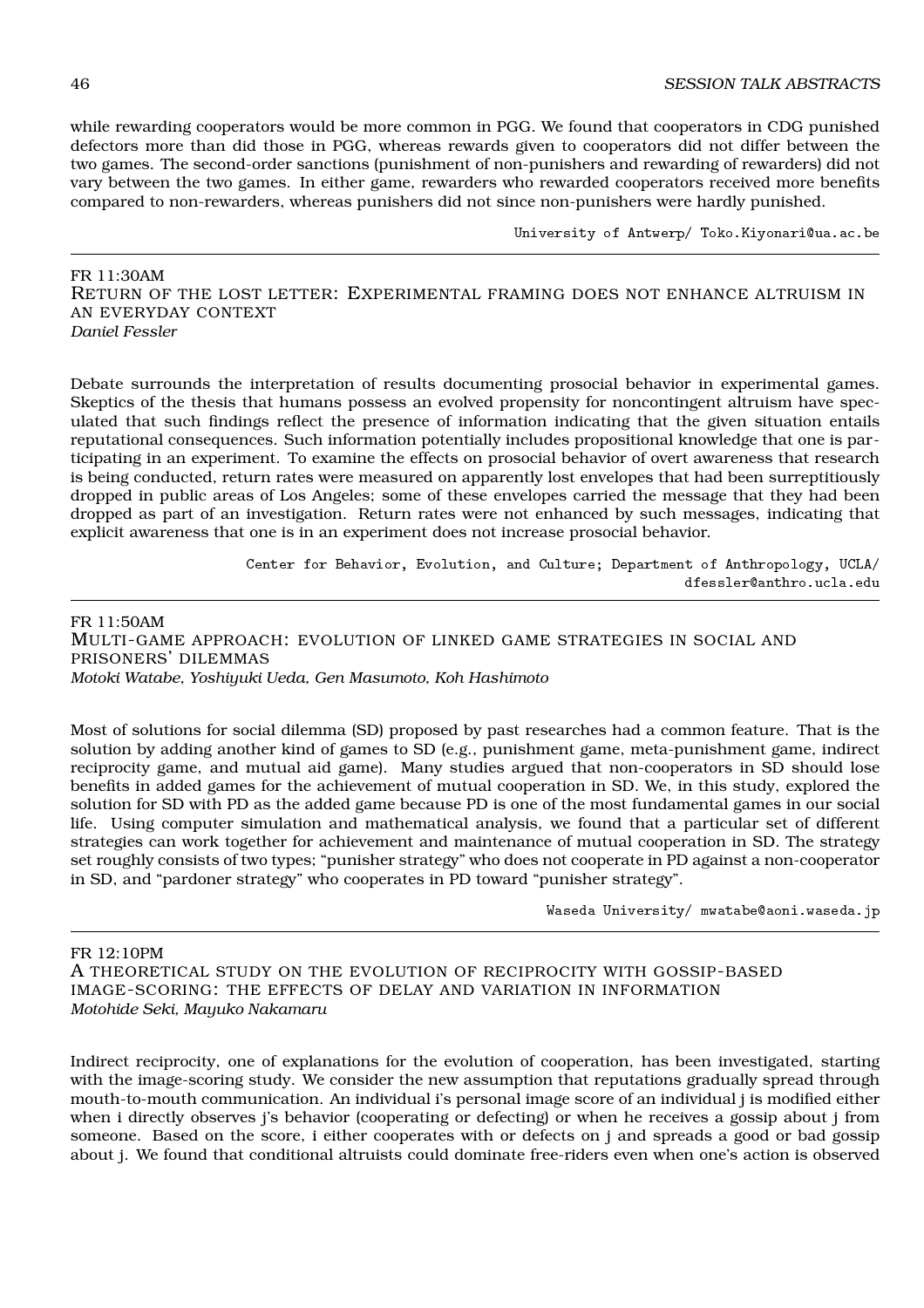while rewarding cooperators would be more common in PGG. We found that cooperators in CDG punished defectors more than did those in PGG, whereas rewards given to cooperators did not differ between the two games. The second-order sanctions (punishment of non-punishers and rewarding of rewarders) did not vary between the two games. In either game, rewarders who rewarded cooperators received more benefits compared to non-rewarders, whereas punishers did not since non-punishers were hardly punished.

University of Antwerp/ Toko.Kiyonari@ua.ac.be

---

FR 11:30AM

### Return of the lost letter: Experimental framing does not enhance altruism in an everyday context

*Daniel Fessler*

Debate surrounds the interpretation of results documenting prosocial behavior in experimental games. Skeptics of the thesis that humans possess an evolved propensity for noncontingent altruism have speculated that such findings reflect the presence of information indicating that the given situation entails reputational consequences. Such information potentially includes propositional knowledge that one is participating in an experiment. To examine the effects on prosocial behavior of overt awareness that research is being conducted, return rates were measured on apparently lost envelopes that had been surreptitiously dropped in public areas of Los Angeles; some of these envelopes carried the message that they had been dropped as part of an investigation. Return rates were not enhanced by such messages, indicating that explicit awareness that one is in an experiment does not increase prosocial behavior.

Center for Behavior, Evolution, and Culture; Department of Anthropology, UCLA/ dfessler@anthro.ucla.edu

---

FR 11:50AM

### Multi-game approach: evolution of linked game strategies in social and prisoners' dilemmas

*Motoki Watabe, Yoshiyuki Ueda, Gen Masumoto, Koh Hashimoto*

Most of solutions for social dilemma (SD) proposed by past researches had a common feature. That is the solution by adding another kind of games to SD (e.g., punishment game, meta-punishment game, indirect reciprocity game, and mutual aid game). Many studies argued that non-cooperators in SD should lose benefits in added games for the achievement of mutual cooperation in SD. We, in this study, explored the solution for SD with PD as the added game because PD is one of the most fundamental games in our social life. Using computer simulation and mathematical analysis, we found that a particular set of different strategies can work together for achievement and maintenance of mutual cooperation in SD. The strategy set roughly consists of two types; "punisher strategy" who does not cooperate in PD against a non-cooperator in SD, and "pardoner strategy" who cooperates in PD toward "punisher strategy".

Waseda University/ mwatabe@aoni.waseda.jp

---

FR 12:10PM

### A theoretical study on the evolution of reciprocity with gossip-based image-scoring: the effects of delay and variation in information

*Motohide Seki, Mayuko Nakamaru*

Indirect reciprocity, one of explanations for the evolution of cooperation, has been investigated, starting with the image-scoring study. We consider the new assumption that reputations gradually spread through mouth-to-mouth communication. An individual i's personal image score of an individual j is modified either when i directly observes j's behavior (cooperating or defecting) or when he receives a gossip about j from someone. Based on the score, i either cooperates with or defects on j and spreads a good or bad gossip about j. We found that conditional altruists could dominate free-riders even when one's action is observed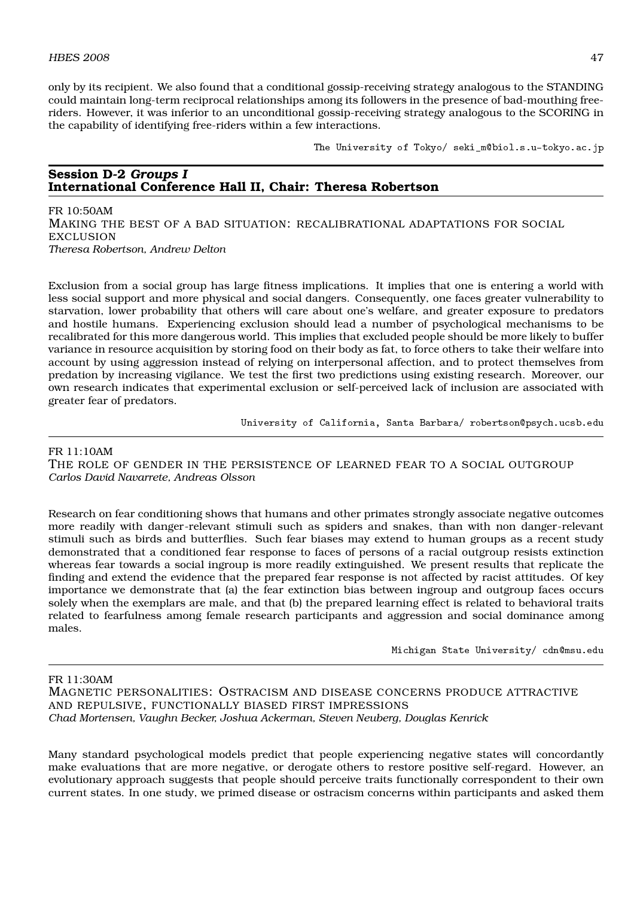only by its recipient. We also found that a conditional gossip-receiving strategy analogous to the STANDING could maintain long-term reciprocal relationships among its followers in the presence of bad-mouthing free-riders. However, it was inferior to an unconditional gossip-receiving strategy analogous to the SCORING in the capability of identifying free-riders within a few interactions.

The University of Tokyo/ seki_m@biol.s.u-tokyo.ac.jp

---

## Session D-2 *Groups I*
## International Conference Hall II, Chair: Theresa Robertson

FR 10:50AM
MAKING THE BEST OF A BAD SITUATION: RECALIBRATIONAL ADAPTATIONS FOR SOCIAL EXCLUSION
*Theresa Robertson, Andrew Delton*

Exclusion from a social group has large fitness implications. It implies that one is entering a world with less social support and more physical and social dangers. Consequently, one faces greater vulnerability to starvation, lower probability that others will care about one's welfare, and greater exposure to predators and hostile humans. Experiencing exclusion should lead a number of psychological mechanisms to be recalibrated for this more dangerous world. This implies that excluded people should be more likely to buffer variance in resource acquisition by storing food on their body as fat, to force others to take their welfare into account by using aggression instead of relying on interpersonal affection, and to protect themselves from predation by increasing vigilance. We test the first two predictions using existing research. Moreover, our own research indicates that experimental exclusion or self-perceived lack of inclusion are associated with greater fear of predators.

University of California, Santa Barbara/ robertson@psych.ucsb.edu

---

FR 11:10AM
THE ROLE OF GENDER IN THE PERSISTENCE OF LEARNED FEAR TO A SOCIAL OUTGROUP
*Carlos David Navarrete, Andreas Olsson*

Research on fear conditioning shows that humans and other primates strongly associate negative outcomes more readily with danger-relevant stimuli such as spiders and snakes, than with non danger-relevant stimuli such as birds and butterflies. Such fear biases may extend to human groups as a recent study demonstrated that a conditioned fear response to faces of persons of a racial outgroup resists extinction whereas fear towards a social ingroup is more readily extinguished. We present results that replicate the finding and extend the evidence that the prepared fear response is not affected by racist attitudes. Of key importance we demonstrate that (a) the fear extinction bias between ingroup and outgroup faces occurs solely when the exemplars are male, and that (b) the prepared learning effect is related to behavioral traits related to fearfulness among female research participants and aggression and social dominance among males.

Michigan State University/ cdn@msu.edu

---

FR 11:30AM
MAGNETIC PERSONALITIES: OSTRACISM AND DISEASE CONCERNS PRODUCE ATTRACTIVE AND REPULSIVE, FUNCTIONALLY BIASED FIRST IMPRESSIONS
*Chad Mortensen, Vaughn Becker, Joshua Ackerman, Steven Neuberg, Douglas Kenrick*

Many standard psychological models predict that people experiencing negative states will concordantly make evaluations that are more negative, or derogate others to restore positive self-regard. However, an evolutionary approach suggests that people should perceive traits functionally correspondent to their own current states. In one study, we primed disease or ostracism concerns within participants and asked them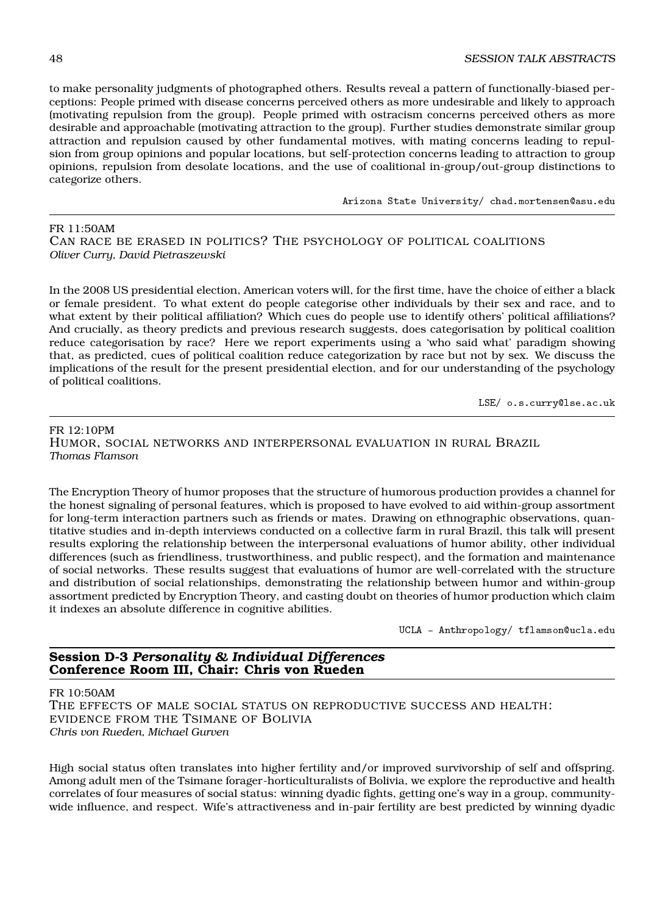to make personality judgments of photographed others. Results reveal a pattern of functionally-biased perceptions: People primed with disease concerns perceived others as more undesirable and likely to approach (motivating repulsion from the group). People primed with ostracism concerns perceived others as more desirable and approachable (motivating attraction to the group). Further studies demonstrate similar group attraction and repulsion caused by other fundamental motives, with mating concerns leading to repulsion from group opinions and popular locations, but self-protection concerns leading to attraction to group opinions, repulsion from desolate locations, and the use of coalitional in-group/out-group distinctions to categorize others.

Arizona State University/ chad.mortensen@asu.edu

---

FR 11:50AM

CAN RACE BE ERASED IN POLITICS? THE PSYCHOLOGY OF POLITICAL COALITIONS

*Oliver Curry, David Pietraszewski*

In the 2008 US presidential election, American voters will, for the first time, have the choice of either a black or female president. To what extent do people categorise other individuals by their sex and race, and to what extent by their political affiliation? Which cues do people use to identify others' political affiliations? And crucially, as theory predicts and previous research suggests, does categorisation by political coalition reduce categorisation by race? Here we report experiments using a 'who said what' paradigm showing that, as predicted, cues of political coalition reduce categorization by race but not by sex. We discuss the implications of the result for the present presidential election, and for our understanding of the psychology of political coalitions.

LSE/ o.s.curry@lse.ac.uk

---

FR 12:10PM

HUMOR, SOCIAL NETWORKS AND INTERPERSONAL EVALUATION IN RURAL BRAZIL

*Thomas Flamson*

The Encryption Theory of humor proposes that the structure of humorous production provides a channel for the honest signaling of personal features, which is proposed to have evolved to aid within-group assortment for long-term interaction partners such as friends or mates. Drawing on ethnographic observations, quantitative studies and in-depth interviews conducted on a collective farm in rural Brazil, this talk will present results exploring the relationship between the interpersonal evaluations of humor ability, other individual differences (such as friendliness, trustworthiness, and public respect), and the formation and maintenance of social networks. These results suggest that evaluations of humor are well-correlated with the structure and distribution of social relationships, demonstrating the relationship between humor and within-group assortment predicted by Encryption Theory, and casting doubt on theories of humor production which claim it indexes an absolute difference in cognitive abilities.

UCLA - Anthropology/ tflamson@ucla.edu

---

## Session D-3 *Personality & Individual Differences*
## Conference Room III, Chair: Chris von Rueden

FR 10:50AM

THE EFFECTS OF MALE SOCIAL STATUS ON REPRODUCTIVE SUCCESS AND HEALTH: EVIDENCE FROM THE TSIMANE OF BOLIVIA

*Chris von Rueden, Michael Gurven*

High social status often translates into higher fertility and/or improved survivorship of self and offspring. Among adult men of the Tsimane forager-horticulturalists of Bolivia, we explore the reproductive and health correlates of four measures of social status: winning dyadic fights, getting one's way in a group, community-wide influence, and respect. Wife's attractiveness and in-pair fertility are best predicted by winning dyadic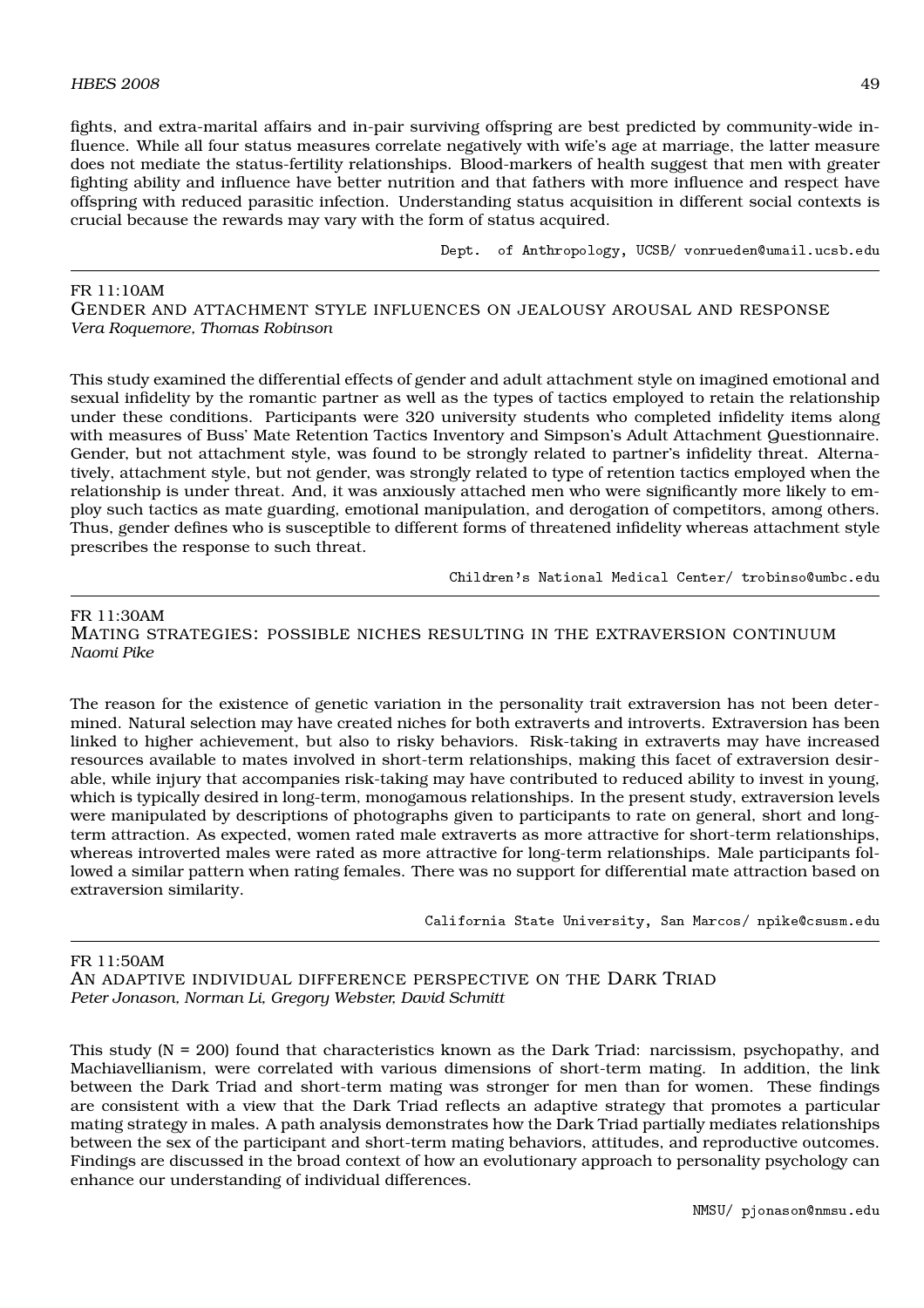fights, and extra-marital affairs and in-pair surviving offspring are best predicted by community-wide influence. While all four status measures correlate negatively with wife's age at marriage, the latter measure does not mediate the status-fertility relationships. Blood-markers of health suggest that men with greater fighting ability and influence have better nutrition and that fathers with more influence and respect have offspring with reduced parasitic infection. Understanding status acquisition in different social contexts is crucial because the rewards may vary with the form of status acquired.

Dept. of Anthropology, UCSB/ vonrueden@umail.ucsb.edu

---

FR 11:10AM

## Gender and attachment style influences on jealousy arousal and response

*Vera Roquemore, Thomas Robinson*

This study examined the differential effects of gender and adult attachment style on imagined emotional and sexual infidelity by the romantic partner as well as the types of tactics employed to retain the relationship under these conditions. Participants were 320 university students who completed infidelity items along with measures of Buss' Mate Retention Tactics Inventory and Simpson's Adult Attachment Questionnaire. Gender, but not attachment style, was found to be strongly related to partner's infidelity threat. Alternatively, attachment style, but not gender, was strongly related to type of retention tactics employed when the relationship is under threat. And, it was anxiously attached men who were significantly more likely to employ such tactics as mate guarding, emotional manipulation, and derogation of competitors, among others. Thus, gender defines who is susceptible to different forms of threatened infidelity whereas attachment style prescribes the response to such threat.

Children's National Medical Center/ trobinso@umbc.edu

---

FR 11:30AM

## Mating strategies: possible niches resulting in the extraversion continuum

*Naomi Pike*

The reason for the existence of genetic variation in the personality trait extraversion has not been determined. Natural selection may have created niches for both extraverts and introverts. Extraversion has been linked to higher achievement, but also to risky behaviors. Risk-taking in extraverts may have increased resources available to mates involved in short-term relationships, making this facet of extraversion desirable, while injury that accompanies risk-taking may have contributed to reduced ability to invest in young, which is typically desired in long-term, monogamous relationships. In the present study, extraversion levels were manipulated by descriptions of photographs given to participants to rate on general, short and long-term attraction. As expected, women rated male extraverts as more attractive for short-term relationships, whereas introverted males were rated as more attractive for long-term relationships. Male participants followed a similar pattern when rating females. There was no support for differential mate attraction based on extraversion similarity.

California State University, San Marcos/ npike@csusm.edu

---

FR 11:50AM

## An adaptive individual difference perspective on the Dark Triad

*Peter Jonason, Norman Li, Gregory Webster, David Schmitt*

This study (N = 200) found that characteristics known as the Dark Triad: narcissism, psychopathy, and Machiavellianism, were correlated with various dimensions of short-term mating. In addition, the link between the Dark Triad and short-term mating was stronger for men than for women. These findings are consistent with a view that the Dark Triad reflects an adaptive strategy that promotes a particular mating strategy in males. A path analysis demonstrates how the Dark Triad partially mediates relationships between the sex of the participant and short-term mating behaviors, attitudes, and reproductive outcomes. Findings are discussed in the broad context of how an evolutionary approach to personality psychology can enhance our understanding of individual differences.

NMSU/ pjonason@nmsu.edu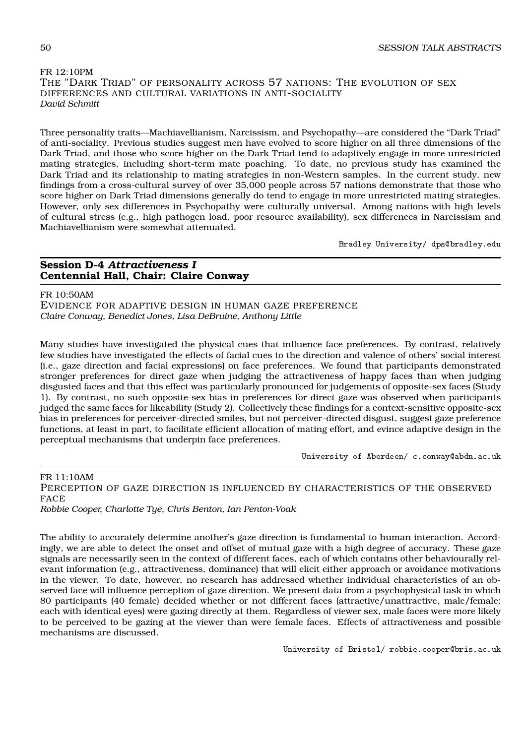FR 12:10PM

THE "DARK TRIAD" OF PERSONALITY ACROSS 57 NATIONS: THE EVOLUTION OF SEX DIFFERENCES AND CULTURAL VARIATIONS IN ANTI-SOCIALITY

*David Schmitt*

Three personality traits—Machiavellianism, Narcissism, and Psychopathy—are considered the "Dark Triad" of anti-sociality. Previous studies suggest men have evolved to score higher on all three dimensions of the Dark Triad, and those who score higher on the Dark Triad tend to adaptively engage in more unrestricted mating strategies, including short-term mate poaching. To date, no previous study has examined the Dark Triad and its relationship to mating strategies in non-Western samples. In the current study, new findings from a cross-cultural survey of over 35,000 people across 57 nations demonstrate that those who score higher on Dark Triad dimensions generally do tend to engage in more unrestricted mating strategies. However, only sex differences in Psychopathy were culturally universal. Among nations with high levels of cultural stress (e.g., high pathogen load, poor resource availability), sex differences in Narcissism and Machiavellianism were somewhat attenuated.

Bradley University/ dps@bradley.edu

## Session D-4 *Attractiveness I*
## Centennial Hall, Chair: Claire Conway

FR 10:50AM

EVIDENCE FOR ADAPTIVE DESIGN IN HUMAN GAZE PREFERENCE

*Claire Conway, Benedict Jones, Lisa DeBruine, Anthony Little*

Many studies have investigated the physical cues that influence face preferences. By contrast, relatively few studies have investigated the effects of facial cues to the direction and valence of others' social interest (i.e., gaze direction and facial expressions) on face preferences. We found that participants demonstrated stronger preferences for direct gaze when judging the attractiveness of happy faces than when judging disgusted faces and that this effect was particularly pronounced for judgements of opposite-sex faces (Study 1). By contrast, no such opposite-sex bias in preferences for direct gaze was observed when participants judged the same faces for likeability (Study 2). Collectively these findings for a context-sensitive opposite-sex bias in preferences for perceiver-directed smiles, but not perceiver-directed disgust, suggest gaze preference functions, at least in part, to facilitate efficient allocation of mating effort, and evince adaptive design in the perceptual mechanisms that underpin face preferences.

University of Aberdeen/ c.conway@abdn.ac.uk

FR 11:10AM

PERCEPTION OF GAZE DIRECTION IS INFLUENCED BY CHARACTERISTICS OF THE OBSERVED FACE

*Robbie Cooper, Charlotte Tye, Chris Benton, Ian Penton-Voak*

The ability to accurately determine another's gaze direction is fundamental to human interaction. Accordingly, we are able to detect the onset and offset of mutual gaze with a high degree of accuracy. These gaze signals are necessarily seen in the context of different faces, each of which contains other behaviourally relevant information (e.g., attractiveness, dominance) that will elicit either approach or avoidance motivations in the viewer. To date, however, no research has addressed whether individual characteristics of an observed face will influence perception of gaze direction. We present data from a psychophysical task in which 80 participants (40 female) decided whether or not different faces (attractive/unattractive, male/female; each with identical eyes) were gazing directly at them. Regardless of viewer sex, male faces were more likely to be perceived to be gazing at the viewer than were female faces. Effects of attractiveness and possible mechanisms are discussed.

University of Bristol/ robbie.cooper@bris.ac.uk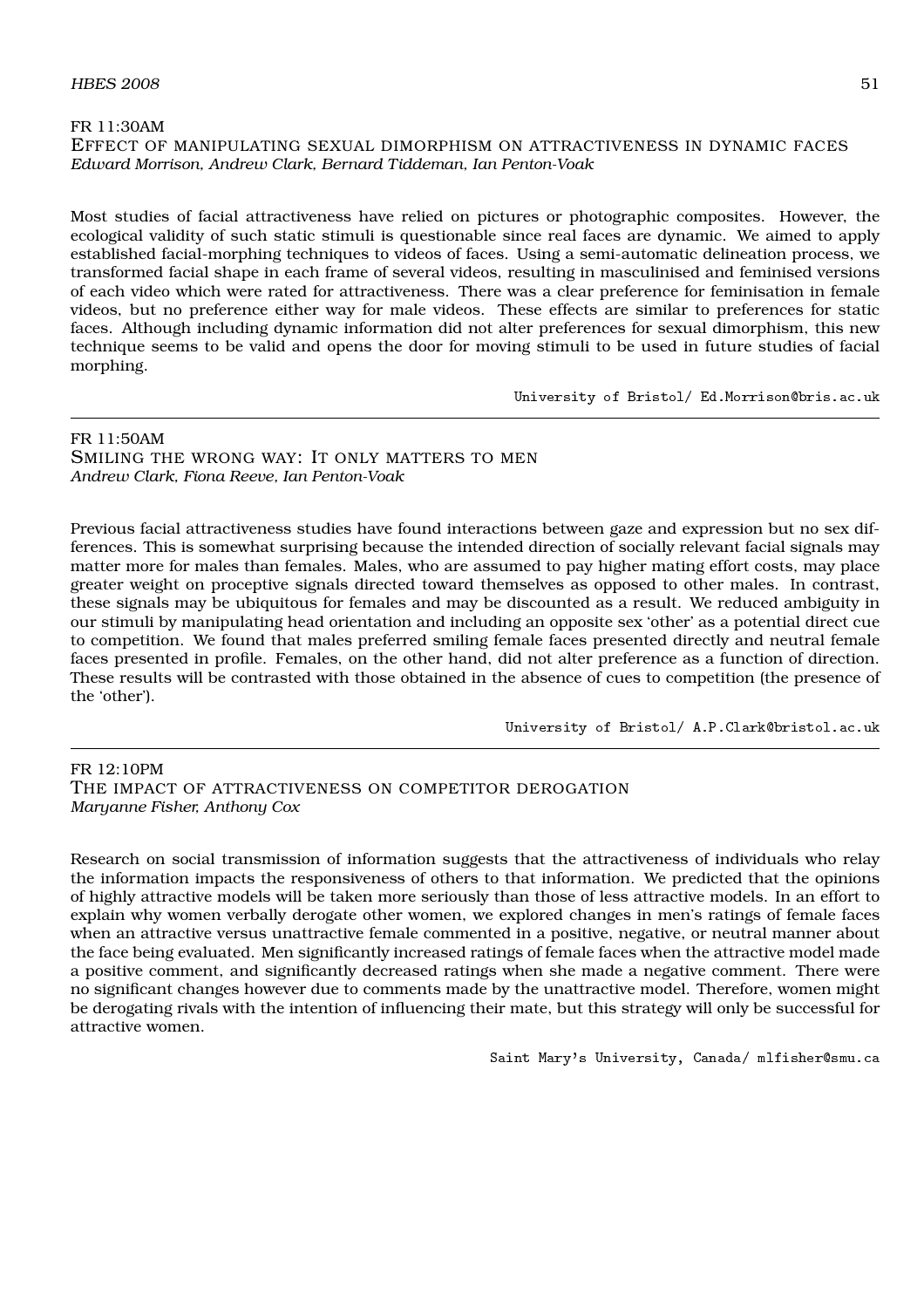FR 11:30AM

### Effect of manipulating sexual dimorphism on attractiveness in dynamic faces

*Edward Morrison, Andrew Clark, Bernard Tiddeman, Ian Penton-Voak*

Most studies of facial attractiveness have relied on pictures or photographic composites. However, the ecological validity of such static stimuli is questionable since real faces are dynamic. We aimed to apply established facial-morphing techniques to videos of faces. Using a semi-automatic delineation process, we transformed facial shape in each frame of several videos, resulting in masculinised and feminised versions of each video which were rated for attractiveness. There was a clear preference for feminisation in female videos, but no preference either way for male videos. These effects are similar to preferences for static faces. Although including dynamic information did not alter preferences for sexual dimorphism, this new technique seems to be valid and opens the door for moving stimuli to be used in future studies of facial morphing.

University of Bristol/ Ed.Morrison@bris.ac.uk

---

FR 11:50AM

### Smiling the wrong way: It only matters to men

*Andrew Clark, Fiona Reeve, Ian Penton-Voak*

Previous facial attractiveness studies have found interactions between gaze and expression but no sex differences. This is somewhat surprising because the intended direction of socially relevant facial signals may matter more for males than females. Males, who are assumed to pay higher mating effort costs, may place greater weight on proceptive signals directed toward themselves as opposed to other males. In contrast, these signals may be ubiquitous for females and may be discounted as a result. We reduced ambiguity in our stimuli by manipulating head orientation and including an opposite sex 'other' as a potential direct cue to competition. We found that males preferred smiling female faces presented directly and neutral female faces presented in profile. Females, on the other hand, did not alter preference as a function of direction. These results will be contrasted with those obtained in the absence of cues to competition (the presence of the 'other').

University of Bristol/ A.P.Clark@bristol.ac.uk

---

FR 12:10PM

### The impact of attractiveness on competitor derogation

*Maryanne Fisher, Anthony Cox*

Research on social transmission of information suggests that the attractiveness of individuals who relay the information impacts the responsiveness of others to that information. We predicted that the opinions of highly attractive models will be taken more seriously than those of less attractive models. In an effort to explain why women verbally derogate other women, we explored changes in men's ratings of female faces when an attractive versus unattractive female commented in a positive, negative, or neutral manner about the face being evaluated. Men significantly increased ratings of female faces when the attractive model made a positive comment, and significantly decreased ratings when she made a negative comment. There were no significant changes however due to comments made by the unattractive model. Therefore, women might be derogating rivals with the intention of influencing their mate, but this strategy will only be successful for attractive women.

Saint Mary's University, Canada/ mlfisher@smu.ca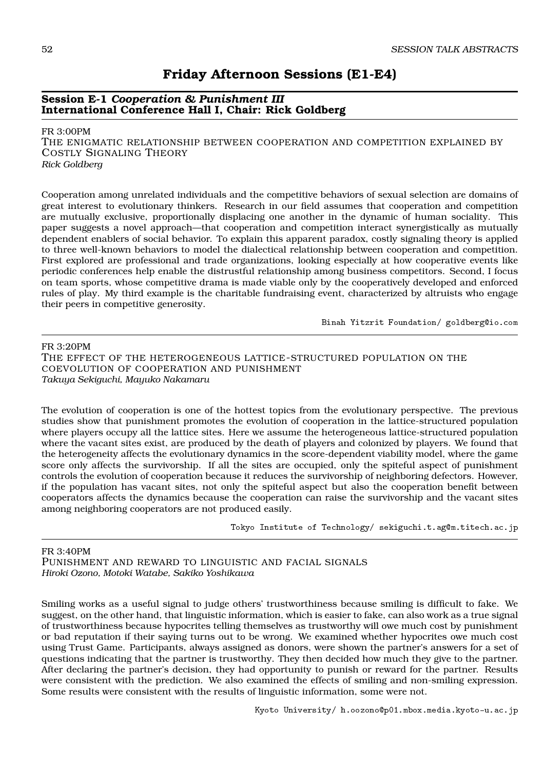## Friday Afternoon Sessions (E1-E4)

### Session E-1 *Cooperation & Punishment III*
### International Conference Hall I, Chair: Rick Goldberg

FR 3:00PM
THE ENIGMATIC RELATIONSHIP BETWEEN COOPERATION AND COMPETITION EXPLAINED BY COSTLY SIGNALING THEORY
*Rick Goldberg*

Cooperation among unrelated individuals and the competitive behaviors of sexual selection are domains of great interest to evolutionary thinkers. Research in our field assumes that cooperation and competition are mutually exclusive, proportionally displacing one another in the dynamic of human sociality. This paper suggests a novel approach—that cooperation and competition interact synergistically as mutually dependent enablers of social behavior. To explain this apparent paradox, costly signaling theory is applied to three well-known behaviors to model the dialectical relationship between cooperation and competition. First explored are professional and trade organizations, looking especially at how cooperative events like periodic conferences help enable the distrustful relationship among business competitors. Second, I focus on team sports, whose competitive drama is made viable only by the cooperatively developed and enforced rules of play. My third example is the charitable fundraising event, characterized by altruists who engage their peers in competitive generosity.

Binah Yitzrit Foundation/ goldberg@io.com

---

FR 3:20PM
THE EFFECT OF THE HETEROGENEOUS LATTICE-STRUCTURED POPULATION ON THE COEVOLUTION OF COOPERATION AND PUNISHMENT
*Takuya Sekiguchi, Mayuko Nakamaru*

The evolution of cooperation is one of the hottest topics from the evolutionary perspective. The previous studies show that punishment promotes the evolution of cooperation in the lattice-structured population where players occupy all the lattice sites. Here we assume the heterogeneous lattice-structured population where the vacant sites exist, are produced by the death of players and colonized by players. We found that the heterogeneity affects the evolutionary dynamics in the score-dependent viability model, where the game score only affects the survivorship. If all the sites are occupied, only the spiteful aspect of punishment controls the evolution of cooperation because it reduces the survivorship of neighboring defectors. However, if the population has vacant sites, not only the spiteful aspect but also the cooperation benefit between cooperators affects the dynamics because the cooperation can raise the survivorship and the vacant sites among neighboring cooperators are not produced easily.

Tokyo Institute of Technology/ sekiguchi.t.ag@m.titech.ac.jp

---

FR 3:40PM
PUNISHMENT AND REWARD TO LINGUISTIC AND FACIAL SIGNALS
*Hiroki Ozono, Motoki Watabe, Sakiko Yoshikawa*

Smiling works as a useful signal to judge others' trustworthiness because smiling is difficult to fake. We suggest, on the other hand, that linguistic information, which is easier to fake, can also work as a true signal of trustworthiness because hypocrites telling themselves as trustworthy will owe much cost by punishment or bad reputation if their saying turns out to be wrong. We examined whether hypocrites owe much cost using Trust Game. Participants, always assigned as donors, were shown the partner's answers for a set of questions indicating that the partner is trustworthy. They then decided how much they give to the partner. After declaring the partner's decision, they had opportunity to punish or reward for the partner. Results were consistent with the prediction. We also examined the effects of smiling and non-smiling expression. Some results were consistent with the results of linguistic information, some were not.

Kyoto University/ h.oozono@p01.mbox.media.kyoto-u.ac.jp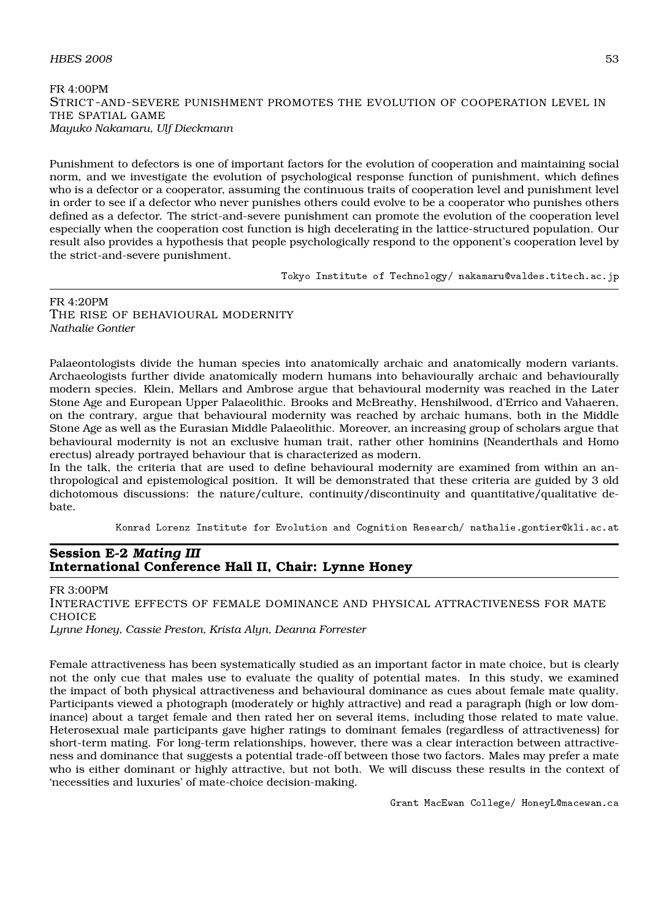FR 4:00PM
STRICT-AND-SEVERE PUNISHMENT PROMOTES THE EVOLUTION OF COOPERATION LEVEL IN THE SPATIAL GAME
*Mayuko Nakamaru, Ulf Dieckmann*

Punishment to defectors is one of important factors for the evolution of cooperation and maintaining social norm, and we investigate the evolution of psychological response function of punishment, which defines who is a defector or a cooperator, assuming the continuous traits of cooperation level and punishment level in order to see if a defector who never punishes others could evolve to be a cooperator who punishes others defined as a defector. The strict-and-severe punishment can promote the evolution of the cooperation level especially when the cooperation cost function is high decelerating in the lattice-structured population. Our result also provides a hypothesis that people psychologically respond to the opponent's cooperation level by the strict-and-severe punishment.

Tokyo Institute of Technology/ nakamaru@valdes.titech.ac.jp

---

FR 4:20PM
THE RISE OF BEHAVIOURAL MODERNITY
*Nathalie Gontier*

Palaeontologists divide the human species into anatomically archaic and anatomically modern variants. Archaeologists further divide anatomically modern humans into behaviourally archaic and behaviourally modern species. Klein, Mellars and Ambrose argue that behavioural modernity was reached in the Later Stone Age and European Upper Palaeolithic. Brooks and McBreathy, Henshilwood, d'Errico and Vahaeren, on the contrary, argue that behavioural modernity was reached by archaic humans, both in the Middle Stone Age as well as the Eurasian Middle Palaeolithic. Moreover, an increasing group of scholars argue that behavioural modernity is not an exclusive human trait, rather other hominins (Neanderthals and Homo erectus) already portrayed behaviour that is characterized as modern.
In the talk, the criteria that are used to define behavioural modernity are examined from within an anthropological and epistemological position. It will be demonstrated that these criteria are guided by 3 old dichotomous discussions: the nature/culture, continuity/discontinuity and quantitative/qualitative debate.

Konrad Lorenz Institute for Evolution and Cognition Research/ nathalie.gontier@kli.ac.at

## Session E-2 *Mating III*
## International Conference Hall II, Chair: Lynne Honey

FR 3:00PM
INTERACTIVE EFFECTS OF FEMALE DOMINANCE AND PHYSICAL ATTRACTIVENESS FOR MATE CHOICE
*Lynne Honey, Cassie Preston, Krista Alyn, Deanna Forrester*

Female attractiveness has been systematically studied as an important factor in mate choice, but is clearly not the only cue that males use to evaluate the quality of potential mates. In this study, we examined the impact of both physical attractiveness and behavioural dominance as cues about female mate quality. Participants viewed a photograph (moderately or highly attractive) and read a paragraph (high or low dominance) about a target female and then rated her on several items, including those related to mate value. Heterosexual male participants gave higher ratings to dominant females (regardless of attractiveness) for short-term mating. For long-term relationships, however, there was a clear interaction between attractiveness and dominance that suggests a potential trade-off between those two factors. Males may prefer a mate who is either dominant or highly attractive, but not both. We will discuss these results in the context of 'necessities and luxuries' of mate-choice decision-making.

Grant MacEwan College/ HoneyL@macewan.ca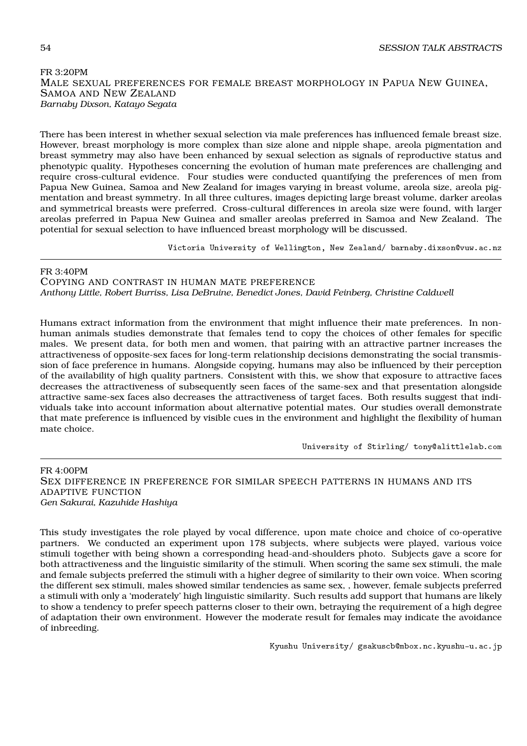FR 3:20PM

### Male sexual preferences for female breast morphology in Papua New Guinea, Samoa and New Zealand

*Barnaby Dixson, Katayo Segata*

There has been interest in whether sexual selection via male preferences has influenced female breast size. However, breast morphology is more complex than size alone and nipple shape, areola pigmentation and breast symmetry may also have been enhanced by sexual selection as signals of reproductive status and phenotypic quality. Hypotheses concerning the evolution of human mate preferences are challenging and require cross-cultural evidence. Four studies were conducted quantifying the preferences of men from Papua New Guinea, Samoa and New Zealand for images varying in breast volume, areola size, areola pigmentation and breast symmetry. In all three cultures, images depicting large breast volume, darker areolas and symmetrical breasts were preferred. Cross-cultural differences in areola size were found, with larger areolas preferred in Papua New Guinea and smaller areolas preferred in Samoa and New Zealand. The potential for sexual selection to have influenced breast morphology will be discussed.

Victoria University of Wellington, New Zealand/ barnaby.dixson@vuw.ac.nz

---

FR 3:40PM

### Copying and contrast in human mate preference

*Anthony Little, Robert Burriss, Lisa DeBruine, Benedict Jones, David Feinberg, Christine Caldwell*

Humans extract information from the environment that might influence their mate preferences. In non-human animals studies demonstrate that females tend to copy the choices of other females for specific males. We present data, for both men and women, that pairing with an attractive partner increases the attractiveness of opposite-sex faces for long-term relationship decisions demonstrating the social transmission of face preference in humans. Alongside copying, humans may also be influenced by their perception of the availability of high quality partners. Consistent with this, we show that exposure to attractive faces decreases the attractiveness of subsequently seen faces of the same-sex and that presentation alongside attractive same-sex faces also decreases the attractiveness of target faces. Both results suggest that individuals take into account information about alternative potential mates. Our studies overall demonstrate that mate preference is influenced by visible cues in the environment and highlight the flexibility of human mate choice.

University of Stirling/ tony@alittlelab.com

---

FR 4:00PM

### Sex difference in preference for similar speech patterns in humans and its adaptive function

*Gen Sakurai, Kazuhide Hashiya*

This study investigates the role played by vocal difference, upon mate choice and choice of co-operative partners. We conducted an experiment upon 178 subjects, where subjects were played, various voice stimuli together with being shown a corresponding head-and-shoulders photo. Subjects gave a score for both attractiveness and the linguistic similarity of the stimuli. When scoring the same sex stimuli, the male and female subjects preferred the stimuli with a higher degree of similarity to their own voice. When scoring the different sex stimuli, males showed similar tendencies as same sex, , however, female subjects preferred a stimuli with only a 'moderately' high linguistic similarity. Such results add support that humans are likely to show a tendency to prefer speech patterns closer to their own, betraying the requirement of a high degree of adaptation their own environment. However the moderate result for females may indicate the avoidance of inbreeding.

Kyushu University/ gsakuscb@mbox.nc.kyushu-u.ac.jp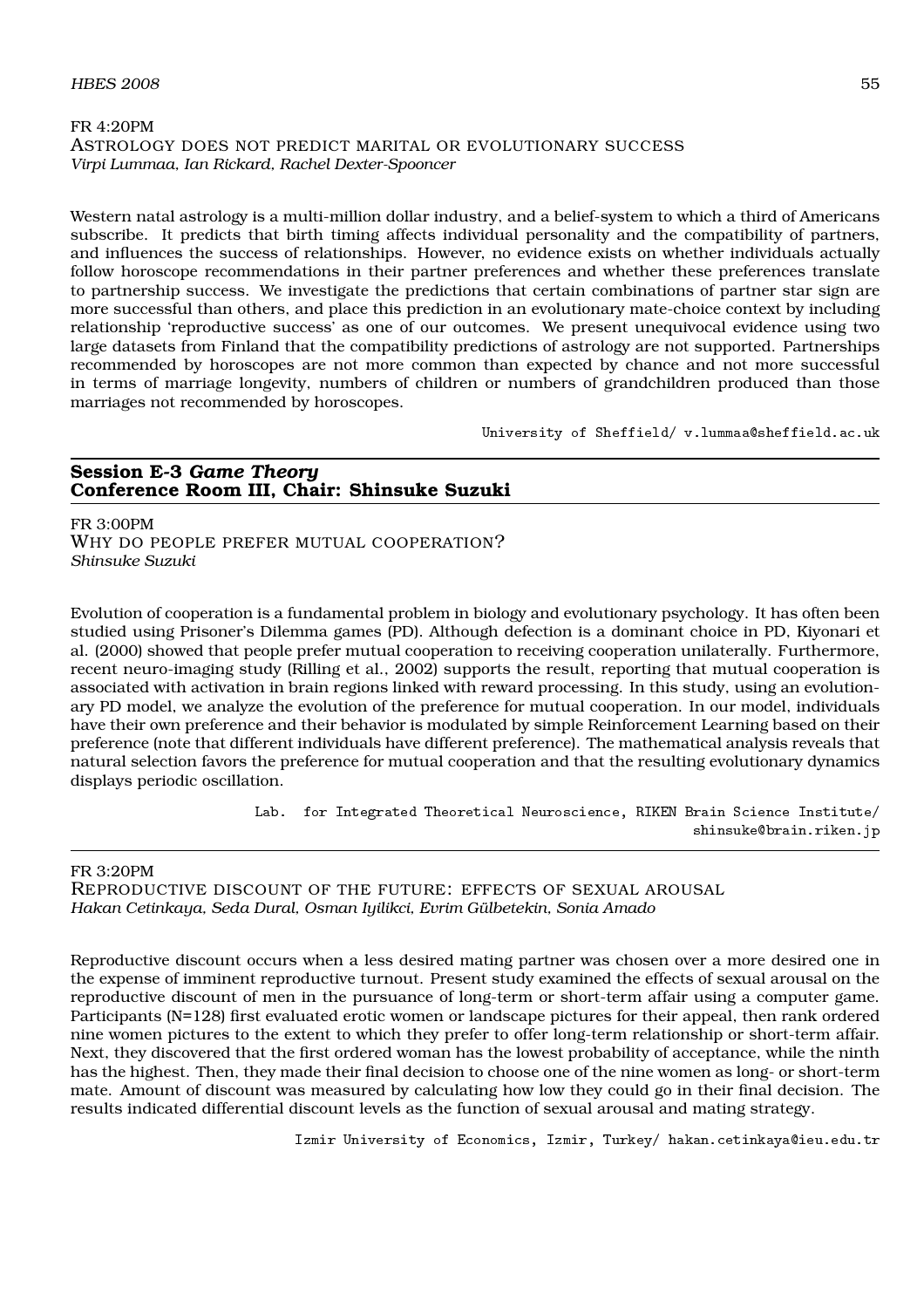FR 4:20PM
ASTROLOGY DOES NOT PREDICT MARITAL OR EVOLUTIONARY SUCCESS
*Virpi Lummaa, Ian Rickard, Rachel Dexter-Spooncer*

Western natal astrology is a multi-million dollar industry, and a belief-system to which a third of Americans subscribe. It predicts that birth timing affects individual personality and the compatibility of partners, and influences the success of relationships. However, no evidence exists on whether individuals actually follow horoscope recommendations in their partner preferences and whether these preferences translate to partnership success. We investigate the predictions that certain combinations of partner star sign are more successful than others, and place this prediction in an evolutionary mate-choice context by including relationship 'reproductive success' as one of our outcomes. We present unequivocal evidence using two large datasets from Finland that the compatibility predictions of astrology are not supported. Partnerships recommended by horoscopes are not more common than expected by chance and not more successful in terms of marriage longevity, numbers of children or numbers of grandchildren produced than those marriages not recommended by horoscopes.

University of Sheffield/ v.lummaa@sheffield.ac.uk

---

## Session E-3 *Game Theory*
## Conference Room III, Chair: Shinsuke Suzuki

FR 3:00PM
WHY DO PEOPLE PREFER MUTUAL COOPERATION?
*Shinsuke Suzuki*

Evolution of cooperation is a fundamental problem in biology and evolutionary psychology. It has often been studied using Prisoner's Dilemma games (PD). Although defection is a dominant choice in PD, Kiyonari et al. (2000) showed that people prefer mutual cooperation to receiving cooperation unilaterally. Furthermore, recent neuro-imaging study (Rilling et al., 2002) supports the result, reporting that mutual cooperation is associated with activation in brain regions linked with reward processing. In this study, using an evolutionary PD model, we analyze the evolution of the preference for mutual cooperation. In our model, individuals have their own preference and their behavior is modulated by simple Reinforcement Learning based on their preference (note that different individuals have different preference). The mathematical analysis reveals that natural selection favors the preference for mutual cooperation and that the resulting evolutionary dynamics displays periodic oscillation.

Lab. for Integrated Theoretical Neuroscience, RIKEN Brain Science Institute/ shinsuke@brain.riken.jp

---

FR 3:20PM
REPRODUCTIVE DISCOUNT OF THE FUTURE: EFFECTS OF SEXUAL AROUSAL
*Hakan Cetinkaya, Seda Dural, Osman Iyilikci, Evrim Gülbetekin, Sonia Amado*

Reproductive discount occurs when a less desired mating partner was chosen over a more desired one in the expense of imminent reproductive turnout. Present study examined the effects of sexual arousal on the reproductive discount of men in the pursuance of long-term or short-term affair using a computer game. Participants (N=128) first evaluated erotic women or landscape pictures for their appeal, then rank ordered nine women pictures to the extent to which they prefer to offer long-term relationship or short-term affair. Next, they discovered that the first ordered woman has the lowest probability of acceptance, while the ninth has the highest. Then, they made their final decision to choose one of the nine women as long- or short-term mate. Amount of discount was measured by calculating how low they could go in their final decision. The results indicated differential discount levels as the function of sexual arousal and mating strategy.

Izmir University of Economics, Izmir, Turkey/ hakan.cetinkaya@ieu.edu.tr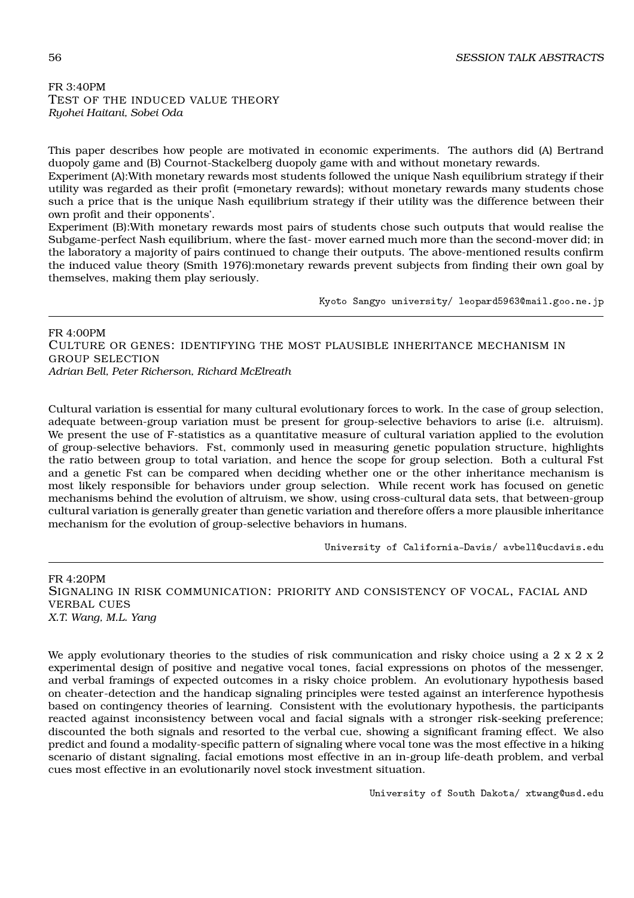FR 3:40PM

### Test of the induced value theory

*Ryohei Haitani, Sobei Oda*

This paper describes how people are motivated in economic experiments. The authors did (A) Bertrand duopoly game and (B) Cournot-Stackelberg duopoly game with and without monetary rewards.

Experiment (A):With monetary rewards most students followed the unique Nash equilibrium strategy if their utility was regarded as their profit (=monetary rewards); without monetary rewards many students chose such a price that is the unique Nash equilibrium strategy if their utility was the difference between their own profit and their opponents'.

Experiment (B):With monetary rewards most pairs of students chose such outputs that would realise the Subgame-perfect Nash equilibrium, where the fast- mover earned much more than the second-mover did; in the laboratory a majority of pairs continued to change their outputs. The above-mentioned results confirm the induced value theory (Smith 1976):monetary rewards prevent subjects from finding their own goal by themselves, making them play seriously.

Kyoto Sangyo university/ leopard5963@mail.goo.ne.jp

---

FR 4:00PM

### Culture or genes: identifying the most plausible inheritance mechanism in group selection

*Adrian Bell, Peter Richerson, Richard McElreath*

Cultural variation is essential for many cultural evolutionary forces to work. In the case of group selection, adequate between-group variation must be present for group-selective behaviors to arise (i.e. altruism). We present the use of F-statistics as a quantitative measure of cultural variation applied to the evolution of group-selective behaviors. Fst, commonly used in measuring genetic population structure, highlights the ratio between group to total variation, and hence the scope for group selection. Both a cultural Fst and a genetic Fst can be compared when deciding whether one or the other inheritance mechanism is most likely responsible for behaviors under group selection. While recent work has focused on genetic mechanisms behind the evolution of altruism, we show, using cross-cultural data sets, that between-group cultural variation is generally greater than genetic variation and therefore offers a more plausible inheritance mechanism for the evolution of group-selective behaviors in humans.

University of California–Davis/ avbell@ucdavis.edu

---

FR 4:20PM

### Signaling in risk communication: priority and consistency of vocal, facial and verbal cues

*X.T. Wang, M.L. Yang*

We apply evolutionary theories to the studies of risk communication and risky choice using a 2 x 2 x 2 experimental design of positive and negative vocal tones, facial expressions on photos of the messenger, and verbal framings of expected outcomes in a risky choice problem. An evolutionary hypothesis based on cheater-detection and the handicap signaling principles were tested against an interference hypothesis based on contingency theories of learning. Consistent with the evolutionary hypothesis, the participants reacted against inconsistency between vocal and facial signals with a stronger risk-seeking preference; discounted the both signals and resorted to the verbal cue, showing a significant framing effect. We also predict and found a modality-specific pattern of signaling where vocal tone was the most effective in a hiking scenario of distant signaling, facial emotions most effective in an in-group life-death problem, and verbal cues most effective in an evolutionarily novel stock investment situation.

University of South Dakota/ xtwang@usd.edu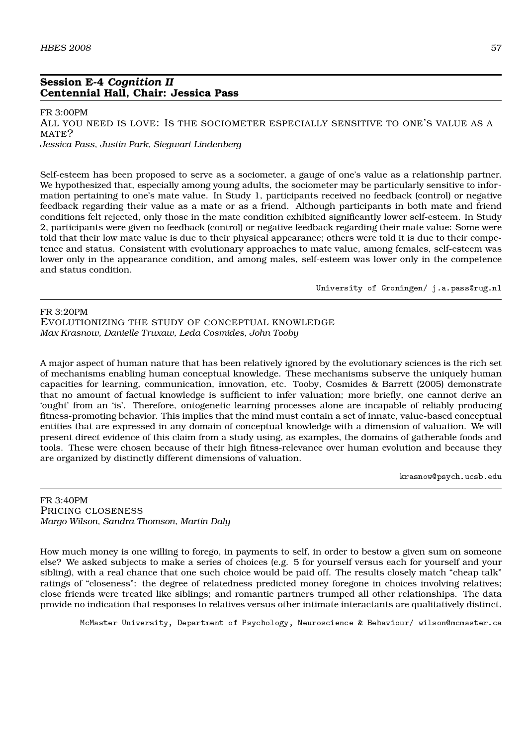## Session E-4 *Cognition II*
## Centennial Hall, Chair: Jessica Pass

FR 3:00PM

### All you need is love: Is the sociometer especially sensitive to one's value as a mate?

*Jessica Pass, Justin Park, Siegwart Lindenberg*

Self-esteem has been proposed to serve as a sociometer, a gauge of one's value as a relationship partner. We hypothesized that, especially among young adults, the sociometer may be particularly sensitive to information pertaining to one's mate value. In Study 1, participants received no feedback (control) or negative feedback regarding their value as a mate or as a friend. Although participants in both mate and friend conditions felt rejected, only those in the mate condition exhibited significantly lower self-esteem. In Study 2, participants were given no feedback (control) or negative feedback regarding their mate value: Some were told that their low mate value is due to their physical appearance; others were told it is due to their competence and status. Consistent with evolutionary approaches to mate value, among females, self-esteem was lower only in the appearance condition, and among males, self-esteem was lower only in the competence and status condition.

University of Groningen/ j.a.pass@rug.nl

---

FR 3:20PM

### Evolutionizing the study of conceptual knowledge

*Max Krasnow, Danielle Truxaw, Leda Cosmides, John Tooby*

A major aspect of human nature that has been relatively ignored by the evolutionary sciences is the rich set of mechanisms enabling human conceptual knowledge. These mechanisms subserve the uniquely human capacities for learning, communication, innovation, etc. Tooby, Cosmides & Barrett (2005) demonstrate that no amount of factual knowledge is sufficient to infer valuation; more briefly, one cannot derive an 'ought' from an 'is'. Therefore, ontogenetic learning processes alone are incapable of reliably producing fitness-promoting behavior. This implies that the mind must contain a set of innate, value-based conceptual entities that are expressed in any domain of conceptual knowledge with a dimension of valuation. We will present direct evidence of this claim from a study using, as examples, the domains of gatherable foods and tools. These were chosen because of their high fitness-relevance over human evolution and because they are organized by distinctly different dimensions of valuation.

krasnow@psych.ucsb.edu

---

FR 3:40PM

### Pricing closeness

*Margo Wilson, Sandra Thomson, Martin Daly*

How much money is one willing to forego, in payments to self, in order to bestow a given sum on someone else? We asked subjects to make a series of choices (e.g. 5 for yourself versus each for yourself and your sibling), with a real chance that one such choice would be paid off. The results closely match "cheap talk" ratings of "closeness": the degree of relatedness predicted money foregone in choices involving relatives; close friends were treated like siblings; and romantic partners trumped all other relationships. The data provide no indication that responses to relatives versus other intimate interactants are qualitatively distinct.

McMaster University, Department of Psychology, Neuroscience & Behaviour/ wilson@mcmaster.ca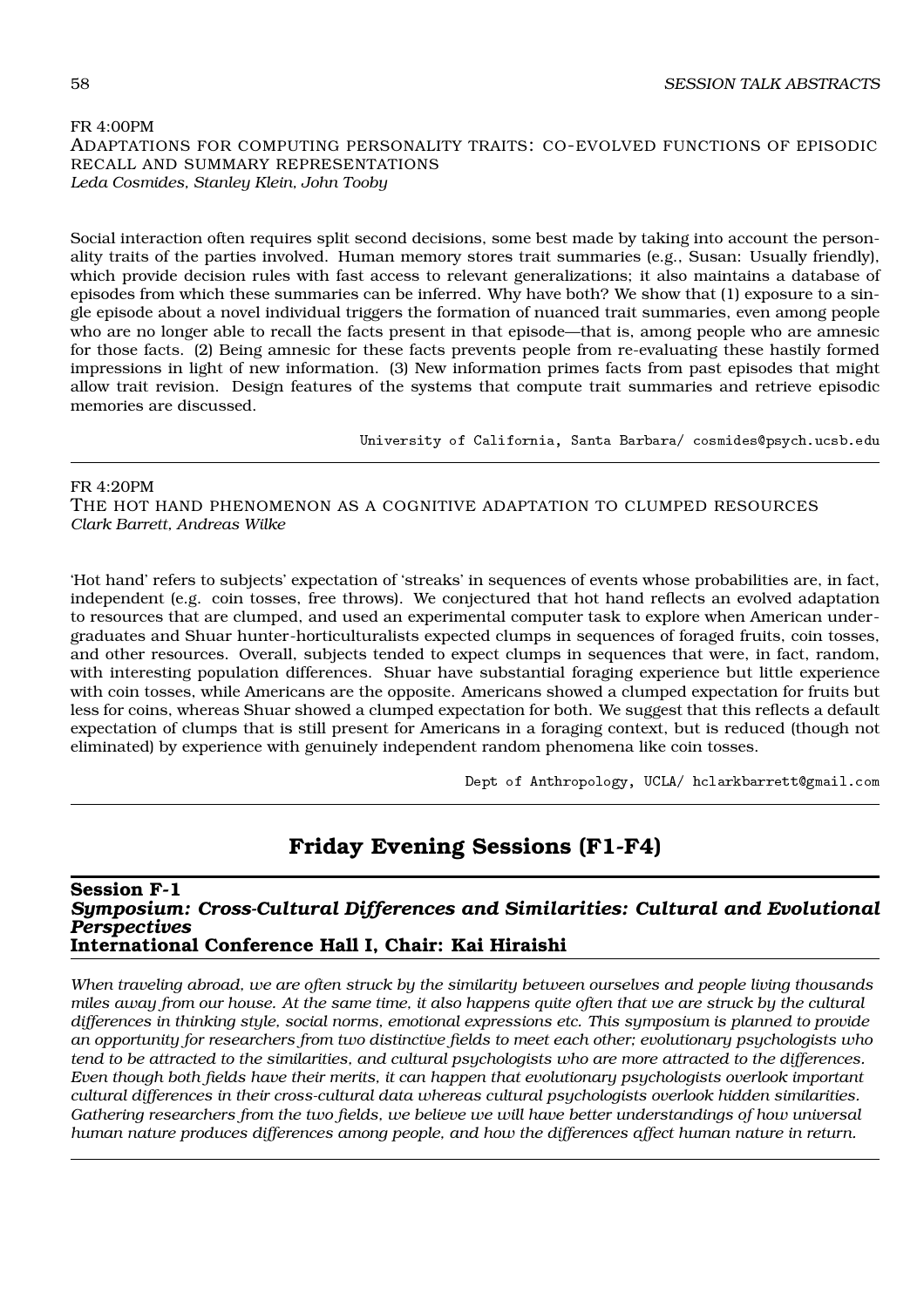FR 4:00PM

ADAPTATIONS FOR COMPUTING PERSONALITY TRAITS: CO-EVOLVED FUNCTIONS OF EPISODIC RECALL AND SUMMARY REPRESENTATIONS

*Leda Cosmides, Stanley Klein, John Tooby*

Social interaction often requires split second decisions, some best made by taking into account the personality traits of the parties involved. Human memory stores trait summaries (e.g., Susan: Usually friendly), which provide decision rules with fast access to relevant generalizations; it also maintains a database of episodes from which these summaries can be inferred. Why have both? We show that (1) exposure to a single episode about a novel individual triggers the formation of nuanced trait summaries, even among people who are no longer able to recall the facts present in that episode—that is, among people who are amnesic for those facts. (2) Being amnesic for these facts prevents people from re-evaluating these hastily formed impressions in light of new information. (3) New information primes facts from past episodes that might allow trait revision. Design features of the systems that compute trait summaries and retrieve episodic memories are discussed.

University of California, Santa Barbara/ cosmides@psych.ucsb.edu

---

FR 4:20PM

THE HOT HAND PHENOMENON AS A COGNITIVE ADAPTATION TO CLUMPED RESOURCES

*Clark Barrett, Andreas Wilke*

'Hot hand' refers to subjects' expectation of 'streaks' in sequences of events whose probabilities are, in fact, independent (e.g. coin tosses, free throws). We conjectured that hot hand reflects an evolved adaptation to resources that are clumped, and used an experimental computer task to explore when American undergraduates and Shuar hunter-horticulturalists expected clumps in sequences of foraged fruits, coin tosses, and other resources. Overall, subjects tended to expect clumps in sequences that were, in fact, random, with interesting population differences. Shuar have substantial foraging experience but little experience with coin tosses, while Americans are the opposite. Americans showed a clumped expectation for fruits but less for coins, whereas Shuar showed a clumped expectation for both. We suggest that this reflects a default expectation of clumps that is still present for Americans in a foraging context, but is reduced (though not eliminated) by experience with genuinely independent random phenomena like coin tosses.

Dept of Anthropology, UCLA/ hclarkbarrett@gmail.com

---

# Friday Evening Sessions (F1-F4)

## Session F-1
### *Symposium: Cross-Cultural Differences and Similarities: Cultural and Evolutional Perspectives*
### International Conference Hall I, Chair: Kai Hiraishi

*When traveling abroad, we are often struck by the similarity between ourselves and people living thousands miles away from our house. At the same time, it also happens quite often that we are struck by the cultural differences in thinking style, social norms, emotional expressions etc. This symposium is planned to provide an opportunity for researchers from two distinctive fields to meet each other; evolutionary psychologists who tend to be attracted to the similarities, and cultural psychologists who are more attracted to the differences. Even though both fields have their merits, it can happen that evolutionary psychologists overlook important cultural differences in their cross-cultural data whereas cultural psychologists overlook hidden similarities. Gathering researchers from the two fields, we believe we will have better understandings of how universal human nature produces differences among people, and how the differences affect human nature in return.*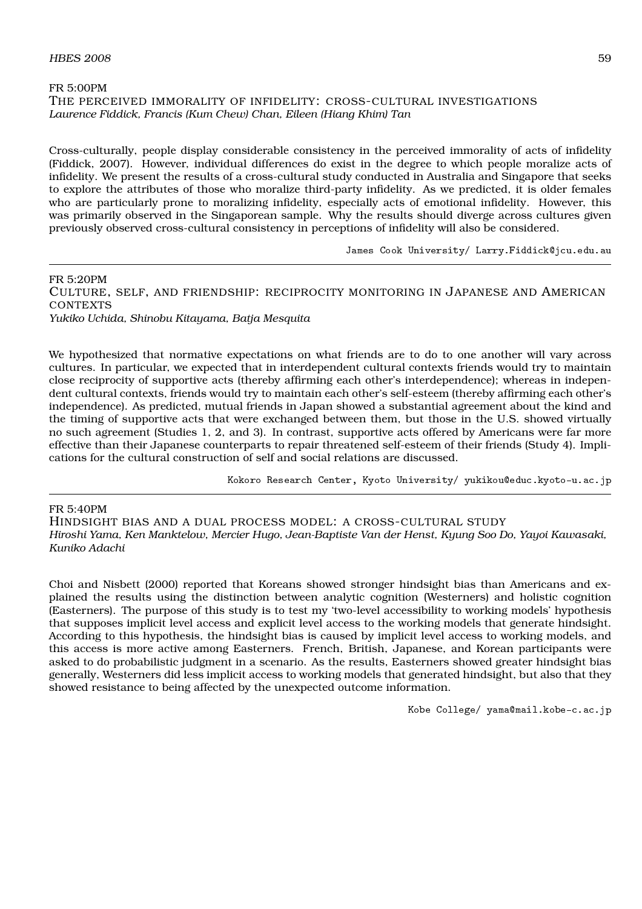FR 5:00PM

### The perceived immorality of infidelity: cross-cultural investigations

*Laurence Fiddick, Francis (Kum Chew) Chan, Eileen (Hiang Khim) Tan*

Cross-culturally, people display considerable consistency in the perceived immorality of acts of infidelity (Fiddick, 2007). However, individual differences do exist in the degree to which people moralize acts of infidelity. We present the results of a cross-cultural study conducted in Australia and Singapore that seeks to explore the attributes of those who moralize third-party infidelity. As we predicted, it is older females who are particularly prone to moralizing infidelity, especially acts of emotional infidelity. However, this was primarily observed in the Singaporean sample. Why the results should diverge across cultures given previously observed cross-cultural consistency in perceptions of infidelity will also be considered.

James Cook University/ Larry.Fiddick@jcu.edu.au

---

FR 5:20PM

### Culture, self, and friendship: reciprocity monitoring in Japanese and American contexts

*Yukiko Uchida, Shinobu Kitayama, Batja Mesquita*

We hypothesized that normative expectations on what friends are to do to one another will vary across cultures. In particular, we expected that in interdependent cultural contexts friends would try to maintain close reciprocity of supportive acts (thereby affirming each other's interdependence); whereas in independent cultural contexts, friends would try to maintain each other's self-esteem (thereby affirming each other's independence). As predicted, mutual friends in Japan showed a substantial agreement about the kind and the timing of supportive acts that were exchanged between them, but those in the U.S. showed virtually no such agreement (Studies 1, 2, and 3). In contrast, supportive acts offered by Americans were far more effective than their Japanese counterparts to repair threatened self-esteem of their friends (Study 4). Implications for the cultural construction of self and social relations are discussed.

Kokoro Research Center, Kyoto University/ yukikou@educ.kyoto-u.ac.jp

---

FR 5:40PM

### Hindsight bias and a dual process model: a cross-cultural study

*Hiroshi Yama, Ken Manktelow, Mercier Hugo, Jean-Baptiste Van der Henst, Kyung Soo Do, Yayoi Kawasaki, Kuniko Adachi*

Choi and Nisbett (2000) reported that Koreans showed stronger hindsight bias than Americans and explained the results using the distinction between analytic cognition (Westerners) and holistic cognition (Easterners). The purpose of this study is to test my 'two-level accessibility to working models' hypothesis that supposes implicit level access and explicit level access to the working models that generate hindsight. According to this hypothesis, the hindsight bias is caused by implicit level access to working models, and this access is more active among Easterners. French, British, Japanese, and Korean participants were asked to do probabilistic judgment in a scenario. As the results, Easterners showed greater hindsight bias generally, Westerners did less implicit access to working models that generated hindsight, but also that they showed resistance to being affected by the unexpected outcome information.

Kobe College/ yama@mail.kobe-c.ac.jp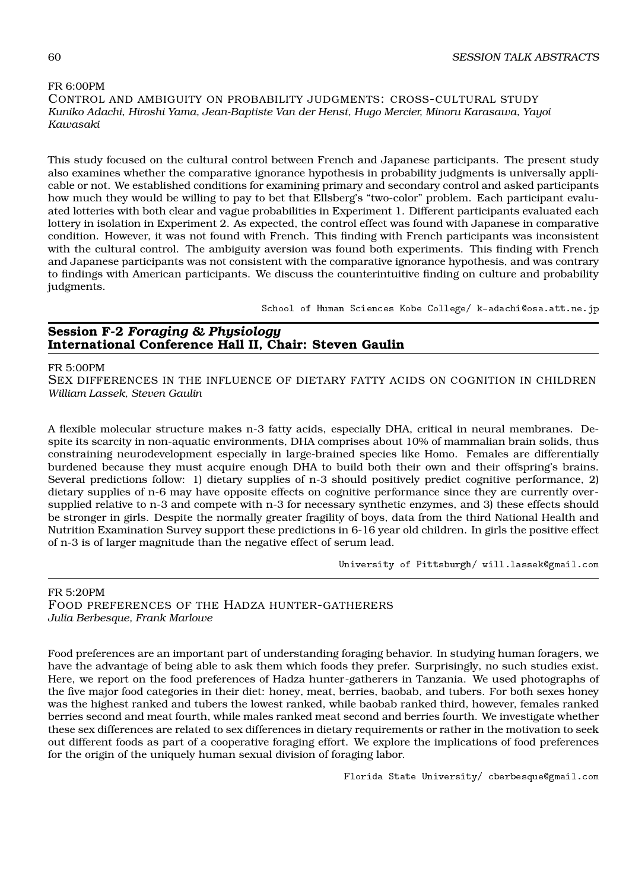FR 6:00PM

CONTROL AND AMBIGUITY ON PROBABILITY JUDGMENTS: CROSS-CULTURAL STUDY
*Kuniko Adachi, Hiroshi Yama, Jean-Baptiste Van der Henst, Hugo Mercier, Minoru Karasawa, Yayoi Kawasaki*

This study focused on the cultural control between French and Japanese participants. The present study also examines whether the comparative ignorance hypothesis in probability judgments is universally applicable or not. We established conditions for examining primary and secondary control and asked participants how much they would be willing to pay to bet that Ellsberg's "two-color" problem. Each participant evaluated lotteries with both clear and vague probabilities in Experiment 1. Different participants evaluated each lottery in isolation in Experiment 2. As expected, the control effect was found with Japanese in comparative condition. However, it was not found with French. This finding with French participants was inconsistent with the cultural control. The ambiguity aversion was found both experiments. This finding with French and Japanese participants was not consistent with the comparative ignorance hypothesis, and was contrary to findings with American participants. We discuss the counterintuitive finding on culture and probability judgments.

School of Human Sciences Kobe College/ k-adachi@osa.att.ne.jp

## Session F-2 *Foraging & Physiology*
## International Conference Hall II, Chair: Steven Gaulin

FR 5:00PM

SEX DIFFERENCES IN THE INFLUENCE OF DIETARY FATTY ACIDS ON COGNITION IN CHILDREN
*William Lassek, Steven Gaulin*

A flexible molecular structure makes n-3 fatty acids, especially DHA, critical in neural membranes. Despite its scarcity in non-aquatic environments, DHA comprises about 10% of mammalian brain solids, thus constraining neurodevelopment especially in large-brained species like Homo. Females are differentially burdened because they must acquire enough DHA to build both their own and their offspring's brains. Several predictions follow: 1) dietary supplies of n-3 should positively predict cognitive performance, 2) dietary supplies of n-6 may have opposite effects on cognitive performance since they are currently oversupplied relative to n-3 and compete with n-3 for necessary synthetic enzymes, and 3) these effects should be stronger in girls. Despite the normally greater fragility of boys, data from the third National Health and Nutrition Examination Survey support these predictions in 6-16 year old children. In girls the positive effect of n-3 is of larger magnitude than the negative effect of serum lead.

University of Pittsburgh/ will.lassek@gmail.com

FR 5:20PM

FOOD PREFERENCES OF THE HADZA HUNTER-GATHERERS
*Julia Berbesque, Frank Marlowe*

Food preferences are an important part of understanding foraging behavior. In studying human foragers, we have the advantage of being able to ask them which foods they prefer. Surprisingly, no such studies exist. Here, we report on the food preferences of Hadza hunter-gatherers in Tanzania. We used photographs of the five major food categories in their diet: honey, meat, berries, baobab, and tubers. For both sexes honey was the highest ranked and tubers the lowest ranked, while baobab ranked third, however, females ranked berries second and meat fourth, while males ranked meat second and berries fourth. We investigate whether these sex differences are related to sex differences in dietary requirements or rather in the motivation to seek out different foods as part of a cooperative foraging effort. We explore the implications of food preferences for the origin of the uniquely human sexual division of foraging labor.

Florida State University/ cberbesque@gmail.com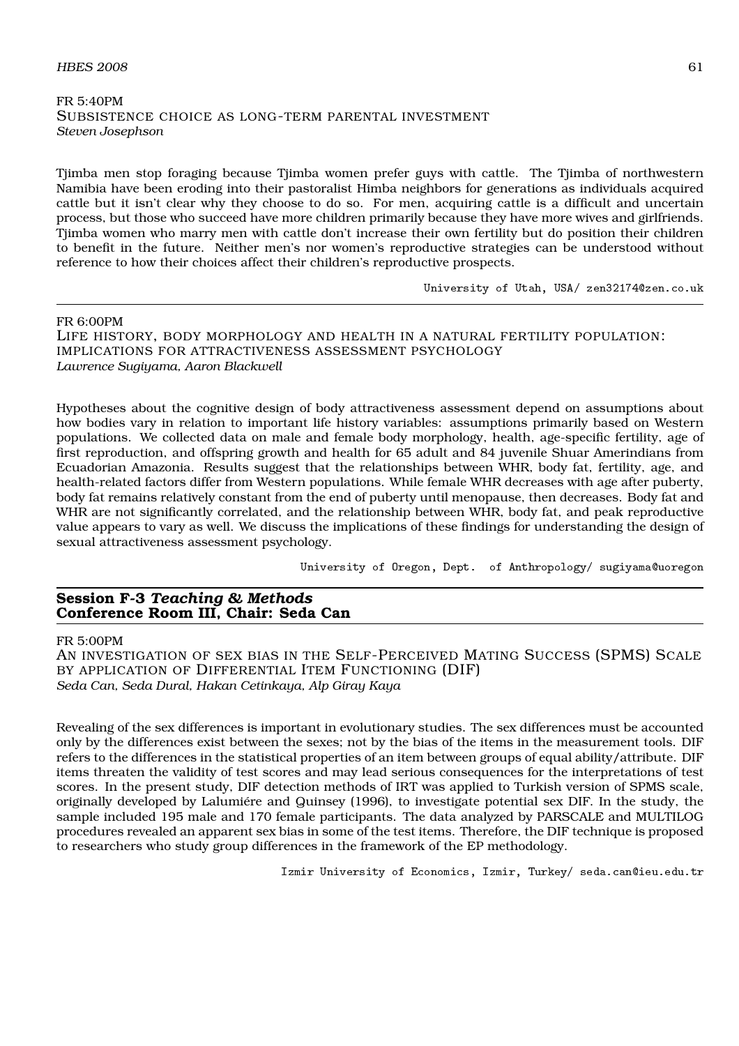FR 5:40PM
SUBSISTENCE CHOICE AS LONG-TERM PARENTAL INVESTMENT
*Steven Josephson*

Tjimba men stop foraging because Tjimba women prefer guys with cattle. The Tjimba of northwestern Namibia have been eroding into their pastoralist Himba neighbors for generations as individuals acquired cattle but it isn't clear why they choose to do so. For men, acquiring cattle is a difficult and uncertain process, but those who succeed have more children primarily because they have more wives and girlfriends. Tjimba women who marry men with cattle don't increase their own fertility but do position their children to benefit in the future. Neither men's nor women's reproductive strategies can be understood without reference to how their choices affect their children's reproductive prospects.

University of Utah, USA/ zen32174@zen.co.uk

---

FR 6:00PM
LIFE HISTORY, BODY MORPHOLOGY AND HEALTH IN A NATURAL FERTILITY POPULATION: IMPLICATIONS FOR ATTRACTIVENESS ASSESSMENT PSYCHOLOGY
*Lawrence Sugiyama, Aaron Blackwell*

Hypotheses about the cognitive design of body attractiveness assessment depend on assumptions about how bodies vary in relation to important life history variables: assumptions primarily based on Western populations. We collected data on male and female body morphology, health, age-specific fertility, age of first reproduction, and offspring growth and health for 65 adult and 84 juvenile Shuar Amerindians from Ecuadorian Amazonia. Results suggest that the relationships between WHR, body fat, fertility, age, and health-related factors differ from Western populations. While female WHR decreases with age after puberty, body fat remains relatively constant from the end of puberty until menopause, then decreases. Body fat and WHR are not significantly correlated, and the relationship between WHR, body fat, and peak reproductive value appears to vary as well. We discuss the implications of these findings for understanding the design of sexual attractiveness assessment psychology.

University of Oregon, Dept. of Anthropology/ sugiyama@uoregon

## Session F-3 *Teaching & Methods*
## Conference Room III, Chair: Seda Can

FR 5:00PM
AN INVESTIGATION OF SEX BIAS IN THE SELF-PERCEIVED MATING SUCCESS (SPMS) SCALE BY APPLICATION OF DIFFERENTIAL ITEM FUNCTIONING (DIF)
*Seda Can, Seda Dural, Hakan Cetinkaya, Alp Giray Kaya*

Revealing of the sex differences is important in evolutionary studies. The sex differences must be accounted only by the differences exist between the sexes; not by the bias of the items in the measurement tools. DIF refers to the differences in the statistical properties of an item between groups of equal ability/attribute. DIF items threaten the validity of test scores and may lead serious consequences for the interpretations of test scores. In the present study, DIF detection methods of IRT was applied to Turkish version of SPMS scale, originally developed by Lalumiére and Quinsey (1996), to investigate potential sex DIF. In the study, the sample included 195 male and 170 female participants. The data analyzed by PARSCALE and MULTILOG procedures revealed an apparent sex bias in some of the test items. Therefore, the DIF technique is proposed to researchers who study group differences in the framework of the EP methodology.

Izmir University of Economics, Izmir, Turkey/ seda.can@ieu.edu.tr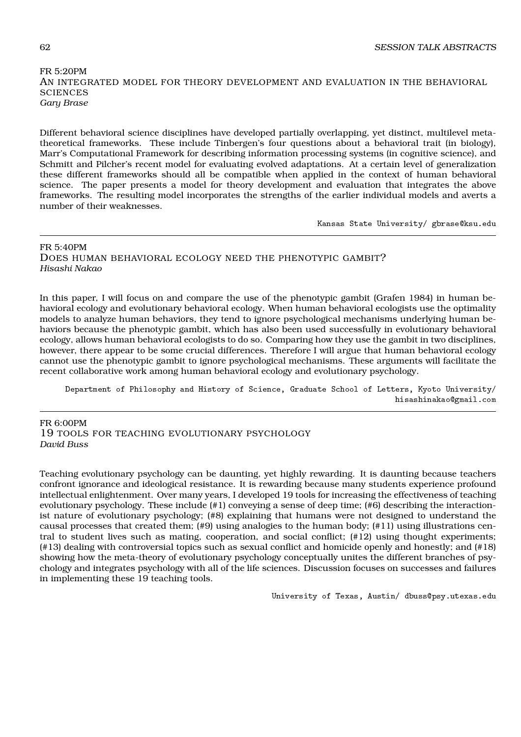FR 5:20PM
## An integrated model for theory development and evaluation in the behavioral sciences
*Gary Brase*

Different behavioral science disciplines have developed partially overlapping, yet distinct, multilevel meta-theoretical frameworks. These include Tinbergen's four questions about a behavioral trait (in biology), Marr's Computational Framework for describing information processing systems (in cognitive science), and Schmitt and Pilcher's recent model for evaluating evolved adaptations. At a certain level of generalization these different frameworks should all be compatible when applied in the context of human behavioral science. The paper presents a model for theory development and evaluation that integrates the above frameworks. The resulting model incorporates the strengths of the earlier individual models and averts a number of their weaknesses.

Kansas State University/ gbrase@ksu.edu

---

FR 5:40PM
## Does human behavioral ecology need the phenotypic gambit?
*Hisashi Nakao*

In this paper, I will focus on and compare the use of the phenotypic gambit (Grafen 1984) in human behavioral ecology and evolutionary behavioral ecology. When human behavioral ecologists use the optimality models to analyze human behaviors, they tend to ignore psychological mechanisms underlying human behaviors because the phenotypic gambit, which has also been used successfully in evolutionary behavioral ecology, allows human behavioral ecologists to do so. Comparing how they use the gambit in two disciplines, however, there appear to be some crucial differences. Therefore I will argue that human behavioral ecology cannot use the phenotypic gambit to ignore psychological mechanisms. These arguments will facilitate the recent collaborative work among human behavioral ecology and evolutionary psychology.

Department of Philosophy and History of Science, Graduate School of Letters, Kyoto University/ hisashinakao@gmail.com

---

FR 6:00PM
## 19 tools for teaching evolutionary psychology
*David Buss*

Teaching evolutionary psychology can be daunting, yet highly rewarding. It is daunting because teachers confront ignorance and ideological resistance. It is rewarding because many students experience profound intellectual enlightenment. Over many years, I developed 19 tools for increasing the effectiveness of teaching evolutionary psychology. These include (#1) conveying a sense of deep time; (#6) describing the interactionist nature of evolutionary psychology; (#8) explaining that humans were not designed to understand the causal processes that created them; (#9) using analogies to the human body; (#11) using illustrations central to student lives such as mating, cooperation, and social conflict; (#12) using thought experiments; (#13) dealing with controversial topics such as sexual conflict and homicide openly and honestly; and (#18) showing how the meta-theory of evolutionary psychology conceptually unites the different branches of psychology and integrates psychology with all of the life sciences. Discussion focuses on successes and failures in implementing these 19 teaching tools.

University of Texas, Austin/ dbuss@psy.utexas.edu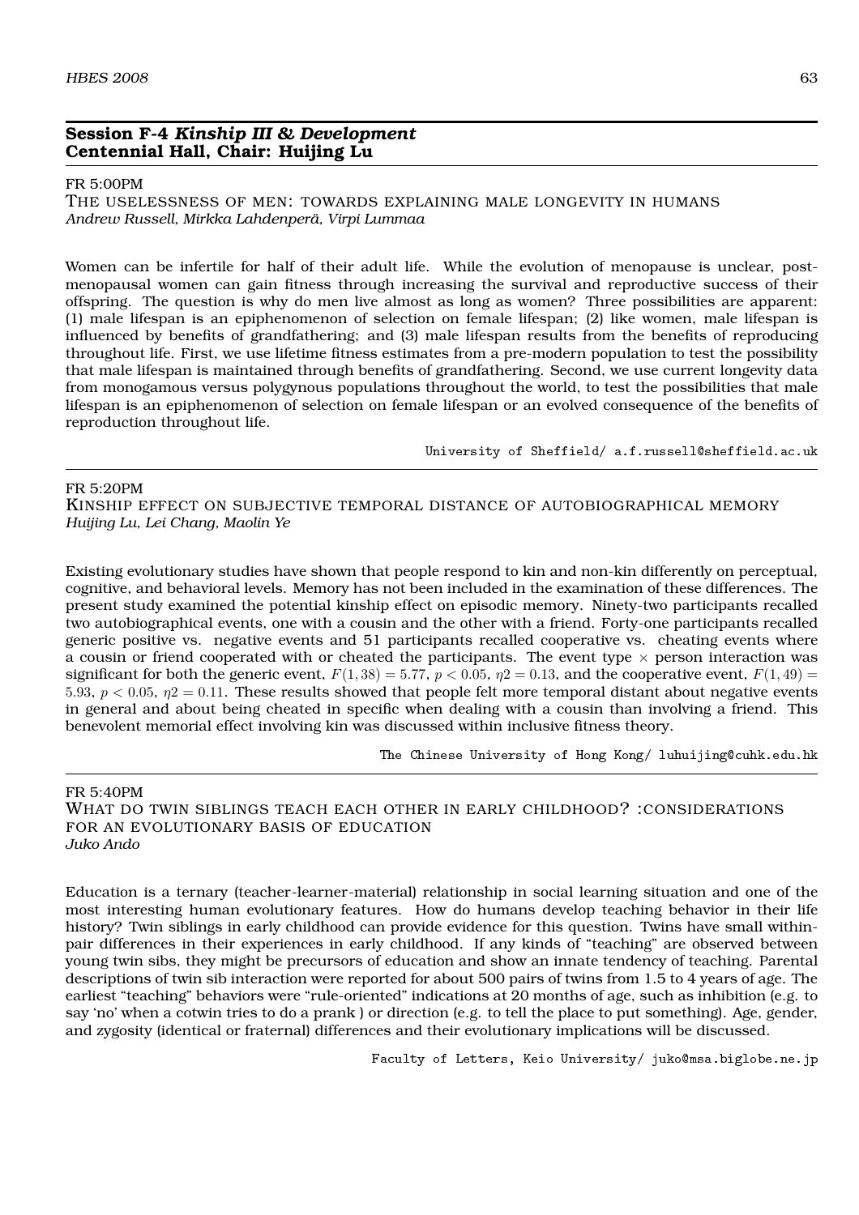## Session F-4 *Kinship III & Development*
## Centennial Hall, Chair: Huijing Lu

FR 5:00PM

### The uselessness of men: towards explaining male longevity in humans

*Andrew Russell, Mirkka Lahdenperä, Virpi Lummaa*

Women can be infertile for half of their adult life. While the evolution of menopause is unclear, post-menopausal women can gain fitness through increasing the survival and reproductive success of their offspring. The question is why do men live almost as long as women? Three possibilities are apparent: (1) male lifespan is an epiphenomenon of selection on female lifespan; (2) like women, male lifespan is influenced by benefits of grandfathering; and (3) male lifespan results from the benefits of reproducing throughout life. First, we use lifetime fitness estimates from a pre-modern population to test the possibility that male lifespan is maintained through benefits of grandfathering. Second, we use current longevity data from monogamous versus polygynous populations throughout the world, to test the possibilities that male lifespan is an epiphenomenon of selection on female lifespan or an evolved consequence of the benefits of reproduction throughout life.

University of Sheffield/ a.f.russell@sheffield.ac.uk

---

FR 5:20PM

### Kinship effect on subjective temporal distance of autobiographical memory

*Huijing Lu, Lei Chang, Maolin Ye*

Existing evolutionary studies have shown that people respond to kin and non-kin differently on perceptual, cognitive, and behavioral levels. Memory has not been included in the examination of these differences. The present study examined the potential kinship effect on episodic memory. Ninety-two participants recalled two autobiographical events, one with a cousin and the other with a friend. Forty-one participants recalled generic positive vs. negative events and 51 participants recalled cooperative vs. cheating events where a cousin or friend cooperated with or cheated the participants. The event type × person interaction was significant for both the generic event, $F(1, 38) = 5.77$, $p < 0.05$, $\eta 2 = 0.13$, and the cooperative event, $F(1, 49) = 5.93$, $p < 0.05$, $\eta 2 = 0.11$. These results showed that people felt more temporal distant about negative events in general and about being cheated in specific when dealing with a cousin than involving a friend. This benevolent memorial effect involving kin was discussed within inclusive fitness theory.

The Chinese University of Hong Kong/ luhuijing@cuhk.edu.hk

---

FR 5:40PM

### What do twin siblings teach each other in early childhood? :considerations for an evolutionary basis of education

*Juko Ando*

Education is a ternary (teacher-learner-material) relationship in social learning situation and one of the most interesting human evolutionary features. How do humans develop teaching behavior in their life history? Twin siblings in early childhood can provide evidence for this question. Twins have small within-pair differences in their experiences in early childhood. If any kinds of "teaching" are observed between young twin sibs, they might be precursors of education and show an innate tendency of teaching. Parental descriptions of twin sib interaction were reported for about 500 pairs of twins from 1.5 to 4 years of age. The earliest "teaching" behaviors were "rule-oriented" indications at 20 months of age, such as inhibition (e.g. to say 'no' when a cotwin tries to do a prank ) or direction (e.g. to tell the place to put something). Age, gender, and zygosity (identical or fraternal) differences and their evolutionary implications will be discussed.

Faculty of Letters, Keio University/ juko@msa.biglobe.ne.jp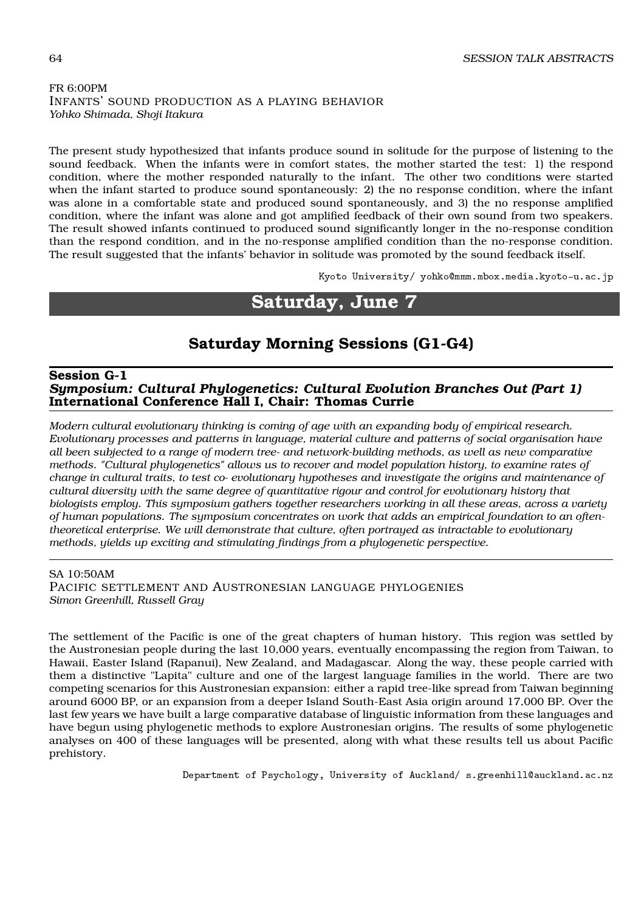FR 6:00PM

### Infants' sound production as a playing behavior

*Yohko Shimada, Shoji Itakura*

The present study hypothesized that infants produce sound in solitude for the purpose of listening to the sound feedback. When the infants were in comfort states, the mother started the test: 1) the respond condition, where the mother responded naturally to the infant. The other two conditions were started when the infant started to produce sound spontaneously: 2) the no response condition, where the infant was alone in a comfortable state and produced sound spontaneously, and 3) the no response amplified condition, where the infant was alone and got amplified feedback of their own sound from two speakers. The result showed infants continued to produced sound significantly longer in the no-response condition than the respond condition, and in the no-response amplified condition than the no-response condition. The result suggested that the infants' behavior in solitude was promoted by the sound feedback itself.

Kyoto University/ yohko@mmm.mbox.media.kyoto-u.ac.jp

# Saturday, June 7

## Saturday Morning Sessions (G1-G4)

**Session G-1**
***Symposium: Cultural Phylogenetics: Cultural Evolution Branches Out (Part 1)***
**International Conference Hall I, Chair: Thomas Currie**

*Modern cultural evolutionary thinking is coming of age with an expanding body of empirical research. Evolutionary processes and patterns in language, material culture and patterns of social organisation have all been subjected to a range of modern tree- and network-building methods, as well as new comparative methods. "Cultural phylogenetics" allows us to recover and model population history, to examine rates of change in cultural traits, to test co- evolutionary hypotheses and investigate the origins and maintenance of cultural diversity with the same degree of quantitative rigour and control for evolutionary history that biologists employ. This symposium gathers together researchers working in all these areas, across a variety of human populations. The symposium concentrates on work that adds an empirical foundation to an often-theoretical enterprise. We will demonstrate that culture, often portrayed as intractable to evolutionary methods, yields up exciting and stimulating findings from a phylogenetic perspective.*

SA 10:50AM

### Pacific settlement and Austronesian language phylogenies

*Simon Greenhill, Russell Gray*

The settlement of the Pacific is one of the great chapters of human history. This region was settled by the Austronesian people during the last 10,000 years, eventually encompassing the region from Taiwan, to Hawaii, Easter Island (Rapanui), New Zealand, and Madagascar. Along the way, these people carried with them a distinctive "Lapita" culture and one of the largest language families in the world. There are two competing scenarios for this Austronesian expansion: either a rapid tree-like spread from Taiwan beginning around 6000 BP, or an expansion from a deeper Island South-East Asia origin around 17,000 BP. Over the last few years we have built a large comparative database of linguistic information from these languages and have begun using phylogenetic methods to explore Austronesian origins. The results of some phylogenetic analyses on 400 of these languages will be presented, along with what these results tell us about Pacific prehistory.

Department of Psychology, University of Auckland/ s.greenhill@auckland.ac.nz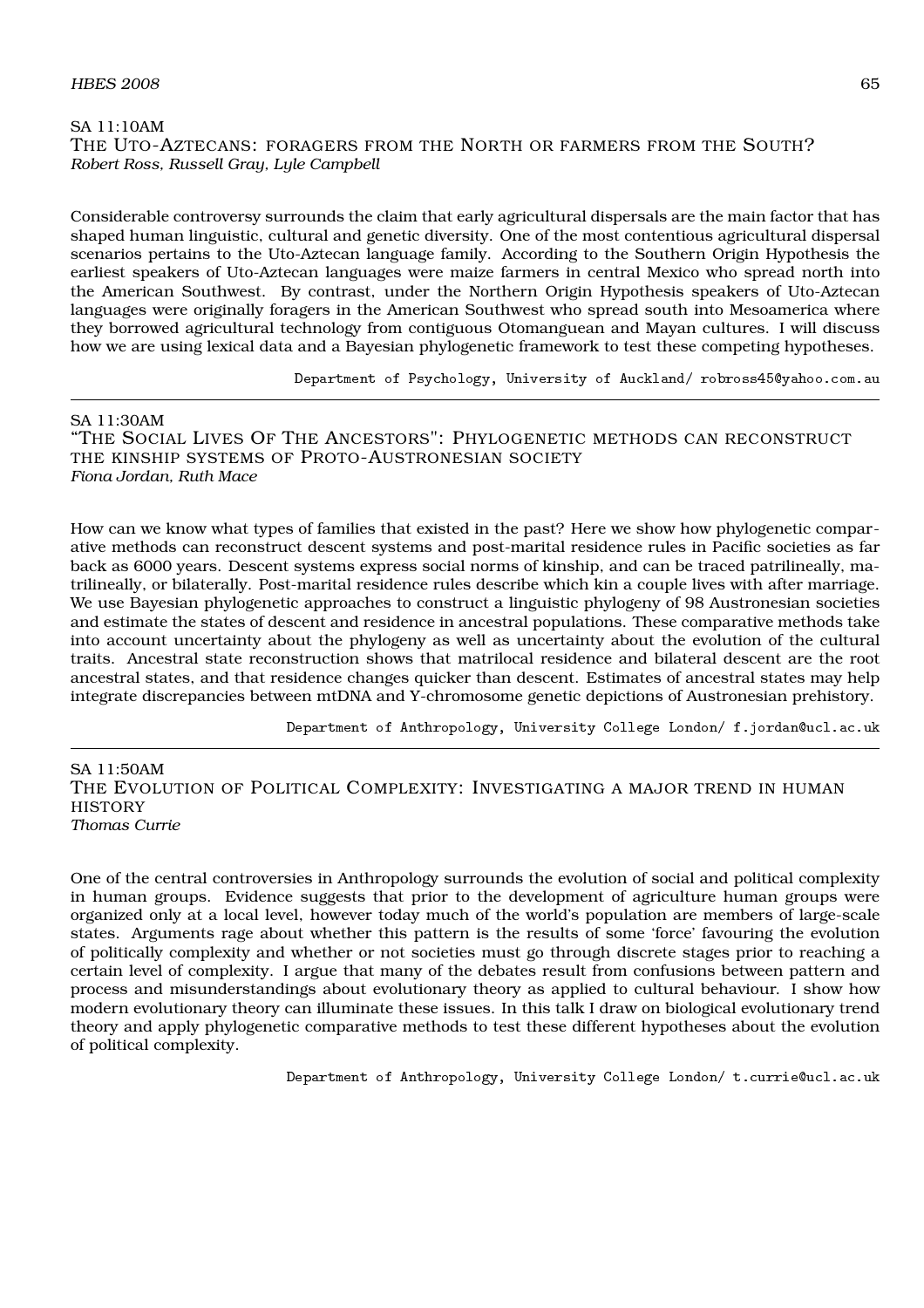SA 11:10AM

### The Uto-Aztecans: foragers from the North or farmers from the South?

*Robert Ross, Russell Gray, Lyle Campbell*

Considerable controversy surrounds the claim that early agricultural dispersals are the main factor that has shaped human linguistic, cultural and genetic diversity. One of the most contentious agricultural dispersal scenarios pertains to the Uto-Aztecan language family. According to the Southern Origin Hypothesis the earliest speakers of Uto-Aztecan languages were maize farmers in central Mexico who spread north into the American Southwest. By contrast, under the Northern Origin Hypothesis speakers of Uto-Aztecan languages were originally foragers in the American Southwest who spread south into Mesoamerica where they borrowed agricultural technology from contiguous Otomanguean and Mayan cultures. I will discuss how we are using lexical data and a Bayesian phylogenetic framework to test these competing hypotheses.

Department of Psychology, University of Auckland/ robross45@yahoo.com.au

---

SA 11:30AM

### "The Social Lives Of The Ancestors": Phylogenetic methods can reconstruct the kinship systems of Proto-Austronesian society

*Fiona Jordan, Ruth Mace*

How can we know what types of families that existed in the past? Here we show how phylogenetic comparative methods can reconstruct descent systems and post-marital residence rules in Pacific societies as far back as 6000 years. Descent systems express social norms of kinship, and can be traced patrilineally, matrilineally, or bilaterally. Post-marital residence rules describe which kin a couple lives with after marriage. We use Bayesian phylogenetic approaches to construct a linguistic phylogeny of 98 Austronesian societies and estimate the states of descent and residence in ancestral populations. These comparative methods take into account uncertainty about the phylogeny as well as uncertainty about the evolution of the cultural traits. Ancestral state reconstruction shows that matrilocal residence and bilateral descent are the root ancestral states, and that residence changes quicker than descent. Estimates of ancestral states may help integrate discrepancies between mtDNA and Y-chromosome genetic depictions of Austronesian prehistory.

Department of Anthropology, University College London/ f.jordan@ucl.ac.uk

---

SA 11:50AM

### The Evolution of Political Complexity: Investigating a major trend in human history

*Thomas Currie*

One of the central controversies in Anthropology surrounds the evolution of social and political complexity in human groups. Evidence suggests that prior to the development of agriculture human groups were organized only at a local level, however today much of the world's population are members of large-scale states. Arguments rage about whether this pattern is the results of some 'force' favouring the evolution of politically complexity and whether or not societies must go through discrete stages prior to reaching a certain level of complexity. I argue that many of the debates result from confusions between pattern and process and misunderstandings about evolutionary theory as applied to cultural behaviour. I show how modern evolutionary theory can illuminate these issues. In this talk I draw on biological evolutionary trend theory and apply phylogenetic comparative methods to test these different hypotheses about the evolution of political complexity.

Department of Anthropology, University College London/ t.currie@ucl.ac.uk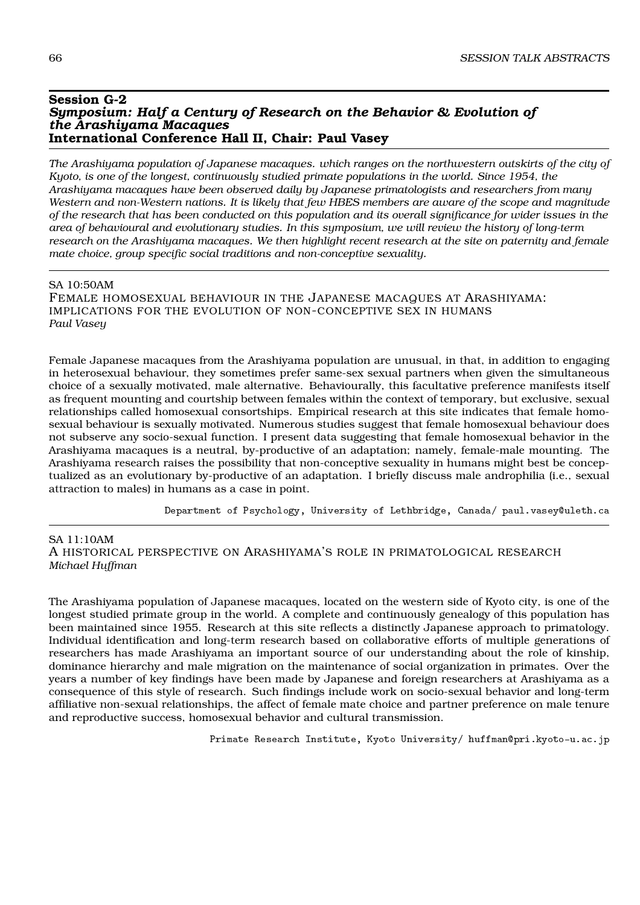## Session G-2
### *Symposium: Half a Century of Research on the Behavior & Evolution of the Arashiyama Macaques*
### International Conference Hall II, Chair: Paul Vasey

*The Arashiyama population of Japanese macaques. which ranges on the northwestern outskirts of the city of Kyoto, is one of the longest, continuously studied primate populations in the world. Since 1954, the Arashiyama macaques have been observed daily by Japanese primatologists and researchers from many Western and non-Western nations. It is likely that few HBES members are aware of the scope and magnitude of the research that has been conducted on this population and its overall significance for wider issues in the area of behavioural and evolutionary studies. In this symposium, we will review the history of long-term research on the Arashiyama macaques. We then highlight recent research at the site on paternity and female mate choice, group specific social traditions and non-conceptive sexuality.*

---

SA 10:50AM

FEMALE HOMOSEXUAL BEHAVIOUR IN THE JAPANESE MACAQUES AT ARASHIYAMA: IMPLICATIONS FOR THE EVOLUTION OF NON-CONCEPTIVE SEX IN HUMANS

*Paul Vasey*

Female Japanese macaques from the Arashiyama population are unusual, in that, in addition to engaging in heterosexual behaviour, they sometimes prefer same-sex sexual partners when given the simultaneous choice of a sexually motivated, male alternative. Behaviourally, this facultative preference manifests itself as frequent mounting and courtship between females within the context of temporary, but exclusive, sexual relationships called homosexual consortships. Empirical research at this site indicates that female homosexual behaviour is sexually motivated. Numerous studies suggest that female homosexual behaviour does not subserve any socio-sexual function. I present data suggesting that female homosexual behavior in the Arashiyama macaques is a neutral, by-productive of an adaptation; namely, female-male mounting. The Arashiyama research raises the possibility that non-conceptive sexuality in humans might best be conceptualized as an evolutionary by-productive of an adaptation. I briefly discuss male androphilia (i.e., sexual attraction to males) in humans as a case in point.

Department of Psychology, University of Lethbridge, Canada/ paul.vasey@uleth.ca

---

SA 11:10AM

A HISTORICAL PERSPECTIVE ON ARASHIYAMA'S ROLE IN PRIMATOLOGICAL RESEARCH

*Michael Huffman*

The Arashiyama population of Japanese macaques, located on the western side of Kyoto city, is one of the longest studied primate group in the world. A complete and continuously genealogy of this population has been maintained since 1955. Research at this site reflects a distinctly Japanese approach to primatology. Individual identification and long-term research based on collaborative efforts of multiple generations of researchers has made Arashiyama an important source of our understanding about the role of kinship, dominance hierarchy and male migration on the maintenance of social organization in primates. Over the years a number of key findings have been made by Japanese and foreign researchers at Arashiyama as a consequence of this style of research. Such findings include work on socio-sexual behavior and long-term affiliative non-sexual relationships, the affect of female mate choice and partner preference on male tenure and reproductive success, homosexual behavior and cultural transmission.

Primate Research Institute, Kyoto University/ huffman@pri.kyoto-u.ac.jp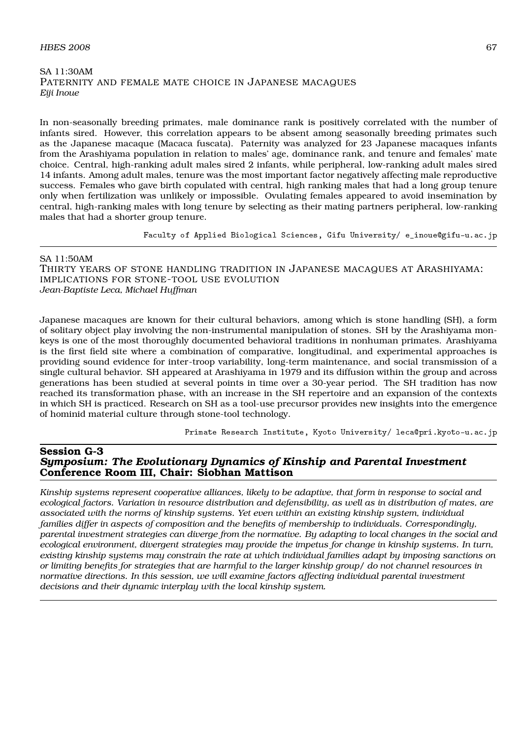SA 11:30AM
PATERNITY AND FEMALE MATE CHOICE IN JAPANESE MACAQUES
*Eiji Inoue*

In non-seasonally breeding primates, male dominance rank is positively correlated with the number of infants sired. However, this correlation appears to be absent among seasonally breeding primates such as the Japanese macaque (Macaca fuscata). Paternity was analyzed for 23 Japanese macaques infants from the Arashiyama population in relation to males' age, dominance rank, and tenure and females' mate choice. Central, high-ranking adult males sired 2 infants, while peripheral, low-ranking adult males sired 14 infants. Among adult males, tenure was the most important factor negatively affecting male reproductive success. Females who gave birth copulated with central, high ranking males that had a long group tenure only when fertilization was unlikely or impossible. Ovulating females appeared to avoid insemination by central, high-ranking males with long tenure by selecting as their mating partners peripheral, low-ranking males that had a shorter group tenure.

Faculty of Applied Biological Sciences, Gifu University/ e_inoue@gifu-u.ac.jp

---

SA 11:50AM
THIRTY YEARS OF STONE HANDLING TRADITION IN JAPANESE MACAQUES AT ARASHIYAMA: IMPLICATIONS FOR STONE-TOOL USE EVOLUTION
*Jean-Baptiste Leca, Michael Huffman*

Japanese macaques are known for their cultural behaviors, among which is stone handling (SH), a form of solitary object play involving the non-instrumental manipulation of stones. SH by the Arashiyama monkeys is one of the most thoroughly documented behavioral traditions in nonhuman primates. Arashiyama is the first field site where a combination of comparative, longitudinal, and experimental approaches is providing sound evidence for inter-troop variability, long-term maintenance, and social transmission of a single cultural behavior. SH appeared at Arashiyama in 1979 and its diffusion within the group and across generations has been studied at several points in time over a 30-year period. The SH tradition has now reached its transformation phase, with an increase in the SH repertoire and an expansion of the contexts in which SH is practiced. Research on SH as a tool-use precursor provides new insights into the emergence of hominid material culture through stone-tool technology.

Primate Research Institute, Kyoto University/ leca@pri.kyoto-u.ac.jp

---

## Session G-3
## *Symposium: The Evolutionary Dynamics of Kinship and Parental Investment*
## Conference Room III, Chair: Siobhan Mattison

*Kinship systems represent cooperative alliances, likely to be adaptive, that form in response to social and ecological factors. Variation in resource distribution and defensibility, as well as in distribution of mates, are associated with the norms of kinship systems. Yet even within an existing kinship system, individual families differ in aspects of composition and the benefits of membership to individuals. Correspondingly, parental investment strategies can diverge from the normative. By adapting to local changes in the social and ecological environment, divergent strategies may provide the impetus for change in kinship systems. In turn, existing kinship systems may constrain the rate at which individual families adapt by imposing sanctions on or limiting benefits for strategies that are harmful to the larger kinship group/ do not channel resources in normative directions. In this session, we will examine factors affecting individual parental investment decisions and their dynamic interplay with the local kinship system.*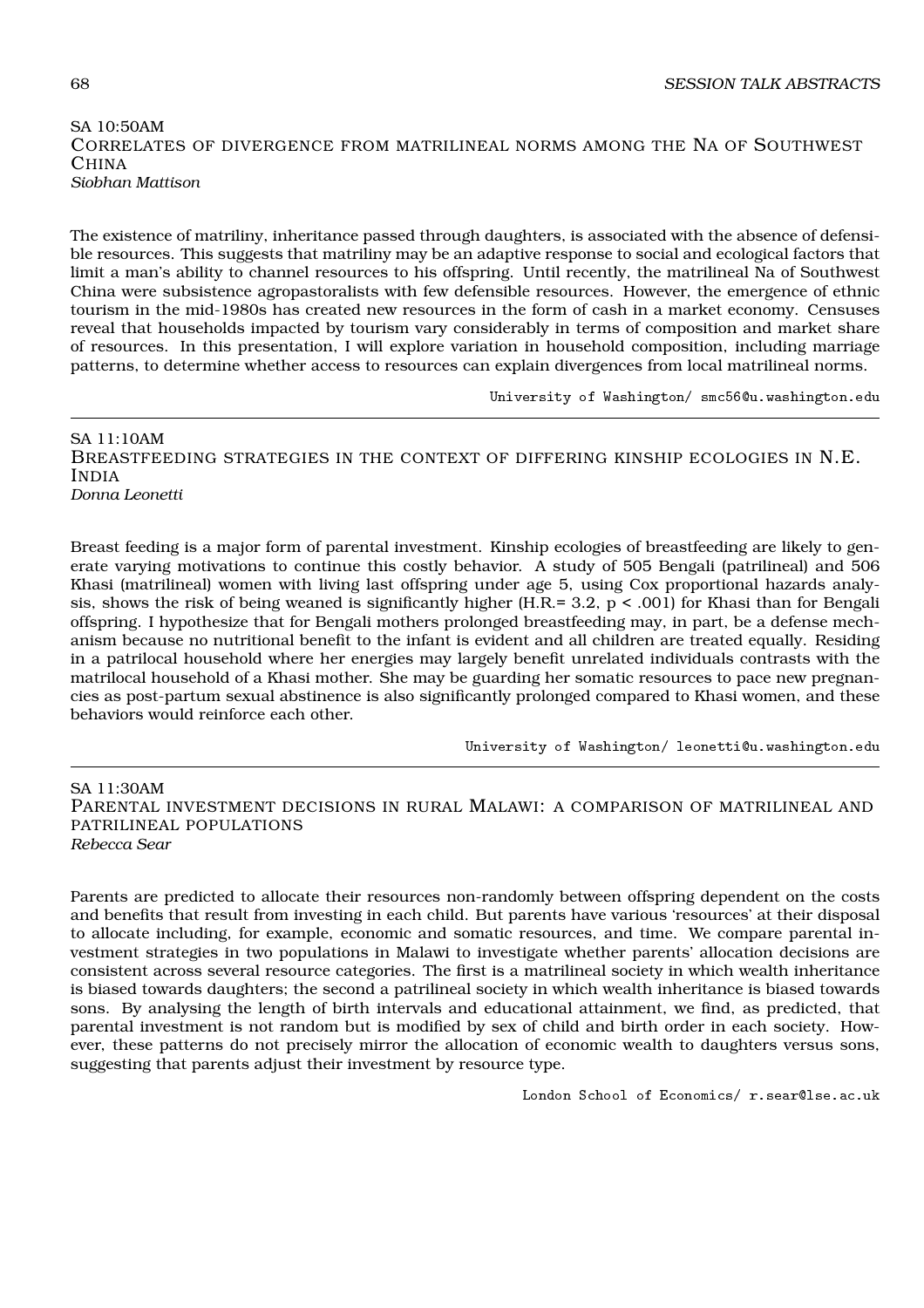SA 10:50AM

### Correlates of divergence from matrilineal norms among the Na of Southwest China

*Siobhan Mattison*

The existence of matriliny, inheritance passed through daughters, is associated with the absence of defensible resources. This suggests that matriliny may be an adaptive response to social and ecological factors that limit a man's ability to channel resources to his offspring. Until recently, the matrilineal Na of Southwest China were subsistence agropastoralists with few defensible resources. However, the emergence of ethnic tourism in the mid-1980s has created new resources in the form of cash in a market economy. Censuses reveal that households impacted by tourism vary considerably in terms of composition and market share of resources. In this presentation, I will explore variation in household composition, including marriage patterns, to determine whether access to resources can explain divergences from local matrilineal norms.

University of Washington/ smc56@u.washington.edu

---

SA 11:10AM

### Breastfeeding strategies in the context of differing kinship ecologies in N.E. India

*Donna Leonetti*

Breast feeding is a major form of parental investment. Kinship ecologies of breastfeeding are likely to generate varying motivations to continue this costly behavior. A study of 505 Bengali (patrilineal) and 506 Khasi (matrilineal) women with living last offspring under age 5, using Cox proportional hazards analysis, shows the risk of being weaned is significantly higher (H.R.= 3.2, $p < .001$) for Khasi than for Bengali offspring. I hypothesize that for Bengali mothers prolonged breastfeeding may, in part, be a defense mechanism because no nutritional benefit to the infant is evident and all children are treated equally. Residing in a patrilocal household where her energies may largely benefit unrelated individuals contrasts with the matrilocal household of a Khasi mother. She may be guarding her somatic resources to pace new pregnancies as post-partum sexual abstinence is also significantly prolonged compared to Khasi women, and these behaviors would reinforce each other.

University of Washington/ leonetti@u.washington.edu

---

SA 11:30AM

### Parental investment decisions in rural Malawi: a comparison of matrilineal and patrilineal populations

*Rebecca Sear*

Parents are predicted to allocate their resources non-randomly between offspring dependent on the costs and benefits that result from investing in each child. But parents have various 'resources' at their disposal to allocate including, for example, economic and somatic resources, and time. We compare parental investment strategies in two populations in Malawi to investigate whether parents' allocation decisions are consistent across several resource categories. The first is a matrilineal society in which wealth inheritance is biased towards daughters; the second a patrilineal society in which wealth inheritance is biased towards sons. By analysing the length of birth intervals and educational attainment, we find, as predicted, that parental investment is not random but is modified by sex of child and birth order in each society. However, these patterns do not precisely mirror the allocation of economic wealth to daughters versus sons, suggesting that parents adjust their investment by resource type.

London School of Economics/ r.sear@lse.ac.uk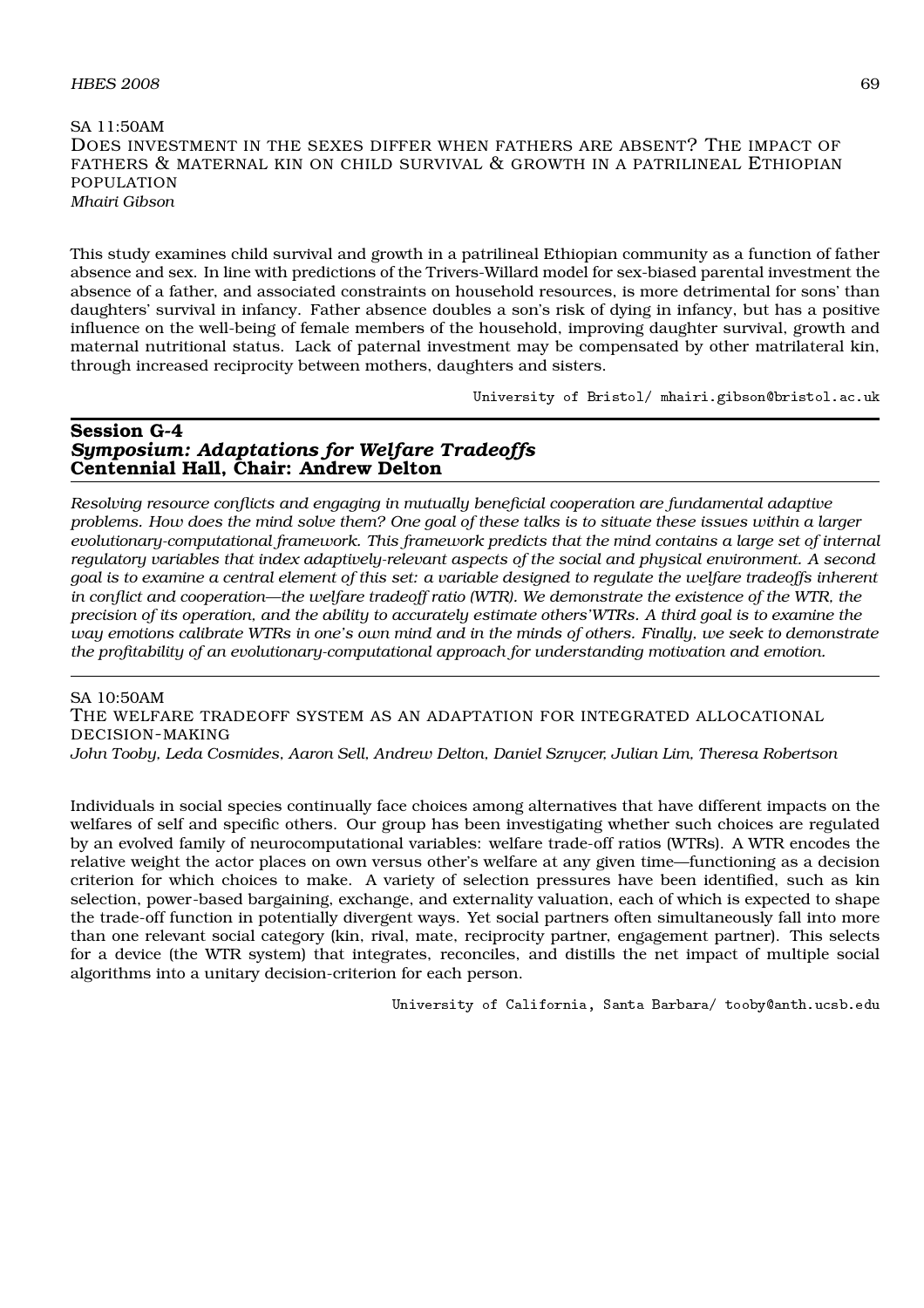SA 11:50AM

DOES INVESTMENT IN THE SEXES DIFFER WHEN FATHERS ARE ABSENT? THE IMPACT OF FATHERS & MATERNAL KIN ON CHILD SURVIVAL & GROWTH IN A PATRILINEAL ETHIOPIAN POPULATION

*Mhairi Gibson*

This study examines child survival and growth in a patrilineal Ethiopian community as a function of father absence and sex. In line with predictions of the Trivers-Willard model for sex-biased parental investment the absence of a father, and associated constraints on household resources, is more detrimental for sons' than daughters' survival in infancy. Father absence doubles a son's risk of dying in infancy, but has a positive influence on the well-being of female members of the household, improving daughter survival, growth and maternal nutritional status. Lack of paternal investment may be compensated by other matrilateral kin, through increased reciprocity between mothers, daughters and sisters.

University of Bristol/ mhairi.gibson@bristol.ac.uk

## Session G-4
## *Symposium: Adaptations for Welfare Tradeoffs*
## Centennial Hall, Chair: Andrew Delton

*Resolving resource conflicts and engaging in mutually beneficial cooperation are fundamental adaptive problems. How does the mind solve them? One goal of these talks is to situate these issues within a larger evolutionary-computational framework. This framework predicts that the mind contains a large set of internal regulatory variables that index adaptively-relevant aspects of the social and physical environment. A second goal is to examine a central element of this set: a variable designed to regulate the welfare tradeoffs inherent in conflict and cooperation—the welfare tradeoff ratio (WTR). We demonstrate the existence of the WTR, the precision of its operation, and the ability to accurately estimate others'WTRs. A third goal is to examine the way emotions calibrate WTRs in one's own mind and in the minds of others. Finally, we seek to demonstrate the profitability of an evolutionary-computational approach for understanding motivation and emotion.*

---

SA 10:50AM

THE WELFARE TRADEOFF SYSTEM AS AN ADAPTATION FOR INTEGRATED ALLOCATIONAL DECISION-MAKING

*John Tooby, Leda Cosmides, Aaron Sell, Andrew Delton, Daniel Sznycer, Julian Lim, Theresa Robertson*

Individuals in social species continually face choices among alternatives that have different impacts on the welfares of self and specific others. Our group has been investigating whether such choices are regulated by an evolved family of neurocomputational variables: welfare trade-off ratios (WTRs). A WTR encodes the relative weight the actor places on own versus other's welfare at any given time—functioning as a decision criterion for which choices to make. A variety of selection pressures have been identified, such as kin selection, power-based bargaining, exchange, and externality valuation, each of which is expected to shape the trade-off function in potentially divergent ways. Yet social partners often simultaneously fall into more than one relevant social category (kin, rival, mate, reciprocity partner, engagement partner). This selects for a device (the WTR system) that integrates, reconciles, and distills the net impact of multiple social algorithms into a unitary decision-criterion for each person.

University of California, Santa Barbara/ tooby@anth.ucsb.edu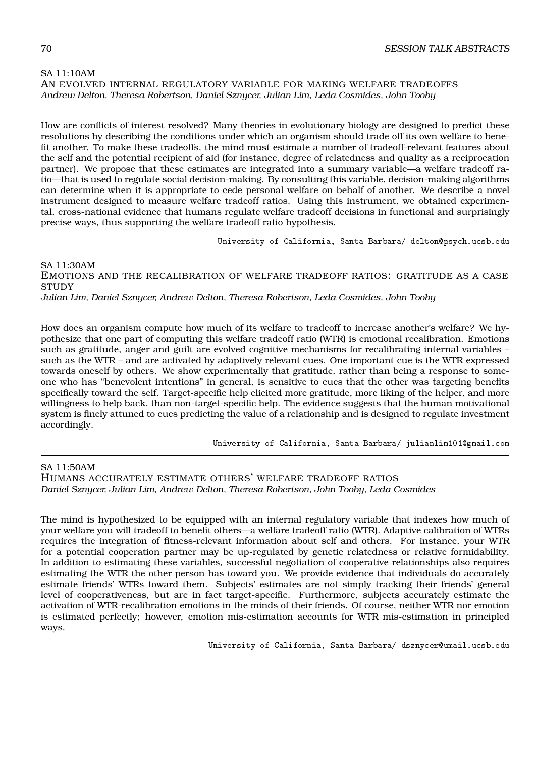SA 11:10AM

### An evolved internal regulatory variable for making welfare tradeoffs

*Andrew Delton, Theresa Robertson, Daniel Sznycer, Julian Lim, Leda Cosmides, John Tooby*

How are conflicts of interest resolved? Many theories in evolutionary biology are designed to predict these resolutions by describing the conditions under which an organism should trade off its own welfare to benefit another. To make these tradeoffs, the mind must estimate a number of tradeoff-relevant features about the self and the potential recipient of aid (for instance, degree of relatedness and quality as a reciprocation partner). We propose that these estimates are integrated into a summary variable—a welfare tradeoff ratio—that is used to regulate social decision-making. By consulting this variable, decision-making algorithms can determine when it is appropriate to cede personal welfare on behalf of another. We describe a novel instrument designed to measure welfare tradeoff ratios. Using this instrument, we obtained experimental, cross-national evidence that humans regulate welfare tradeoff decisions in functional and surprisingly precise ways, thus supporting the welfare tradeoff ratio hypothesis.

University of California, Santa Barbara/ delton@psych.ucsb.edu

---

SA 11:30AM

### Emotions and the recalibration of welfare tradeoff ratios: gratitude as a case study

*Julian Lim, Daniel Sznycer, Andrew Delton, Theresa Robertson, Leda Cosmides, John Tooby*

How does an organism compute how much of its welfare to tradeoff to increase another's welfare? We hypothesize that one part of computing this welfare tradeoff ratio (WTR) is emotional recalibration. Emotions such as gratitude, anger and guilt are evolved cognitive mechanisms for recalibrating internal variables – such as the WTR – and are activated by adaptively relevant cues. One important cue is the WTR expressed towards oneself by others. We show experimentally that gratitude, rather than being a response to someone who has "benevolent intentions" in general, is sensitive to cues that the other was targeting benefits specifically toward the self. Target-specific help elicited more gratitude, more liking of the helper, and more willingness to help back, than non-target-specific help. The evidence suggests that the human motivational system is finely attuned to cues predicting the value of a relationship and is designed to regulate investment accordingly.

University of California, Santa Barbara/ julianlim101@gmail.com

---

SA 11:50AM

### Humans accurately estimate others' welfare tradeoff ratios

*Daniel Sznycer, Julian Lim, Andrew Delton, Theresa Robertson, John Tooby, Leda Cosmides*

The mind is hypothesized to be equipped with an internal regulatory variable that indexes how much of your welfare you will tradeoff to benefit others—a welfare tradeoff ratio (WTR). Adaptive calibration of WTRs requires the integration of fitness-relevant information about self and others. For instance, your WTR for a potential cooperation partner may be up-regulated by genetic relatedness or relative formidability. In addition to estimating these variables, successful negotiation of cooperative relationships also requires estimating the WTR the other person has toward you. We provide evidence that individuals do accurately estimate friends' WTRs toward them. Subjects' estimates are not simply tracking their friends' general level of cooperativeness, but are in fact target-specific. Furthermore, subjects accurately estimate the activation of WTR-recalibration emotions in the minds of their friends. Of course, neither WTR nor emotion is estimated perfectly; however, emotion mis-estimation accounts for WTR mis-estimation in principled ways.

University of California, Santa Barbara/ dsznycer@umail.ucsb.edu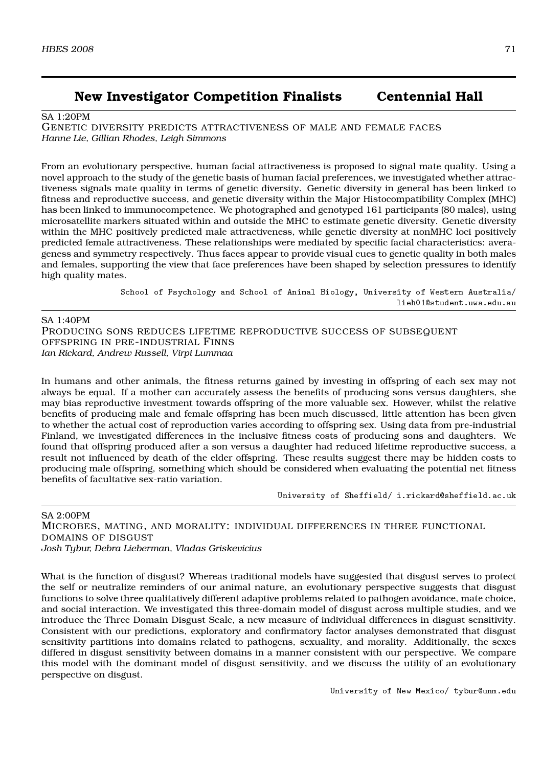## New Investigator Competition Finalists — Centennial Hall

SA 1:20PM

### Genetic diversity predicts attractiveness of male and female faces

*Hanne Lie, Gillian Rhodes, Leigh Simmons*

From an evolutionary perspective, human facial attractiveness is proposed to signal mate quality. Using a novel approach to the study of the genetic basis of human facial preferences, we investigated whether attractiveness signals mate quality in terms of genetic diversity. Genetic diversity in general has been linked to fitness and reproductive success, and genetic diversity within the Major Histocompatibility Complex (MHC) has been linked to immunocompetence. We photographed and genotyped 161 participants (80 males), using microsatellite markers situated within and outside the MHC to estimate genetic diversity. Genetic diversity within the MHC positively predicted male attractiveness, while genetic diversity at nonMHC loci positively predicted female attractiveness. These relationships were mediated by specific facial characteristics: averageness and symmetry respectively. Thus faces appear to provide visual cues to genetic quality in both males and females, supporting the view that face preferences have been shaped by selection pressures to identify high quality mates.

School of Psychology and School of Animal Biology, University of Western Australia/ lieh01@student.uwa.edu.au

---

SA 1:40PM

### Producing sons reduces lifetime reproductive success of subsequent offspring in pre-industrial Finns

*Ian Rickard, Andrew Russell, Virpi Lummaa*

In humans and other animals, the fitness returns gained by investing in offspring of each sex may not always be equal. If a mother can accurately assess the benefits of producing sons versus daughters, she may bias reproductive investment towards offspring of the more valuable sex. However, whilst the relative benefits of producing male and female offspring has been much discussed, little attention has been given to whether the actual cost of reproduction varies according to offspring sex. Using data from pre-industrial Finland, we investigated differences in the inclusive fitness costs of producing sons and daughters. We found that offspring produced after a son versus a daughter had reduced lifetime reproductive success, a result not influenced by death of the elder offspring. These results suggest there may be hidden costs to producing male offspring, something which should be considered when evaluating the potential net fitness benefits of facultative sex-ratio variation.

University of Sheffield/ i.rickard@sheffield.ac.uk

---

SA 2:00PM

### Microbes, mating, and morality: individual differences in three functional domains of disgust

*Josh Tybur, Debra Lieberman, Vladas Griskevicius*

What is the function of disgust? Whereas traditional models have suggested that disgust serves to protect the self or neutralize reminders of our animal nature, an evolutionary perspective suggests that disgust functions to solve three qualitatively different adaptive problems related to pathogen avoidance, mate choice, and social interaction. We investigated this three-domain model of disgust across multiple studies, and we introduce the Three Domain Disgust Scale, a new measure of individual differences in disgust sensitivity. Consistent with our predictions, exploratory and confirmatory factor analyses demonstrated that disgust sensitivity partitions into domains related to pathogens, sexuality, and morality. Additionally, the sexes differed in disgust sensitivity between domains in a manner consistent with our perspective. We compare this model with the dominant model of disgust sensitivity, and we discuss the utility of an evolutionary perspective on disgust.

University of New Mexico/ tybur@unm.edu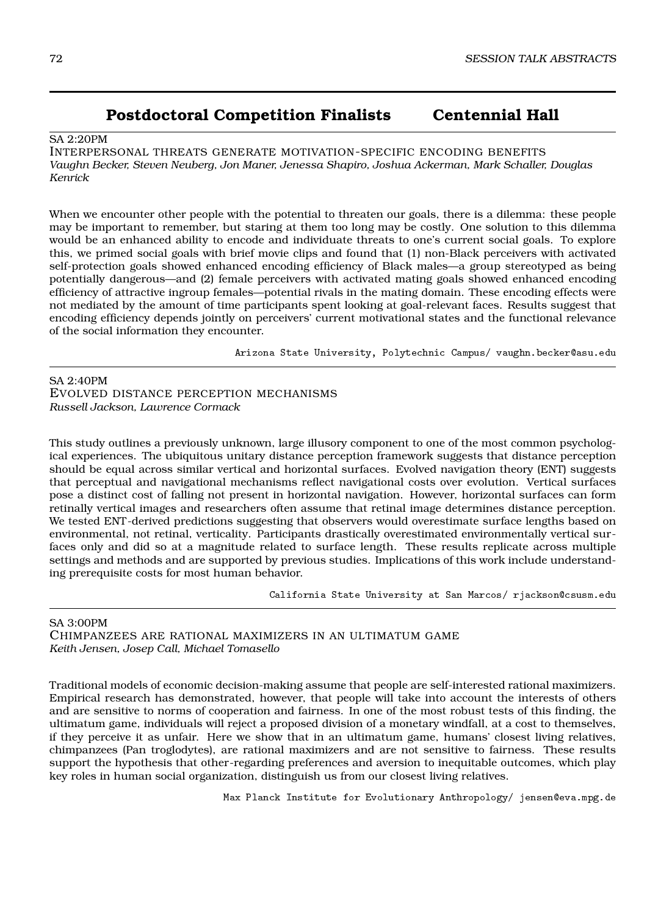## Postdoctoral Competition Finalists — Centennial Hall

SA 2:20PM

### Interpersonal threats generate motivation-specific encoding benefits

*Vaughn Becker, Steven Neuberg, Jon Maner, Jenessa Shapiro, Joshua Ackerman, Mark Schaller, Douglas Kenrick*

When we encounter other people with the potential to threaten our goals, there is a dilemma: these people may be important to remember, but staring at them too long may be costly. One solution to this dilemma would be an enhanced ability to encode and individuate threats to one's current social goals. To explore this, we primed social goals with brief movie clips and found that (1) non-Black perceivers with activated self-protection goals showed enhanced encoding efficiency of Black males—a group stereotyped as being potentially dangerous—and (2) female perceivers with activated mating goals showed enhanced encoding efficiency of attractive ingroup females—potential rivals in the mating domain. These encoding effects were not mediated by the amount of time participants spent looking at goal-relevant faces. Results suggest that encoding efficiency depends jointly on perceivers' current motivational states and the functional relevance of the social information they encounter.

Arizona State University, Polytechnic Campus/ vaughn.becker@asu.edu

---

SA 2:40PM

### Evolved distance perception mechanisms

*Russell Jackson, Lawrence Cormack*

This study outlines a previously unknown, large illusory component to one of the most common psychological experiences. The ubiquitous unitary distance perception framework suggests that distance perception should be equal across similar vertical and horizontal surfaces. Evolved navigation theory (ENT) suggests that perceptual and navigational mechanisms reflect navigational costs over evolution. Vertical surfaces pose a distinct cost of falling not present in horizontal navigation. However, horizontal surfaces can form retinally vertical images and researchers often assume that retinal image determines distance perception. We tested ENT-derived predictions suggesting that observers would overestimate surface lengths based on environmental, not retinal, verticality. Participants drastically overestimated environmentally vertical surfaces only and did so at a magnitude related to surface length. These results replicate across multiple settings and methods and are supported by previous studies. Implications of this work include understanding prerequisite costs for most human behavior.

California State University at San Marcos/ rjackson@csusm.edu

---

SA 3:00PM

### Chimpanzees are rational maximizers in an ultimatum game

*Keith Jensen, Josep Call, Michael Tomasello*

Traditional models of economic decision-making assume that people are self-interested rational maximizers. Empirical research has demonstrated, however, that people will take into account the interests of others and are sensitive to norms of cooperation and fairness. In one of the most robust tests of this finding, the ultimatum game, individuals will reject a proposed division of a monetary windfall, at a cost to themselves, if they perceive it as unfair. Here we show that in an ultimatum game, humans' closest living relatives, chimpanzees (Pan troglodytes), are rational maximizers and are not sensitive to fairness. These results support the hypothesis that other-regarding preferences and aversion to inequitable outcomes, which play key roles in human social organization, distinguish us from our closest living relatives.

Max Planck Institute for Evolutionary Anthropology/ jensen@eva.mpg.de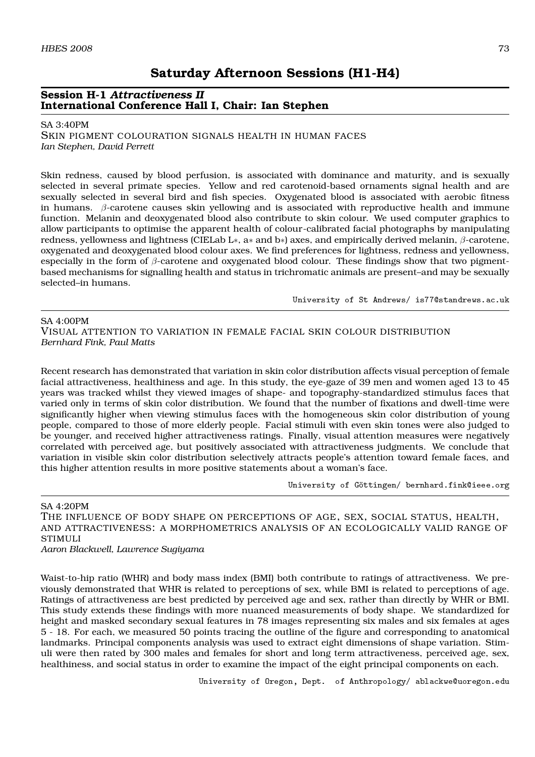# Saturday Afternoon Sessions (H1-H4)

## Session H-1 *Attractiveness II*
## International Conference Hall I, Chair: Ian Stephen

SA 3:40PM

SKIN PIGMENT COLOURATION SIGNALS HEALTH IN HUMAN FACES
*Ian Stephen, David Perrett*

Skin redness, caused by blood perfusion, is associated with dominance and maturity, and is sexually selected in several primate species. Yellow and red carotenoid-based ornaments signal health and are sexually selected in several bird and fish species. Oxygenated blood is associated with aerobic fitness in humans. $\beta$-carotene causes skin yellowing and is associated with reproductive health and immune function. Melanin and deoxygenated blood also contribute to skin colour. We used computer graphics to allow participants to optimise the apparent health of colour-calibrated facial photographs by manipulating redness, yellowness and lightness (CIELab $L*$, $a*$ and $b*$) axes, and empirically derived melanin, $\beta$-carotene, oxygenated and deoxygenated blood colour axes. We find preferences for lightness, redness and yellowness, especially in the form of $\beta$-carotene and oxygenated blood colour. These findings show that two pigment-based mechanisms for signalling health and status in trichromatic animals are present–and may be sexually selected–in humans.

University of St Andrews/ is77@standrews.ac.uk

---

SA 4:00PM

VISUAL ATTENTION TO VARIATION IN FEMALE FACIAL SKIN COLOUR DISTRIBUTION
*Bernhard Fink, Paul Matts*

Recent research has demonstrated that variation in skin color distribution affects visual perception of female facial attractiveness, healthiness and age. In this study, the eye-gaze of 39 men and women aged 13 to 45 years was tracked whilst they viewed images of shape- and topography-standardized stimulus faces that varied only in terms of skin color distribution. We found that the number of fixations and dwell-time were significantly higher when viewing stimulus faces with the homogeneous skin color distribution of young people, compared to those of more elderly people. Facial stimuli with even skin tones were also judged to be younger, and received higher attractiveness ratings. Finally, visual attention measures were negatively correlated with perceived age, but positively associated with attractiveness judgments. We conclude that variation in visible skin color distribution selectively attracts people's attention toward female faces, and this higher attention results in more positive statements about a woman's face.

University of Göttingen/ bernhard.fink@ieee.org

---

SA 4:20PM

THE INFLUENCE OF BODY SHAPE ON PERCEPTIONS OF AGE, SEX, SOCIAL STATUS, HEALTH, AND ATTRACTIVENESS: A MORPHOMETRICS ANALYSIS OF AN ECOLOGICALLY VALID RANGE OF STIMULI
*Aaron Blackwell, Lawrence Sugiyama*

Waist-to-hip ratio (WHR) and body mass index (BMI) both contribute to ratings of attractiveness. We previously demonstrated that WHR is related to perceptions of sex, while BMI is related to perceptions of age. Ratings of attractiveness are best predicted by perceived age and sex, rather than directly by WHR or BMI. This study extends these findings with more nuanced measurements of body shape. We standardized for height and masked secondary sexual features in 78 images representing six males and six females at ages 5 - 18. For each, we measured 50 points tracing the outline of the figure and corresponding to anatomical landmarks. Principal components analysis was used to extract eight dimensions of shape variation. Stimuli were then rated by 300 males and females for short and long term attractiveness, perceived age, sex, healthiness, and social status in order to examine the impact of the eight principal components on each.

University of Oregon, Dept. of Anthropology/ ablackwe@uoregon.edu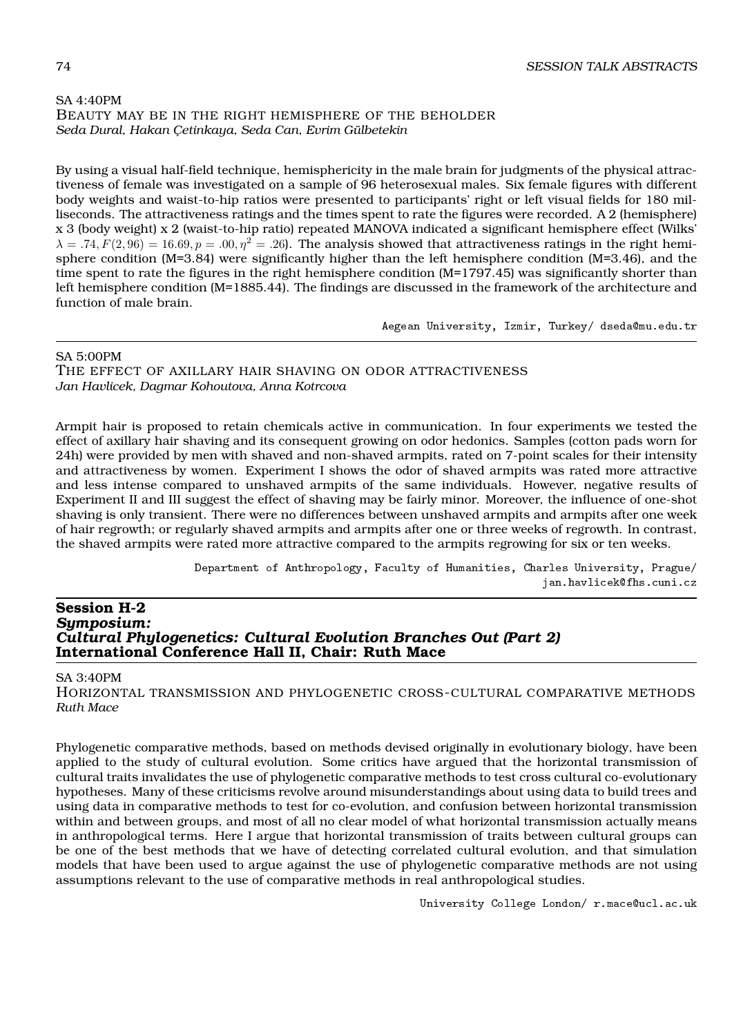SA 4:40PM

### Beauty may be in the right hemisphere of the beholder

*Seda Dural, Hakan Çetinkaya, Seda Can, Evrim Gülbetekin*

By using a visual half-field technique, hemisphericity in the male brain for judgments of the physical attractiveness of female was investigated on a sample of 96 heterosexual males. Six female figures with different body weights and waist-to-hip ratios were presented to participants' right or left visual fields for 180 milliseconds. The attractiveness ratings and the times spent to rate the figures were recorded. A 2 (hemisphere) x 3 (body weight) x 2 (waist-to-hip ratio) repeated MANOVA indicated a significant hemisphere effect (Wilks' $\lambda = .74, F(2, 96) = 16.69, p = .00, \eta^2 = .26$). The analysis showed that attractiveness ratings in the right hemisphere condition (M=3.84) were significantly higher than the left hemisphere condition (M=3.46), and the time spent to rate the figures in the right hemisphere condition (M=1797.45) was significantly shorter than left hemisphere condition (M=1885.44). The findings are discussed in the framework of the architecture and function of male brain.

Aegean University, Izmir, Turkey/ dseda@mu.edu.tr

---

SA 5:00PM

### The effect of axillary hair shaving on odor attractiveness

*Jan Havlicek, Dagmar Kohoutova, Anna Kotrcova*

Armpit hair is proposed to retain chemicals active in communication. In four experiments we tested the effect of axillary hair shaving and its consequent growing on odor hedonics. Samples (cotton pads worn for 24h) were provided by men with shaved and non-shaved armpits, rated on 7-point scales for their intensity and attractiveness by women. Experiment I shows the odor of shaved armpits was rated more attractive and less intense compared to unshaved armpits of the same individuals. However, negative results of Experiment II and III suggest the effect of shaving may be fairly minor. Moreover, the influence of one-shot shaving is only transient. There were no differences between unshaved armpits and armpits after one week of hair regrowth; or regularly shaved armpits and armpits after one or three weeks of regrowth. In contrast, the shaved armpits were rated more attractive compared to the armpits regrowing for six or ten weeks.

Department of Anthropology, Faculty of Humanities, Charles University, Prague/ jan.havlicek@fhs.cuni.cz

---

## Session H-2
## *Symposium:*
## *Cultural Phylogenetics: Cultural Evolution Branches Out (Part 2)*
## International Conference Hall II, Chair: Ruth Mace

SA 3:40PM

### Horizontal transmission and phylogenetic cross-cultural comparative methods

*Ruth Mace*

Phylogenetic comparative methods, based on methods devised originally in evolutionary biology, have been applied to the study of cultural evolution. Some critics have argued that the horizontal transmission of cultural traits invalidates the use of phylogenetic comparative methods to test cross cultural co-evolutionary hypotheses. Many of these criticisms revolve around misunderstandings about using data to build trees and using data in comparative methods to test for co-evolution, and confusion between horizontal transmission within and between groups, and most of all no clear model of what horizontal transmission actually means in anthropological terms. Here I argue that horizontal transmission of traits between cultural groups can be one of the best methods that we have of detecting correlated cultural evolution, and that simulation models that have been used to argue against the use of phylogenetic comparative methods are not using assumptions relevant to the use of comparative methods in real anthropological studies.

University College London/ r.mace@ucl.ac.uk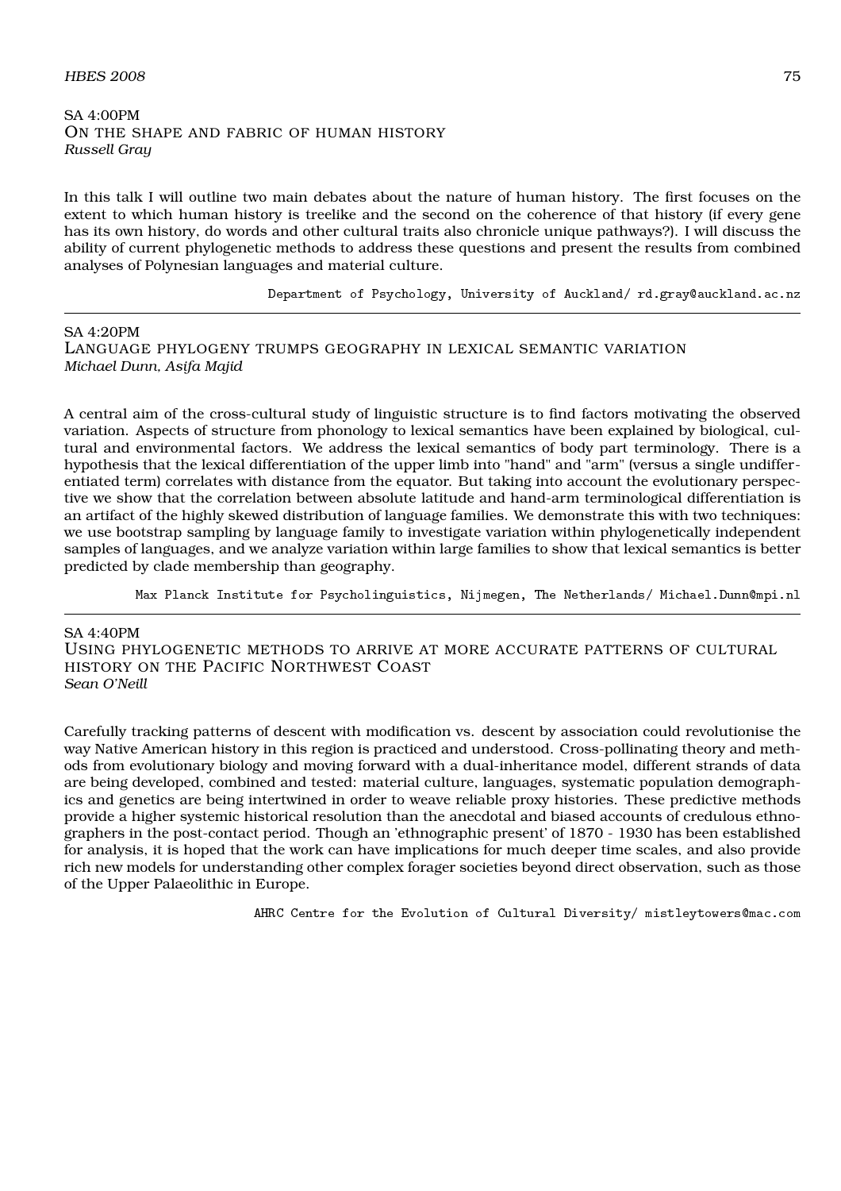SA 4:00PM

### On the shape and fabric of human history

*Russell Gray*

In this talk I will outline two main debates about the nature of human history. The first focuses on the extent to which human history is treelike and the second on the coherence of that history (if every gene has its own history, do words and other cultural traits also chronicle unique pathways?). I will discuss the ability of current phylogenetic methods to address these questions and present the results from combined analyses of Polynesian languages and material culture.

Department of Psychology, University of Auckland/ rd.gray@auckland.ac.nz

---

SA 4:20PM

### Language phylogeny trumps geography in lexical semantic variation

*Michael Dunn, Asifa Majid*

A central aim of the cross-cultural study of linguistic structure is to find factors motivating the observed variation. Aspects of structure from phonology to lexical semantics have been explained by biological, cultural and environmental factors. We address the lexical semantics of body part terminology. There is a hypothesis that the lexical differentiation of the upper limb into "hand" and "arm" (versus a single undifferentiated term) correlates with distance from the equator. But taking into account the evolutionary perspective we show that the correlation between absolute latitude and hand-arm terminological differentiation is an artifact of the highly skewed distribution of language families. We demonstrate this with two techniques: we use bootstrap sampling by language family to investigate variation within phylogenetically independent samples of languages, and we analyze variation within large families to show that lexical semantics is better predicted by clade membership than geography.

Max Planck Institute for Psycholinguistics, Nijmegen, The Netherlands/ Michael.Dunn@mpi.nl

---

SA 4:40PM

### Using phylogenetic methods to arrive at more accurate patterns of cultural history on the Pacific Northwest Coast

*Sean O'Neill*

Carefully tracking patterns of descent with modification vs. descent by association could revolutionise the way Native American history in this region is practiced and understood. Cross-pollinating theory and methods from evolutionary biology and moving forward with a dual-inheritance model, different strands of data are being developed, combined and tested: material culture, languages, systematic population demographics and genetics are being intertwined in order to weave reliable proxy histories. These predictive methods provide a higher systemic historical resolution than the anecdotal and biased accounts of credulous ethnographers in the post-contact period. Though an 'ethnographic present' of 1870 - 1930 has been established for analysis, it is hoped that the work can have implications for much deeper time scales, and also provide rich new models for understanding other complex forager societies beyond direct observation, such as those of the Upper Palaeolithic in Europe.

AHRC Centre for the Evolution of Cultural Diversity/ mistleytowers@mac.com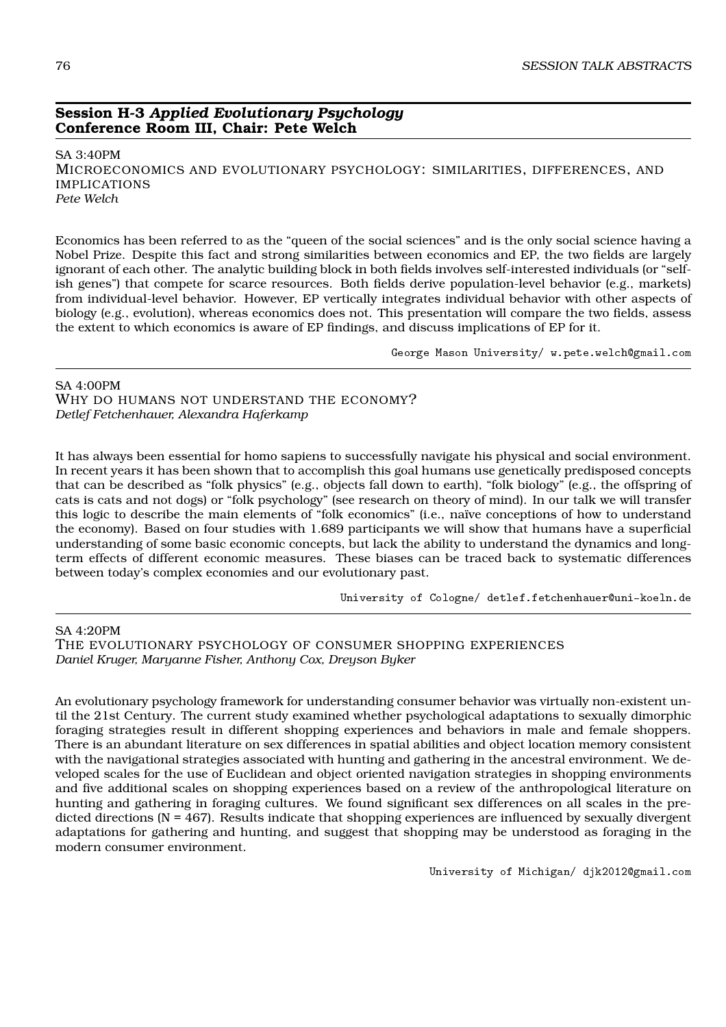## Session H-3 *Applied Evolutionary Psychology*
## Conference Room III, Chair: Pete Welch

SA 3:40PM

### MICROECONOMICS AND EVOLUTIONARY PSYCHOLOGY: SIMILARITIES, DIFFERENCES, AND IMPLICATIONS

*Pete Welch*

Economics has been referred to as the "queen of the social sciences" and is the only social science having a Nobel Prize. Despite this fact and strong similarities between economics and EP, the two fields are largely ignorant of each other. The analytic building block in both fields involves self-interested individuals (or "selfish genes") that compete for scarce resources. Both fields derive population-level behavior (e.g., markets) from individual-level behavior. However, EP vertically integrates individual behavior with other aspects of biology (e.g., evolution), whereas economics does not. This presentation will compare the two fields, assess the extent to which economics is aware of EP findings, and discuss implications of EP for it.

George Mason University/ w.pete.welch@gmail.com

---

SA 4:00PM

### WHY DO HUMANS NOT UNDERSTAND THE ECONOMY?

*Detlef Fetchenhauer, Alexandra Haferkamp*

It has always been essential for homo sapiens to successfully navigate his physical and social environment. In recent years it has been shown that to accomplish this goal humans use genetically predisposed concepts that can be described as "folk physics" (e.g., objects fall down to earth), "folk biology" (e.g., the offspring of cats is cats and not dogs) or "folk psychology" (see research on theory of mind). In our talk we will transfer this logic to describe the main elements of "folk economics" (i.e., naïve conceptions of how to understand the economy). Based on four studies with 1.689 participants we will show that humans have a superficial understanding of some basic economic concepts, but lack the ability to understand the dynamics and long-term effects of different economic measures. These biases can be traced back to systematic differences between today's complex economies and our evolutionary past.

University of Cologne/ detlef.fetchenhauer@uni-koeln.de

---

SA 4:20PM

### THE EVOLUTIONARY PSYCHOLOGY OF CONSUMER SHOPPING EXPERIENCES

*Daniel Kruger, Maryanne Fisher, Anthony Cox, Dreyson Byker*

An evolutionary psychology framework for understanding consumer behavior was virtually non-existent until the 21st Century. The current study examined whether psychological adaptations to sexually dimorphic foraging strategies result in different shopping experiences and behaviors in male and female shoppers. There is an abundant literature on sex differences in spatial abilities and object location memory consistent with the navigational strategies associated with hunting and gathering in the ancestral environment. We developed scales for the use of Euclidean and object oriented navigation strategies in shopping environments and five additional scales on shopping experiences based on a review of the anthropological literature on hunting and gathering in foraging cultures. We found significant sex differences on all scales in the predicted directions ($N = 467$). Results indicate that shopping experiences are influenced by sexually divergent adaptations for gathering and hunting, and suggest that shopping may be understood as foraging in the modern consumer environment.

University of Michigan/ djk2012@gmail.com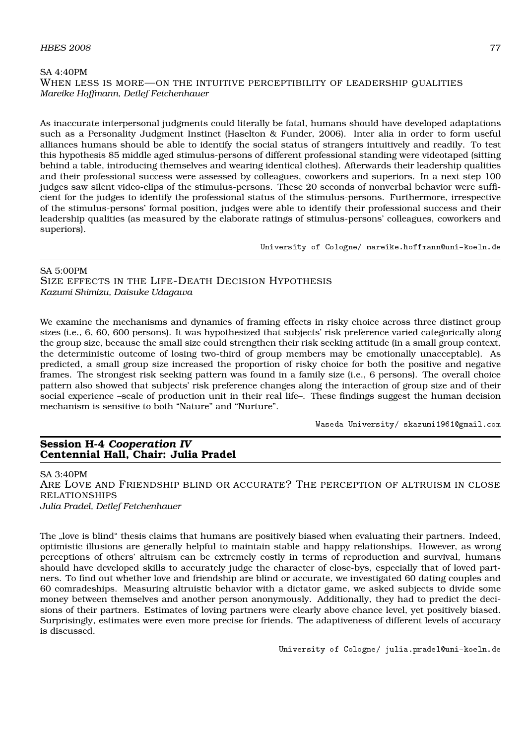SA 4:40PM

### When less is more—on the intuitive perceptibility of leadership qualities

*Mareike Hoffmann, Detlef Fetchenhauer*

As inaccurate interpersonal judgments could literally be fatal, humans should have developed adaptations such as a Personality Judgment Instinct (Haselton & Funder, 2006). Inter alia in order to form useful alliances humans should be able to identify the social status of strangers intuitively and readily. To test this hypothesis 85 middle aged stimulus-persons of different professional standing were videotaped (sitting behind a table, introducing themselves and wearing identical clothes). Afterwards their leadership qualities and their professional success were assessed by colleagues, coworkers and superiors. In a next step 100 judges saw silent video-clips of the stimulus-persons. These 20 seconds of nonverbal behavior were sufficient for the judges to identify the professional status of the stimulus-persons. Furthermore, irrespective of the stimulus-persons' formal position, judges were able to identify their professional success and their leadership qualities (as measured by the elaborate ratings of stimulus-persons' colleagues, coworkers and superiors).

University of Cologne/ mareike.hoffmann@uni-koeln.de

---

SA 5:00PM

### Size effects in the Life-Death Decision Hypothesis

*Kazumi Shimizu, Daisuke Udagawa*

We examine the mechanisms and dynamics of framing effects in risky choice across three distinct group sizes (i.e., 6, 60, 600 persons). It was hypothesized that subjects' risk preference varied categorically along the group size, because the small size could strengthen their risk seeking attitude (in a small group context, the deterministic outcome of losing two-third of group members may be emotionally unacceptable). As predicted, a small group size increased the proportion of risky choice for both the positive and negative frames. The strongest risk seeking pattern was found in a family size (i.e., 6 persons). The overall choice pattern also showed that subjects' risk preference changes along the interaction of group size and of their social experience –scale of production unit in their real life–. These findings suggest the human decision mechanism is sensitive to both "Nature" and "Nurture".

Waseda University/ skazumi1961@gmail.com

## Session H-4 *Cooperation IV*
## Centennial Hall, Chair: Julia Pradel

SA 3:40PM

### Are Love and Friendship blind or accurate? The perception of altruism in close relationships

*Julia Pradel, Detlef Fetchenhauer*

The „love is blind" thesis claims that humans are positively biased when evaluating their partners. Indeed, optimistic illusions are generally helpful to maintain stable and happy relationships. However, as wrong perceptions of others' altruism can be extremely costly in terms of reproduction and survival, humans should have developed skills to accurately judge the character of close-bys, especially that of loved partners. To find out whether love and friendship are blind or accurate, we investigated 60 dating couples and 60 comradeships. Measuring altruistic behavior with a dictator game, we asked subjects to divide some money between themselves and another person anonymously. Additionally, they had to predict the decisions of their partners. Estimates of loving partners were clearly above chance level, yet positively biased. Surprisingly, estimates were even more precise for friends. The adaptiveness of different levels of accuracy is discussed.

University of Cologne/ julia.pradel@uni-koeln.de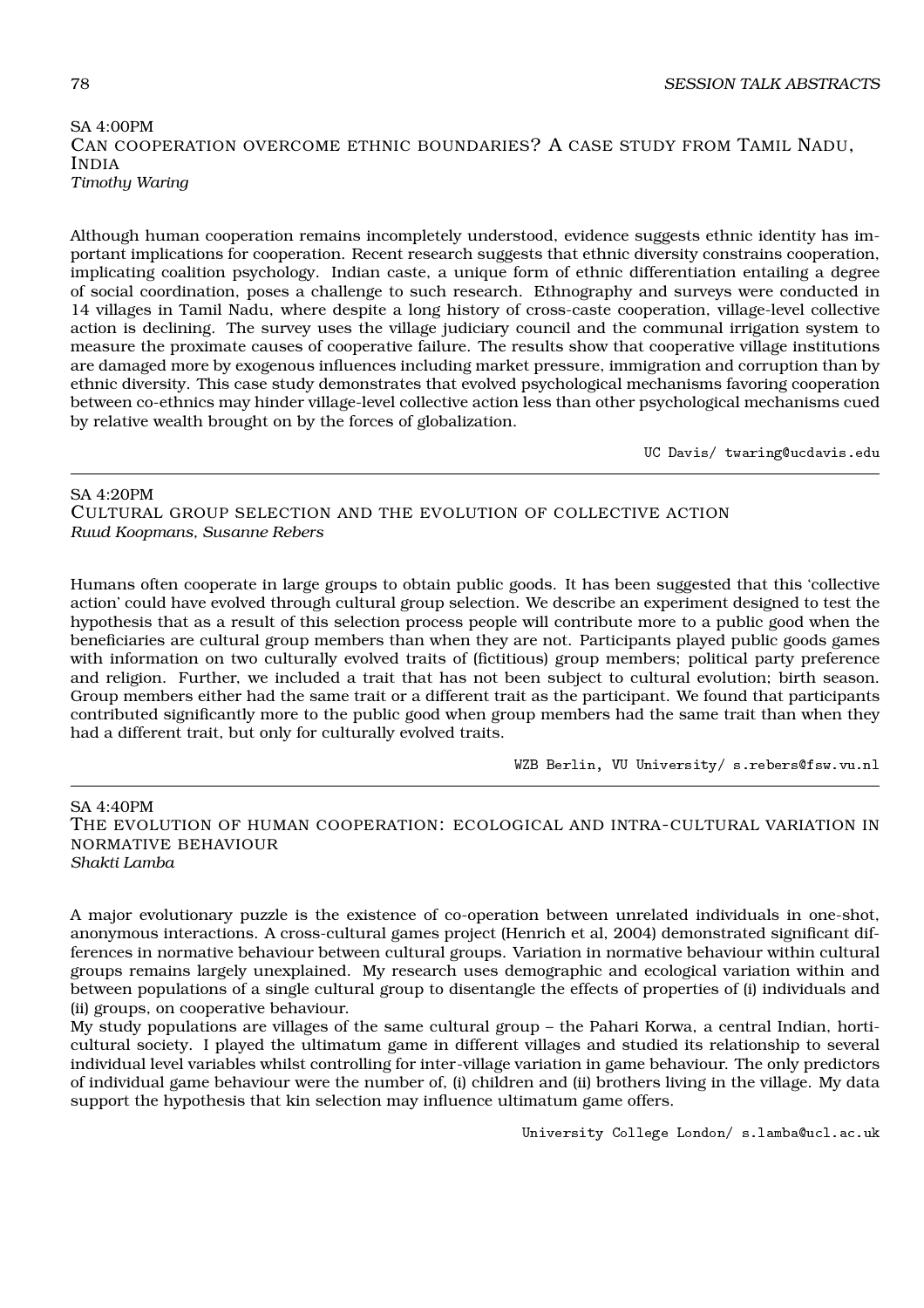SA 4:00PM

## Can cooperation overcome ethnic boundaries? A case study from Tamil Nadu, India

*Timothy Waring*

Although human cooperation remains incompletely understood, evidence suggests ethnic identity has important implications for cooperation. Recent research suggests that ethnic diversity constrains cooperation, implicating coalition psychology. Indian caste, a unique form of ethnic differentiation entailing a degree of social coordination, poses a challenge to such research. Ethnography and surveys were conducted in 14 villages in Tamil Nadu, where despite a long history of cross-caste cooperation, village-level collective action is declining. The survey uses the village judiciary council and the communal irrigation system to measure the proximate causes of cooperative failure. The results show that cooperative village institutions are damaged more by exogenous influences including market pressure, immigration and corruption than by ethnic diversity. This case study demonstrates that evolved psychological mechanisms favoring cooperation between co-ethnics may hinder village-level collective action less than other psychological mechanisms cued by relative wealth brought on by the forces of globalization.

UC Davis/ twaring@ucdavis.edu

---

SA 4:20PM

## Cultural group selection and the evolution of collective action

*Ruud Koopmans, Susanne Rebers*

Humans often cooperate in large groups to obtain public goods. It has been suggested that this 'collective action' could have evolved through cultural group selection. We describe an experiment designed to test the hypothesis that as a result of this selection process people will contribute more to a public good when the beneficiaries are cultural group members than when they are not. Participants played public goods games with information on two culturally evolved traits of (fictitious) group members; political party preference and religion. Further, we included a trait that has not been subject to cultural evolution; birth season. Group members either had the same trait or a different trait as the participant. We found that participants contributed significantly more to the public good when group members had the same trait than when they had a different trait, but only for culturally evolved traits.

WZB Berlin, VU University/ s.rebers@fsw.vu.nl

---

SA 4:40PM

## The evolution of human cooperation: ecological and intra-cultural variation in normative behaviour

*Shakti Lamba*

A major evolutionary puzzle is the existence of co-operation between unrelated individuals in one-shot, anonymous interactions. A cross-cultural games project (Henrich et al, 2004) demonstrated significant differences in normative behaviour between cultural groups. Variation in normative behaviour within cultural groups remains largely unexplained. My research uses demographic and ecological variation within and between populations of a single cultural group to disentangle the effects of properties of (i) individuals and (ii) groups, on cooperative behaviour.

My study populations are villages of the same cultural group – the Pahari Korwa, a central Indian, horticultural society. I played the ultimatum game in different villages and studied its relationship to several individual level variables whilst controlling for inter-village variation in game behaviour. The only predictors of individual game behaviour were the number of, (i) children and (ii) brothers living in the village. My data support the hypothesis that kin selection may influence ultimatum game offers.

University College London/ s.lamba@ucl.ac.uk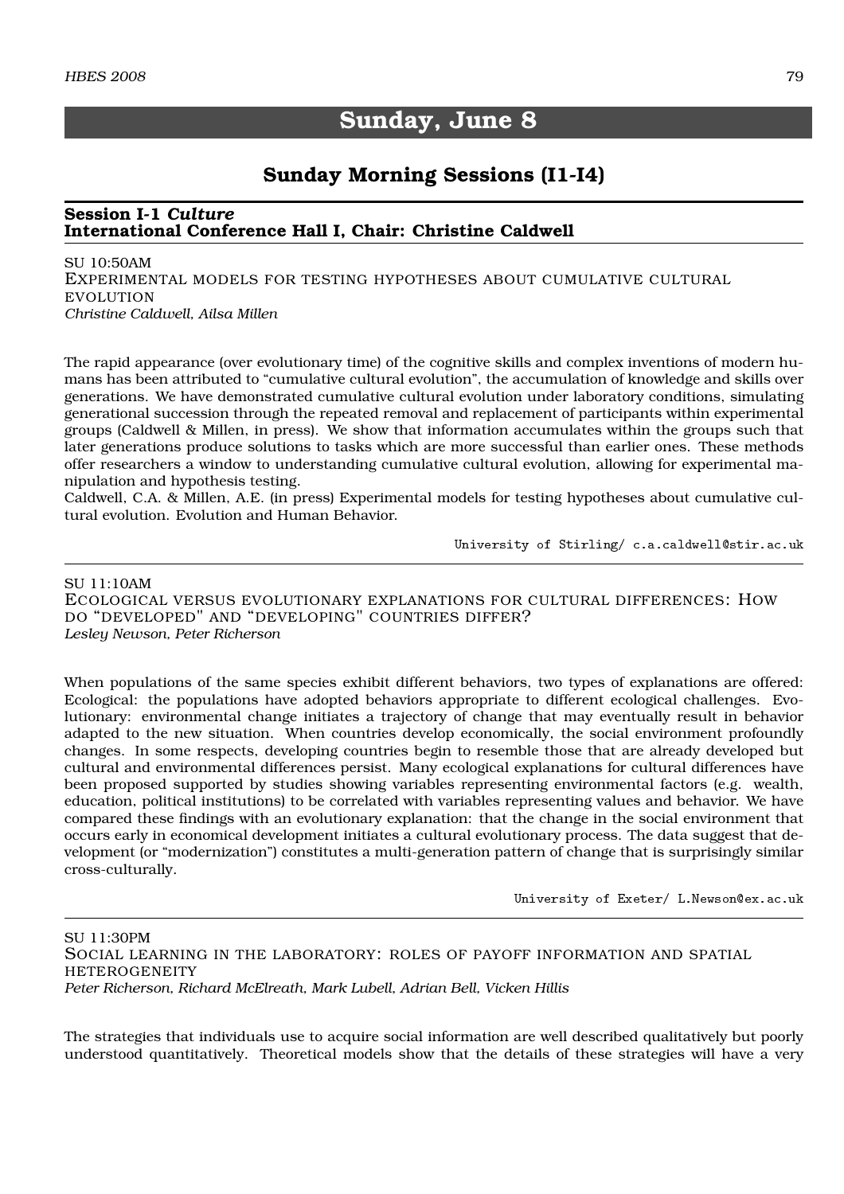# Sunday, June 8

## Sunday Morning Sessions (I1-I4)

### Session I-1 *Culture*
### International Conference Hall I, Chair: Christine Caldwell

SU 10:50AM
EXPERIMENTAL MODELS FOR TESTING HYPOTHESES ABOUT CUMULATIVE CULTURAL EVOLUTION
*Christine Caldwell, Ailsa Millen*

The rapid appearance (over evolutionary time) of the cognitive skills and complex inventions of modern humans has been attributed to "cumulative cultural evolution", the accumulation of knowledge and skills over generations. We have demonstrated cumulative cultural evolution under laboratory conditions, simulating generational succession through the repeated removal and replacement of participants within experimental groups (Caldwell & Millen, in press). We show that information accumulates within the groups such that later generations produce solutions to tasks which are more successful than earlier ones. These methods offer researchers a window to understanding cumulative cultural evolution, allowing for experimental manipulation and hypothesis testing.
Caldwell, C.A. & Millen, A.E. (in press) Experimental models for testing hypotheses about cumulative cultural evolution. Evolution and Human Behavior.

University of Stirling/ c.a.caldwell@stir.ac.uk

---

SU 11:10AM
ECOLOGICAL VERSUS EVOLUTIONARY EXPLANATIONS FOR CULTURAL DIFFERENCES: HOW DO "DEVELOPED" AND "DEVELOPING" COUNTRIES DIFFER?
*Lesley Newson, Peter Richerson*

When populations of the same species exhibit different behaviors, two types of explanations are offered: Ecological: the populations have adopted behaviors appropriate to different ecological challenges. Evolutionary: environmental change initiates a trajectory of change that may eventually result in behavior adapted to the new situation. When countries develop economically, the social environment profoundly changes. In some respects, developing countries begin to resemble those that are already developed but cultural and environmental differences persist. Many ecological explanations for cultural differences have been proposed supported by studies showing variables representing environmental factors (e.g. wealth, education, political institutions) to be correlated with variables representing values and behavior. We have compared these findings with an evolutionary explanation: that the change in the social environment that occurs early in economical development initiates a cultural evolutionary process. The data suggest that development (or "modernization") constitutes a multi-generation pattern of change that is surprisingly similar cross-culturally.

University of Exeter/ L.Newson@ex.ac.uk

---

SU 11:30PM
SOCIAL LEARNING IN THE LABORATORY: ROLES OF PAYOFF INFORMATION AND SPATIAL HETEROGENEITY
*Peter Richerson, Richard McElreath, Mark Lubell, Adrian Bell, Vicken Hillis*

The strategies that individuals use to acquire social information are well described qualitatively but poorly understood quantitatively. Theoretical models show that the details of these strategies will have a very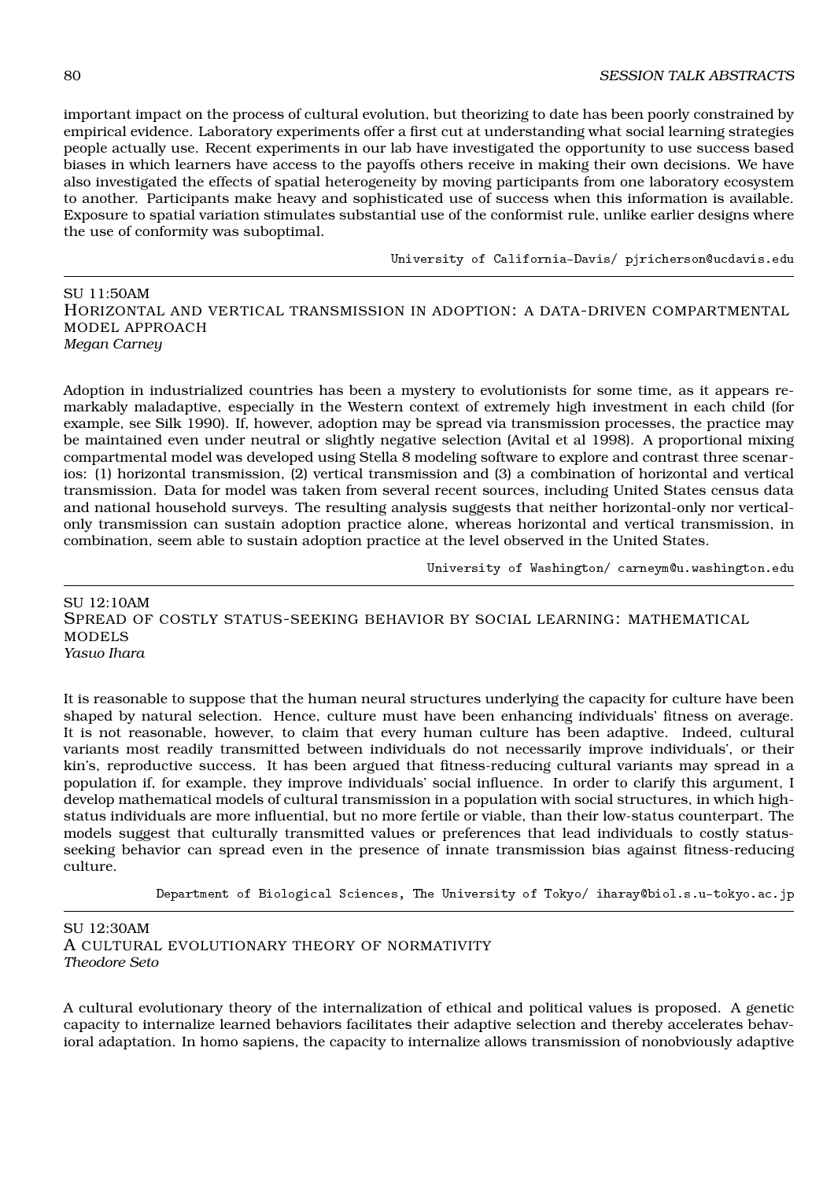important impact on the process of cultural evolution, but theorizing to date has been poorly constrained by empirical evidence. Laboratory experiments offer a first cut at understanding what social learning strategies people actually use. Recent experiments in our lab have investigated the opportunity to use success based biases in which learners have access to the payoffs others receive in making their own decisions. We have also investigated the effects of spatial heterogeneity by moving participants from one laboratory ecosystem to another. Participants make heavy and sophisticated use of success when this information is available. Exposure to spatial variation stimulates substantial use of the conformist rule, unlike earlier designs where the use of conformity was suboptimal.

University of California-Davis/ pjricherson@ucdavis.edu

---

SU 11:50AM
HORIZONTAL AND VERTICAL TRANSMISSION IN ADOPTION: A DATA-DRIVEN COMPARTMENTAL MODEL APPROACH
*Megan Carney*

Adoption in industrialized countries has been a mystery to evolutionists for some time, as it appears remarkably maladaptive, especially in the Western context of extremely high investment in each child (for example, see Silk 1990). If, however, adoption may be spread via transmission processes, the practice may be maintained even under neutral or slightly negative selection (Avital et al 1998). A proportional mixing compartmental model was developed using Stella 8 modeling software to explore and contrast three scenarios: (1) horizontal transmission, (2) vertical transmission and (3) a combination of horizontal and vertical transmission. Data for model was taken from several recent sources, including United States census data and national household surveys. The resulting analysis suggests that neither horizontal-only nor vertical-only transmission can sustain adoption practice alone, whereas horizontal and vertical transmission, in combination, seem able to sustain adoption practice at the level observed in the United States.

University of Washington/ carneym@u.washington.edu

---

SU 12:10AM
SPREAD OF COSTLY STATUS-SEEKING BEHAVIOR BY SOCIAL LEARNING: MATHEMATICAL MODELS
*Yasuo Ihara*

It is reasonable to suppose that the human neural structures underlying the capacity for culture have been shaped by natural selection. Hence, culture must have been enhancing individuals' fitness on average. It is not reasonable, however, to claim that every human culture has been adaptive. Indeed, cultural variants most readily transmitted between individuals do not necessarily improve individuals', or their kin's, reproductive success. It has been argued that fitness-reducing cultural variants may spread in a population if, for example, they improve individuals' social influence. In order to clarify this argument, I develop mathematical models of cultural transmission in a population with social structures, in which high-status individuals are more influential, but no more fertile or viable, than their low-status counterpart. The models suggest that culturally transmitted values or preferences that lead individuals to costly status-seeking behavior can spread even in the presence of innate transmission bias against fitness-reducing culture.

Department of Biological Sciences, The University of Tokyo/ iharay@biol.s.u-tokyo.ac.jp

---

SU 12:30AM
A CULTURAL EVOLUTIONARY THEORY OF NORMATIVITY
*Theodore Seto*

A cultural evolutionary theory of the internalization of ethical and political values is proposed. A genetic capacity to internalize learned behaviors facilitates their adaptive selection and thereby accelerates behavioral adaptation. In homo sapiens, the capacity to internalize allows transmission of nonobviously adaptive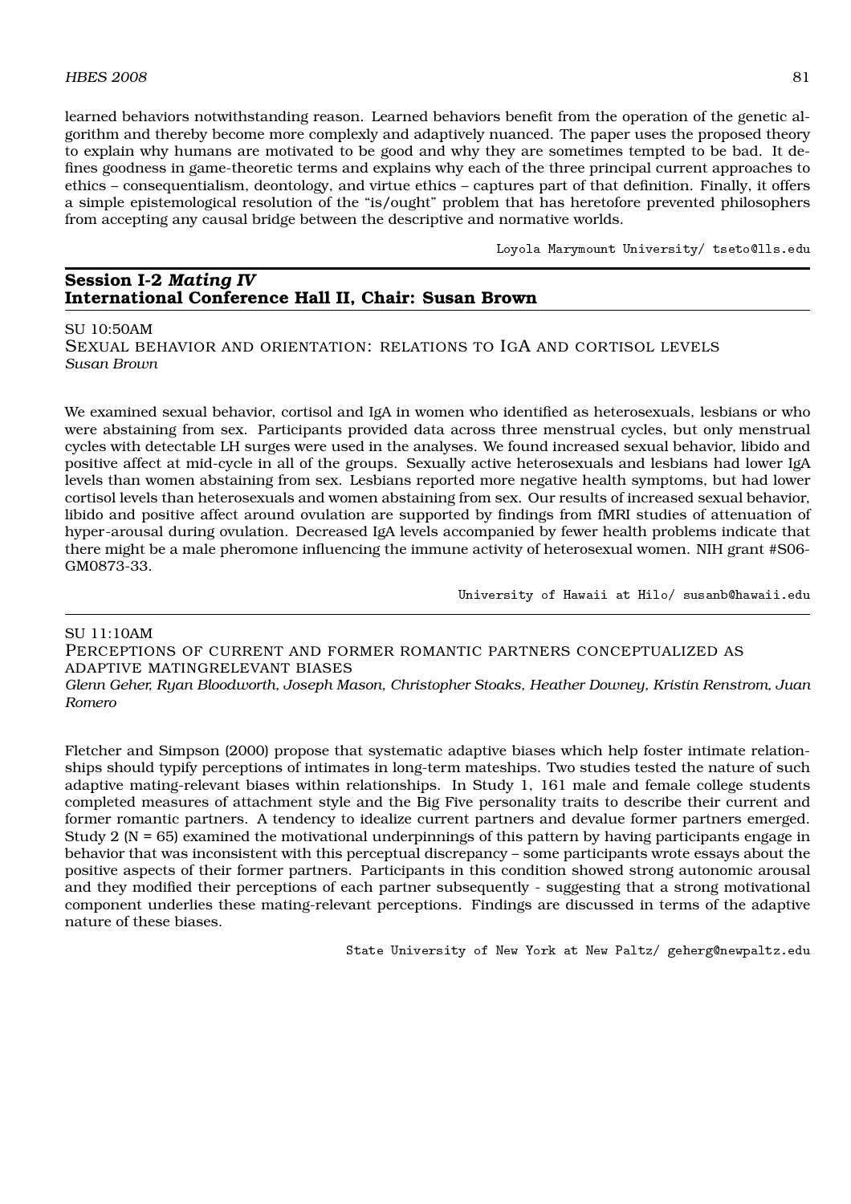learned behaviors notwithstanding reason. Learned behaviors benefit from the operation of the genetic algorithm and thereby become more complexly and adaptively nuanced. The paper uses the proposed theory to explain why humans are motivated to be good and why they are sometimes tempted to be bad. It defines goodness in game-theoretic terms and explains why each of the three principal current approaches to ethics – consequentialism, deontology, and virtue ethics – captures part of that definition. Finally, it offers a simple epistemological resolution of the "is/ought" problem that has heretofore prevented philosophers from accepting any causal bridge between the descriptive and normative worlds.

Loyola Marymount University/ tseto@lls.edu

## Session I-2 *Mating IV*
## International Conference Hall II, Chair: Susan Brown

SU 10:50AM

### Sexual behavior and orientation: relations to IgA and cortisol levels

*Susan Brown*

We examined sexual behavior, cortisol and IgA in women who identified as heterosexuals, lesbians or who were abstaining from sex. Participants provided data across three menstrual cycles, but only menstrual cycles with detectable LH surges were used in the analyses. We found increased sexual behavior, libido and positive affect at mid-cycle in all of the groups. Sexually active heterosexuals and lesbians had lower IgA levels than women abstaining from sex. Lesbians reported more negative health symptoms, but had lower cortisol levels than heterosexuals and women abstaining from sex. Our results of increased sexual behavior, libido and positive affect around ovulation are supported by findings from fMRI studies of attenuation of hyper-arousal during ovulation. Decreased IgA levels accompanied by fewer health problems indicate that there might be a male pheromone influencing the immune activity of heterosexual women. NIH grant #S06-GM0873-33.

University of Hawaii at Hilo/ susanb@hawaii.edu

---

SU 11:10AM

### Perceptions of current and former romantic partners conceptualized as adaptive matingrelevant biases

*Glenn Geher, Ryan Bloodworth, Joseph Mason, Christopher Stoaks, Heather Downey, Kristin Renstrom, Juan Romero*

Fletcher and Simpson (2000) propose that systematic adaptive biases which help foster intimate relationships should typify perceptions of intimates in long-term mateships. Two studies tested the nature of such adaptive mating-relevant biases within relationships. In Study 1, 161 male and female college students completed measures of attachment style and the Big Five personality traits to describe their current and former romantic partners. A tendency to idealize current partners and devalue former partners emerged. Study 2 (N = 65) examined the motivational underpinnings of this pattern by having participants engage in behavior that was inconsistent with this perceptual discrepancy – some participants wrote essays about the positive aspects of their former partners. Participants in this condition showed strong autonomic arousal and they modified their perceptions of each partner subsequently - suggesting that a strong motivational component underlies these mating-relevant perceptions. Findings are discussed in terms of the adaptive nature of these biases.

State University of New York at New Paltz/ geherg@newpaltz.edu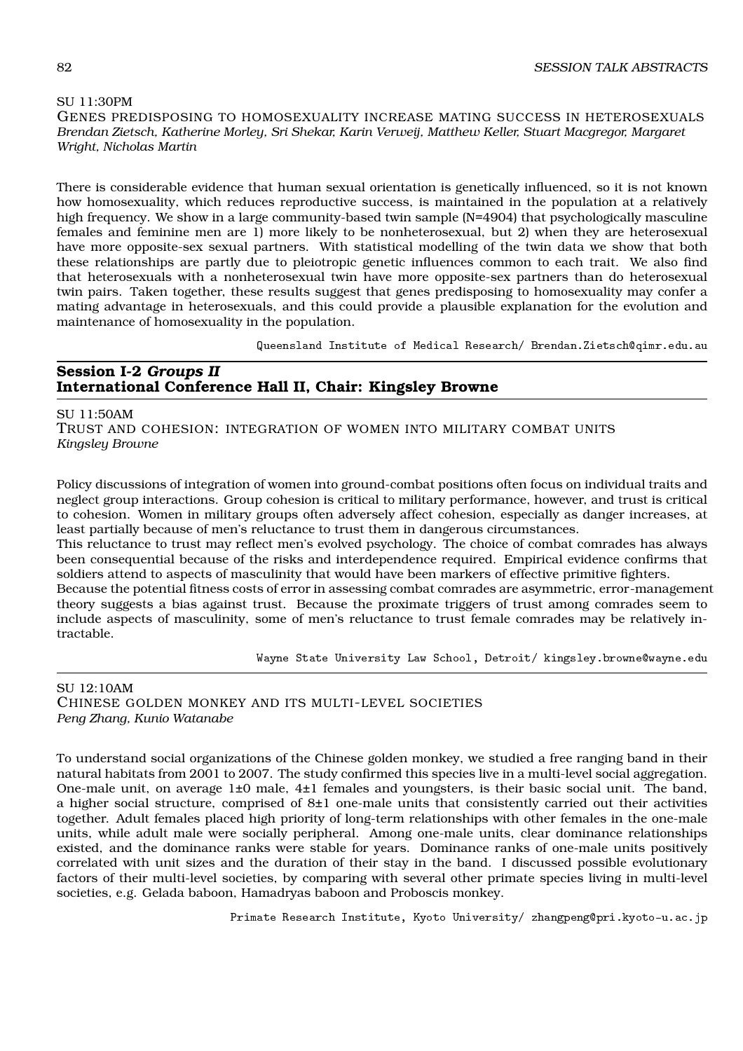SU 11:30PM

GENES PREDISPOSING TO HOMOSEXUALITY INCREASE MATING SUCCESS IN HETEROSEXUALS

*Brendan Zietsch, Katherine Morley, Sri Shekar, Karin Verweij, Matthew Keller, Stuart Macgregor, Margaret Wright, Nicholas Martin*

There is considerable evidence that human sexual orientation is genetically influenced, so it is not known how homosexuality, which reduces reproductive success, is maintained in the population at a relatively high frequency. We show in a large community-based twin sample (N=4904) that psychologically masculine females and feminine men are 1) more likely to be nonheterosexual, but 2) when they are heterosexual have more opposite-sex sexual partners. With statistical modelling of the twin data we show that both these relationships are partly due to pleiotropic genetic influences common to each trait. We also find that heterosexuals with a nonheterosexual twin have more opposite-sex partners than do heterosexual twin pairs. Taken together, these results suggest that genes predisposing to homosexuality may confer a mating advantage in heterosexuals, and this could provide a plausible explanation for the evolution and maintenance of homosexuality in the population.

Queensland Institute of Medical Research/ Brendan.Zietsch@qimr.edu.au

## Session I-2 *Groups II*
## International Conference Hall II, Chair: Kingsley Browne

SU 11:50AM

TRUST AND COHESION: INTEGRATION OF WOMEN INTO MILITARY COMBAT UNITS

*Kingsley Browne*

Policy discussions of integration of women into ground-combat positions often focus on individual traits and neglect group interactions. Group cohesion is critical to military performance, however, and trust is critical to cohesion. Women in military groups often adversely affect cohesion, especially as danger increases, at least partially because of men's reluctance to trust them in dangerous circumstances.

This reluctance to trust may reflect men's evolved psychology. The choice of combat comrades has always been consequential because of the risks and interdependence required. Empirical evidence confirms that soldiers attend to aspects of masculinity that would have been markers of effective primitive fighters.

Because the potential fitness costs of error in assessing combat comrades are asymmetric, error-management theory suggests a bias against trust. Because the proximate triggers of trust among comrades seem to include aspects of masculinity, some of men's reluctance to trust female comrades may be relatively intractable.

Wayne State University Law School, Detroit/ kingsley.browne@wayne.edu

SU 12:10AM

CHINESE GOLDEN MONKEY AND ITS MULTI-LEVEL SOCIETIES

*Peng Zhang, Kunio Watanabe*

To understand social organizations of the Chinese golden monkey, we studied a free ranging band in their natural habitats from 2001 to 2007. The study confirmed this species live in a multi-level social aggregation. One-male unit, on average 1±0 male, 4±1 females and youngsters, is their basic social unit. The band, a higher social structure, comprised of 8±1 one-male units that consistently carried out their activities together. Adult females placed high priority of long-term relationships with other females in the one-male units, while adult male were socially peripheral. Among one-male units, clear dominance relationships existed, and the dominance ranks were stable for years. Dominance ranks of one-male units positively correlated with unit sizes and the duration of their stay in the band. I discussed possible evolutionary factors of their multi-level societies, by comparing with several other primate species living in multi-level societies, e.g. Gelada baboon, Hamadryas baboon and Proboscis monkey.

Primate Research Institute, Kyoto University/ zhangpeng@pri.kyoto-u.ac.jp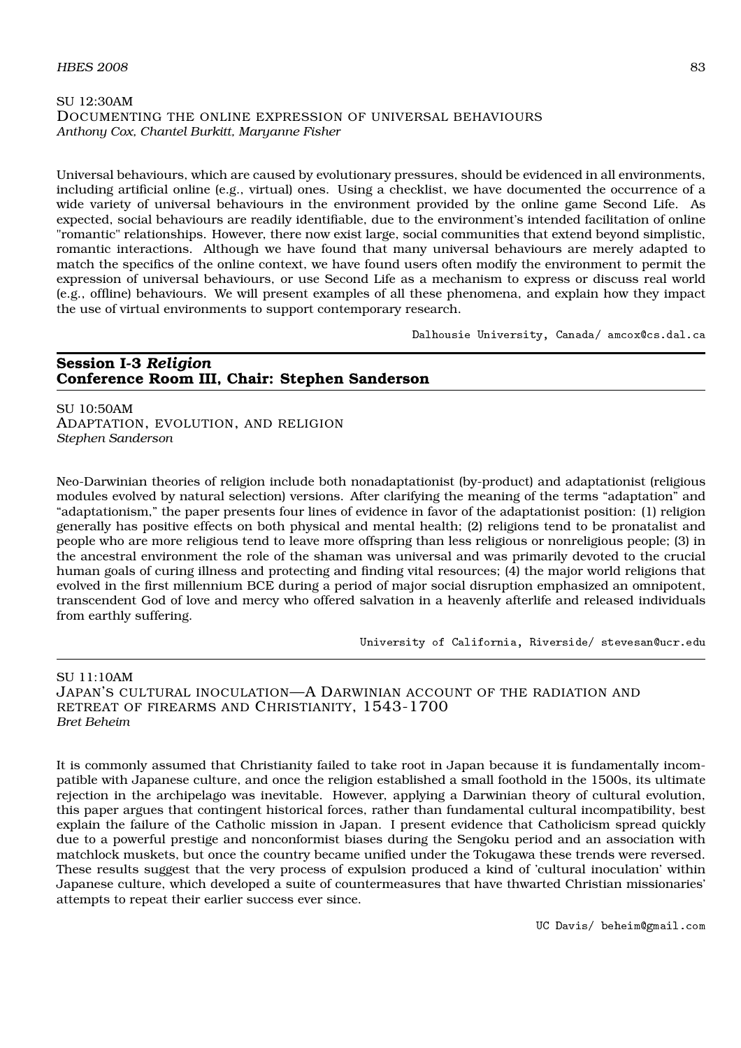SU 12:30AM
DOCUMENTING THE ONLINE EXPRESSION OF UNIVERSAL BEHAVIOURS
*Anthony Cox, Chantel Burkitt, Maryanne Fisher*

Universal behaviours, which are caused by evolutionary pressures, should be evidenced in all environments, including artificial online (e.g., virtual) ones. Using a checklist, we have documented the occurrence of a wide variety of universal behaviours in the environment provided by the online game Second Life. As expected, social behaviours are readily identifiable, due to the environment's intended facilitation of online "romantic" relationships. However, there now exist large, social communities that extend beyond simplistic, romantic interactions. Although we have found that many universal behaviours are merely adapted to match the specifics of the online context, we have found users often modify the environment to permit the expression of universal behaviours, or use Second Life as a mechanism to express or discuss real world (e.g., offline) behaviours. We will present examples of all these phenomena, and explain how they impact the use of virtual environments to support contemporary research.

Dalhousie University, Canada/ amcox@cs.dal.ca

## Session I-3 *Religion*
## Conference Room III, Chair: Stephen Sanderson

SU 10:50AM
ADAPTATION, EVOLUTION, AND RELIGION
*Stephen Sanderson*

Neo-Darwinian theories of religion include both nonadaptationist (by-product) and adaptationist (religious modules evolved by natural selection) versions. After clarifying the meaning of the terms “adaptation” and “adaptationism,” the paper presents four lines of evidence in favor of the adaptationist position: (1) religion generally has positive effects on both physical and mental health; (2) religions tend to be pronatalist and people who are more religious tend to leave more offspring than less religious or nonreligious people; (3) in the ancestral environment the role of the shaman was universal and was primarily devoted to the crucial human goals of curing illness and protecting and finding vital resources; (4) the major world religions that evolved in the first millennium BCE during a period of major social disruption emphasized an omnipotent, transcendent God of love and mercy who offered salvation in a heavenly afterlife and released individuals from earthly suffering.

University of California, Riverside/ stevesan@ucr.edu

---

SU 11:10AM
JAPAN'S CULTURAL INOCULATION—A DARWINIAN ACCOUNT OF THE RADIATION AND RETREAT OF FIREARMS AND CHRISTIANITY, 1543-1700
*Bret Beheim*

It is commonly assumed that Christianity failed to take root in Japan because it is fundamentally incompatible with Japanese culture, and once the religion established a small foothold in the 1500s, its ultimate rejection in the archipelago was inevitable. However, applying a Darwinian theory of cultural evolution, this paper argues that contingent historical forces, rather than fundamental cultural incompatibility, best explain the failure of the Catholic mission in Japan. I present evidence that Catholicism spread quickly due to a powerful prestige and nonconformist biases during the Sengoku period and an association with matchlock muskets, but once the country became unified under the Tokugawa these trends were reversed. These results suggest that the very process of expulsion produced a kind of 'cultural inoculation' within Japanese culture, which developed a suite of countermeasures that have thwarted Christian missionaries' attempts to repeat their earlier success ever since.

UC Davis/ beheim@gmail.com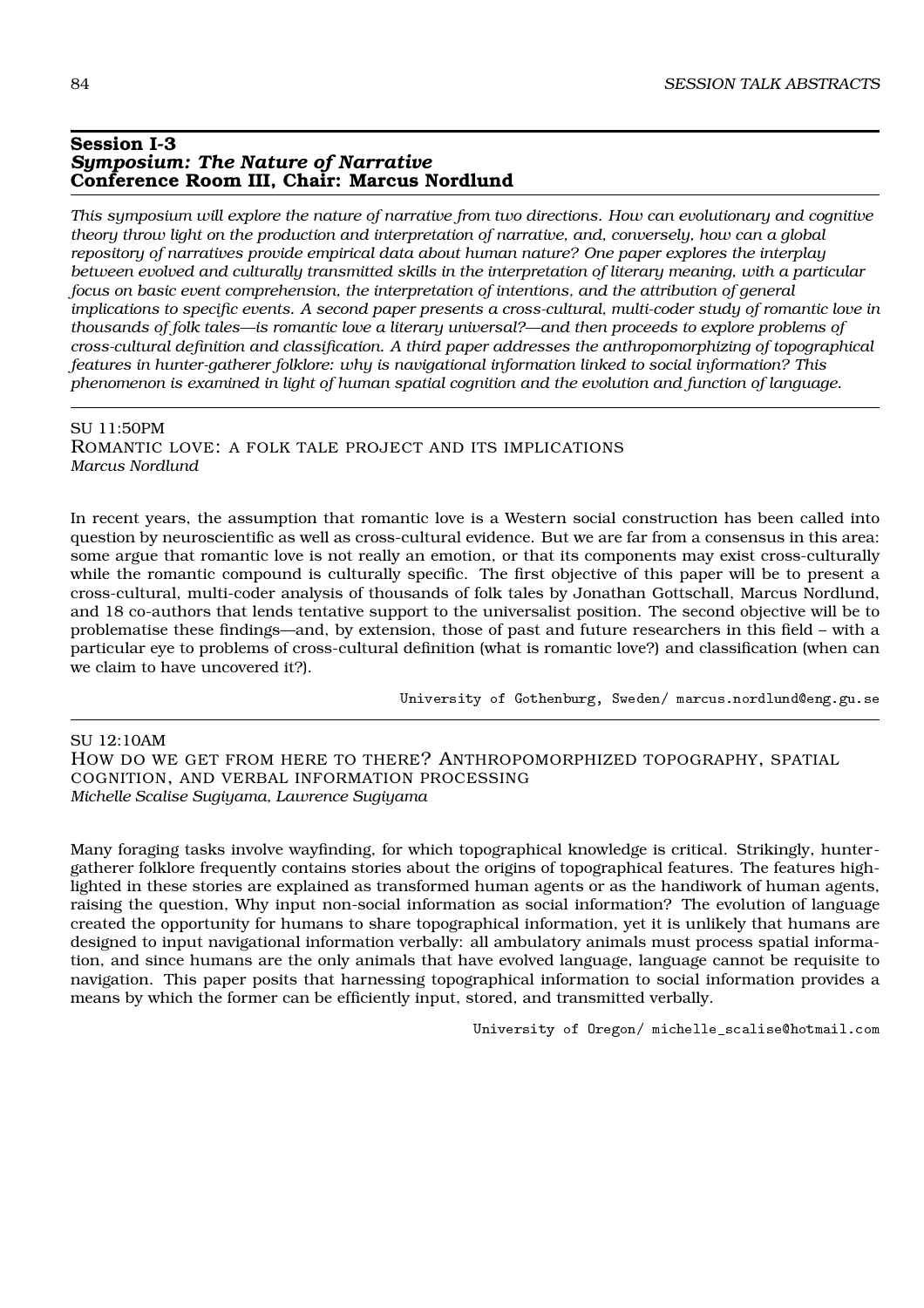## Session I-3
### *Symposium: The Nature of Narrative*
### Conference Room III, Chair: Marcus Nordlund

*This symposium will explore the nature of narrative from two directions. How can evolutionary and cognitive theory throw light on the production and interpretation of narrative, and, conversely, how can a global repository of narratives provide empirical data about human nature? One paper explores the interplay between evolved and culturally transmitted skills in the interpretation of literary meaning, with a particular focus on basic event comprehension, the interpretation of intentions, and the attribution of general implications to specific events. A second paper presents a cross-cultural, multi-coder study of romantic love in thousands of folk tales—is romantic love a literary universal?—and then proceeds to explore problems of cross-cultural definition and classification. A third paper addresses the anthropomorphizing of topographical features in hunter-gatherer folklore: why is navigational information linked to social information? This phenomenon is examined in light of human spatial cognition and the evolution and function of language.*

---

SU 11:50PM
ROMANTIC LOVE: A FOLK TALE PROJECT AND ITS IMPLICATIONS
*Marcus Nordlund*

In recent years, the assumption that romantic love is a Western social construction has been called into question by neuroscientific as well as cross-cultural evidence. But we are far from a consensus in this area: some argue that romantic love is not really an emotion, or that its components may exist cross-culturally while the romantic compound is culturally specific. The first objective of this paper will be to present a cross-cultural, multi-coder analysis of thousands of folk tales by Jonathan Gottschall, Marcus Nordlund, and 18 co-authors that lends tentative support to the universalist position. The second objective will be to problematise these findings—and, by extension, those of past and future researchers in this field – with a particular eye to problems of cross-cultural definition (what is romantic love?) and classification (when can we claim to have uncovered it?).

University of Gothenburg, Sweden/ marcus.nordlund@eng.gu.se

---

SU 12:10AM
HOW DO WE GET FROM HERE TO THERE? ANTHROPOMORPHIZED TOPOGRAPHY, SPATIAL COGNITION, AND VERBAL INFORMATION PROCESSING
*Michelle Scalise Sugiyama, Lawrence Sugiyama*

Many foraging tasks involve wayfinding, for which topographical knowledge is critical. Strikingly, hunter-gatherer folklore frequently contains stories about the origins of topographical features. The features highlighted in these stories are explained as transformed human agents or as the handiwork of human agents, raising the question, Why input non-social information as social information? The evolution of language created the opportunity for humans to share topographical information, yet it is unlikely that humans are designed to input navigational information verbally: all ambulatory animals must process spatial information, and since humans are the only animals that have evolved language, language cannot be requisite to navigation. This paper posits that harnessing topographical information to social information provides a means by which the former can be efficiently input, stored, and transmitted verbally.

University of Oregon/ michelle_scalise@hotmail.com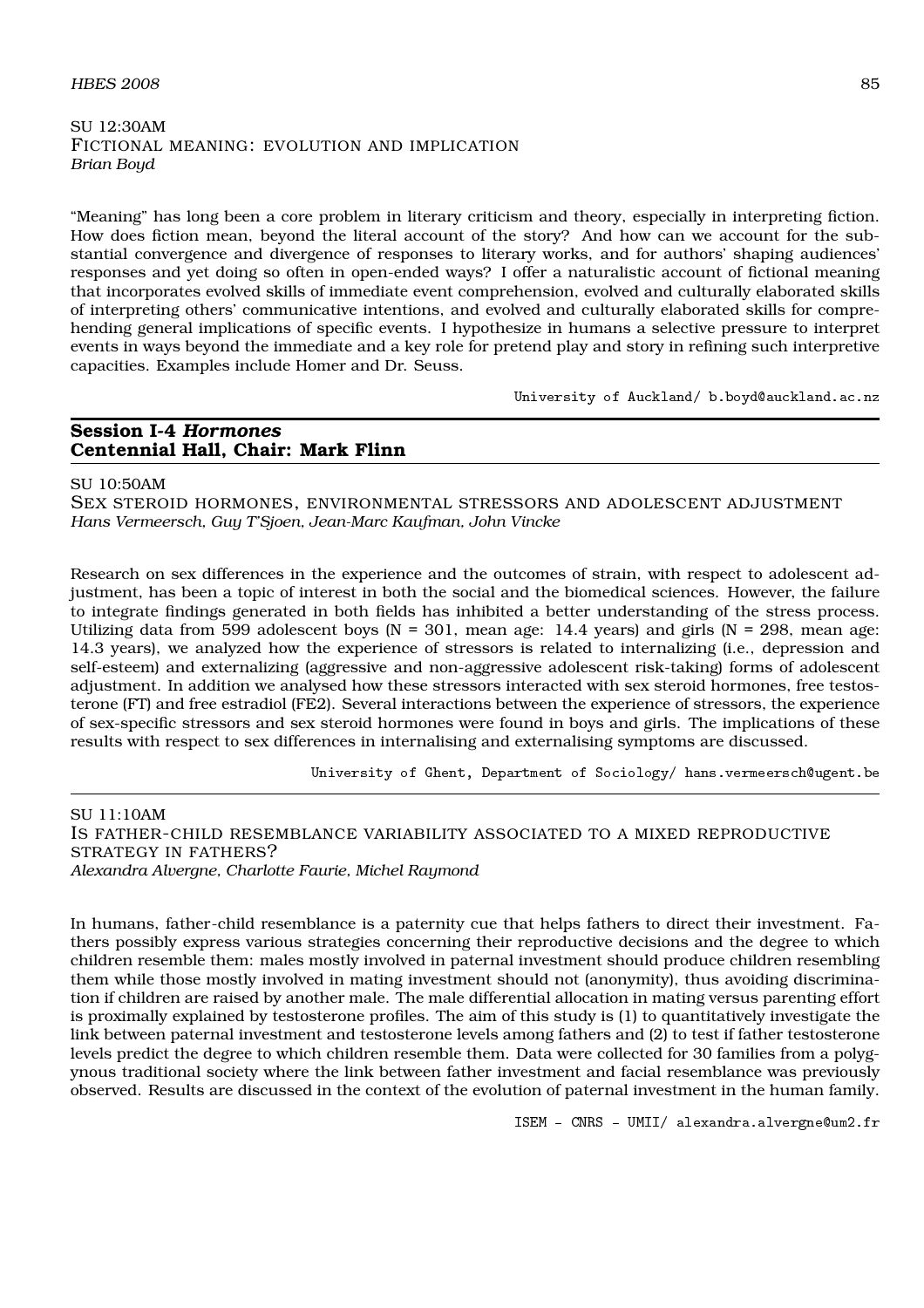SU 12:30AM
FICTIONAL MEANING: EVOLUTION AND IMPLICATION
*Brian Boyd*

“Meaning” has long been a core problem in literary criticism and theory, especially in interpreting fiction. How does fiction mean, beyond the literal account of the story? And how can we account for the substantial convergence and divergence of responses to literary works, and for authors’ shaping audiences’ responses and yet doing so often in open-ended ways? I offer a naturalistic account of fictional meaning that incorporates evolved skills of immediate event comprehension, evolved and culturally elaborated skills of interpreting others’ communicative intentions, and evolved and culturally elaborated skills for comprehending general implications of specific events. I hypothesize in humans a selective pressure to interpret events in ways beyond the immediate and a key role for pretend play and story in refining such interpretive capacities. Examples include Homer and Dr. Seuss.

University of Auckland/ b.boyd@auckland.ac.nz

## Session I-4 *Hormones*
## Centennial Hall, Chair: Mark Flinn

SU 10:50AM
SEX STEROID HORMONES, ENVIRONMENTAL STRESSORS AND ADOLESCENT ADJUSTMENT
*Hans Vermeersch, Guy T'Sjoen, Jean-Marc Kaufman, John Vincke*

Research on sex differences in the experience and the outcomes of strain, with respect to adolescent adjustment, has been a topic of interest in both the social and the biomedical sciences. However, the failure to integrate findings generated in both fields has inhibited a better understanding of the stress process. Utilizing data from 599 adolescent boys (N = 301, mean age: 14.4 years) and girls (N = 298, mean age: 14.3 years), we analyzed how the experience of stressors is related to internalizing (i.e., depression and self-esteem) and externalizing (aggressive and non-aggressive adolescent risk-taking) forms of adolescent adjustment. In addition we analysed how these stressors interacted with sex steroid hormones, free testosterone (FT) and free estradiol (FE2). Several interactions between the experience of stressors, the experience of sex-specific stressors and sex steroid hormones were found in boys and girls. The implications of these results with respect to sex differences in internalising and externalising symptoms are discussed.

University of Ghent, Department of Sociology/ hans.vermeersch@ugent.be

SU 11:10AM
IS FATHER-CHILD RESEMBLANCE VARIABILITY ASSOCIATED TO A MIXED REPRODUCTIVE STRATEGY IN FATHERS?
*Alexandra Alvergne, Charlotte Faurie, Michel Raymond*

In humans, father-child resemblance is a paternity cue that helps fathers to direct their investment. Fathers possibly express various strategies concerning their reproductive decisions and the degree to which children resemble them: males mostly involved in paternal investment should produce children resembling them while those mostly involved in mating investment should not (anonymity), thus avoiding discrimination if children are raised by another male. The male differential allocation in mating versus parenting effort is proximally explained by testosterone profiles. The aim of this study is (1) to quantitatively investigate the link between paternal investment and testosterone levels among fathers and (2) to test if father testosterone levels predict the degree to which children resemble them. Data were collected for 30 families from a polygynous traditional society where the link between father investment and facial resemblance was previously observed. Results are discussed in the context of the evolution of paternal investment in the human family.

ISEM - CNRS - UMII/ alexandra.alvergne@um2.fr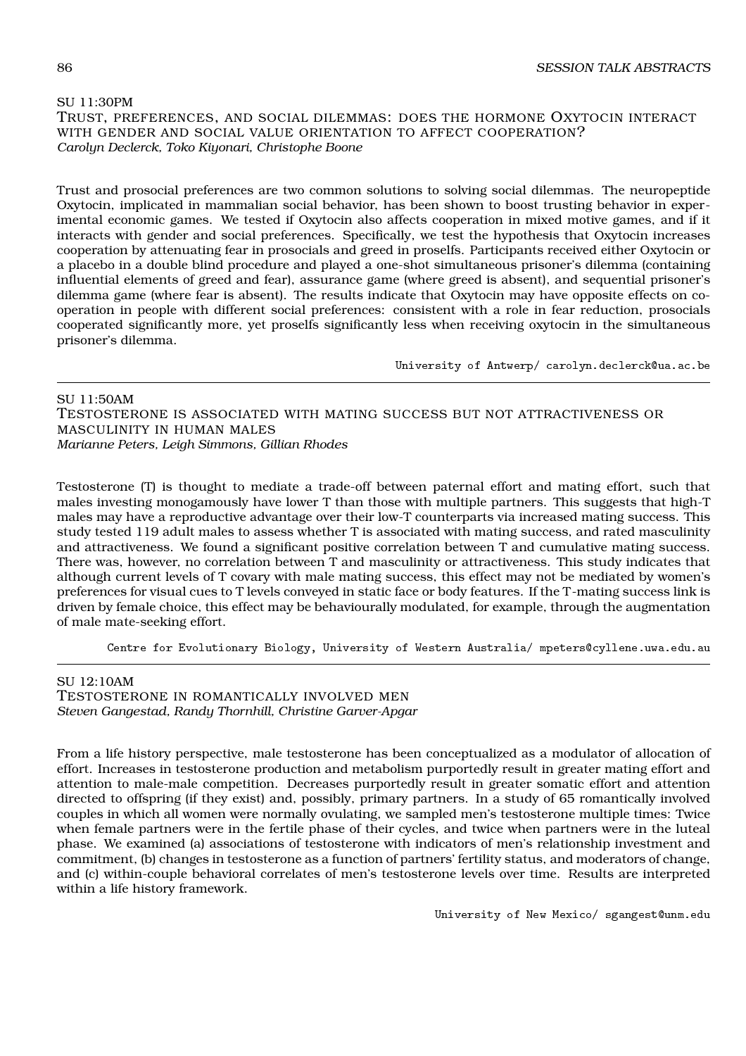SU 11:30PM

### Trust, preferences, and social dilemmas: does the hormone Oxytocin interact with gender and social value orientation to affect cooperation?

*Carolyn Declerck, Toko Kiyonari, Christophe Boone*

Trust and prosocial preferences are two common solutions to solving social dilemmas. The neuropeptide Oxytocin, implicated in mammalian social behavior, has been shown to boost trusting behavior in experimental economic games. We tested if Oxytocin also affects cooperation in mixed motive games, and if it interacts with gender and social preferences. Specifically, we test the hypothesis that Oxytocin increases cooperation by attenuating fear in prosocials and greed in proselfs. Participants received either Oxytocin or a placebo in a double blind procedure and played a one-shot simultaneous prisoner's dilemma (containing influential elements of greed and fear), assurance game (where greed is absent), and sequential prisoner's dilemma game (where fear is absent). The results indicate that Oxytocin may have opposite effects on cooperation in people with different social preferences: consistent with a role in fear reduction, prosocials cooperated significantly more, yet proselfs significantly less when receiving oxytocin in the simultaneous prisoner's dilemma.

University of Antwerp/ carolyn.declerck@ua.ac.be

---

SU 11:50AM

### Testosterone is associated with mating success but not attractiveness or masculinity in human males

*Marianne Peters, Leigh Simmons, Gillian Rhodes*

Testosterone (T) is thought to mediate a trade-off between paternal effort and mating effort, such that males investing monogamously have lower T than those with multiple partners. This suggests that high-T males may have a reproductive advantage over their low-T counterparts via increased mating success. This study tested 119 adult males to assess whether T is associated with mating success, and rated masculinity and attractiveness. We found a significant positive correlation between T and cumulative mating success. There was, however, no correlation between T and masculinity or attractiveness. This study indicates that although current levels of T covary with male mating success, this effect may not be mediated by women's preferences for visual cues to T levels conveyed in static face or body features. If the T-mating success link is driven by female choice, this effect may be behaviourally modulated, for example, through the augmentation of male mate-seeking effort.

Centre for Evolutionary Biology, University of Western Australia/ mpeters@cyllene.uwa.edu.au

---

SU 12:10AM

### Testosterone in romantically involved men

*Steven Gangestad, Randy Thornhill, Christine Garver-Apgar*

From a life history perspective, male testosterone has been conceptualized as a modulator of allocation of effort. Increases in testosterone production and metabolism purportedly result in greater mating effort and attention to male-male competition. Decreases purportedly result in greater somatic effort and attention directed to offspring (if they exist) and, possibly, primary partners. In a study of 65 romantically involved couples in which all women were normally ovulating, we sampled men's testosterone multiple times: Twice when female partners were in the fertile phase of their cycles, and twice when partners were in the luteal phase. We examined (a) associations of testosterone with indicators of men's relationship investment and commitment, (b) changes in testosterone as a function of partners' fertility status, and moderators of change, and (c) within-couple behavioral correlates of men's testosterone levels over time. Results are interpreted within a life history framework.

University of New Mexico/ sgangest@unm.edu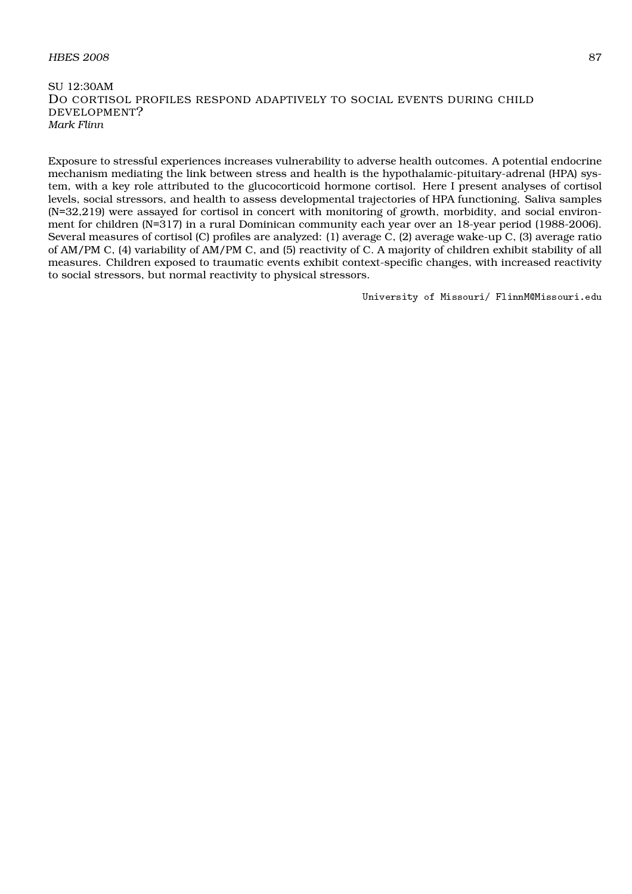SU 12:30AM

## Do cortisol profiles respond adaptively to social events during child development?

*Mark Flinn*

Exposure to stressful experiences increases vulnerability to adverse health outcomes. A potential endocrine mechanism mediating the link between stress and health is the hypothalamic-pituitary-adrenal (HPA) system, with a key role attributed to the glucocorticoid hormone cortisol. Here I present analyses of cortisol levels, social stressors, and health to assess developmental trajectories of HPA functioning. Saliva samples (N=32,219) were assayed for cortisol in concert with monitoring of growth, morbidity, and social environment for children (N=317) in a rural Dominican community each year over an 18-year period (1988-2006). Several measures of cortisol (C) profiles are analyzed: (1) average C, (2) average wake-up C, (3) average ratio of AM/PM C, (4) variability of AM/PM C, and (5) reactivity of C. A majority of children exhibit stability of all measures. Children exposed to traumatic events exhibit context-specific changes, with increased reactivity to social stressors, but normal reactivity to physical stressors.

University of Missouri/ FlinnM@Missouri.edu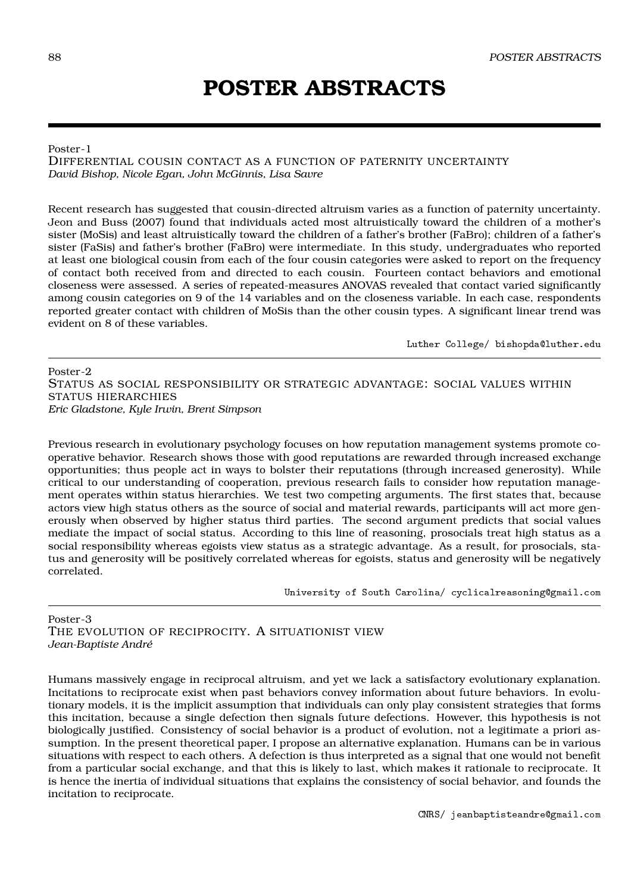# POSTER ABSTRACTS

Poster-1

DIFFERENTIAL COUSIN CONTACT AS A FUNCTION OF PATERNITY UNCERTAINTY

*David Bishop, Nicole Egan, John McGinnis, Lisa Savre*

Recent research has suggested that cousin-directed altruism varies as a function of paternity uncertainty. Jeon and Buss (2007) found that individuals acted most altruistically toward the children of a mother's sister (MoSis) and least altruistically toward the children of a father's brother (FaBro); children of a father's sister (FaSis) and father's brother (FaBro) were intermediate. In this study, undergraduates who reported at least one biological cousin from each of the four cousin categories were asked to report on the frequency of contact both received from and directed to each cousin. Fourteen contact behaviors and emotional closeness were assessed. A series of repeated-measures ANOVAS revealed that contact varied significantly among cousin categories on 9 of the 14 variables and on the closeness variable. In each case, respondents reported greater contact with children of MoSis than the other cousin types. A significant linear trend was evident on 8 of these variables.

Luther College/ bishopda@luther.edu

---

Poster-2

STATUS AS SOCIAL RESPONSIBILITY OR STRATEGIC ADVANTAGE: SOCIAL VALUES WITHIN STATUS HIERARCHIES

*Eric Gladstone, Kyle Irwin, Brent Simpson*

Previous research in evolutionary psychology focuses on how reputation management systems promote cooperative behavior. Research shows those with good reputations are rewarded through increased exchange opportunities; thus people act in ways to bolster their reputations (through increased generosity). While critical to our understanding of cooperation, previous research fails to consider how reputation management operates within status hierarchies. We test two competing arguments. The first states that, because actors view high status others as the source of social and material rewards, participants will act more generously when observed by higher status third parties. The second argument predicts that social values mediate the impact of social status. According to this line of reasoning, prosocials treat high status as a social responsibility whereas egoists view status as a strategic advantage. As a result, for prosocials, status and generosity will be positively correlated whereas for egoists, status and generosity will be negatively correlated.

University of South Carolina/ cyclicalreasoning@gmail.com

---

Poster-3

THE EVOLUTION OF RECIPROCITY. A SITUATIONIST VIEW

*Jean-Baptiste André*

Humans massively engage in reciprocal altruism, and yet we lack a satisfactory evolutionary explanation. Incitations to reciprocate exist when past behaviors convey information about future behaviors. In evolutionary models, it is the implicit assumption that individuals can only play consistent strategies that forms this incitation, because a single defection then signals future defections. However, this hypothesis is not biologically justified. Consistency of social behavior is a product of evolution, not a legitimate a priori assumption. In the present theoretical paper, I propose an alternative explanation. Humans can be in various situations with respect to each others. A defection is thus interpreted as a signal that one would not benefit from a particular social exchange, and that this is likely to last, which makes it rationale to reciprocate. It is hence the inertia of individual situations that explains the consistency of social behavior, and founds the incitation to reciprocate.

CNRS/ jeanbaptisteandre@gmail.com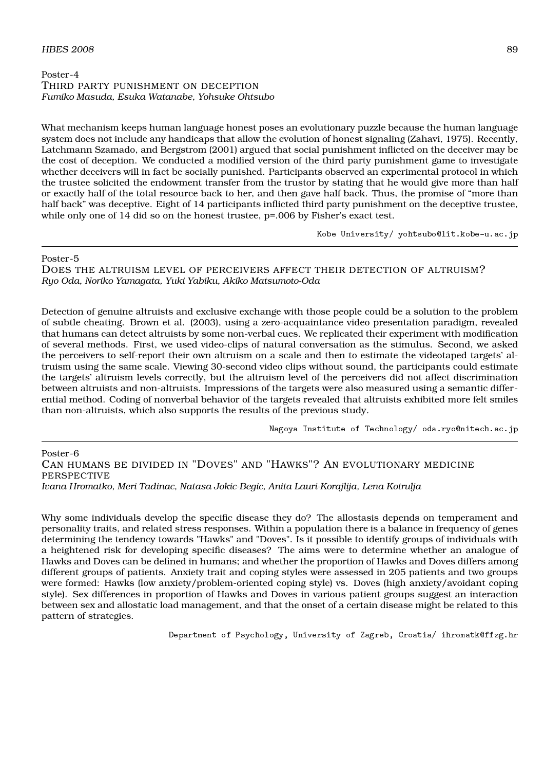Poster-4

### THIRD PARTY PUNISHMENT ON DECEPTION

*Fumiko Masuda, Esuka Watanabe, Yohsuke Ohtsubo*

What mechanism keeps human language honest poses an evolutionary puzzle because the human language system does not include any handicaps that allow the evolution of honest signaling (Zahavi, 1975). Recently, Latchmann Szamado, and Bergstrom (2001) argued that social punishment inflicted on the deceiver may be the cost of deception. We conducted a modified version of the third party punishment game to investigate whether deceivers will in fact be socially punished. Participants observed an experimental protocol in which the trustee solicited the endowment transfer from the trustor by stating that he would give more than half or exactly half of the total resource back to her, and then gave half back. Thus, the promise of "more than half back" was deceptive. Eight of 14 participants inflicted third party punishment on the deceptive trustee, while only one of 14 did so on the honest trustee, $p=.006$ by Fisher's exact test.

Kobe University/ yohtsubo@lit.kobe-u.ac.jp

---

Poster-5

### DOES THE ALTRUISM LEVEL OF PERCEIVERS AFFECT THEIR DETECTION OF ALTRUISM?

*Ryo Oda, Noriko Yamagata, Yuki Yabiku, Akiko Matsumoto-Oda*

Detection of genuine altruists and exclusive exchange with those people could be a solution to the problem of subtle cheating. Brown et al. (2003), using a zero-acquaintance video presentation paradigm, revealed that humans can detect altruists by some non-verbal cues. We replicated their experiment with modification of several methods. First, we used video-clips of natural conversation as the stimulus. Second, we asked the perceivers to self-report their own altruism on a scale and then to estimate the videotaped targets' altruism using the same scale. Viewing 30-second video clips without sound, the participants could estimate the targets' altruism levels correctly, but the altruism level of the perceivers did not affect discrimination between altruists and non-altruists. Impressions of the targets were also measured using a semantic differential method. Coding of nonverbal behavior of the targets revealed that altruists exhibited more felt smiles than non-altruists, which also supports the results of the previous study.

Nagoya Institute of Technology/ oda.ryo@nitech.ac.jp

---

Poster-6

### CAN HUMANS BE DIVIDED IN "DOVES" AND "HAWKS"? AN EVOLUTIONARY MEDICINE PERSPECTIVE

*Ivana Hromatko, Meri Tadinac, Natasa Jokic-Begic, Anita Lauri-Korajlija, Lena Kotrulja*

Why some individuals develop the specific disease they do? The allostasis depends on temperament and personality traits, and related stress responses. Within a population there is a balance in frequency of genes determining the tendency towards "Hawks" and "Doves". Is it possible to identify groups of individuals with a heightened risk for developing specific diseases? The aims were to determine whether an analogue of Hawks and Doves can be defined in humans; and whether the proportion of Hawks and Doves differs among different groups of patients. Anxiety trait and coping styles were assessed in 205 patients and two groups were formed: Hawks (low anxiety/problem-oriented coping style) vs. Doves (high anxiety/avoidant coping style). Sex differences in proportion of Hawks and Doves in various patient groups suggest an interaction between sex and allostatic load management, and that the onset of a certain disease might be related to this pattern of strategies.

Department of Psychology, University of Zagreb, Croatia/ ihromatk@ffzg.hr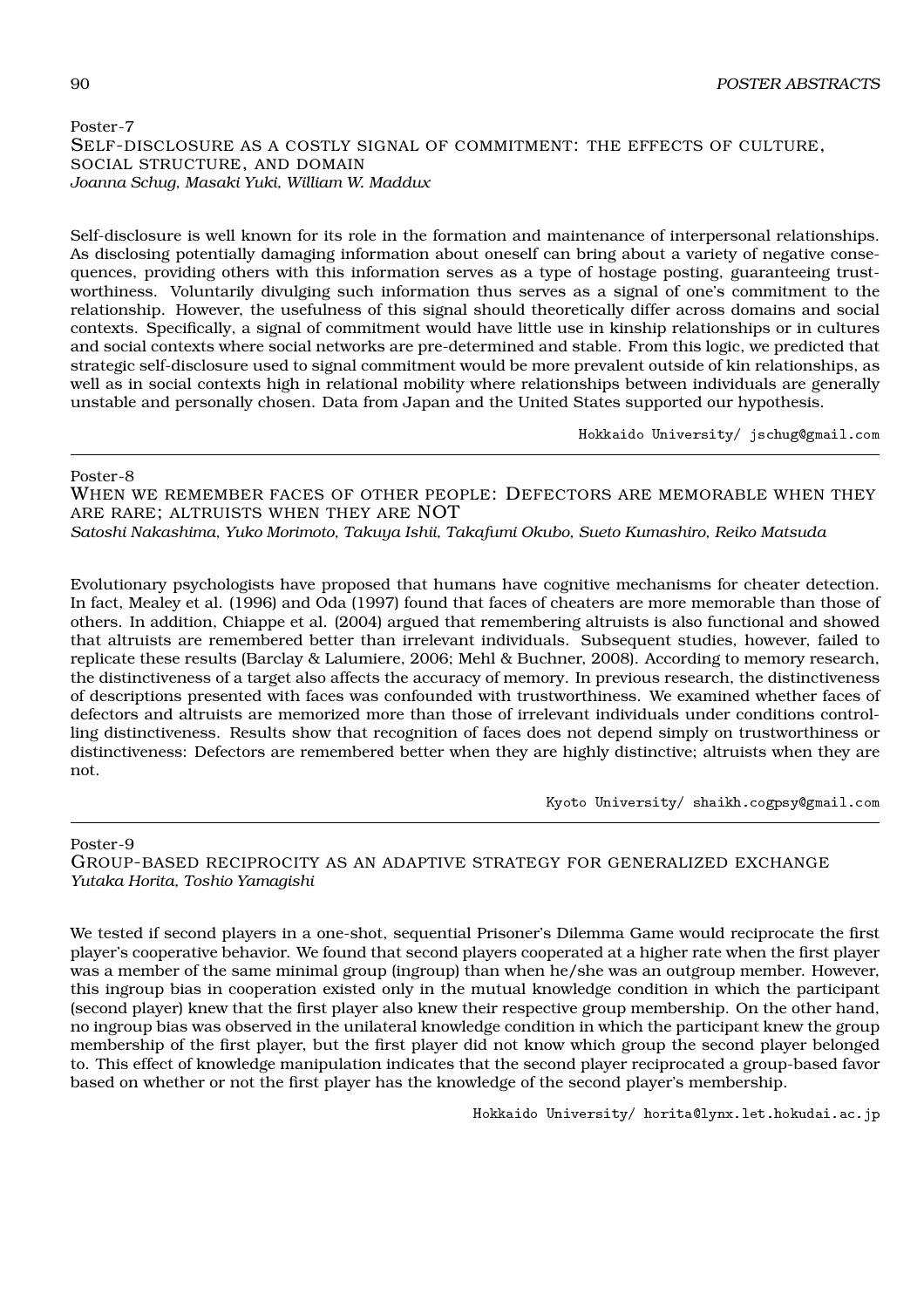Poster-7

## Self-disclosure as a costly signal of commitment: the effects of culture, social structure, and domain

*Joanna Schug, Masaki Yuki, William W. Maddux*

Self-disclosure is well known for its role in the formation and maintenance of interpersonal relationships. As disclosing potentially damaging information about oneself can bring about a variety of negative consequences, providing others with this information serves as a type of hostage posting, guaranteeing trustworthiness. Voluntarily divulging such information thus serves as a signal of one's commitment to the relationship. However, the usefulness of this signal should theoretically differ across domains and social contexts. Specifically, a signal of commitment would have little use in kinship relationships or in cultures and social contexts where social networks are pre-determined and stable. From this logic, we predicted that strategic self-disclosure used to signal commitment would be more prevalent outside of kin relationships, as well as in social contexts high in relational mobility where relationships between individuals are generally unstable and personally chosen. Data from Japan and the United States supported our hypothesis.

Hokkaido University/ jschug@gmail.com

---

Poster-8

## When we remember faces of other people: Defectors are memorable when they are rare; altruists when they are NOT

*Satoshi Nakashima, Yuko Morimoto, Takuya Ishii, Takafumi Okubo, Sueto Kumashiro, Reiko Matsuda*

Evolutionary psychologists have proposed that humans have cognitive mechanisms for cheater detection. In fact, Mealey et al. (1996) and Oda (1997) found that faces of cheaters are more memorable than those of others. In addition, Chiappe et al. (2004) argued that remembering altruists is also functional and showed that altruists are remembered better than irrelevant individuals. Subsequent studies, however, failed to replicate these results (Barclay & Lalumiere, 2006; Mehl & Buchner, 2008). According to memory research, the distinctiveness of a target also affects the accuracy of memory. In previous research, the distinctiveness of descriptions presented with faces was confounded with trustworthiness. We examined whether faces of defectors and altruists are memorized more than those of irrelevant individuals under conditions controlling distinctiveness. Results show that recognition of faces does not depend simply on trustworthiness or distinctiveness: Defectors are remembered better when they are highly distinctive; altruists when they are not.

Kyoto University/ shaikh.cogpsy@gmail.com

---

Poster-9

## Group-based reciprocity as an adaptive strategy for generalized exchange

*Yutaka Horita, Toshio Yamagishi*

We tested if second players in a one-shot, sequential Prisoner's Dilemma Game would reciprocate the first player's cooperative behavior. We found that second players cooperated at a higher rate when the first player was a member of the same minimal group (ingroup) than when he/she was an outgroup member. However, this ingroup bias in cooperation existed only in the mutual knowledge condition in which the participant (second player) knew that the first player also knew their respective group membership. On the other hand, no ingroup bias was observed in the unilateral knowledge condition in which the participant knew the group membership of the first player, but the first player did not know which group the second player belonged to. This effect of knowledge manipulation indicates that the second player reciprocated a group-based favor based on whether or not the first player has the knowledge of the second player's membership.

Hokkaido University/ horita@lynx.let.hokudai.ac.jp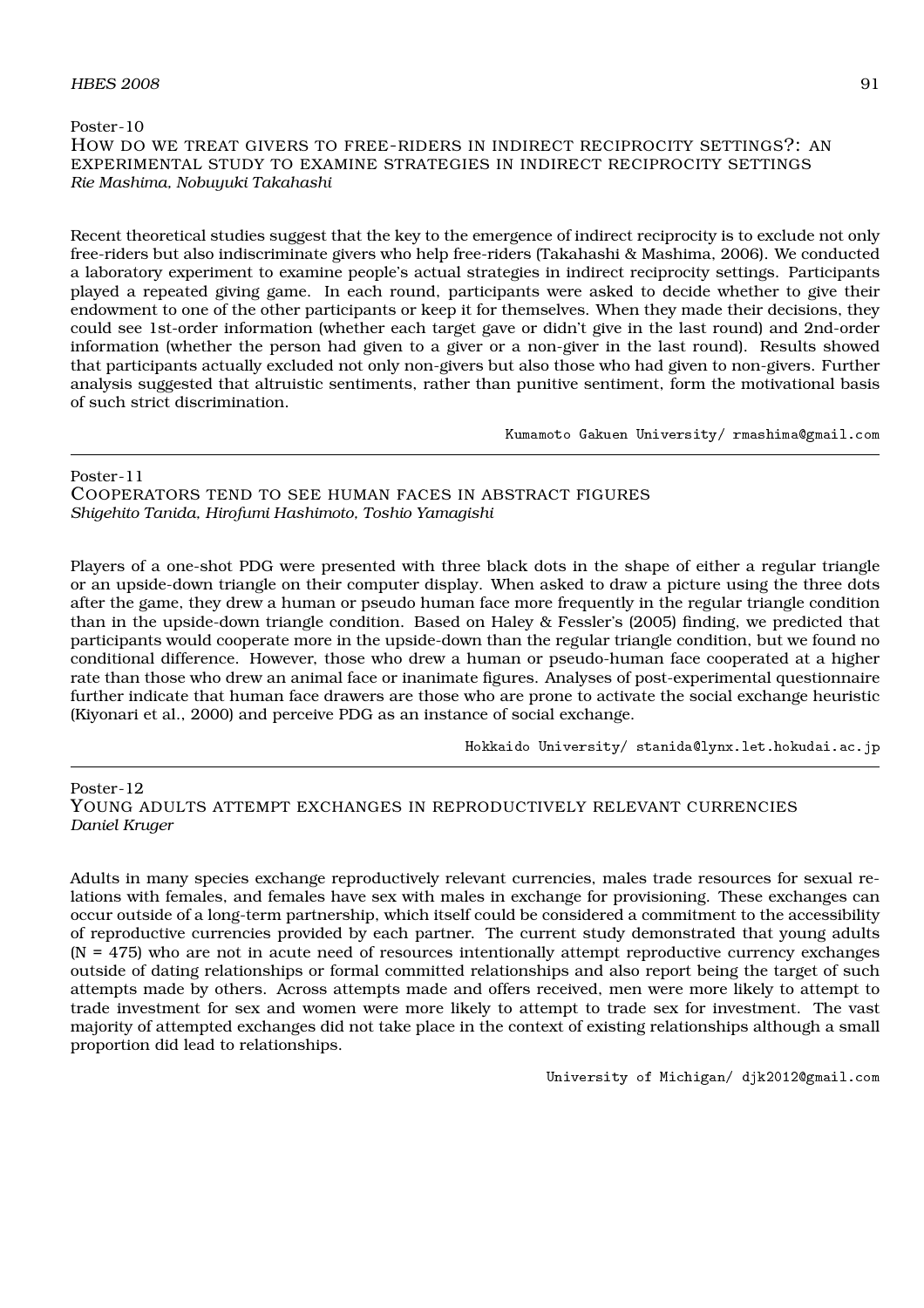Poster-10

## How do we treat givers to free-riders in indirect reciprocity settings?: an experimental study to examine strategies in indirect reciprocity settings

*Rie Mashima, Nobuyuki Takahashi*

Recent theoretical studies suggest that the key to the emergence of indirect reciprocity is to exclude not only free-riders but also indiscriminate givers who help free-riders (Takahashi & Mashima, 2006). We conducted a laboratory experiment to examine people's actual strategies in indirect reciprocity settings. Participants played a repeated giving game. In each round, participants were asked to decide whether to give their endowment to one of the other participants or keep it for themselves. When they made their decisions, they could see 1st-order information (whether each target gave or didn't give in the last round) and 2nd-order information (whether the person had given to a giver or a non-giver in the last round). Results showed that participants actually excluded not only non-givers but also those who had given to non-givers. Further analysis suggested that altruistic sentiments, rather than punitive sentiment, form the motivational basis of such strict discrimination.

Kumamoto Gakuen University/ rmashima@gmail.com

---

Poster-11

## Cooperators tend to see human faces in abstract figures

*Shigehito Tanida, Hirofumi Hashimoto, Toshio Yamagishi*

Players of a one-shot PDG were presented with three black dots in the shape of either a regular triangle or an upside-down triangle on their computer display. When asked to draw a picture using the three dots after the game, they drew a human or pseudo human face more frequently in the regular triangle condition than in the upside-down triangle condition. Based on Haley & Fessler's (2005) finding, we predicted that participants would cooperate more in the upside-down than the regular triangle condition, but we found no conditional difference. However, those who drew a human or pseudo-human face cooperated at a higher rate than those who drew an animal face or inanimate figures. Analyses of post-experimental questionnaire further indicate that human face drawers are those who are prone to activate the social exchange heuristic (Kiyonari et al., 2000) and perceive PDG as an instance of social exchange.

Hokkaido University/ stanida@lynx.let.hokudai.ac.jp

---

Poster-12

## Young adults attempt exchanges in reproductively relevant currencies

*Daniel Kruger*

Adults in many species exchange reproductively relevant currencies, males trade resources for sexual relations with females, and females have sex with males in exchange for provisioning. These exchanges can occur outside of a long-term partnership, which itself could be considered a commitment to the accessibility of reproductive currencies provided by each partner. The current study demonstrated that young adults (N = 475) who are not in acute need of resources intentionally attempt reproductive currency exchanges outside of dating relationships or formal committed relationships and also report being the target of such attempts made by others. Across attempts made and offers received, men were more likely to attempt to trade investment for sex and women were more likely to attempt to trade sex for investment. The vast majority of attempted exchanges did not take place in the context of existing relationships although a small proportion did lead to relationships.

University of Michigan/ djk2012@gmail.com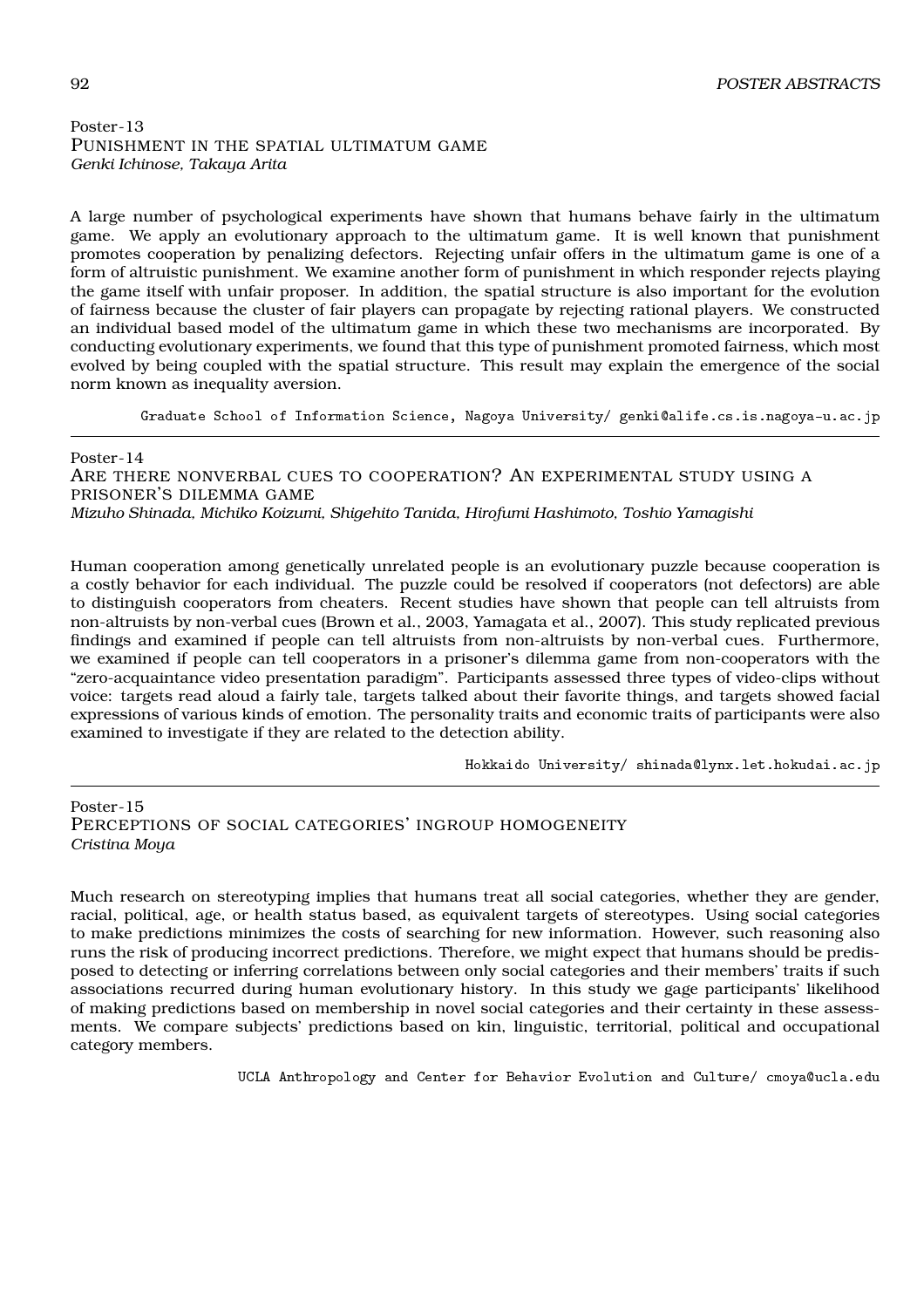Poster-13

## Punishment in the spatial ultimatum game

*Genki Ichinose, Takaya Arita*

A large number of psychological experiments have shown that humans behave fairly in the ultimatum game. We apply an evolutionary approach to the ultimatum game. It is well known that punishment promotes cooperation by penalizing defectors. Rejecting unfair offers in the ultimatum game is one of a form of altruistic punishment. We examine another form of punishment in which responder rejects playing the game itself with unfair proposer. In addition, the spatial structure is also important for the evolution of fairness because the cluster of fair players can propagate by rejecting rational players. We constructed an individual based model of the ultimatum game in which these two mechanisms are incorporated. By conducting evolutionary experiments, we found that this type of punishment promoted fairness, which most evolved by being coupled with the spatial structure. This result may explain the emergence of the social norm known as inequality aversion.

Graduate School of Information Science, Nagoya University/ genki@alife.cs.is.nagoya-u.ac.jp

---

Poster-14

## Are there nonverbal cues to cooperation? An experimental study using a prisoner's dilemma game

*Mizuho Shinada, Michiko Koizumi, Shigehito Tanida, Hirofumi Hashimoto, Toshio Yamagishi*

Human cooperation among genetically unrelated people is an evolutionary puzzle because cooperation is a costly behavior for each individual. The puzzle could be resolved if cooperators (not defectors) are able to distinguish cooperators from cheaters. Recent studies have shown that people can tell altruists from non-altruists by non-verbal cues (Brown et al., 2003, Yamagata et al., 2007). This study replicated previous findings and examined if people can tell altruists from non-altruists by non-verbal cues. Furthermore, we examined if people can tell cooperators in a prisoner's dilemma game from non-cooperators with the "zero-acquaintance video presentation paradigm". Participants assessed three types of video-clips without voice: targets read aloud a fairly tale, targets talked about their favorite things, and targets showed facial expressions of various kinds of emotion. The personality traits and economic traits of participants were also examined to investigate if they are related to the detection ability.

Hokkaido University/ shinada@lynx.let.hokudai.ac.jp

---

Poster-15

## Perceptions of social categories' ingroup homogeneity

*Cristina Moya*

Much research on stereotyping implies that humans treat all social categories, whether they are gender, racial, political, age, or health status based, as equivalent targets of stereotypes. Using social categories to make predictions minimizes the costs of searching for new information. However, such reasoning also runs the risk of producing incorrect predictions. Therefore, we might expect that humans should be predisposed to detecting or inferring correlations between only social categories and their members' traits if such associations recurred during human evolutionary history. In this study we gage participants' likelihood of making predictions based on membership in novel social categories and their certainty in these assessments. We compare subjects' predictions based on kin, linguistic, territorial, political and occupational category members.

UCLA Anthropology and Center for Behavior Evolution and Culture/ cmoya@ucla.edu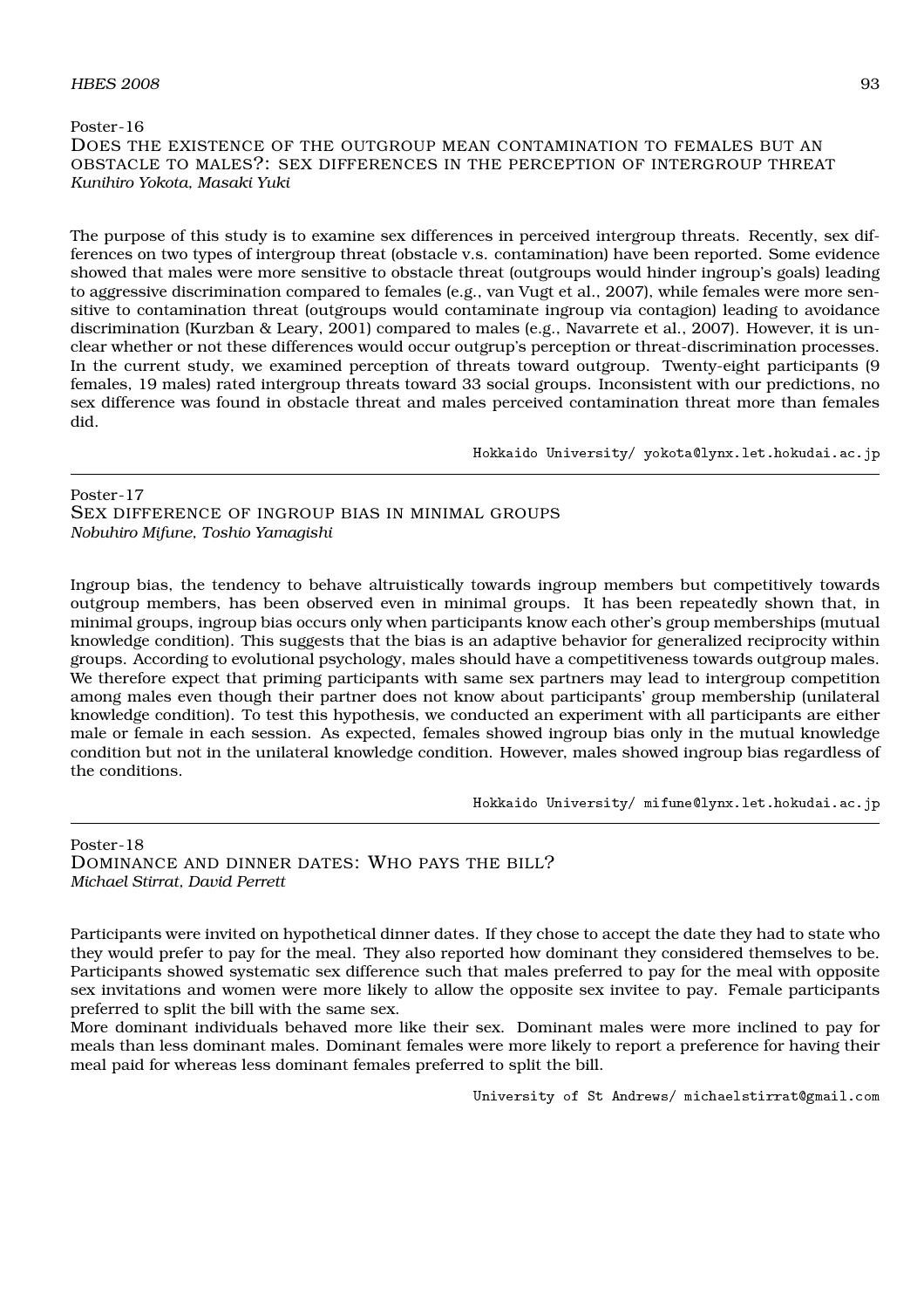Poster-16

### DOES THE EXISTENCE OF THE OUTGROUP MEAN CONTAMINATION TO FEMALES BUT AN OBSTACLE TO MALES?: SEX DIFFERENCES IN THE PERCEPTION OF INTERGROUP THREAT

*Kunihiro Yokota, Masaki Yuki*

The purpose of this study is to examine sex differences in perceived intergroup threats. Recently, sex differences on two types of intergroup threat (obstacle v.s. contamination) have been reported. Some evidence showed that males were more sensitive to obstacle threat (outgroups would hinder ingroup's goals) leading to aggressive discrimination compared to females (e.g., van Vugt et al., 2007), while females were more sensitive to contamination threat (outgroups would contaminate ingroup via contagion) leading to avoidance discrimination (Kurzban & Leary, 2001) compared to males (e.g., Navarrete et al., 2007). However, it is unclear whether or not these differences would occur outgrup's perception or threat-discrimination processes. In the current study, we examined perception of threats toward outgroup. Twenty-eight participants (9 females, 19 males) rated intergroup threats toward 33 social groups. Inconsistent with our predictions, no sex difference was found in obstacle threat and males perceived contamination threat more than females did.

Hokkaido University/ yokota@lynx.let.hokudai.ac.jp

---

Poster-17

### SEX DIFFERENCE OF INGROUP BIAS IN MINIMAL GROUPS

*Nobuhiro Mifune, Toshio Yamagishi*

Ingroup bias, the tendency to behave altruistically towards ingroup members but competitively towards outgroup members, has been observed even in minimal groups. It has been repeatedly shown that, in minimal groups, ingroup bias occurs only when participants know each other's group memberships (mutual knowledge condition). This suggests that the bias is an adaptive behavior for generalized reciprocity within groups. According to evolutional psychology, males should have a competitiveness towards outgroup males. We therefore expect that priming participants with same sex partners may lead to intergroup competition among males even though their partner does not know about participants' group membership (unilateral knowledge condition). To test this hypothesis, we conducted an experiment with all participants are either male or female in each session. As expected, females showed ingroup bias only in the mutual knowledge condition but not in the unilateral knowledge condition. However, males showed ingroup bias regardless of the conditions.

Hokkaido University/ mifune@lynx.let.hokudai.ac.jp

---

Poster-18

### DOMINANCE AND DINNER DATES: WHO PAYS THE BILL?

*Michael Stirrat, David Perrett*

Participants were invited on hypothetical dinner dates. If they chose to accept the date they had to state who they would prefer to pay for the meal. They also reported how dominant they considered themselves to be. Participants showed systematic sex difference such that males preferred to pay for the meal with opposite sex invitations and women were more likely to allow the opposite sex invitee to pay. Female participants preferred to split the bill with the same sex.

More dominant individuals behaved more like their sex. Dominant males were more inclined to pay for meals than less dominant males. Dominant females were more likely to report a preference for having their meal paid for whereas less dominant females preferred to split the bill.

University of St Andrews/ michaelstirrat@gmail.com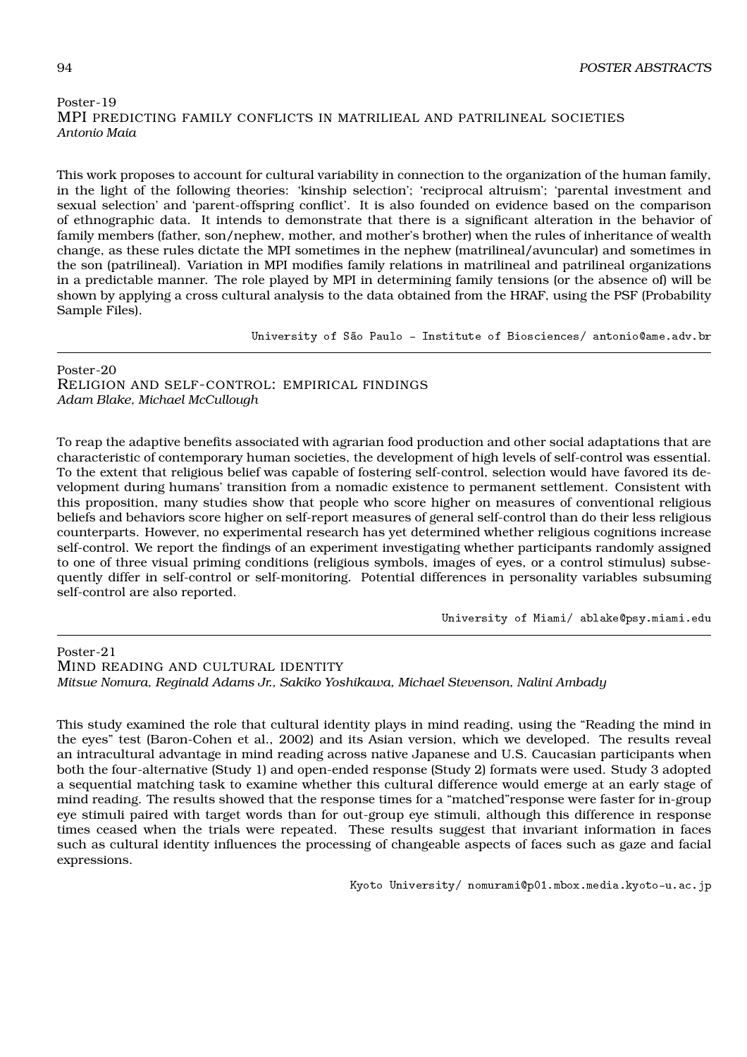Poster-19

## MPI predicting family conflicts in matrilieal and patrilineal societies

*Antonio Maia*

This work proposes to account for cultural variability in connection to the organization of the human family, in the light of the following theories: 'kinship selection'; 'reciprocal altruism'; 'parental investment and sexual selection' and 'parent-offspring conflict'. It is also founded on evidence based on the comparison of ethnographic data. It intends to demonstrate that there is a significant alteration in the behavior of family members (father, son/nephew, mother, and mother's brother) when the rules of inheritance of wealth change, as these rules dictate the MPI sometimes in the nephew (matrilineal/avuncular) and sometimes in the son (patrilineal). Variation in MPI modifies family relations in matrilineal and patrilineal organizations in a predictable manner. The role played by MPI in determining family tensions (or the absence of) will be shown by applying a cross cultural analysis to the data obtained from the HRAF, using the PSF (Probability Sample Files).

University of São Paulo – Institute of Biosciences/ antonio@ame.adv.br

---

Poster-20

## Religion and self-control: empirical findings

*Adam Blake, Michael McCullough*

To reap the adaptive benefits associated with agrarian food production and other social adaptations that are characteristic of contemporary human societies, the development of high levels of self-control was essential. To the extent that religious belief was capable of fostering self-control, selection would have favored its development during humans' transition from a nomadic existence to permanent settlement. Consistent with this proposition, many studies show that people who score higher on measures of conventional religious beliefs and behaviors score higher on self-report measures of general self-control than do their less religious counterparts. However, no experimental research has yet determined whether religious cognitions increase self-control. We report the findings of an experiment investigating whether participants randomly assigned to one of three visual priming conditions (religious symbols, images of eyes, or a control stimulus) subsequently differ in self-control or self-monitoring. Potential differences in personality variables subsuming self-control are also reported.

University of Miami/ ablake@psy.miami.edu

---

Poster-21

## Mind reading and cultural identity

*Mitsue Nomura, Reginald Adams Jr., Sakiko Yoshikawa, Michael Stevenson, Nalini Ambady*

This study examined the role that cultural identity plays in mind reading, using the "Reading the mind in the eyes" test (Baron-Cohen et al., 2002) and its Asian version, which we developed. The results reveal an intracultural advantage in mind reading across native Japanese and U.S. Caucasian participants when both the four-alternative (Study 1) and open-ended response (Study 2) formats were used. Study 3 adopted a sequential matching task to examine whether this cultural difference would emerge at an early stage of mind reading. The results showed that the response times for a "matched"response were faster for in-group eye stimuli paired with target words than for out-group eye stimuli, although this difference in response times ceased when the trials were repeated. These results suggest that invariant information in faces such as cultural identity influences the processing of changeable aspects of faces such as gaze and facial expressions.

Kyoto University/ nomurami@p01.mbox.media.kyoto-u.ac.jp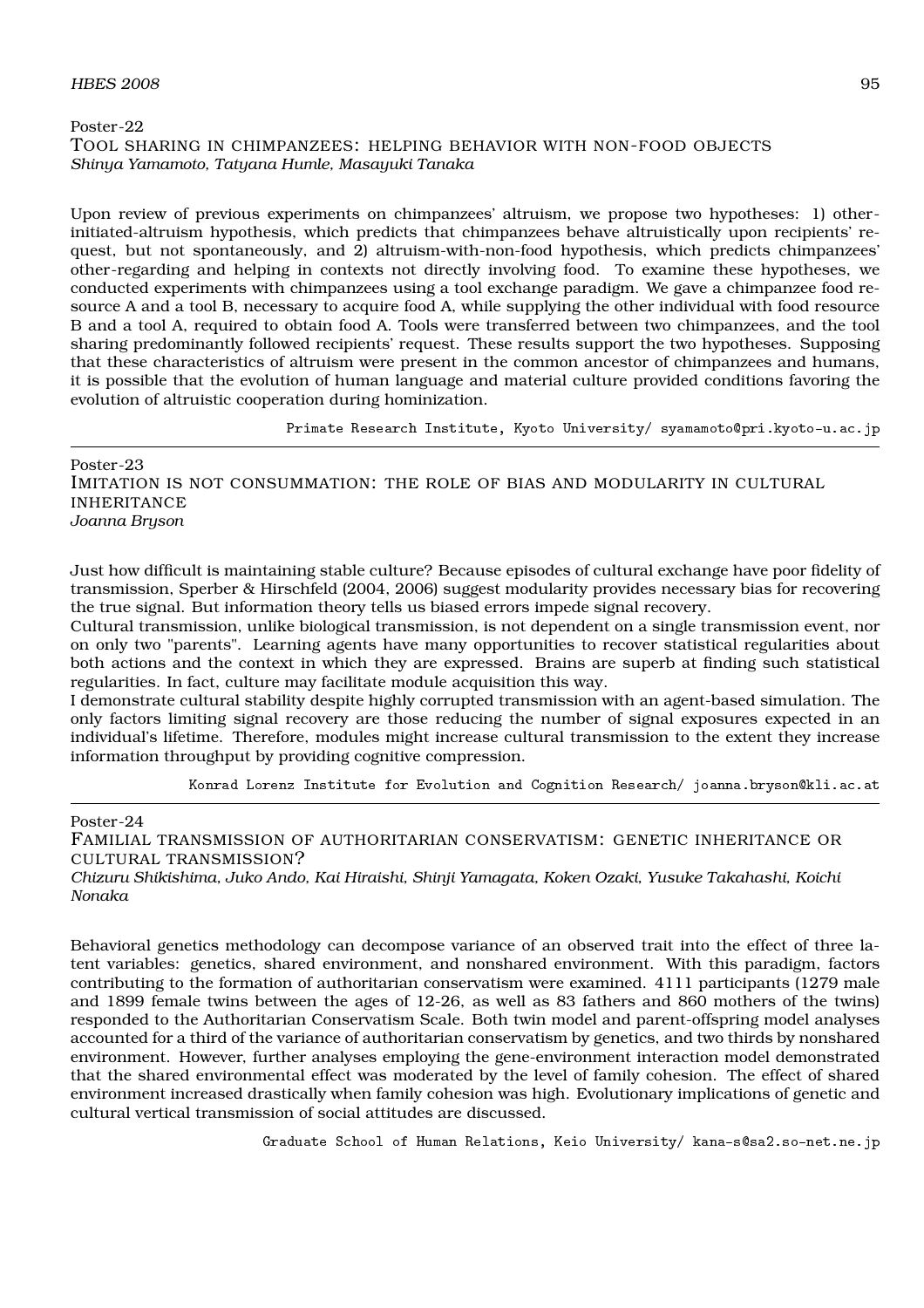Poster-22

## TOOL SHARING IN CHIMPANZEES: HELPING BEHAVIOR WITH NON-FOOD OBJECTS

*Shinya Yamamoto, Tatyana Humle, Masayuki Tanaka*

Upon review of previous experiments on chimpanzees' altruism, we propose two hypotheses: 1) other-initiated-altruism hypothesis, which predicts that chimpanzees behave altruistically upon recipients' request, but not spontaneously, and 2) altruism-with-non-food hypothesis, which predicts chimpanzees' other-regarding and helping in contexts not directly involving food. To examine these hypotheses, we conducted experiments with chimpanzees using a tool exchange paradigm. We gave a chimpanzee food resource A and a tool B, necessary to acquire food A, while supplying the other individual with food resource B and a tool A, required to obtain food A. Tools were transferred between two chimpanzees, and the tool sharing predominantly followed recipients' request. These results support the two hypotheses. Supposing that these characteristics of altruism were present in the common ancestor of chimpanzees and humans, it is possible that the evolution of human language and material culture provided conditions favoring the evolution of altruistic cooperation during hominization.

Primate Research Institute, Kyoto University/ syamamoto@pri.kyoto-u.ac.jp

---

Poster-23

## IMITATION IS NOT CONSUMMATION: THE ROLE OF BIAS AND MODULARITY IN CULTURAL INHERITANCE

*Joanna Bryson*

Just how difficult is maintaining stable culture? Because episodes of cultural exchange have poor fidelity of transmission, Sperber & Hirschfeld (2004, 2006) suggest modularity provides necessary bias for recovering the true signal. But information theory tells us biased errors impede signal recovery.

Cultural transmission, unlike biological transmission, is not dependent on a single transmission event, nor on only two "parents". Learning agents have many opportunities to recover statistical regularities about both actions and the context in which they are expressed. Brains are superb at finding such statistical regularities. In fact, culture may facilitate module acquisition this way.

I demonstrate cultural stability despite highly corrupted transmission with an agent-based simulation. The only factors limiting signal recovery are those reducing the number of signal exposures expected in an individual's lifetime. Therefore, modules might increase cultural transmission to the extent they increase information throughput by providing cognitive compression.

Konrad Lorenz Institute for Evolution and Cognition Research/ joanna.bryson@kli.ac.at

---

Poster-24

## FAMILIAL TRANSMISSION OF AUTHORITARIAN CONSERVATISM: GENETIC INHERITANCE OR CULTURAL TRANSMISSION?

*Chizuru Shikishima, Juko Ando, Kai Hiraishi, Shinji Yamagata, Koken Ozaki, Yusuke Takahashi, Koichi Nonaka*

Behavioral genetics methodology can decompose variance of an observed trait into the effect of three latent variables: genetics, shared environment, and nonshared environment. With this paradigm, factors contributing to the formation of authoritarian conservatism were examined. 4111 participants (1279 male and 1899 female twins between the ages of 12-26, as well as 83 fathers and 860 mothers of the twins) responded to the Authoritarian Conservatism Scale. Both twin model and parent-offspring model analyses accounted for a third of the variance of authoritarian conservatism by genetics, and two thirds by nonshared environment. However, further analyses employing the gene-environment interaction model demonstrated that the shared environmental effect was moderated by the level of family cohesion. The effect of shared environment increased drastically when family cohesion was high. Evolutionary implications of genetic and cultural vertical transmission of social attitudes are discussed.

Graduate School of Human Relations, Keio University/ kana-s@sa2.so-net.ne.jp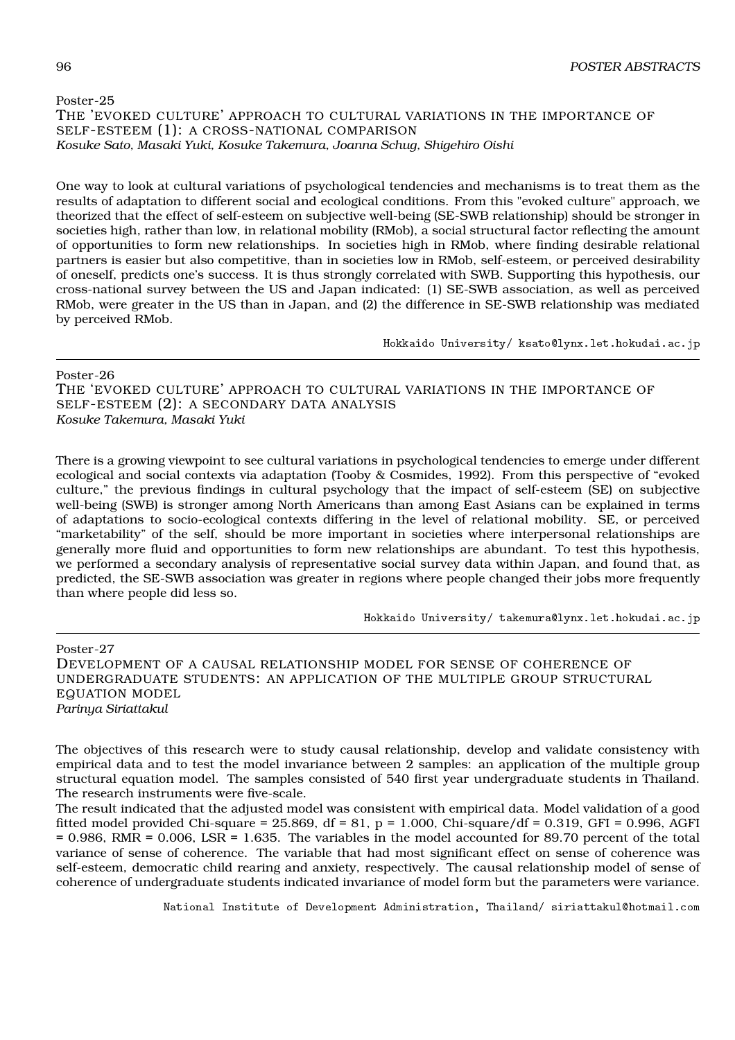Poster-25

## The 'evoked culture' approach to cultural variations in the importance of self-esteem (1): a cross-national comparison

*Kosuke Sato, Masaki Yuki, Kosuke Takemura, Joanna Schug, Shigehiro Oishi*

One way to look at cultural variations of psychological tendencies and mechanisms is to treat them as the results of adaptation to different social and ecological conditions. From this "evoked culture" approach, we theorized that the effect of self-esteem on subjective well-being (SE-SWB relationship) should be stronger in societies high, rather than low, in relational mobility (RMob), a social structural factor reflecting the amount of opportunities to form new relationships. In societies high in RMob, where finding desirable relational partners is easier but also competitive, than in societies low in RMob, self-esteem, or perceived desirability of oneself, predicts one's success. It is thus strongly correlated with SWB. Supporting this hypothesis, our cross-national survey between the US and Japan indicated: (1) SE-SWB association, as well as perceived RMob, were greater in the US than in Japan, and (2) the difference in SE-SWB relationship was mediated by perceived RMob.

Hokkaido University/ ksato@lynx.let.hokudai.ac.jp

---

Poster-26

## The 'evoked culture' approach to cultural variations in the importance of self-esteem (2): a secondary data analysis

*Kosuke Takemura, Masaki Yuki*

There is a growing viewpoint to see cultural variations in psychological tendencies to emerge under different ecological and social contexts via adaptation (Tooby & Cosmides, 1992). From this perspective of "evoked culture," the previous findings in cultural psychology that the impact of self-esteem (SE) on subjective well-being (SWB) is stronger among North Americans than among East Asians can be explained in terms of adaptations to socio-ecological contexts differing in the level of relational mobility. SE, or perceived "marketability" of the self, should be more important in societies where interpersonal relationships are generally more fluid and opportunities to form new relationships are abundant. To test this hypothesis, we performed a secondary analysis of representative social survey data within Japan, and found that, as predicted, the SE-SWB association was greater in regions where people changed their jobs more frequently than where people did less so.

Hokkaido University/ takemura@lynx.let.hokudai.ac.jp

---

Poster-27

## Development of a causal relationship model for sense of coherence of undergraduate students: an application of the multiple group structural equation model

*Parinya Siriattakul*

The objectives of this research were to study causal relationship, develop and validate consistency with empirical data and to test the model invariance between 2 samples: an application of the multiple group structural equation model. The samples consisted of 540 first year undergraduate students in Thailand. The research instruments were five-scale.

The result indicated that the adjusted model was consistent with empirical data. Model validation of a good fitted model provided Chi-square = 25.869, df = 81, p = 1.000, Chi-square/df = 0.319, GFI = 0.996, AGFI = 0.986, RMR = 0.006, LSR = 1.635. The variables in the model accounted for 89.70 percent of the total variance of sense of coherence. The variable that had most significant effect on sense of coherence was self-esteem, democratic child rearing and anxiety, respectively. The causal relationship model of sense of coherence of undergraduate students indicated invariance of model form but the parameters were variance.

National Institute of Development Administration, Thailand/ siriattakul@hotmail.com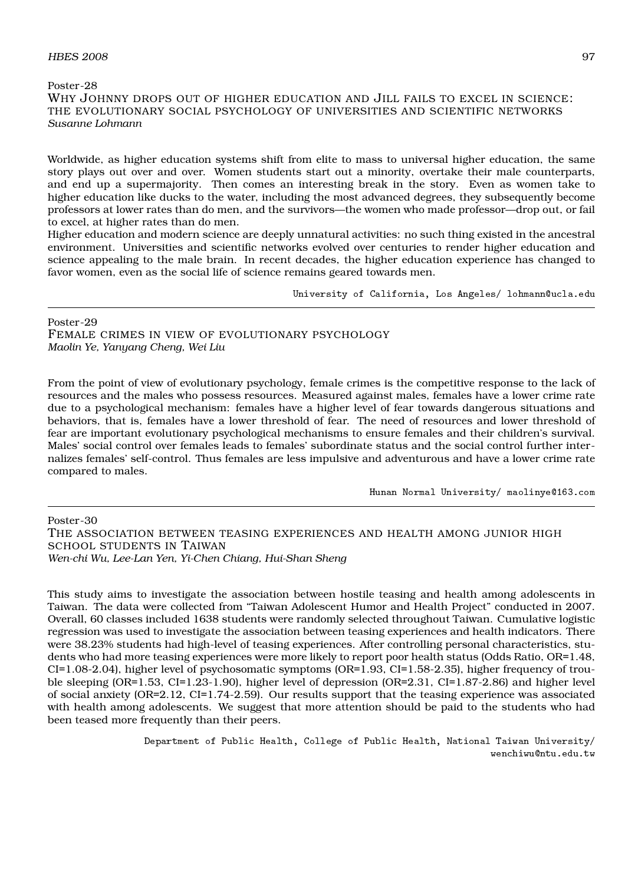Poster-28

## Why Johnny drops out of higher education and Jill fails to excel in science: the evolutionary social psychology of universities and scientific networks

*Susanne Lohmann*

Worldwide, as higher education systems shift from elite to mass to universal higher education, the same story plays out over and over. Women students start out a minority, overtake their male counterparts, and end up a supermajority. Then comes an interesting break in the story. Even as women take to higher education like ducks to the water, including the most advanced degrees, they subsequently become professors at lower rates than do men, and the survivors—the women who made professor—drop out, or fail to excel, at higher rates than do men.

Higher education and modern science are deeply unnatural activities: no such thing existed in the ancestral environment. Universities and scientific networks evolved over centuries to render higher education and science appealing to the male brain. In recent decades, the higher education experience has changed to favor women, even as the social life of science remains geared towards men.

University of California, Los Angeles/ lohmann@ucla.edu

---

Poster-29

## Female crimes in view of evolutionary psychology

*Maolin Ye, Yanyang Cheng, Wei Liu*

From the point of view of evolutionary psychology, female crimes is the competitive response to the lack of resources and the males who possess resources. Measured against males, females have a lower crime rate due to a psychological mechanism: females have a higher level of fear towards dangerous situations and behaviors, that is, females have a lower threshold of fear. The need of resources and lower threshold of fear are important evolutionary psychological mechanisms to ensure females and their children's survival. Males' social control over females leads to females' subordinate status and the social control further internalizes females' self-control. Thus females are less impulsive and adventurous and have a lower crime rate compared to males.

Hunan Normal University/ maolinye@163.com

---

Poster-30

## The association between teasing experiences and health among junior high school students in Taiwan

*Wen-chi Wu, Lee-Lan Yen, Yi-Chen Chiang, Hui-Shan Sheng*

This study aims to investigate the association between hostile teasing and health among adolescents in Taiwan. The data were collected from "Taiwan Adolescent Humor and Health Project" conducted in 2007. Overall, 60 classes included 1638 students were randomly selected throughout Taiwan. Cumulative logistic regression was used to investigate the association between teasing experiences and health indicators. There were 38.23% students had high-level of teasing experiences. After controlling personal characteristics, students who had more teasing experiences were more likely to report poor health status (Odds Ratio, OR=1.48, CI=1.08-2.04), higher level of psychosomatic symptoms (OR=1.93, CI=1.58-2.35), higher frequency of trouble sleeping (OR=1.53, CI=1.23-1.90), higher level of depression (OR=2.31, CI=1.87-2.86) and higher level of social anxiety (OR=2.12, CI=1.74-2.59). Our results support that the teasing experience was associated with health among adolescents. We suggest that more attention should be paid to the students who had been teased more frequently than their peers.

Department of Public Health, College of Public Health, National Taiwan University/ wenchiwu@ntu.edu.tw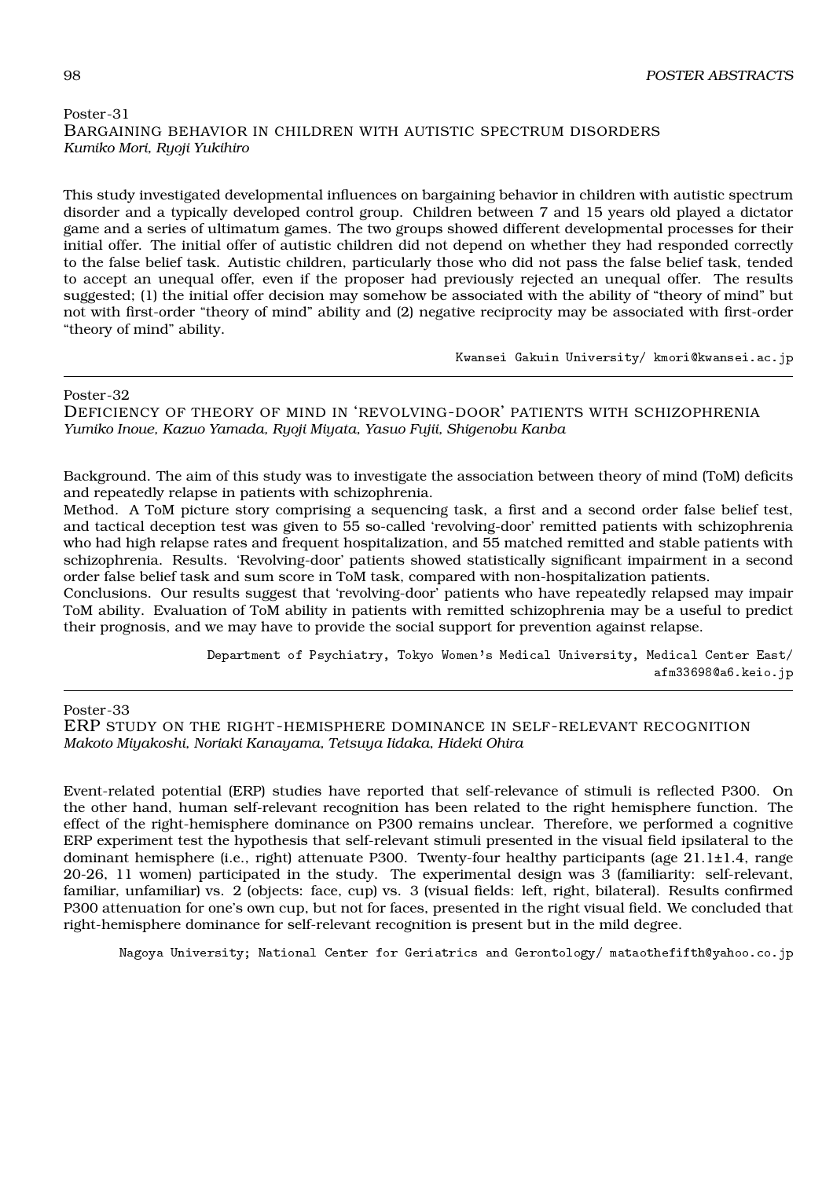## Poster-31

### BARGAINING BEHAVIOR IN CHILDREN WITH AUTISTIC SPECTRUM DISORDERS

*Kumiko Mori, Ryoji Yukihiro*

This study investigated developmental influences on bargaining behavior in children with autistic spectrum disorder and a typically developed control group. Children between 7 and 15 years old played a dictator game and a series of ultimatum games. The two groups showed different developmental processes for their initial offer. The initial offer of autistic children did not depend on whether they had responded correctly to the false belief task. Autistic children, particularly those who did not pass the false belief task, tended to accept an unequal offer, even if the proposer had previously rejected an unequal offer. The results suggested; (1) the initial offer decision may somehow be associated with the ability of "theory of mind" but not with first-order "theory of mind" ability and (2) negative reciprocity may be associated with first-order "theory of mind" ability.

Kwansei Gakuin University/ kmori@kwansei.ac.jp

---

## Poster-32

### DEFICIENCY OF THEORY OF MIND IN 'REVOLVING-DOOR' PATIENTS WITH SCHIZOPHRENIA

*Yumiko Inoue, Kazuo Yamada, Ryoji Miyata, Yasuo Fujii, Shigenobu Kanba*

Background. The aim of this study was to investigate the association between theory of mind (ToM) deficits and repeatedly relapse in patients with schizophrenia.

Method. A ToM picture story comprising a sequencing task, a first and a second order false belief test, and tactical deception test was given to 55 so-called 'revolving-door' remitted patients with schizophrenia who had high relapse rates and frequent hospitalization, and 55 matched remitted and stable patients with schizophrenia. Results. 'Revolving-door' patients showed statistically significant impairment in a second order false belief task and sum score in ToM task, compared with non-hospitalization patients.

Conclusions. Our results suggest that 'revolving-door' patients who have repeatedly relapsed may impair ToM ability. Evaluation of ToM ability in patients with remitted schizophrenia may be a useful to predict their prognosis, and we may have to provide the social support for prevention against relapse.

Department of Psychiatry, Tokyo Women's Medical University, Medical Center East/ afm33698@a6.keio.jp

---

## Poster-33

### ERP STUDY ON THE RIGHT-HEMISPHERE DOMINANCE IN SELF-RELEVANT RECOGNITION

*Makoto Miyakoshi, Noriaki Kanayama, Tetsuya Iidaka, Hideki Ohira*

Event-related potential (ERP) studies have reported that self-relevance of stimuli is reflected P300. On the other hand, human self-relevant recognition has been related to the right hemisphere function. The effect of the right-hemisphere dominance on P300 remains unclear. Therefore, we performed a cognitive ERP experiment test the hypothesis that self-relevant stimuli presented in the visual field ipsilateral to the dominant hemisphere (i.e., right) attenuate P300. Twenty-four healthy participants (age 21.1±1.4, range 20-26, 11 women) participated in the study. The experimental design was 3 (familiarity: self-relevant, familiar, unfamiliar) vs. 2 (objects: face, cup) vs. 3 (visual fields: left, right, bilateral). Results confirmed P300 attenuation for one's own cup, but not for faces, presented in the right visual field. We concluded that right-hemisphere dominance for self-relevant recognition is present but in the mild degree.

Nagoya University; National Center for Geriatrics and Gerontology/ matathefifth@yahoo.co.jp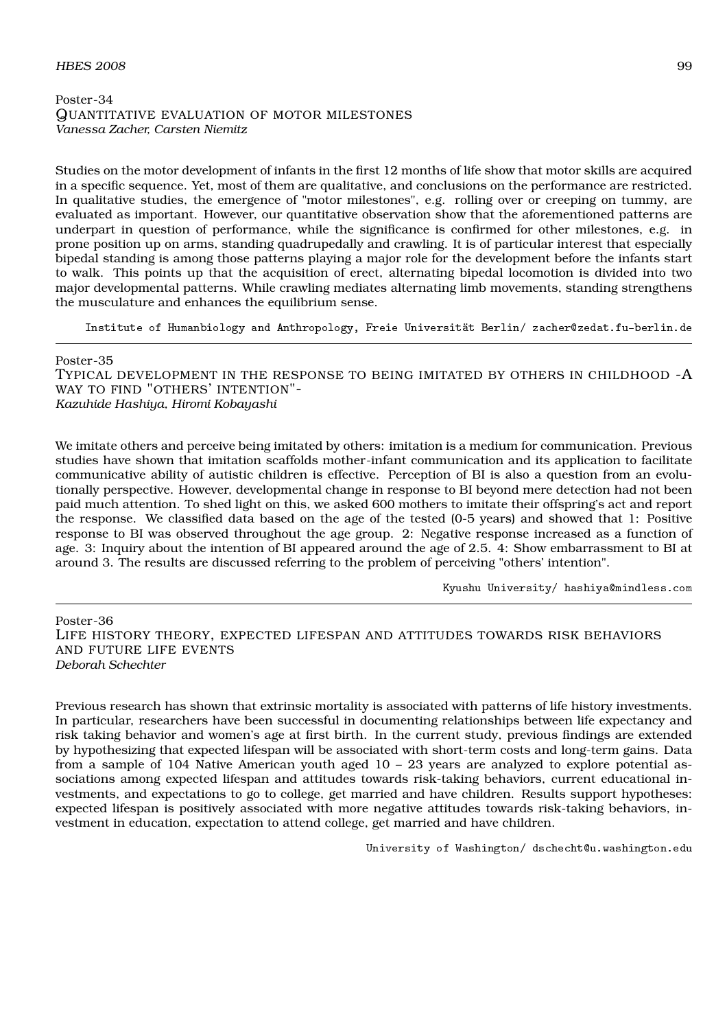Poster-34

### Quantitative evaluation of motor milestones

*Vanessa Zacher, Carsten Niemitz*

Studies on the motor development of infants in the first 12 months of life show that motor skills are acquired in a specific sequence. Yet, most of them are qualitative, and conclusions on the performance are restricted. In qualitative studies, the emergence of "motor milestones", e.g. rolling over or creeping on tummy, are evaluated as important. However, our quantitative observation show that the aforementioned patterns are underpart in question of performance, while the significance is confirmed for other milestones, e.g. in prone position up on arms, standing quadrupedally and crawling. It is of particular interest that especially bipedal standing is among those patterns playing a major role for the development before the infants start to walk. This points up that the acquisition of erect, alternating bipedal locomotion is divided into two major developmental patterns. While crawling mediates alternating limb movements, standing strengthens the musculature and enhances the equilibrium sense.

Institute of Humanbiology and Anthropology, Freie Universität Berlin/ zacher@zedat.fu-berlin.de

---

Poster-35

### Typical development in the response to being imitated by others in childhood -A way to find "others' intention"-

*Kazuhide Hashiya, Hiromi Kobayashi*

We imitate others and perceive being imitated by others: imitation is a medium for communication. Previous studies have shown that imitation scaffolds mother-infant communication and its application to facilitate communicative ability of autistic children is effective. Perception of BI is also a question from an evolutionally perspective. However, developmental change in response to BI beyond mere detection had not been paid much attention. To shed light on this, we asked 600 mothers to imitate their offspring's act and report the response. We classified data based on the age of the tested (0-5 years) and showed that 1: Positive response to BI was observed throughout the age group. 2: Negative response increased as a function of age. 3: Inquiry about the intention of BI appeared around the age of 2.5. 4: Show embarrassment to BI at around 3. The results are discussed referring to the problem of perceiving "others' intention".

Kyushu University/ hashiya@mindless.com

---

Poster-36

### Life history theory, expected lifespan and attitudes towards risk behaviors and future life events

*Deborah Schechter*

Previous research has shown that extrinsic mortality is associated with patterns of life history investments. In particular, researchers have been successful in documenting relationships between life expectancy and risk taking behavior and women's age at first birth. In the current study, previous findings are extended by hypothesizing that expected lifespan will be associated with short-term costs and long-term gains. Data from a sample of 104 Native American youth aged 10 – 23 years are analyzed to explore potential associations among expected lifespan and attitudes towards risk-taking behaviors, current educational investments, and expectations to go to college, get married and have children. Results support hypotheses: expected lifespan is positively associated with more negative attitudes towards risk-taking behaviors, investment in education, expectation to attend college, get married and have children.

University of Washington/ dschecht@u.washington.edu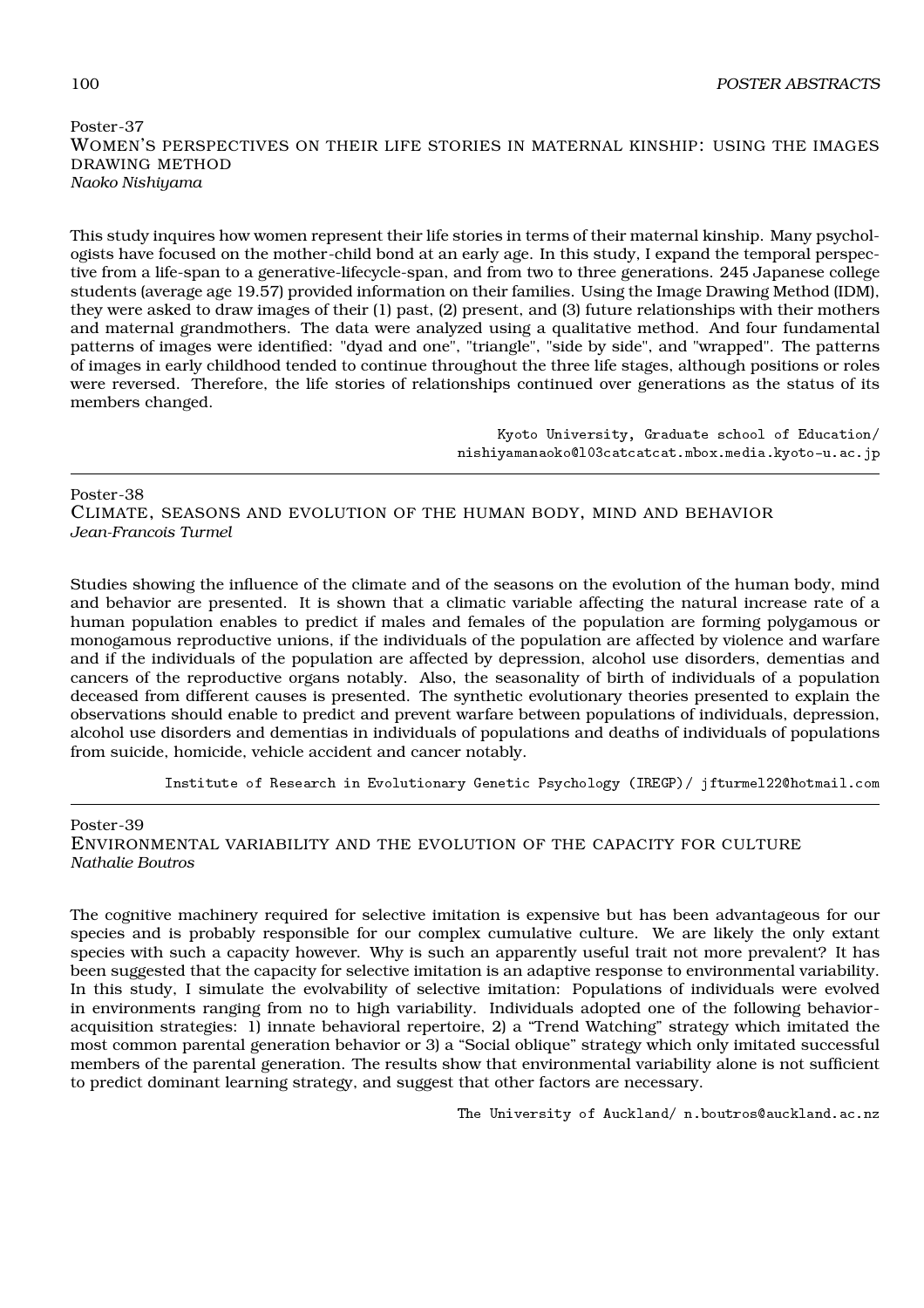Poster-37

## Women's perspectives on their life stories in maternal kinship: using the images drawing method

*Naoko Nishiyama*

This study inquires how women represent their life stories in terms of their maternal kinship. Many psychologists have focused on the mother-child bond at an early age. In this study, I expand the temporal perspective from a life-span to a generative-lifecycle-span, and from two to three generations. 245 Japanese college students (average age 19.57) provided information on their families. Using the Image Drawing Method (IDM), they were asked to draw images of their (1) past, (2) present, and (3) future relationships with their mothers and maternal grandmothers. The data were analyzed using a qualitative method. And four fundamental patterns of images were identified: "dyad and one", "triangle", "side by side", and "wrapped". The patterns of images in early childhood tended to continue throughout the three life stages, although positions or roles were reversed. Therefore, the life stories of relationships continued over generations as the status of its members changed.

Kyoto University, Graduate school of Education/ nishiyamanaoko@l03catcatcat.mbox.media.kyoto-u.ac.jp

---

Poster-38

## Climate, seasons and evolution of the human body, mind and behavior

*Jean-Francois Turmel*

Studies showing the influence of the climate and of the seasons on the evolution of the human body, mind and behavior are presented. It is shown that a climatic variable affecting the natural increase rate of a human population enables to predict if males and females of the population are forming polygamous or monogamous reproductive unions, if the individuals of the population are affected by violence and warfare and if the individuals of the population are affected by depression, alcohol use disorders, dementias and cancers of the reproductive organs notably. Also, the seasonality of birth of individuals of a population deceased from different causes is presented. The synthetic evolutionary theories presented to explain the observations should enable to predict and prevent warfare between populations of individuals, depression, alcohol use disorders and dementias in individuals of populations and deaths of individuals of populations from suicide, homicide, vehicle accident and cancer notably.

Institute of Research in Evolutionary Genetic Psychology (IREGP)/ jfturmel22@hotmail.com

---

Poster-39

## Environmental variability and the evolution of the capacity for culture

*Nathalie Boutros*

The cognitive machinery required for selective imitation is expensive but has been advantageous for our species and is probably responsible for our complex cumulative culture. We are likely the only extant species with such a capacity however. Why is such an apparently useful trait not more prevalent? It has been suggested that the capacity for selective imitation is an adaptive response to environmental variability. In this study, I simulate the evolvability of selective imitation: Populations of individuals were evolved in environments ranging from no to high variability. Individuals adopted one of the following behavior-acquisition strategies: 1) innate behavioral repertoire, 2) a "Trend Watching" strategy which imitated the most common parental generation behavior or 3) a "Social oblique" strategy which only imitated successful members of the parental generation. The results show that environmental variability alone is not sufficient to predict dominant learning strategy, and suggest that other factors are necessary.

The University of Auckland/ n.boutros@auckland.ac.nz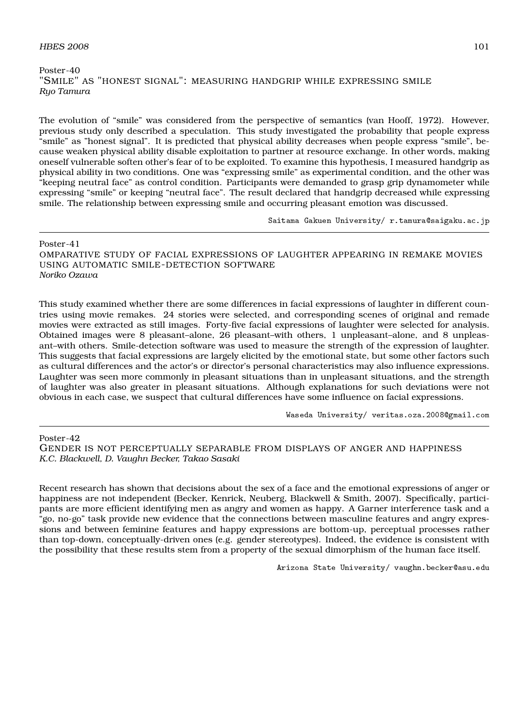Poster-40

### "SMILE" AS "HONEST SIGNAL": MEASURING HANDGRIP WHILE EXPRESSING SMILE

*Ryo Tamura*

The evolution of "smile" was considered from the perspective of semantics (van Hooff, 1972). However, previous study only described a speculation. This study investigated the probability that people express "smile" as "honest signal". It is predicted that physical ability decreases when people express "smile", because weaken physical ability disable exploitation to partner at resource exchange. In other words, making oneself vulnerable soften other's fear of to be exploited. To examine this hypothesis, I measured handgrip as physical ability in two conditions. One was "expressing smile" as experimental condition, and the other was "keeping neutral face" as control condition. Participants were demanded to grasp grip dynamometer while expressing "smile" or keeping "neutral face". The result declared that handgrip decreased while expressing smile. The relationship between expressing smile and occurring pleasant emotion was discussed.

Saitama Gakuen University/ r.tamura@saigaku.ac.jp

---

Poster-41

### OMPARATIVE STUDY OF FACIAL EXPRESSIONS OF LAUGHTER APPEARING IN REMAKE MOVIES USING AUTOMATIC SMILE-DETECTION SOFTWARE

*Noriko Ozawa*

This study examined whether there are some differences in facial expressions of laughter in different countries using movie remakes. 24 stories were selected, and corresponding scenes of original and remade movies were extracted as still images. Forty-five facial expressions of laughter were selected for analysis. Obtained images were 8 pleasant–alone, 26 pleasant–with others, 1 unpleasant–alone, and 8 unpleasant–with others. Smile-detection software was used to measure the strength of the expression of laughter. This suggests that facial expressions are largely elicited by the emotional state, but some other factors such as cultural differences and the actor's or director's personal characteristics may also influence expressions. Laughter was seen more commonly in pleasant situations than in unpleasant situations, and the strength of laughter was also greater in pleasant situations. Although explanations for such deviations were not obvious in each case, we suspect that cultural differences have some influence on facial expressions.

Waseda University/ veritas.oza.2008@gmail.com

---

Poster-42

### GENDER IS NOT PERCEPTUALLY SEPARABLE FROM DISPLAYS OF ANGER AND HAPPINESS

*K.C. Blackwell, D. Vaughn Becker, Takao Sasaki*

Recent research has shown that decisions about the sex of a face and the emotional expressions of anger or happiness are not independent (Becker, Kenrick, Neuberg, Blackwell & Smith, 2007). Specifically, participants are more efficient identifying men as angry and women as happy. A Garner interference task and a "go, no-go" task provide new evidence that the connections between masculine features and angry expressions and between feminine features and happy expressions are bottom-up, perceptual processes rather than top-down, conceptually-driven ones (e.g. gender stereotypes). Indeed, the evidence is consistent with the possibility that these results stem from a property of the sexual dimorphism of the human face itself.

Arizona State University/ vaughn.becker@asu.edu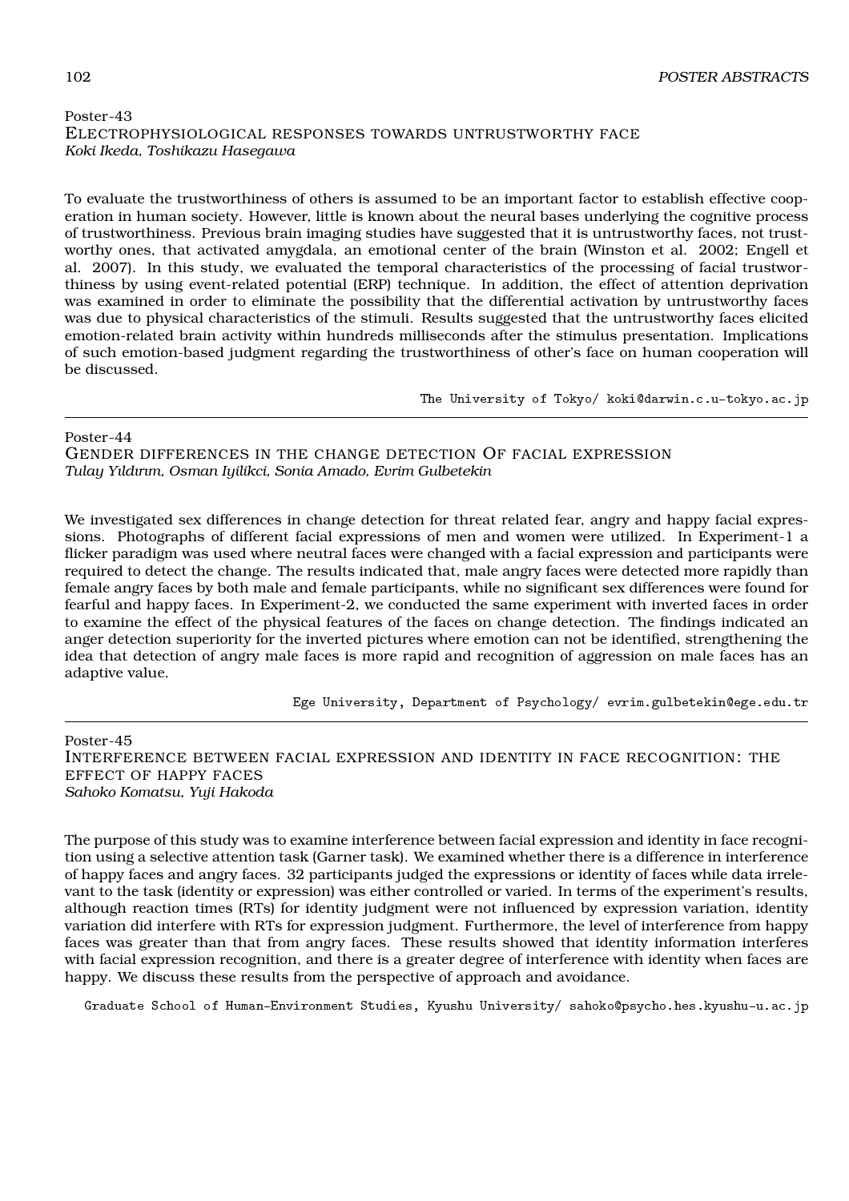Poster-43

## ELECTROPHYSIOLOGICAL RESPONSES TOWARDS UNTRUSTWORTHY FACE

*Koki Ikeda, Toshikazu Hasegawa*

To evaluate the trustworthiness of others is assumed to be an important factor to establish effective cooperation in human society. However, little is known about the neural bases underlying the cognitive process of trustworthiness. Previous brain imaging studies have suggested that it is untrustworthy faces, not trustworthy ones, that activated amygdala, an emotional center of the brain (Winston et al. 2002; Engell et al. 2007). In this study, we evaluated the temporal characteristics of the processing of facial trustworthiness by using event-related potential (ERP) technique. In addition, the effect of attention deprivation was examined in order to eliminate the possibility that the differential activation by untrustworthy faces was due to physical characteristics of the stimuli. Results suggested that the untrustworthy faces elicited emotion-related brain activity within hundreds milliseconds after the stimulus presentation. Implications of such emotion-based judgment regarding the trustworthiness of other's face on human cooperation will be discussed.

The University of Tokyo/ koki@darwin.c.u-tokyo.ac.jp

---

Poster-44

## GENDER DIFFERENCES IN THE CHANGE DETECTION OF FACIAL EXPRESSION

*Tulay Yıldırım, Osman Iyilikci, Sonia Amado, Evrim Gulbetekin*

We investigated sex differences in change detection for threat related fear, angry and happy facial expressions. Photographs of different facial expressions of men and women were utilized. In Experiment-1 a flicker paradigm was used where neutral faces were changed with a facial expression and participants were required to detect the change. The results indicated that, male angry faces were detected more rapidly than female angry faces by both male and female participants, while no significant sex differences were found for fearful and happy faces. In Experiment-2, we conducted the same experiment with inverted faces in order to examine the effect of the physical features of the faces on change detection. The findings indicated an anger detection superiority for the inverted pictures where emotion can not be identified, strengthening the idea that detection of angry male faces is more rapid and recognition of aggression on male faces has an adaptive value.

Ege University, Department of Psychology/ evrim.gulbetekin@ege.edu.tr

---

Poster-45

## INTERFERENCE BETWEEN FACIAL EXPRESSION AND IDENTITY IN FACE RECOGNITION: THE EFFECT OF HAPPY FACES

*Sahoko Komatsu, Yuji Hakoda*

The purpose of this study was to examine interference between facial expression and identity in face recognition using a selective attention task (Garner task). We examined whether there is a difference in interference of happy faces and angry faces. 32 participants judged the expressions or identity of faces while data irrelevant to the task (identity or expression) was either controlled or varied. In terms of the experiment's results, although reaction times (RTs) for identity judgment were not influenced by expression variation, identity variation did interfere with RTs for expression judgment. Furthermore, the level of interference from happy faces was greater than that from angry faces. These results showed that identity information interferes with facial expression recognition, and there is a greater degree of interference with identity when faces are happy. We discuss these results from the perspective of approach and avoidance.

Graduate School of Human-Environment Studies, Kyushu University/ sahoko@psycho.hes.kyushu-u.ac.jp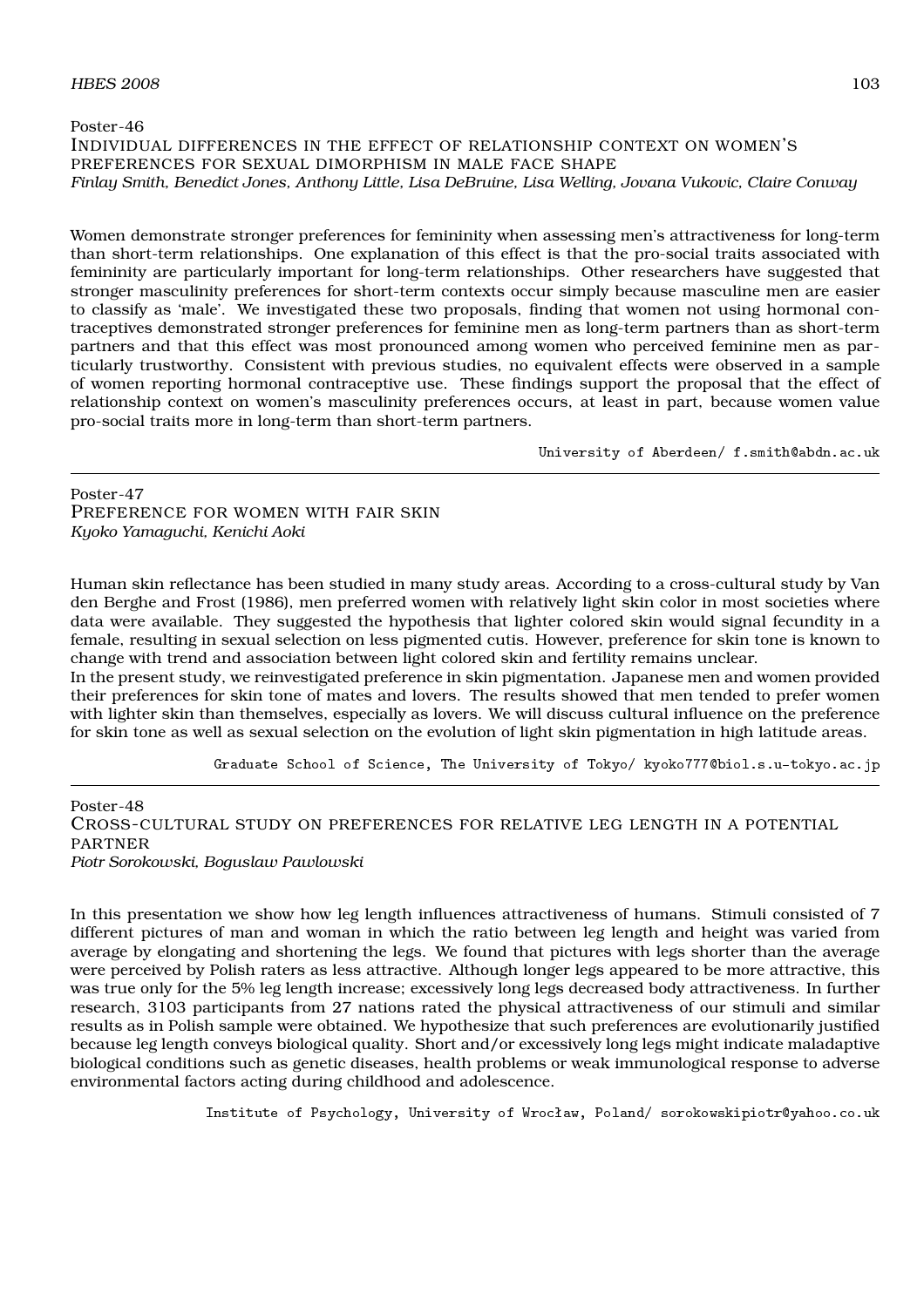Poster-46

### Individual differences in the effect of relationship context on women's preferences for sexual dimorphism in male face shape

*Finlay Smith, Benedict Jones, Anthony Little, Lisa DeBruine, Lisa Welling, Jovana Vukovic, Claire Conway*

Women demonstrate stronger preferences for femininity when assessing men's attractiveness for long-term than short-term relationships. One explanation of this effect is that the pro-social traits associated with femininity are particularly important for long-term relationships. Other researchers have suggested that stronger masculinity preferences for short-term contexts occur simply because masculine men are easier to classify as 'male'. We investigated these two proposals, finding that women not using hormonal contraceptives demonstrated stronger preferences for feminine men as long-term partners than as short-term partners and that this effect was most pronounced among women who perceived feminine men as particularly trustworthy. Consistent with previous studies, no equivalent effects were observed in a sample of women reporting hormonal contraceptive use. These findings support the proposal that the effect of relationship context on women's masculinity preferences occurs, at least in part, because women value pro-social traits more in long-term than short-term partners.

University of Aberdeen/ f.smith@abdn.ac.uk

---

Poster-47

### Preference for women with fair skin

*Kyoko Yamaguchi, Kenichi Aoki*

Human skin reflectance has been studied in many study areas. According to a cross-cultural study by Van den Berghe and Frost (1986), men preferred women with relatively light skin color in most societies where data were available. They suggested the hypothesis that lighter colored skin would signal fecundity in a female, resulting in sexual selection on less pigmented cutis. However, preference for skin tone is known to change with trend and association between light colored skin and fertility remains unclear.

In the present study, we reinvestigated preference in skin pigmentation. Japanese men and women provided their preferences for skin tone of mates and lovers. The results showed that men tended to prefer women with lighter skin than themselves, especially as lovers. We will discuss cultural influence on the preference for skin tone as well as sexual selection on the evolution of light skin pigmentation in high latitude areas.

Graduate School of Science, The University of Tokyo/ kyoko777@biol.s.u-tokyo.ac.jp

---

Poster-48

### Cross-cultural study on preferences for relative leg length in a potential partner

*Piotr Sorokowski, Boguslaw Pawlowski*

In this presentation we show how leg length influences attractiveness of humans. Stimuli consisted of 7 different pictures of man and woman in which the ratio between leg length and height was varied from average by elongating and shortening the legs. We found that pictures with legs shorter than the average were perceived by Polish raters as less attractive. Although longer legs appeared to be more attractive, this was true only for the 5% leg length increase; excessively long legs decreased body attractiveness. In further research, 3103 participants from 27 nations rated the physical attractiveness of our stimuli and similar results as in Polish sample were obtained. We hypothesize that such preferences are evolutionarily justified because leg length conveys biological quality. Short and/or excessively long legs might indicate maladaptive biological conditions such as genetic diseases, health problems or weak immunological response to adverse environmental factors acting during childhood and adolescence.

Institute of Psychology, University of Wrocław, Poland/ sorokowskipiotr@yahoo.co.uk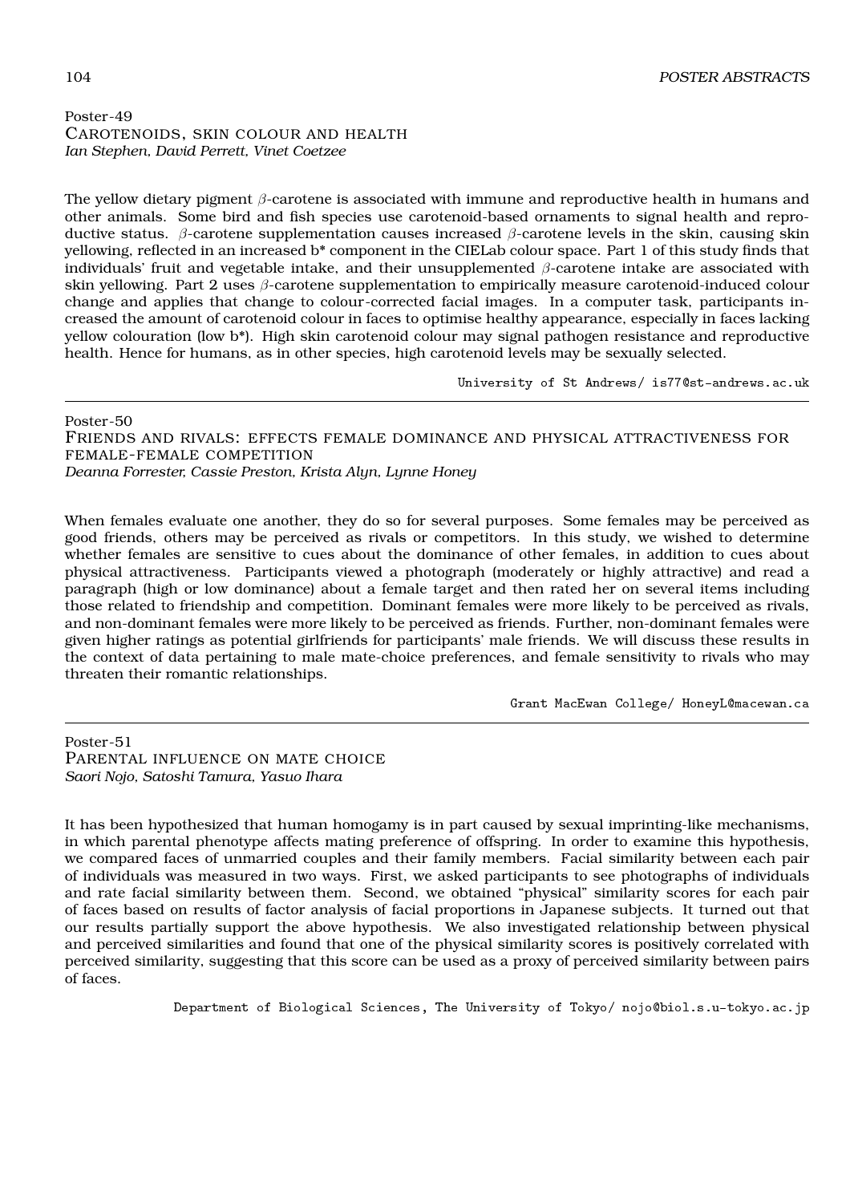Poster-49

### Carotenoids, skin colour and health

*Ian Stephen, David Perrett, Vinet Coetzee*

The yellow dietary pigment $\beta$-carotene is associated with immune and reproductive health in humans and other animals. Some bird and fish species use carotenoid-based ornaments to signal health and reproductive status. $\beta$-carotene supplementation causes increased $\beta$-carotene levels in the skin, causing skin yellowing, reflected in an increased b* component in the CIELab colour space. Part 1 of this study finds that individuals' fruit and vegetable intake, and their unsupplemented $\beta$-carotene intake are associated with skin yellowing. Part 2 uses $\beta$-carotene supplementation to empirically measure carotenoid-induced colour change and applies that change to colour-corrected facial images. In a computer task, participants increased the amount of carotenoid colour in faces to optimise healthy appearance, especially in faces lacking yellow colouration (low b*). High skin carotenoid colour may signal pathogen resistance and reproductive health. Hence for humans, as in other species, high carotenoid levels may be sexually selected.

University of St Andrews/ is77@st-andrews.ac.uk

---

Poster-50

### Friends and rivals: effects female dominance and physical attractiveness for female-female competition

*Deanna Forrester, Cassie Preston, Krista Alyn, Lynne Honey*

When females evaluate one another, they do so for several purposes. Some females may be perceived as good friends, others may be perceived as rivals or competitors. In this study, we wished to determine whether females are sensitive to cues about the dominance of other females, in addition to cues about physical attractiveness. Participants viewed a photograph (moderately or highly attractive) and read a paragraph (high or low dominance) about a female target and then rated her on several items including those related to friendship and competition. Dominant females were more likely to be perceived as rivals, and non-dominant females were more likely to be perceived as friends. Further, non-dominant females were given higher ratings as potential girlfriends for participants' male friends. We will discuss these results in the context of data pertaining to male mate-choice preferences, and female sensitivity to rivals who may threaten their romantic relationships.

Grant MacEwan College/ HoneyL@macewan.ca

---

Poster-51

### Parental influence on mate choice

*Saori Nojo, Satoshi Tamura, Yasuo Ihara*

It has been hypothesized that human homogamy is in part caused by sexual imprinting-like mechanisms, in which parental phenotype affects mating preference of offspring. In order to examine this hypothesis, we compared faces of unmarried couples and their family members. Facial similarity between each pair of individuals was measured in two ways. First, we asked participants to see photographs of individuals and rate facial similarity between them. Second, we obtained "physical" similarity scores for each pair of faces based on results of factor analysis of facial proportions in Japanese subjects. It turned out that our results partially support the above hypothesis. We also investigated relationship between physical and perceived similarities and found that one of the physical similarity scores is positively correlated with perceived similarity, suggesting that this score can be used as a proxy of perceived similarity between pairs of faces.

Department of Biological Sciences, The University of Tokyo/ nojo@biol.s.u-tokyo.ac.jp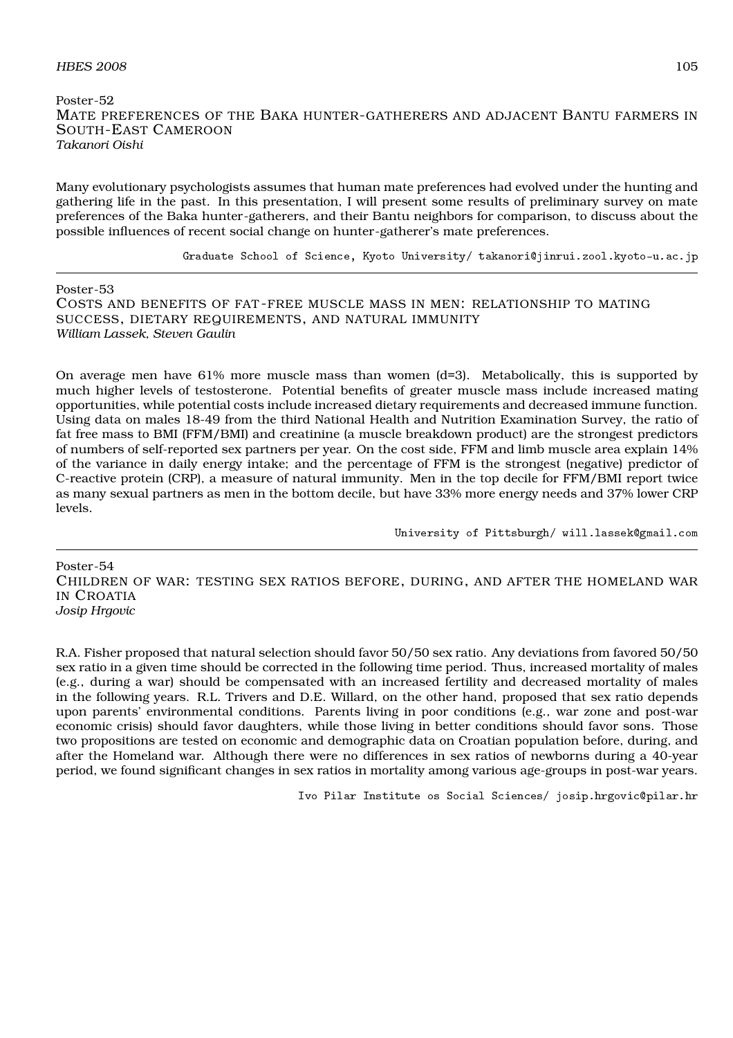Poster-52

## Mate preferences of the Baka hunter-gatherers and adjacent Bantu farmers in South-East Cameroon

*Takanori Oishi*

Many evolutionary psychologists assumes that human mate preferences had evolved under the hunting and gathering life in the past. In this presentation, I will present some results of preliminary survey on mate preferences of the Baka hunter-gatherers, and their Bantu neighbors for comparison, to discuss about the possible influences of recent social change on hunter-gatherer's mate preferences.

Graduate School of Science, Kyoto University/ takanori@jinrui.zool.kyoto-u.ac.jp

---

Poster-53

## Costs and benefits of fat-free muscle mass in men: relationship to mating success, dietary requirements, and natural immunity

*William Lassek, Steven Gaulin*

On average men have 61% more muscle mass than women (d=3). Metabolically, this is supported by much higher levels of testosterone. Potential benefits of greater muscle mass include increased mating opportunities, while potential costs include increased dietary requirements and decreased immune function. Using data on males 18-49 from the third National Health and Nutrition Examination Survey, the ratio of fat free mass to BMI (FFM/BMI) and creatinine (a muscle breakdown product) are the strongest predictors of numbers of self-reported sex partners per year. On the cost side, FFM and limb muscle area explain 14% of the variance in daily energy intake; and the percentage of FFM is the strongest (negative) predictor of C-reactive protein (CRP), a measure of natural immunity. Men in the top decile for FFM/BMI report twice as many sexual partners as men in the bottom decile, but have 33% more energy needs and 37% lower CRP levels.

University of Pittsburgh/ will.lassek@gmail.com

---

Poster-54

## Children of war: testing sex ratios before, during, and after the homeland war in Croatia

*Josip Hrgovic*

R.A. Fisher proposed that natural selection should favor 50/50 sex ratio. Any deviations from favored 50/50 sex ratio in a given time should be corrected in the following time period. Thus, increased mortality of males (e.g., during a war) should be compensated with an increased fertility and decreased mortality of males in the following years. R.L. Trivers and D.E. Willard, on the other hand, proposed that sex ratio depends upon parents' environmental conditions. Parents living in poor conditions (e.g., war zone and post-war economic crisis) should favor daughters, while those living in better conditions should favor sons. Those two propositions are tested on economic and demographic data on Croatian population before, during, and after the Homeland war. Although there were no differences in sex ratios of newborns during a 40-year period, we found significant changes in sex ratios in mortality among various age-groups in post-war years.

Ivo Pilar Institute os Social Sciences/ josip.hrgovic@pilar.hr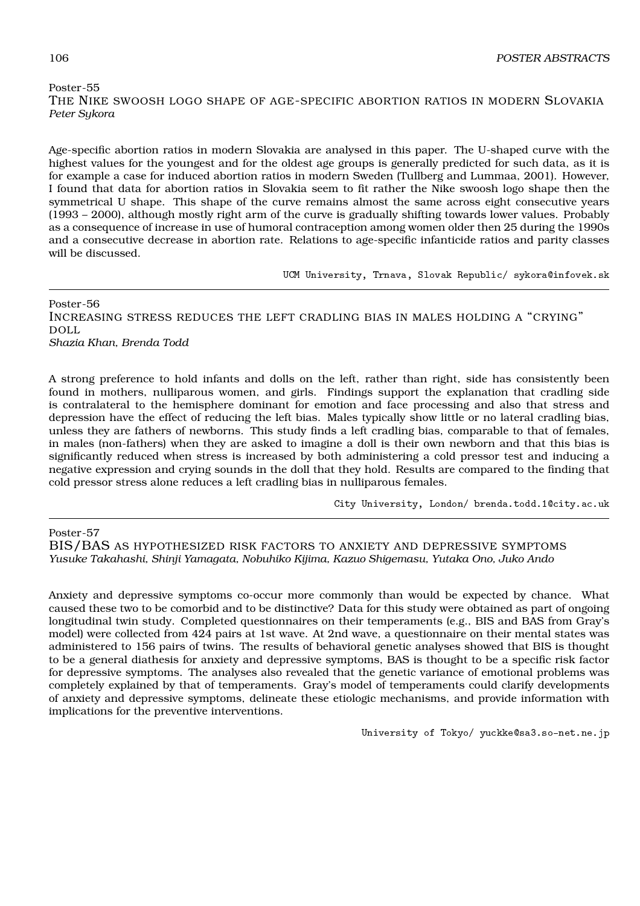Poster-55

### The Nike swoosh logo shape of age-specific abortion ratios in modern Slovakia

*Peter Sykora*

Age-specific abortion ratios in modern Slovakia are analysed in this paper. The U-shaped curve with the highest values for the youngest and for the oldest age groups is generally predicted for such data, as it is for example a case for induced abortion ratios in modern Sweden (Tullberg and Lummaa, 2001). However, I found that data for abortion ratios in Slovakia seem to fit rather the Nike swoosh logo shape then the symmetrical U shape. This shape of the curve remains almost the same across eight consecutive years (1993 – 2000), although mostly right arm of the curve is gradually shifting towards lower values. Probably as a consequence of increase in use of humoral contraception among women older then 25 during the 1990s and a consecutive decrease in abortion rate. Relations to age-specific infanticide ratios and parity classes will be discussed.

UCM University, Trnava, Slovak Republic/ sykora@infovek.sk

---

Poster-56

### Increasing stress reduces the left cradling bias in males holding a "crying" doll

*Shazia Khan, Brenda Todd*

A strong preference to hold infants and dolls on the left, rather than right, side has consistently been found in mothers, nulliparous women, and girls. Findings support the explanation that cradling side is contralateral to the hemisphere dominant for emotion and face processing and also that stress and depression have the effect of reducing the left bias. Males typically show little or no lateral cradling bias, unless they are fathers of newborns. This study finds a left cradling bias, comparable to that of females, in males (non-fathers) when they are asked to imagine a doll is their own newborn and that this bias is significantly reduced when stress is increased by both administering a cold pressor test and inducing a negative expression and crying sounds in the doll that they hold. Results are compared to the finding that cold pressor stress alone reduces a left cradling bias in nulliparous females.

City University, London/ brenda.todd.1@city.ac.uk

---

Poster-57

### BIS/BAS as hypothesized risk factors to anxiety and depressive symptoms

*Yusuke Takahashi, Shinji Yamagata, Nobuhiko Kijima, Kazuo Shigemasu, Yutaka Ono, Juko Ando*

Anxiety and depressive symptoms co-occur more commonly than would be expected by chance. What caused these two to be comorbid and to be distinctive? Data for this study were obtained as part of ongoing longitudinal twin study. Completed questionnaires on their temperaments (e.g., BIS and BAS from Gray's model) were collected from 424 pairs at 1st wave. At 2nd wave, a questionnaire on their mental states was administered to 156 pairs of twins. The results of behavioral genetic analyses showed that BIS is thought to be a general diathesis for anxiety and depressive symptoms, BAS is thought to be a specific risk factor for depressive symptoms. The analyses also revealed that the genetic variance of emotional problems was completely explained by that of temperaments. Gray's model of temperaments could clarify developments of anxiety and depressive symptoms, delineate these etiologic mechanisms, and provide information with implications for the preventive interventions.

University of Tokyo/ yuckke@sa3.so-net.ne.jp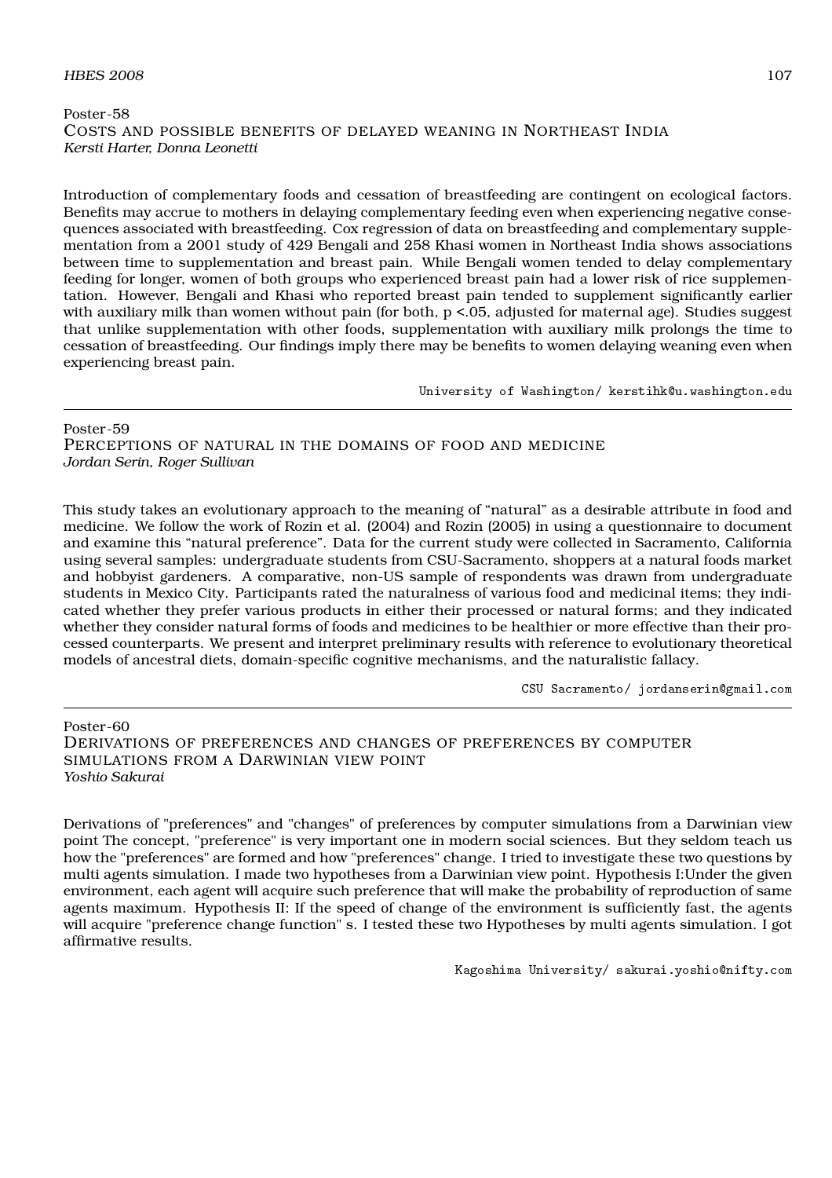Poster-58

## Costs and possible benefits of delayed weaning in Northeast India

*Kersti Harter, Donna Leonetti*

Introduction of complementary foods and cessation of breastfeeding are contingent on ecological factors. Benefits may accrue to mothers in delaying complementary feeding even when experiencing negative consequences associated with breastfeeding. Cox regression of data on breastfeeding and complementary supplementation from a 2001 study of 429 Bengali and 258 Khasi women in Northeast India shows associations between time to supplementation and breast pain. While Bengali women tended to delay complementary feeding for longer, women of both groups who experienced breast pain had a lower risk of rice supplementation. However, Bengali and Khasi who reported breast pain tended to supplement significantly earlier with auxiliary milk than women without pain (for both, $p < .05$, adjusted for maternal age). Studies suggest that unlike supplementation with other foods, supplementation with auxiliary milk prolongs the time to cessation of breastfeeding. Our findings imply there may be benefits to women delaying weaning even when experiencing breast pain.

University of Washington/ kerstihk@u.washington.edu

---

Poster-59

## Perceptions of natural in the domains of food and medicine

*Jordan Serin, Roger Sullivan*

This study takes an evolutionary approach to the meaning of “natural” as a desirable attribute in food and medicine. We follow the work of Rozin et al. (2004) and Rozin (2005) in using a questionnaire to document and examine this “natural preference”. Data for the current study were collected in Sacramento, California using several samples: undergraduate students from CSU-Sacramento, shoppers at a natural foods market and hobbyist gardeners. A comparative, non-US sample of respondents was drawn from undergraduate students in Mexico City. Participants rated the naturalness of various food and medicinal items; they indicated whether they prefer various products in either their processed or natural forms; and they indicated whether they consider natural forms of foods and medicines to be healthier or more effective than their processed counterparts. We present and interpret preliminary results with reference to evolutionary theoretical models of ancestral diets, domain-specific cognitive mechanisms, and the naturalistic fallacy.

CSU Sacramento/ jordanserin@gmail.com

---

Poster-60

## Derivations of preferences and changes of preferences by computer simulations from a Darwinian view point

*Yoshio Sakurai*

Derivations of "preferences" and "changes" of preferences by computer simulations from a Darwinian view point The concept, "preference" is very important one in modern social sciences. But they seldom teach us how the "preferences" are formed and how "preferences" change. I tried to investigate these two questions by multi agents simulation. I made two hypotheses from a Darwinian view point. Hypothesis I:Under the given environment, each agent will acquire such preference that will make the probability of reproduction of same agents maximum. Hypothesis II: If the speed of change of the environment is sufficiently fast, the agents will acquire "preference change function" s. I tested these two Hypotheses by multi agents simulation. I got affirmative results.

Kagoshima University/ sakurai.yoshio@nifty.com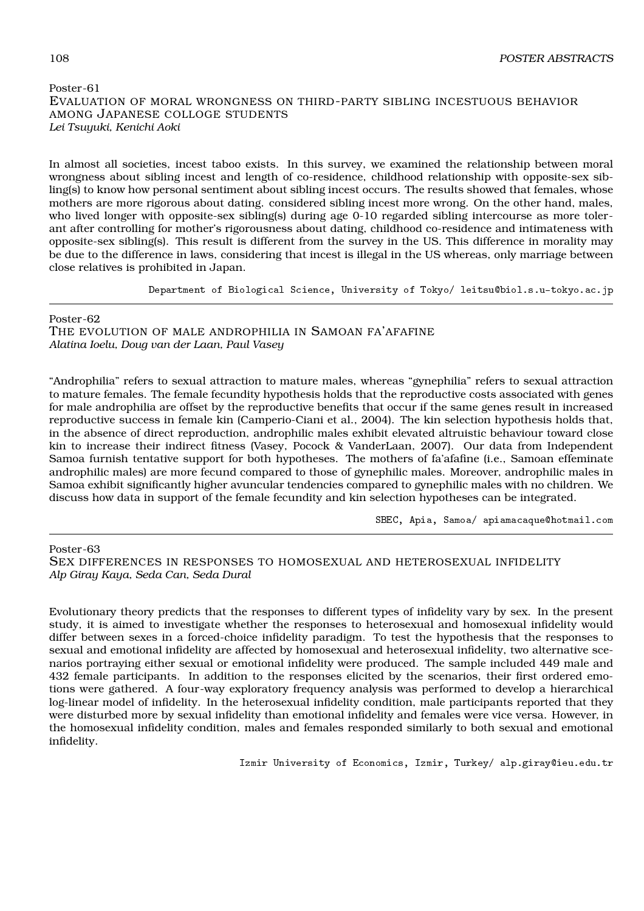Poster-61

## Evaluation of moral wrongness on third-party sibling incestuous behavior among Japanese colloge students

*Lei Tsuyuki, Kenichi Aoki*

In almost all societies, incest taboo exists. In this survey, we examined the relationship between moral wrongness about sibling incest and length of co-residence, childhood relationship with opposite-sex sibling(s) to know how personal sentiment about sibling incest occurs. The results showed that females, whose mothers are more rigorous about dating. considered sibling incest more wrong. On the other hand, males, who lived longer with opposite-sex sibling(s) during age 0-10 regarded sibling intercourse as more tolerant after controlling for mother's rigorousness about dating, childhood co-residence and intimateness with opposite-sex sibling(s). This result is different from the survey in the US. This difference in morality may be due to the difference in laws, considering that incest is illegal in the US whereas, only marriage between close relatives is prohibited in Japan.

Department of Biological Science, University of Tokyo/ leitsu@biol.s.u-tokyo.ac.jp

---

Poster-62

## The evolution of male androphilia in Samoan fa'afafine

*Alatina Ioelu, Doug van der Laan, Paul Vasey*

"Androphilia" refers to sexual attraction to mature males, whereas "gynephilia" refers to sexual attraction to mature females. The female fecundity hypothesis holds that the reproductive costs associated with genes for male androphilia are offset by the reproductive benefits that occur if the same genes result in increased reproductive success in female kin (Camperio-Ciani et al., 2004). The kin selection hypothesis holds that, in the absence of direct reproduction, androphilic males exhibit elevated altruistic behaviour toward close kin to increase their indirect fitness (Vasey, Pocock & VanderLaan, 2007). Our data from Independent Samoa furnish tentative support for both hypotheses. The mothers of fa'afafine (i.e., Samoan effeminate androphilic males) are more fecund compared to those of gynephilic males. Moreover, androphilic males in Samoa exhibit significantly higher avuncular tendencies compared to gynephilic males with no children. We discuss how data in support of the female fecundity and kin selection hypotheses can be integrated.

SBEC, Apia, Samoa/ apiamacaque@hotmail.com

---

Poster-63

## Sex differences in responses to homosexual and heterosexual infidelity

*Alp Giray Kaya, Seda Can, Seda Dural*

Evolutionary theory predicts that the responses to different types of infidelity vary by sex. In the present study, it is aimed to investigate whether the responses to heterosexual and homosexual infidelity would differ between sexes in a forced-choice infidelity paradigm. To test the hypothesis that the responses to sexual and emotional infidelity are affected by homosexual and heterosexual infidelity, two alternative scenarios portraying either sexual or emotional infidelity were produced. The sample included 449 male and 432 female participants. In addition to the responses elicited by the scenarios, their first ordered emotions were gathered. A four-way exploratory frequency analysis was performed to develop a hierarchical log-linear model of infidelity. In the heterosexual infidelity condition, male participants reported that they were disturbed more by sexual infidelity than emotional infidelity and females were vice versa. However, in the homosexual infidelity condition, males and females responded similarly to both sexual and emotional infidelity.

Izmir University of Economics, Izmir, Turkey/ alp.giray@ieu.edu.tr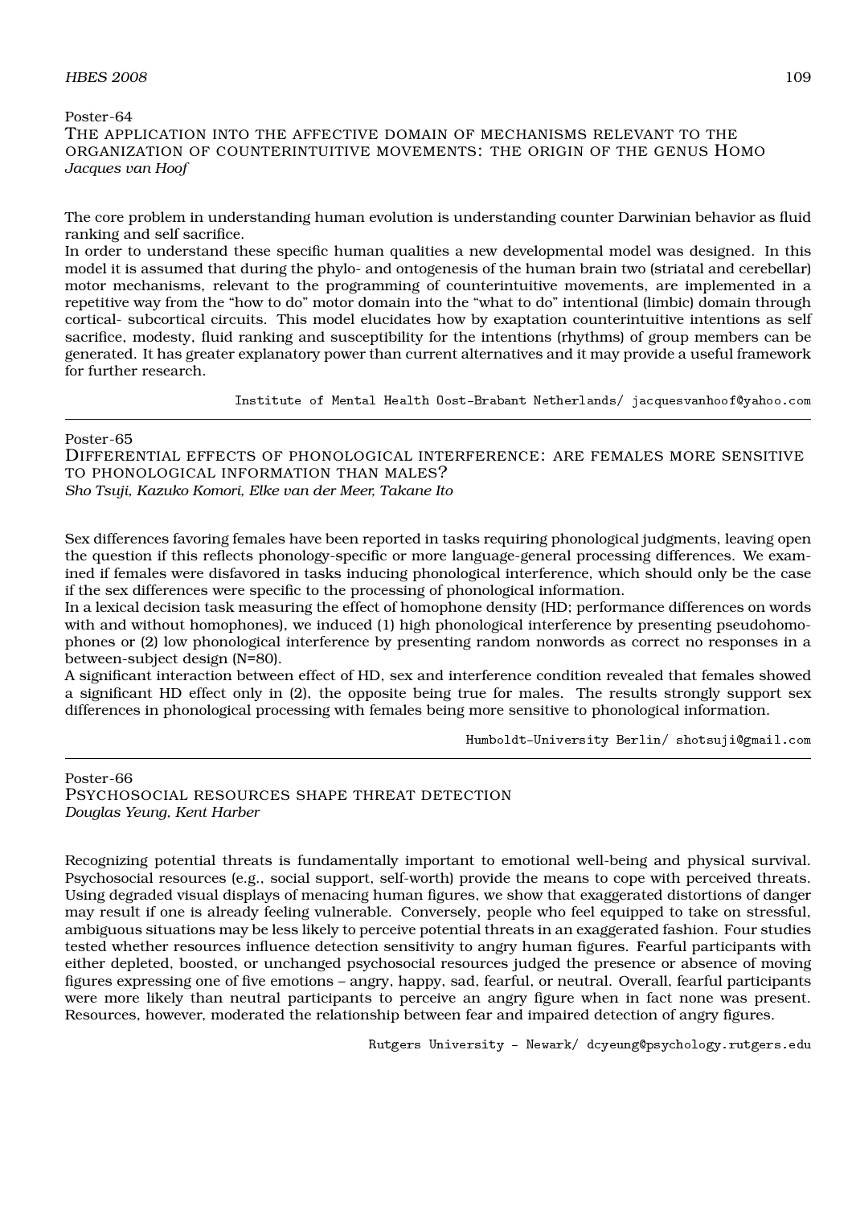Poster-64

## The application into the affective domain of mechanisms relevant to the organization of counterintuitive movements: the origin of the genus Homo

*Jacques van Hoof*

The core problem in understanding human evolution is understanding counter Darwinian behavior as fluid ranking and self sacrifice.

In order to understand these specific human qualities a new developmental model was designed. In this model it is assumed that during the phylo- and ontogenesis of the human brain two (striatal and cerebellar) motor mechanisms, relevant to the programming of counterintuitive movements, are implemented in a repetitive way from the "how to do" motor domain into the "what to do" intentional (limbic) domain through cortical- subcortical circuits. This model elucidates how by exaptation counterintuitive intentions as self sacrifice, modesty, fluid ranking and susceptibility for the intentions (rhythms) of group members can be generated. It has greater explanatory power than current alternatives and it may provide a useful framework for further research.

Institute of Mental Health Oost-Brabant Netherlands/ jacquesvanhoof@yahoo.com

---

Poster-65

## Differential effects of phonological interference: are females more sensitive to phonological information than males?

*Sho Tsuji, Kazuko Komori, Elke van der Meer, Takane Ito*

Sex differences favoring females have been reported in tasks requiring phonological judgments, leaving open the question if this reflects phonology-specific or more language-general processing differences. We examined if females were disfavored in tasks inducing phonological interference, which should only be the case if the sex differences were specific to the processing of phonological information.

In a lexical decision task measuring the effect of homophone density (HD; performance differences on words with and without homophones), we induced (1) high phonological interference by presenting pseudohomophones or (2) low phonological interference by presenting random nonwords as correct no responses in a between-subject design (N=80).

A significant interaction between effect of HD, sex and interference condition revealed that females showed a significant HD effect only in (2), the opposite being true for males. The results strongly support sex differences in phonological processing with females being more sensitive to phonological information.

Humboldt-University Berlin/ shotsuji@gmail.com

---

Poster-66

## Psychosocial resources shape threat detection

*Douglas Yeung, Kent Harber*

Recognizing potential threats is fundamentally important to emotional well-being and physical survival. Psychosocial resources (e.g., social support, self-worth) provide the means to cope with perceived threats. Using degraded visual displays of menacing human figures, we show that exaggerated distortions of danger may result if one is already feeling vulnerable. Conversely, people who feel equipped to take on stressful, ambiguous situations may be less likely to perceive potential threats in an exaggerated fashion. Four studies tested whether resources influence detection sensitivity to angry human figures. Fearful participants with either depleted, boosted, or unchanged psychosocial resources judged the presence or absence of moving figures expressing one of five emotions – angry, happy, sad, fearful, or neutral. Overall, fearful participants were more likely than neutral participants to perceive an angry figure when in fact none was present. Resources, however, moderated the relationship between fear and impaired detection of angry figures.

Rutgers University - Newark/ dcyeung@psychology.rutgers.edu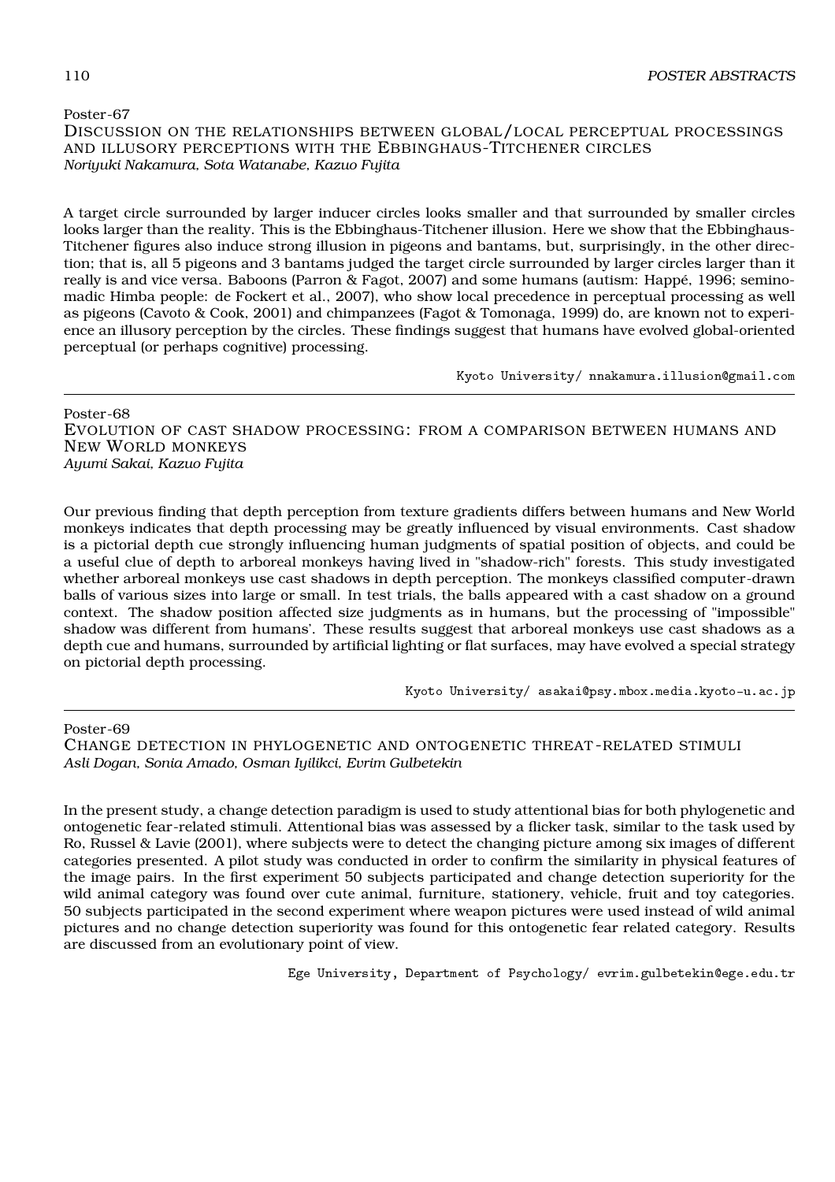Poster-67

## Discussion on the relationships between global/local perceptual processings and illusory perceptions with the Ebbinghaus-Titchener circles

*Noriyuki Nakamura, Sota Watanabe, Kazuo Fujita*

A target circle surrounded by larger inducer circles looks smaller and that surrounded by smaller circles looks larger than the reality. This is the Ebbinghaus-Titchener illusion. Here we show that the Ebbinghaus-Titchener figures also induce strong illusion in pigeons and bantams, but, surprisingly, in the other direction; that is, all 5 pigeons and 3 bantams judged the target circle surrounded by larger circles larger than it really is and vice versa. Baboons (Parron & Fagot, 2007) and some humans (autism: Happé, 1996; seminomadic Himba people: de Fockert et al., 2007), who show local precedence in perceptual processing as well as pigeons (Cavoto & Cook, 2001) and chimpanzees (Fagot & Tomonaga, 1999) do, are known not to experience an illusory perception by the circles. These findings suggest that humans have evolved global-oriented perceptual (or perhaps cognitive) processing.

Kyoto University/ nnakamura.illusion@gmail.com

---

Poster-68

## Evolution of cast shadow processing: from a comparison between humans and New World monkeys

*Ayumi Sakai, Kazuo Fujita*

Our previous finding that depth perception from texture gradients differs between humans and New World monkeys indicates that depth processing may be greatly influenced by visual environments. Cast shadow is a pictorial depth cue strongly influencing human judgments of spatial position of objects, and could be a useful clue of depth to arboreal monkeys having lived in "shadow-rich" forests. This study investigated whether arboreal monkeys use cast shadows in depth perception. The monkeys classified computer-drawn balls of various sizes into large or small. In test trials, the balls appeared with a cast shadow on a ground context. The shadow position affected size judgments as in humans, but the processing of "impossible" shadow was different from humans'. These results suggest that arboreal monkeys use cast shadows as a depth cue and humans, surrounded by artificial lighting or flat surfaces, may have evolved a special strategy on pictorial depth processing.

Kyoto University/ asakai@psy.mbox.media.kyoto-u.ac.jp

---

Poster-69

## Change detection in phylogenetic and ontogenetic threat-related stimuli

*Asli Dogan, Sonia Amado, Osman Iyilikci, Evrim Gulbetekin*

In the present study, a change detection paradigm is used to study attentional bias for both phylogenetic and ontogenetic fear-related stimuli. Attentional bias was assessed by a flicker task, similar to the task used by Ro, Russel & Lavie (2001), where subjects were to detect the changing picture among six images of different categories presented. A pilot study was conducted in order to confirm the similarity in physical features of the image pairs. In the first experiment 50 subjects participated and change detection superiority for the wild animal category was found over cute animal, furniture, stationery, vehicle, fruit and toy categories. 50 subjects participated in the second experiment where weapon pictures were used instead of wild animal pictures and no change detection superiority was found for this ontogenetic fear related category. Results are discussed from an evolutionary point of view.

Ege University, Department of Psychology/ evrim.gulbetekin@ege.edu.tr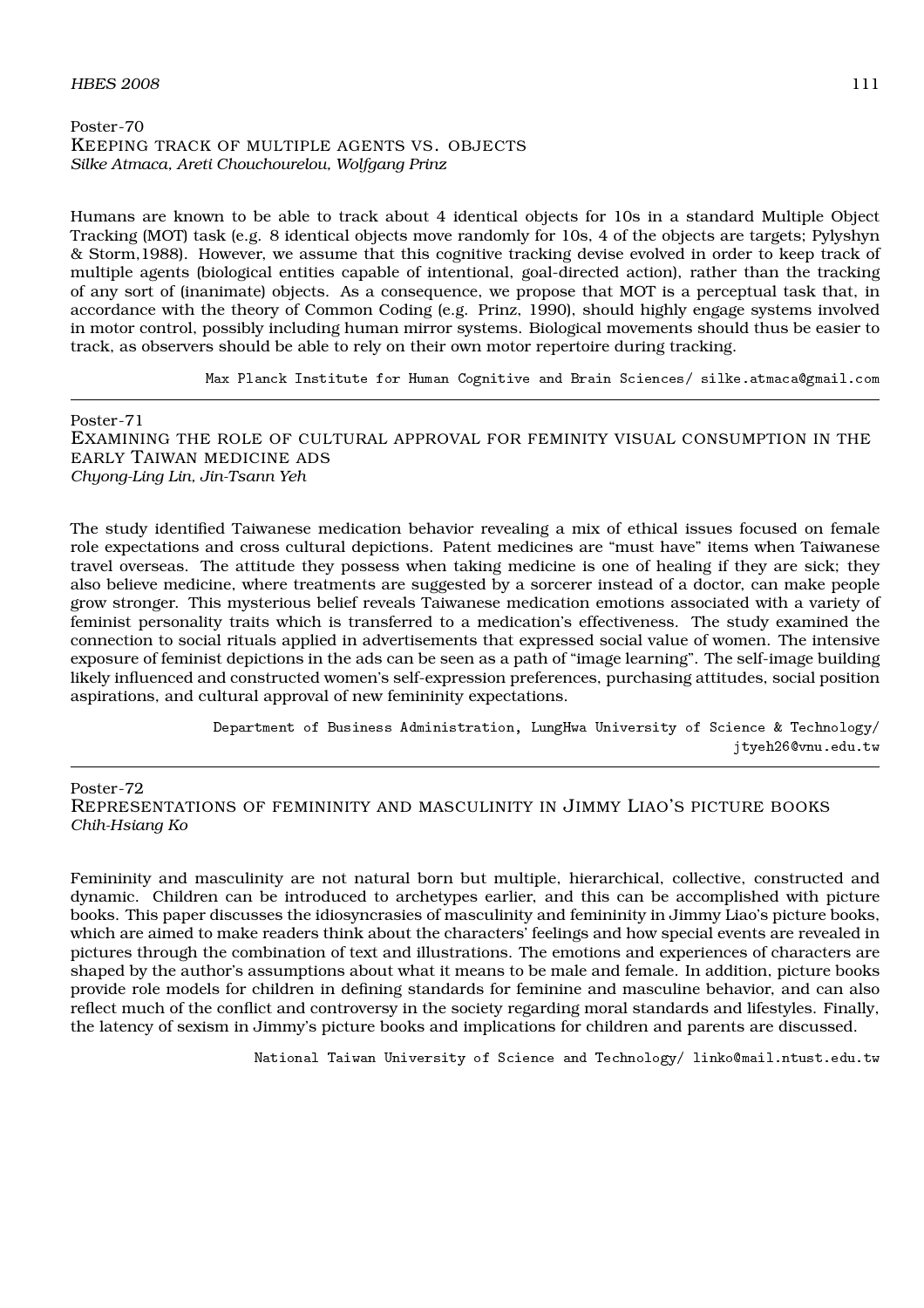Poster-70

## KEEPING TRACK OF MULTIPLE AGENTS VS. OBJECTS

*Silke Atmaca, Areti Chouchourelou, Wolfgang Prinz*

Humans are known to be able to track about 4 identical objects for 10s in a standard Multiple Object Tracking (MOT) task (e.g. 8 identical objects move randomly for 10s, 4 of the objects are targets; Pylyshyn & Storm,1988). However, we assume that this cognitive tracking devise evolved in order to keep track of multiple agents (biological entities capable of intentional, goal-directed action), rather than the tracking of any sort of (inanimate) objects. As a consequence, we propose that MOT is a perceptual task that, in accordance with the theory of Common Coding (e.g. Prinz, 1990), should highly engage systems involved in motor control, possibly including human mirror systems. Biological movements should thus be easier to track, as observers should be able to rely on their own motor repertoire during tracking.

Max Planck Institute for Human Cognitive and Brain Sciences/ silke.atmaca@gmail.com

---

Poster-71

## EXAMINING THE ROLE OF CULTURAL APPROVAL FOR FEMINITY VISUAL CONSUMPTION IN THE EARLY TAIWAN MEDICINE ADS

*Chyong-Ling Lin, Jin-Tsann Yeh*

The study identified Taiwanese medication behavior revealing a mix of ethical issues focused on female role expectations and cross cultural depictions. Patent medicines are "must have" items when Taiwanese travel overseas. The attitude they possess when taking medicine is one of healing if they are sick; they also believe medicine, where treatments are suggested by a sorcerer instead of a doctor, can make people grow stronger. This mysterious belief reveals Taiwanese medication emotions associated with a variety of feminist personality traits which is transferred to a medication's effectiveness. The study examined the connection to social rituals applied in advertisements that expressed social value of women. The intensive exposure of feminist depictions in the ads can be seen as a path of "image learning". The self-image building likely influenced and constructed women's self-expression preferences, purchasing attitudes, social position aspirations, and cultural approval of new femininity expectations.

Department of Business Administration, LungHwa University of Science & Technology/ jtyeh26@vnu.edu.tw

---

Poster-72

## REPRESENTATIONS OF FEMININITY AND MASCULINITY IN JIMMY LIAO'S PICTURE BOOKS

*Chih-Hsiang Ko*

Femininity and masculinity are not natural born but multiple, hierarchical, collective, constructed and dynamic. Children can be introduced to archetypes earlier, and this can be accomplished with picture books. This paper discusses the idiosyncrasies of masculinity and femininity in Jimmy Liao's picture books, which are aimed to make readers think about the characters' feelings and how special events are revealed in pictures through the combination of text and illustrations. The emotions and experiences of characters are shaped by the author's assumptions about what it means to be male and female. In addition, picture books provide role models for children in defining standards for feminine and masculine behavior, and can also reflect much of the conflict and controversy in the society regarding moral standards and lifestyles. Finally, the latency of sexism in Jimmy's picture books and implications for children and parents are discussed.

National Taiwan University of Science and Technology/ linko@mail.ntust.edu.tw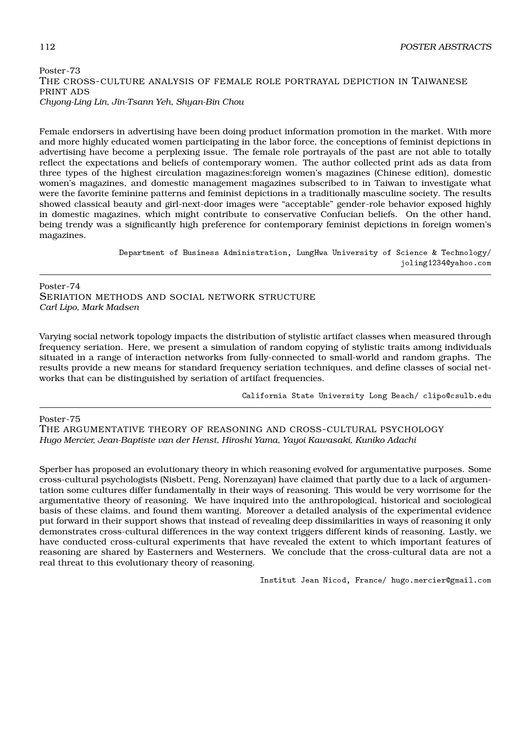Poster-73

## The cross-culture analysis of female role portrayal depiction in Taiwanese print ads

*Chyong-Ling Lin, Jin-Tsann Yeh, Shyan-Bin Chou*

Female endorsers in advertising have been doing product information promotion in the market. With more and more highly educated women participating in the labor force, the conceptions of feminist depictions in advertising have become a perplexing issue. The female role portrayals of the past are not able to totally reflect the expectations and beliefs of contemporary women. The author collected print ads as data from three types of the highest circulation magazines:foreign women's magazines (Chinese edition), domestic women's magazines, and domestic management magazines subscribed to in Taiwan to investigate what were the favorite feminine patterns and feminist depictions in a traditionally masculine society. The results showed classical beauty and girl-next-door images were "acceptable" gender-role behavior exposed highly in domestic magazines, which might contribute to conservative Confucian beliefs. On the other hand, being trendy was a significantly high preference for contemporary feminist depictions in foreign women's magazines.

Department of Business Administration, LungHwa University of Science & Technology/ joling1234@yahoo.com

---

Poster-74

## Seriation methods and social network structure

*Carl Lipo, Mark Madsen*

Varying social network topology impacts the distribution of stylistic artifact classes when measured through frequency seriation. Here, we present a simulation of random copying of stylistic traits among individuals situated in a range of interaction networks from fully-connected to small-world and random graphs. The results provide a new means for standard frequency seriation techniques, and define classes of social networks that can be distinguished by seriation of artifact frequencies.

California State University Long Beach/ clipo@csulb.edu

---

Poster-75

## The argumentative theory of reasoning and cross-cultural psychology

*Hugo Mercier, Jean-Baptiste van der Henst, Hiroshi Yama, Yayoi Kawasaki, Kuniko Adachi*

Sperber has proposed an evolutionary theory in which reasoning evolved for argumentative purposes. Some cross-cultural psychologists (Nisbett, Peng, Norenzayan) have claimed that partly due to a lack of argumentation some cultures differ fundamentally in their ways of reasoning. This would be very worrisome for the argumentative theory of reasoning. We have inquired into the anthropological, historical and sociological basis of these claims, and found them wanting. Moreover a detailed analysis of the experimental evidence put forward in their support shows that instead of revealing deep dissimilarities in ways of reasoning it only demonstrates cross-cultural differences in the way context triggers different kinds of reasoning. Lastly, we have conducted cross-cultural experiments that have revealed the extent to which important features of reasoning are shared by Easterners and Westerners. We conclude that the cross-cultural data are not a real threat to this evolutionary theory of reasoning.

Institut Jean Nicod, France/ hugo.mercier@gmail.com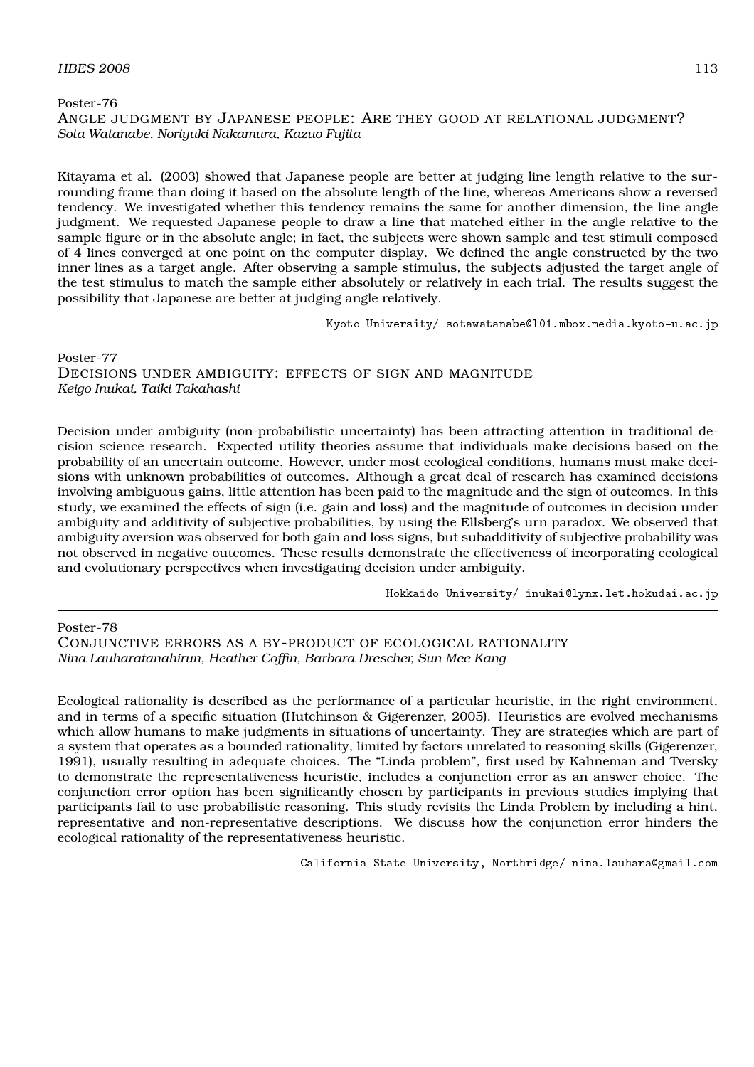Poster-76

## Angle judgment by Japanese people: Are they good at relational judgment?

*Sota Watanabe, Noriyuki Nakamura, Kazuo Fujita*

Kitayama et al. (2003) showed that Japanese people are better at judging line length relative to the surrounding frame than doing it based on the absolute length of the line, whereas Americans show a reversed tendency. We investigated whether this tendency remains the same for another dimension, the line angle judgment. We requested Japanese people to draw a line that matched either in the angle relative to the sample figure or in the absolute angle; in fact, the subjects were shown sample and test stimuli composed of 4 lines converged at one point on the computer display. We defined the angle constructed by the two inner lines as a target angle. After observing a sample stimulus, the subjects adjusted the target angle of the test stimulus to match the sample either absolutely or relatively in each trial. The results suggest the possibility that Japanese are better at judging angle relatively.

Kyoto University/ sotawatanabe@l01.mbox.media.kyoto-u.ac.jp

---

Poster-77

## Decisions under ambiguity: effects of sign and magnitude

*Keigo Inukai, Taiki Takahashi*

Decision under ambiguity (non-probabilistic uncertainty) has been attracting attention in traditional decision science research. Expected utility theories assume that individuals make decisions based on the probability of an uncertain outcome. However, under most ecological conditions, humans must make decisions with unknown probabilities of outcomes. Although a great deal of research has examined decisions involving ambiguous gains, little attention has been paid to the magnitude and the sign of outcomes. In this study, we examined the effects of sign (i.e. gain and loss) and the magnitude of outcomes in decision under ambiguity and additivity of subjective probabilities, by using the Ellsberg's urn paradox. We observed that ambiguity aversion was observed for both gain and loss signs, but subadditivity of subjective probability was not observed in negative outcomes. These results demonstrate the effectiveness of incorporating ecological and evolutionary perspectives when investigating decision under ambiguity.

Hokkaido University/ inukai@lynx.let.hokudai.ac.jp

---

Poster-78

## Conjunctive errors as a by-product of ecological rationality

*Nina Lauharatanahirun, Heather Coffin, Barbara Drescher, Sun-Mee Kang*

Ecological rationality is described as the performance of a particular heuristic, in the right environment, and in terms of a specific situation (Hutchinson & Gigerenzer, 2005). Heuristics are evolved mechanisms which allow humans to make judgments in situations of uncertainty. They are strategies which are part of a system that operates as a bounded rationality, limited by factors unrelated to reasoning skills (Gigerenzer, 1991), usually resulting in adequate choices. The "Linda problem", first used by Kahneman and Tversky to demonstrate the representativeness heuristic, includes a conjunction error as an answer choice. The conjunction error option has been significantly chosen by participants in previous studies implying that participants fail to use probabilistic reasoning. This study revisits the Linda Problem by including a hint, representative and non-representative descriptions. We discuss how the conjunction error hinders the ecological rationality of the representativeness heuristic.

California State University, Northridge/ nina.lauhara@gmail.com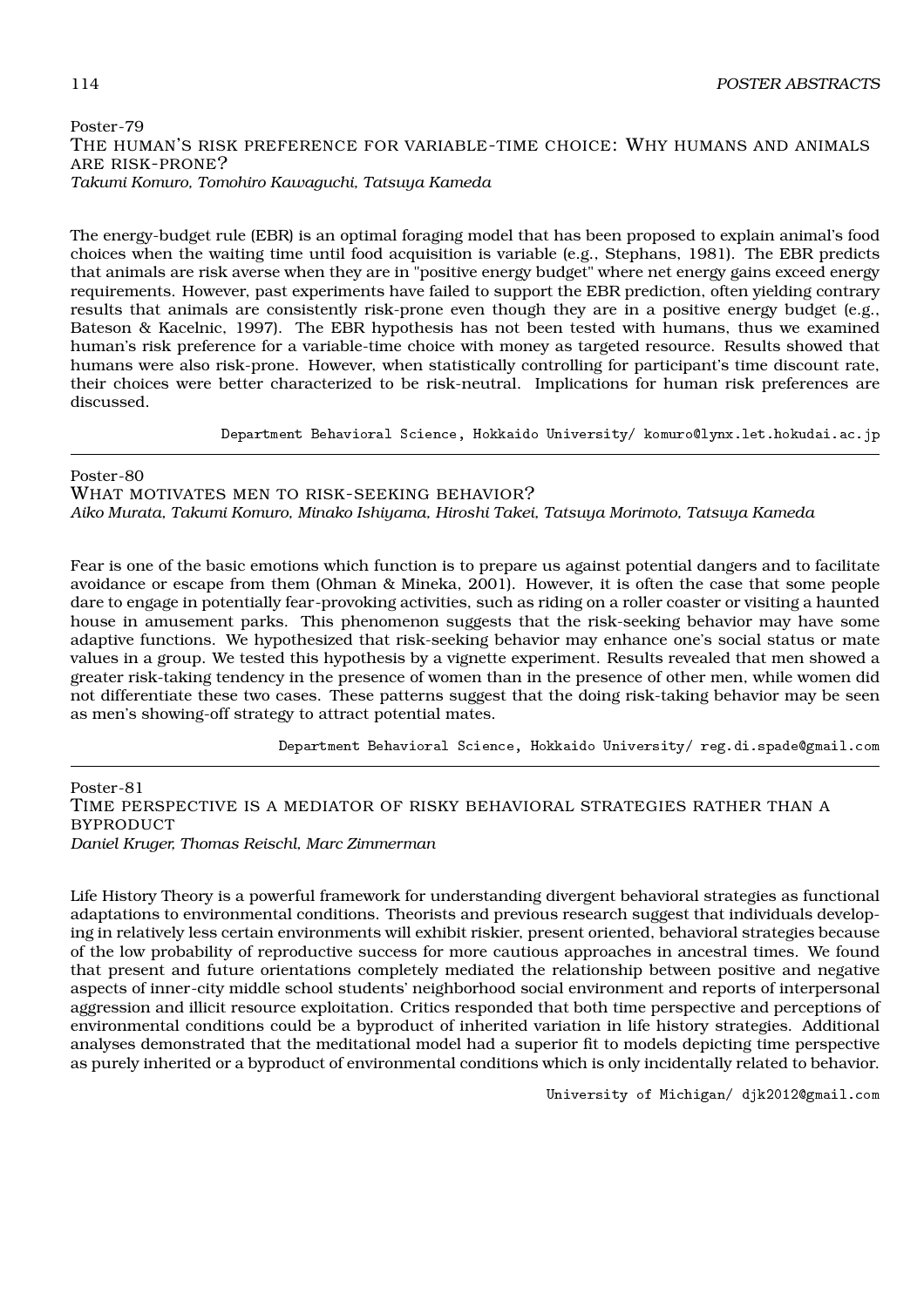Poster-79

### THE HUMAN'S RISK PREFERENCE FOR VARIABLE-TIME CHOICE: WHY HUMANS AND ANIMALS ARE RISK-PRONE?

*Takumi Komuro, Tomohiro Kawaguchi, Tatsuya Kameda*

The energy-budget rule (EBR) is an optimal foraging model that has been proposed to explain animal's food choices when the waiting time until food acquisition is variable (e.g., Stephans, 1981). The EBR predicts that animals are risk averse when they are in "positive energy budget" where net energy gains exceed energy requirements. However, past experiments have failed to support the EBR prediction, often yielding contrary results that animals are consistently risk-prone even though they are in a positive energy budget (e.g., Bateson & Kacelnic, 1997). The EBR hypothesis has not been tested with humans, thus we examined human's risk preference for a variable-time choice with money as targeted resource. Results showed that humans were also risk-prone. However, when statistically controlling for participant's time discount rate, their choices were better characterized to be risk-neutral. Implications for human risk preferences are discussed.

Department Behavioral Science, Hokkaido University/ komuro@lynx.let.hokudai.ac.jp

---

Poster-80

### WHAT MOTIVATES MEN TO RISK-SEEKING BEHAVIOR?

*Aiko Murata, Takumi Komuro, Minako Ishiyama, Hiroshi Takei, Tatsuya Morimoto, Tatsuya Kameda*

Fear is one of the basic emotions which function is to prepare us against potential dangers and to facilitate avoidance or escape from them (Ohman & Mineka, 2001). However, it is often the case that some people dare to engage in potentially fear-provoking activities, such as riding on a roller coaster or visiting a haunted house in amusement parks. This phenomenon suggests that the risk-seeking behavior may have some adaptive functions. We hypothesized that risk-seeking behavior may enhance one's social status or mate values in a group. We tested this hypothesis by a vignette experiment. Results revealed that men showed a greater risk-taking tendency in the presence of women than in the presence of other men, while women did not differentiate these two cases. These patterns suggest that the doing risk-taking behavior may be seen as men's showing-off strategy to attract potential mates.

Department Behavioral Science, Hokkaido University/ reg.di.spade@gmail.com

---

Poster-81

### TIME PERSPECTIVE IS A MEDIATOR OF RISKY BEHAVIORAL STRATEGIES RATHER THAN A BYPRODUCT

*Daniel Kruger, Thomas Reischl, Marc Zimmerman*

Life History Theory is a powerful framework for understanding divergent behavioral strategies as functional adaptations to environmental conditions. Theorists and previous research suggest that individuals developing in relatively less certain environments will exhibit riskier, present oriented, behavioral strategies because of the low probability of reproductive success for more cautious approaches in ancestral times. We found that present and future orientations completely mediated the relationship between positive and negative aspects of inner-city middle school students' neighborhood social environment and reports of interpersonal aggression and illicit resource exploitation. Critics responded that both time perspective and perceptions of environmental conditions could be a byproduct of inherited variation in life history strategies. Additional analyses demonstrated that the meditational model had a superior fit to models depicting time perspective as purely inherited or a byproduct of environmental conditions which is only incidentally related to behavior.

University of Michigan/ djk2012@gmail.com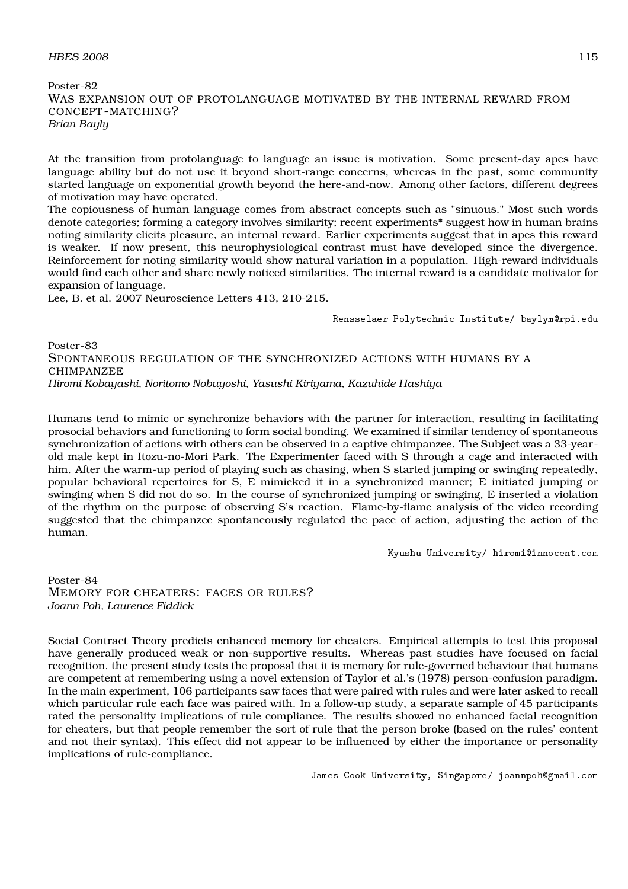Poster-82

### Was expansion out of protolanguage motivated by the internal reward from concept-matching?

*Brian Bayly*

At the transition from protolanguage to language an issue is motivation. Some present-day apes have language ability but do not use it beyond short-range concerns, whereas in the past, some community started language on exponential growth beyond the here-and-now. Among other factors, different degrees of motivation may have operated.

The copiousness of human language comes from abstract concepts such as "sinuous." Most such words denote categories; forming a category involves similarity; recent experiments* suggest how in human brains noting similarity elicits pleasure, an internal reward. Earlier experiments suggest that in apes this reward is weaker. If now present, this neurophysiological contrast must have developed since the divergence. Reinforcement for noting similarity would show natural variation in a population. High-reward individuals would find each other and share newly noticed similarities. The internal reward is a candidate motivator for expansion of language.

Lee, B. et al. 2007 Neuroscience Letters 413, 210-215.

Rensselaer Polytechnic Institute/ baylym@rpi.edu

---

Poster-83

### Spontaneous regulation of the synchronized actions with humans by a chimpanzee

*Hiromi Kobayashi, Noritomo Nobuyoshi, Yasushi Kiriyama, Kazuhide Hashiya*

Humans tend to mimic or synchronize behaviors with the partner for interaction, resulting in facilitating prosocial behaviors and functioning to form social bonding. We examined if similar tendency of spontaneous synchronization of actions with others can be observed in a captive chimpanzee. The Subject was a 33-year-old male kept in Itozu-no-Mori Park. The Experimenter faced with S through a cage and interacted with him. After the warm-up period of playing such as chasing, when S started jumping or swinging repeatedly, popular behavioral repertoires for S, E mimicked it in a synchronized manner; E initiated jumping or swinging when S did not do so. In the course of synchronized jumping or swinging, E inserted a violation of the rhythm on the purpose of observing S's reaction. Flame-by-flame analysis of the video recording suggested that the chimpanzee spontaneously regulated the pace of action, adjusting the action of the human.

Kyushu University/ hiromi@innocent.com

---

Poster-84

### Memory for cheaters: faces or rules?

*Joann Poh, Laurence Fiddick*

Social Contract Theory predicts enhanced memory for cheaters. Empirical attempts to test this proposal have generally produced weak or non-supportive results. Whereas past studies have focused on facial recognition, the present study tests the proposal that it is memory for rule-governed behaviour that humans are competent at remembering using a novel extension of Taylor et al.'s (1978) person-confusion paradigm. In the main experiment, 106 participants saw faces that were paired with rules and were later asked to recall which particular rule each face was paired with. In a follow-up study, a separate sample of 45 participants rated the personality implications of rule compliance. The results showed no enhanced facial recognition for cheaters, but that people remember the sort of rule that the person broke (based on the rules' content and not their syntax). This effect did not appear to be influenced by either the importance or personality implications of rule-compliance.

James Cook University, Singapore/ joannpoh@gmail.com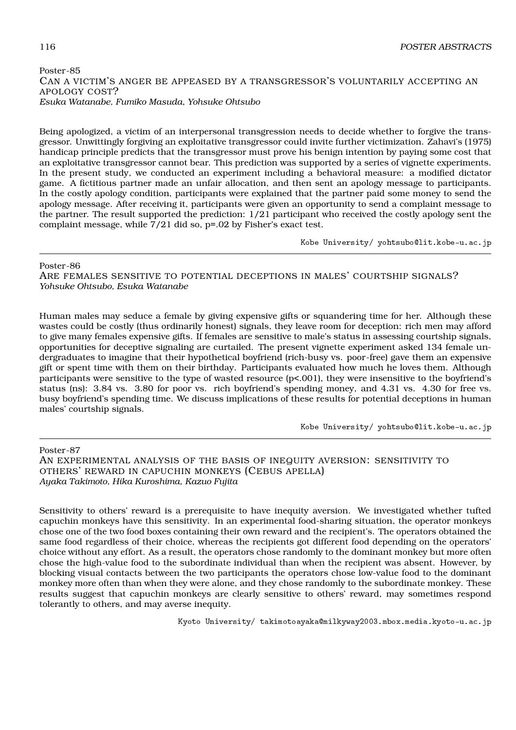Poster-85

## Can a victim's anger be appeased by a transgressor's voluntarily accepting an apology cost?

*Esuka Watanabe, Fumiko Masuda, Yohsuke Ohtsubo*

Being apologized, a victim of an interpersonal transgression needs to decide whether to forgive the transgressor. Unwittingly forgiving an exploitative transgressor could invite further victimization. Zahavi's (1975) handicap principle predicts that the transgressor must prove his benign intention by paying some cost that an exploitative transgressor cannot bear. This prediction was supported by a series of vignette experiments. In the present study, we conducted an experiment including a behavioral measure: a modified dictator game. A fictitious partner made an unfair allocation, and then sent an apology message to participants. In the costly apology condition, participants were explained that the partner paid some money to send the apology message. After receiving it, participants were given an opportunity to send a complaint message to the partner. The result supported the prediction: 1/21 participant who received the costly apology sent the complaint message, while 7/21 did so, $p=.02$ by Fisher's exact test.

Kobe University/ yohtsubo@lit.kobe-u.ac.jp

---

Poster-86

## Are females sensitive to potential deceptions in males' courtship signals?

*Yohsuke Ohtsubo, Esuka Watanabe*

Human males may seduce a female by giving expensive gifts or squandering time for her. Although these wastes could be costly (thus ordinarily honest) signals, they leave room for deception: rich men may afford to give many females expensive gifts. If females are sensitive to male's status in assessing courtship signals, opportunities for deceptive signaling are curtailed. The present vignette experiment asked 134 female undergraduates to imagine that their hypothetical boyfriend (rich-busy vs. poor-free) gave them an expensive gift or spent time with them on their birthday. Participants evaluated how much he loves them. Although participants were sensitive to the type of wasted resource ($p<.001$), they were insensitive to the boyfriend's status (ns): 3.84 vs. 3.80 for poor vs. rich boyfriend's spending money, and 4.31 vs. 4.30 for free vs. busy boyfriend's spending time. We discuss implications of these results for potential deceptions in human males' courtship signals.

Kobe University/ yohtsubo@lit.kobe-u.ac.jp

---

Poster-87

## An experimental analysis of the basis of inequity aversion: sensitivity to others' reward in capuchin monkeys (Cebus apella)

*Ayaka Takimoto, Hika Kuroshima, Kazuo Fujita*

Sensitivity to others' reward is a prerequisite to have inequity aversion. We investigated whether tufted capuchin monkeys have this sensitivity. In an experimental food-sharing situation, the operator monkeys chose one of the two food boxes containing their own reward and the recipient's. The operators obtained the same food regardless of their choice, whereas the recipients got different food depending on the operators' choice without any effort. As a result, the operators chose randomly to the dominant monkey but more often chose the high-value food to the subordinate individual than when the recipient was absent. However, by blocking visual contacts between the two participants the operators chose low-value food to the dominant monkey more often than when they were alone, and they chose randomly to the subordinate monkey. These results suggest that capuchin monkeys are clearly sensitive to others' reward, may sometimes respond tolerantly to others, and may averse inequity.

Kyoto University/ takimotoayaka@milkyway2003.mbox.media.kyoto-u.ac.jp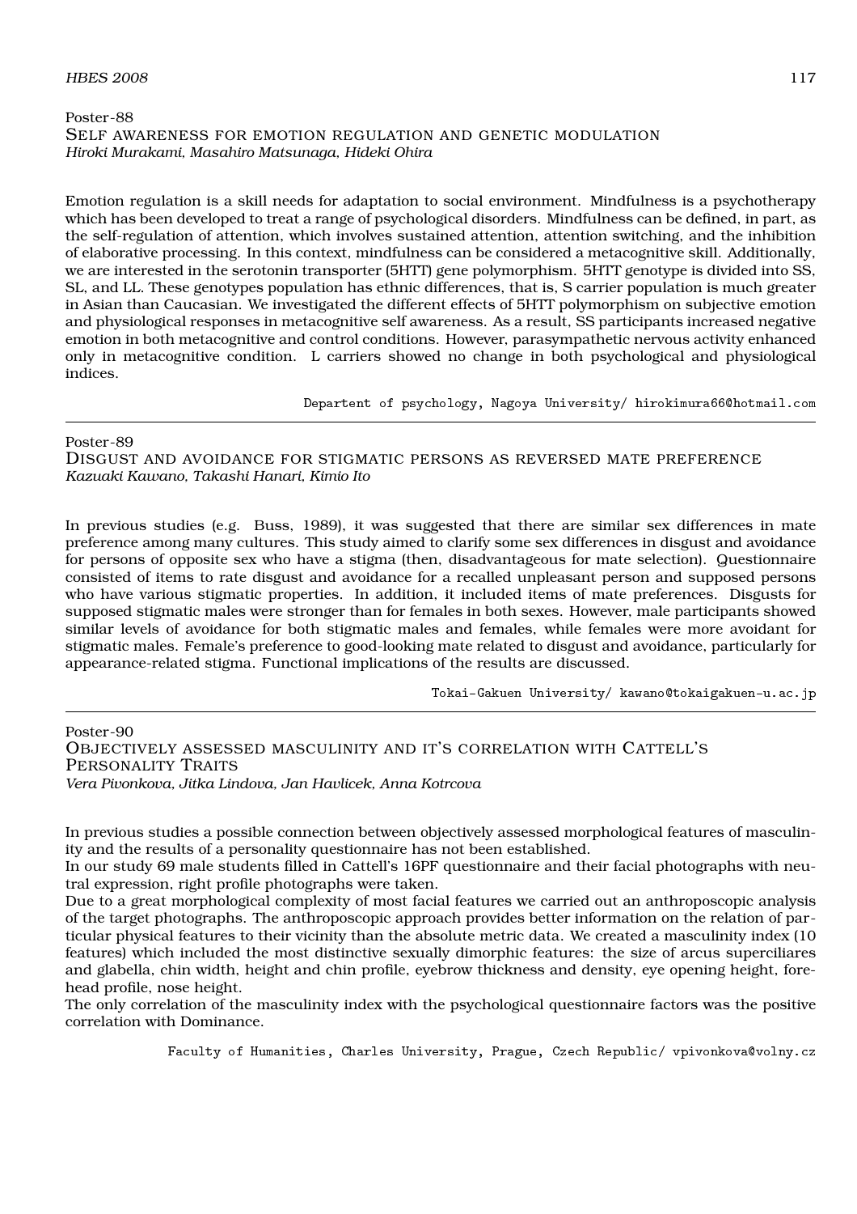Poster-88

## Self awareness for emotion regulation and genetic modulation

*Hiroki Murakami, Masahiro Matsunaga, Hideki Ohira*

Emotion regulation is a skill needs for adaptation to social environment. Mindfulness is a psychotherapy which has been developed to treat a range of psychological disorders. Mindfulness can be defined, in part, as the self-regulation of attention, which involves sustained attention, attention switching, and the inhibition of elaborative processing. In this context, mindfulness can be considered a metacognitive skill. Additionally, we are interested in the serotonin transporter (5HTT) gene polymorphism. 5HTT genotype is divided into SS, SL, and LL. These genotypes population has ethnic differences, that is, S carrier population is much greater in Asian than Caucasian. We investigated the different effects of 5HTT polymorphism on subjective emotion and physiological responses in metacognitive self awareness. As a result, SS participants increased negative emotion in both metacognitive and control conditions. However, parasympathetic nervous activity enhanced only in metacognitive condition. L carriers showed no change in both psychological and physiological indices.

Depar­tent of psychology, Nagoya University/ hirokimura66@hotmail.com

---

Poster-89

## Disgust and avoidance for stigmatic persons as reversed mate preference

*Kazuaki Kawano, Takashi Hanari, Kimio Ito*

In previous studies (e.g. Buss, 1989), it was suggested that there are similar sex differences in mate preference among many cultures. This study aimed to clarify some sex differences in disgust and avoidance for persons of opposite sex who have a stigma (then, disadvantageous for mate selection). Questionnaire consisted of items to rate disgust and avoidance for a recalled unpleasant person and supposed persons who have various stigmatic properties. In addition, it included items of mate preferences. Disgusts for supposed stigmatic males were stronger than for females in both sexes. However, male participants showed similar levels of avoidance for both stigmatic males and females, while females were more avoidant for stigmatic males. Female's preference to good-looking mate related to disgust and avoidance, particularly for appearance-related stigma. Functional implications of the results are discussed.

Tokai-Gakuen University/ kawano@tokaigakuen-u.ac.jp

---

Poster-90

## Objectively assessed masculinity and it's correlation with Cattell's Personality Traits

*Vera Pivonkova, Jitka Lindova, Jan Havlicek, Anna Kotrcova*

In previous studies a possible connection between objectively assessed morphological features of masculinity and the results of a personality questionnaire has not been established.

In our study 69 male students filled in Cattell's 16PF questionnaire and their facial photographs with neutral expression, right profile photographs were taken.

Due to a great morphological complexity of most facial features we carried out an anthroposcopic analysis of the target photographs. The anthroposcopic approach provides better information on the relation of particular physical features to their vicinity than the absolute metric data. We created a masculinity index (10 features) which included the most distinctive sexually dimorphic features: the size of arcus superciliares and glabella, chin width, height and chin profile, eyebrow thickness and density, eye opening height, forehead profile, nose height.

The only correlation of the masculinity index with the psychological questionnaire factors was the positive correlation with Dominance.

Faculty of Humanities, Charles University, Prague, Czech Republic/ vpivonkova@volny.cz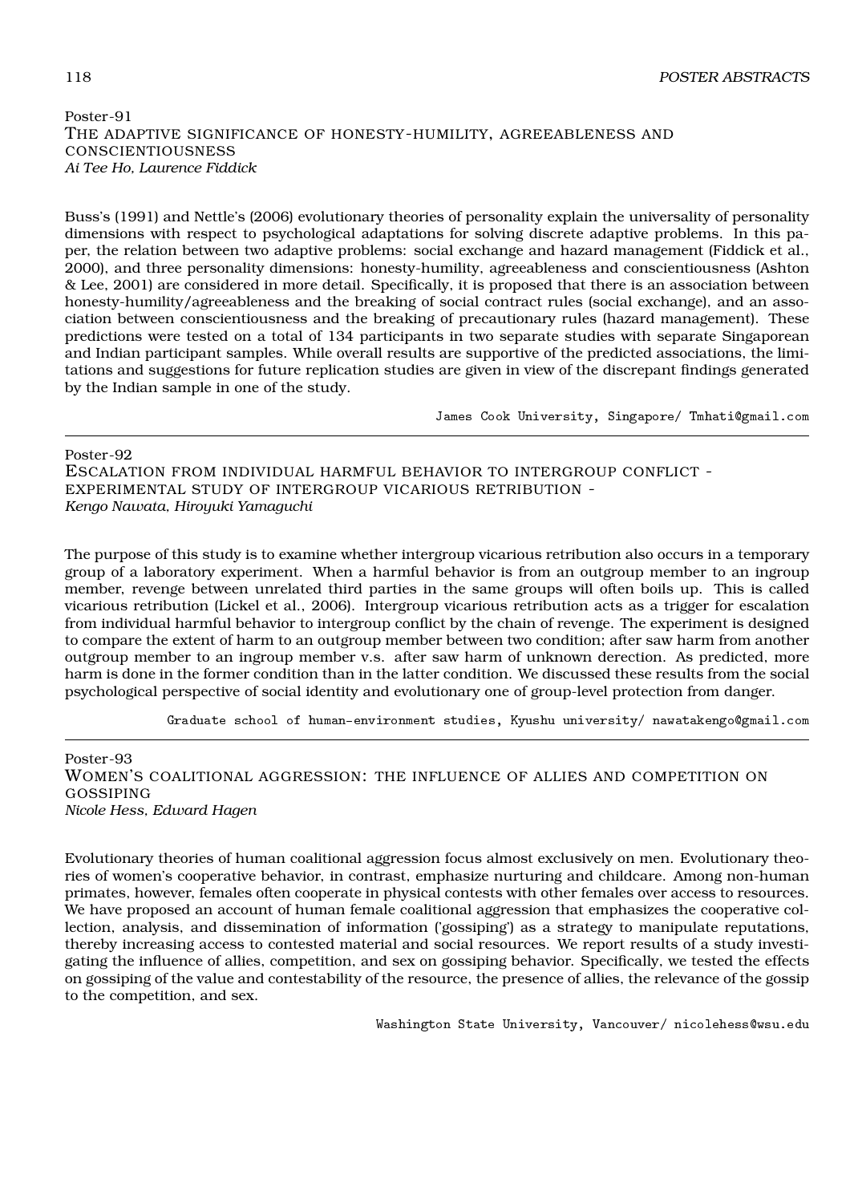Poster-91

### The adaptive significance of honesty-humility, agreeableness and conscientiousness

*Ai Tee Ho, Laurence Fiddick*

Buss's (1991) and Nettle's (2006) evolutionary theories of personality explain the universality of personality dimensions with respect to psychological adaptations for solving discrete adaptive problems. In this paper, the relation between two adaptive problems: social exchange and hazard management (Fiddick et al., 2000), and three personality dimensions: honesty-humility, agreeableness and conscientiousness (Ashton & Lee, 2001) are considered in more detail. Specifically, it is proposed that there is an association between honesty-humility/agreeableness and the breaking of social contract rules (social exchange), and an association between conscientiousness and the breaking of precautionary rules (hazard management). These predictions were tested on a total of 134 participants in two separate studies with separate Singaporean and Indian participant samples. While overall results are supportive of the predicted associations, the limitations and suggestions for future replication studies are given in view of the discrepant findings generated by the Indian sample in one of the study.

James Cook University, Singapore/ Tmhati@gmail.com

---

Poster-92

### Escalation from individual harmful behavior to intergroup conflict - experimental study of intergroup vicarious retribution -

*Kengo Nawata, Hiroyuki Yamaguchi*

The purpose of this study is to examine whether intergroup vicarious retribution also occurs in a temporary group of a laboratory experiment. When a harmful behavior is from an outgroup member to an ingroup member, revenge between unrelated third parties in the same groups will often boils up. This is called vicarious retribution (Lickel et al., 2006). Intergroup vicarious retribution acts as a trigger for escalation from individual harmful behavior to intergroup conflict by the chain of revenge. The experiment is designed to compare the extent of harm to an outgroup member between two condition; after saw harm from another outgroup member to an ingroup member v.s. after saw harm of unknown derection. As predicted, more harm is done in the former condition than in the latter condition. We discussed these results from the social psychological perspective of social identity and evolutionary one of group-level protection from danger.

Graduate school of human-environment studies, Kyushu university/ nawatakengo@gmail.com

---

Poster-93

### Women's coalitional aggression: the influence of allies and competition on gossiping

*Nicole Hess, Edward Hagen*

Evolutionary theories of human coalitional aggression focus almost exclusively on men. Evolutionary theories of women's cooperative behavior, in contrast, emphasize nurturing and childcare. Among non-human primates, however, females often cooperate in physical contests with other females over access to resources. We have proposed an account of human female coalitional aggression that emphasizes the cooperative collection, analysis, and dissemination of information ('gossiping') as a strategy to manipulate reputations, thereby increasing access to contested material and social resources. We report results of a study investigating the influence of allies, competition, and sex on gossiping behavior. Specifically, we tested the effects on gossiping of the value and contestability of the resource, the presence of allies, the relevance of the gossip to the competition, and sex.

Washington State University, Vancouver/ nicolehess@wsu.edu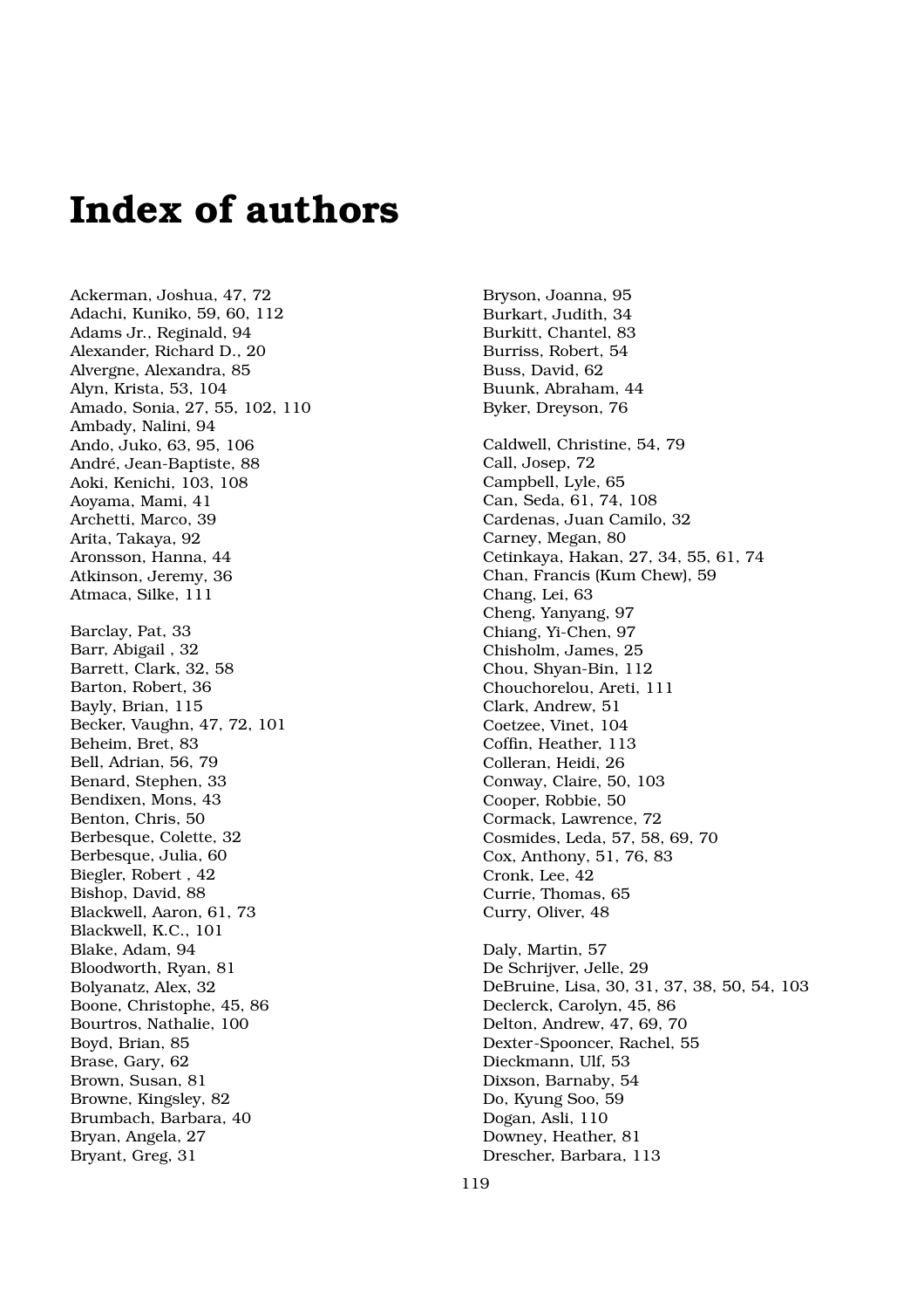# Index of authors

Ackerman, Joshua, 47, 72
Adachi, Kuniko, 59, 60, 112
Adams Jr., Reginald, 94
Alexander, Richard D., 20
Alvergne, Alexandra, 85
Alyn, Krista, 53, 104
Amado, Sonia, 27, 55, 102, 110
Ambady, Nalini, 94
Ando, Juko, 63, 95, 106
André, Jean-Baptiste, 88
Aoki, Kenichi, 103, 108
Aoyama, Mami, 41
Archetti, Marco, 39
Arita, Takaya, 92
Aronsson, Hanna, 44
Atkinson, Jeremy, 36
Atmaca, Silke, 111

Barclay, Pat, 33
Barr, Abigail , 32
Barrett, Clark, 32, 58
Barton, Robert, 36
Bayly, Brian, 115
Becker, Vaughn, 47, 72, 101
Beheim, Bret, 83
Bell, Adrian, 56, 79
Benard, Stephen, 33
Bendixen, Mons, 43
Benton, Chris, 50
Berbesque, Colette, 32
Berbesque, Julia, 60
Biegler, Robert , 42
Bishop, David, 88
Blackwell, Aaron, 61, 73
Blackwell, K.C., 101
Blake, Adam, 94
Bloodworth, Ryan, 81
Bolyanatz, Alex, 32
Boone, Christophe, 45, 86
Bourtros, Nathalie, 100
Boyd, Brian, 85
Brase, Gary, 62
Brown, Susan, 81
Browne, Kingsley, 82
Brumbach, Barbara, 40
Bryan, Angela, 27
Bryant, Greg, 31

Bryson, Joanna, 95
Burkart, Judith, 34
Burkitt, Chantel, 83
Burriss, Robert, 54
Buss, David, 62
Buunk, Abraham, 44
Byker, Dreyson, 76

Caldwell, Christine, 54, 79
Call, Josep, 72
Campbell, Lyle, 65
Can, Seda, 61, 74, 108
Cardenas, Juan Camilo, 32
Carney, Megan, 80
Cetinkaya, Hakan, 27, 34, 55, 61, 74
Chan, Francis (Kum Chew), 59
Chang, Lei, 63
Cheng, Yanyang, 97
Chiang, Yi-Chen, 97
Chisholm, James, 25
Chou, Shyan-Bin, 112
Chouchorelou, Areti, 111
Clark, Andrew, 51
Coetzee, Vinet, 104
Coffin, Heather, 113
Colleran, Heidi, 26
Conway, Claire, 50, 103
Cooper, Robbie, 50
Cormack, Lawrence, 72
Cosmides, Leda, 57, 58, 69, 70
Cox, Anthony, 51, 76, 83
Cronk, Lee, 42
Currie, Thomas, 65
Curry, Oliver, 48

Daly, Martin, 57
De Schrijver, Jelle, 29
DeBruine, Lisa, 30, 31, 37, 38, 50, 54, 103
Declerck, Carolyn, 45, 86
Delton, Andrew, 47, 69, 70
Dexter-Spooncer, Rachel, 55
Dieckmann, Ulf, 53
Dixson, Barnaby, 54
Do, Kyung Soo, 59
Dogan, Asli, 110
Downey, Heather, 81
Drescher, Barbara, 113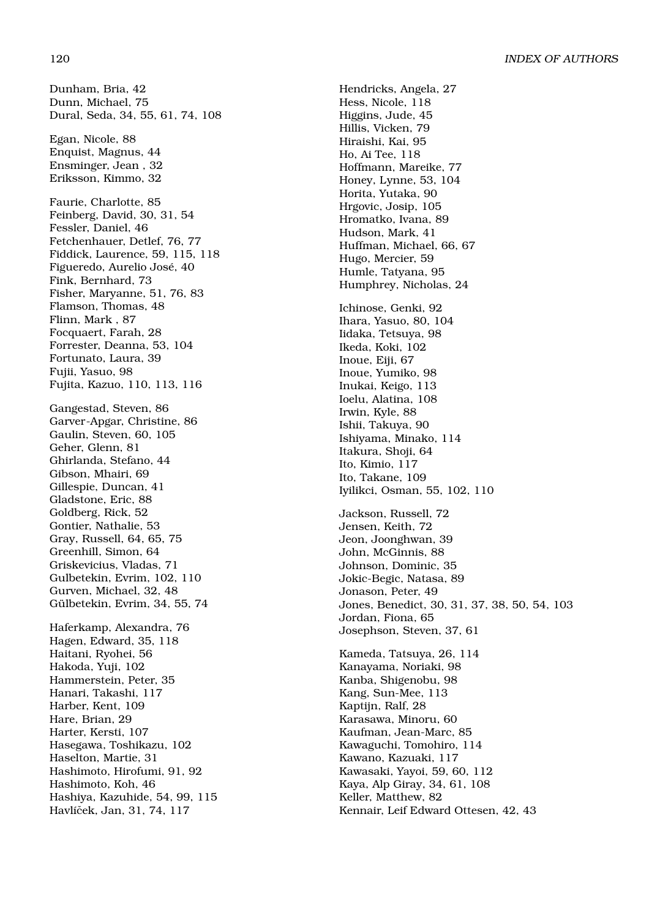Dunham, Bria, 42
Dunn, Michael, 75
Dural, Seda, 34, 55, 61, 74, 108

Egan, Nicole, 88
Enquist, Magnus, 44
Ensminger, Jean , 32
Eriksson, Kimmo, 32

Faurie, Charlotte, 85
Feinberg, David, 30, 31, 54
Fessler, Daniel, 46
Fetchenhauer, Detlef, 76, 77
Fiddick, Laurence, 59, 115, 118
Figueredo, Aurelio José, 40
Fink, Bernhard, 73
Fisher, Maryanne, 51, 76, 83
Flamson, Thomas, 48
Flinn, Mark , 87
Focquaert, Farah, 28
Forrester, Deanna, 53, 104
Fortunato, Laura, 39
Fujii, Yasuo, 98
Fujita, Kazuo, 110, 113, 116

Gangestad, Steven, 86
Garver-Apgar, Christine, 86
Gaulin, Steven, 60, 105
Geher, Glenn, 81
Ghirlanda, Stefano, 44
Gibson, Mhairi, 69
Gillespie, Duncan, 41
Gladstone, Eric, 88
Goldberg, Rick, 52
Gontier, Nathalie, 53
Gray, Russell, 64, 65, 75
Greenhill, Simon, 64
Griskevicius, Vladas, 71
Gulbetekin, Evrim, 102, 110
Gurven, Michael, 32, 48
Gülbetekin, Evrim, 34, 55, 74

Haferkamp, Alexandra, 76
Hagen, Edward, 35, 118
Haitani, Ryohei, 56
Hakoda, Yuji, 102
Hammerstein, Peter, 35
Hanari, Takashi, 117
Harber, Kent, 109
Hare, Brian, 29
Harter, Kersti, 107
Hasegawa, Toshikazu, 102
Haselton, Martie, 31
Hashimoto, Hirofumi, 91, 92
Hashimoto, Koh, 46
Hashiya, Kazuhide, 54, 99, 115
Havlíček, Jan, 31, 74, 117

Hendricks, Angela, 27
Hess, Nicole, 118
Higgins, Jude, 45
Hillis, Vicken, 79
Hiraishi, Kai, 95
Ho, Ai Tee, 118
Hoffmann, Mareike, 77
Honey, Lynne, 53, 104
Horita, Yutaka, 90
Hrgovic, Josip, 105
Hromatko, Ivana, 89
Hudson, Mark, 41
Huffman, Michael, 66, 67
Hugo, Mercier, 59
Humle, Tatyana, 95
Humphrey, Nicholas, 24

Ichinose, Genki, 92
Ihara, Yasuo, 80, 104
Iidaka, Tetsuya, 98
Ikeda, Koki, 102
Inoue, Eiji, 67
Inoue, Yumiko, 98
Inukai, Keigo, 113
Ioelu, Alatina, 108
Irwin, Kyle, 88
Ishii, Takuya, 90
Ishiyama, Minako, 114
Itakura, Shoji, 64
Ito, Kimio, 117
Ito, Takane, 109
Iyilikci, Osman, 55, 102, 110

Jackson, Russell, 72
Jensen, Keith, 72
Jeon, Joonghwan, 39
John, McGinnis, 88
Johnson, Dominic, 35
Jokic-Begic, Natasa, 89
Jonason, Peter, 49
Jones, Benedict, 30, 31, 37, 38, 50, 54, 103
Jordan, Fiona, 65
Josephson, Steven, 37, 61

Kameda, Tatsuya, 26, 114
Kanayama, Noriaki, 98
Kanba, Shigenobu, 98
Kang, Sun-Mee, 113
Kaptijn, Ralf, 28
Karasawa, Minoru, 60
Kaufman, Jean-Marc, 85
Kawaguchi, Tomohiro, 114
Kawano, Kazuaki, 117
Kawasaki, Yayoi, 59, 60, 112
Kaya, Alp Giray, 34, 61, 108
Keller, Matthew, 82
Kennair, Leif Edward Ottesen, 42, 43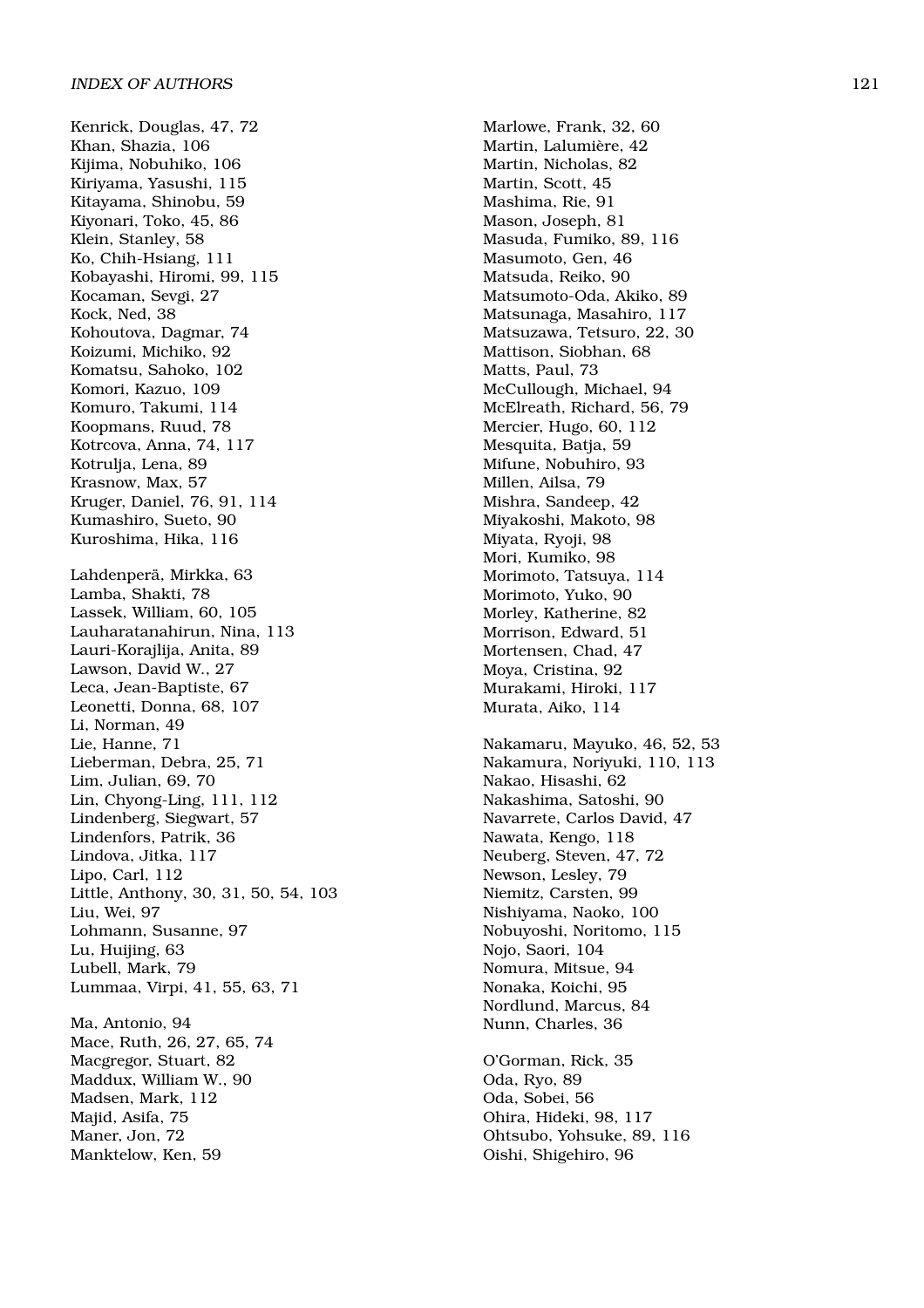Kenrick, Douglas, 47, 72
Khan, Shazia, 106
Kijima, Nobuhiko, 106
Kiriyama, Yasushi, 115
Kitayama, Shinobu, 59
Kiyonari, Toko, 45, 86
Klein, Stanley, 58
Ko, Chih-Hsiang, 111
Kobayashi, Hiromi, 99, 115
Kocaman, Sevgi, 27
Kock, Ned, 38
Kohoutova, Dagmar, 74
Koizumi, Michiko, 92
Komatsu, Sahoko, 102
Komori, Kazuo, 109
Komuro, Takumi, 114
Koopmans, Ruud, 78
Kotrcova, Anna, 74, 117
Kotrulja, Lena, 89
Krasnow, Max, 57
Kruger, Daniel, 76, 91, 114
Kumashiro, Sueto, 90
Kuroshima, Hika, 116

Lahdenperä, Mirkka, 63
Lamba, Shakti, 78
Lassek, William, 60, 105
Lauharatanahirun, Nina, 113
Lauri-Korajlija, Anita, 89
Lawson, David W., 27
Leca, Jean-Baptiste, 67
Leonetti, Donna, 68, 107
Li, Norman, 49
Lie, Hanne, 71
Lieberman, Debra, 25, 71
Lim, Julian, 69, 70
Lin, Chyong-Ling, 111, 112
Lindenberg, Siegwart, 57
Lindenfors, Patrik, 36
Lindova, Jitka, 117
Lipo, Carl, 112
Little, Anthony, 30, 31, 50, 54, 103
Liu, Wei, 97
Lohmann, Susanne, 97
Lu, Huijing, 63
Lubell, Mark, 79
Lummaa, Virpi, 41, 55, 63, 71

Ma, Antonio, 94
Mace, Ruth, 26, 27, 65, 74
Macgregor, Stuart, 82
Maddux, William W., 90
Madsen, Mark, 112
Majid, Asifa, 75
Maner, Jon, 72
Manktelow, Ken, 59

Marlowe, Frank, 32, 60
Martin, Lalumière, 42
Martin, Nicholas, 82
Martin, Scott, 45
Mashima, Rie, 91
Mason, Joseph, 81
Masuda, Fumiko, 89, 116
Masumoto, Gen, 46
Matsuda, Reiko, 90
Matsumoto-Oda, Akiko, 89
Matsunaga, Masahiro, 117
Matsuzawa, Tetsuro, 22, 30
Mattison, Siobhan, 68
Matts, Paul, 73
McCullough, Michael, 94
McElreath, Richard, 56, 79
Mercier, Hugo, 60, 112
Mesquita, Batja, 59
Mifune, Nobuhiro, 93
Millen, Ailsa, 79
Mishra, Sandeep, 42
Miyakoshi, Makoto, 98
Miyata, Ryoji, 98
Mori, Kumiko, 98
Morimoto, Tatsuya, 114
Morimoto, Yuko, 90
Morley, Katherine, 82
Morrison, Edward, 51
Mortensen, Chad, 47
Moya, Cristina, 92
Murakami, Hiroki, 117
Murata, Aiko, 114

Nakamaru, Mayuko, 46, 52, 53
Nakamura, Noriyuki, 110, 113
Nakao, Hisashi, 62
Nakashima, Satoshi, 90
Navarrete, Carlos David, 47
Nawata, Kengo, 118
Neuberg, Steven, 47, 72
Newson, Lesley, 79
Niemitz, Carsten, 99
Nishiyama, Naoko, 100
Nobuyoshi, Noritomo, 115
Nojo, Saori, 104
Nomura, Mitsue, 94
Nonaka, Koichi, 95
Nordlund, Marcus, 84
Nunn, Charles, 36

O'Gorman, Rick, 35
Oda, Ryo, 89
Oda, Sobei, 56
Ohira, Hideki, 98, 117
Ohtsubo, Yohsuke, 89, 116
Oishi, Shigehiro, 96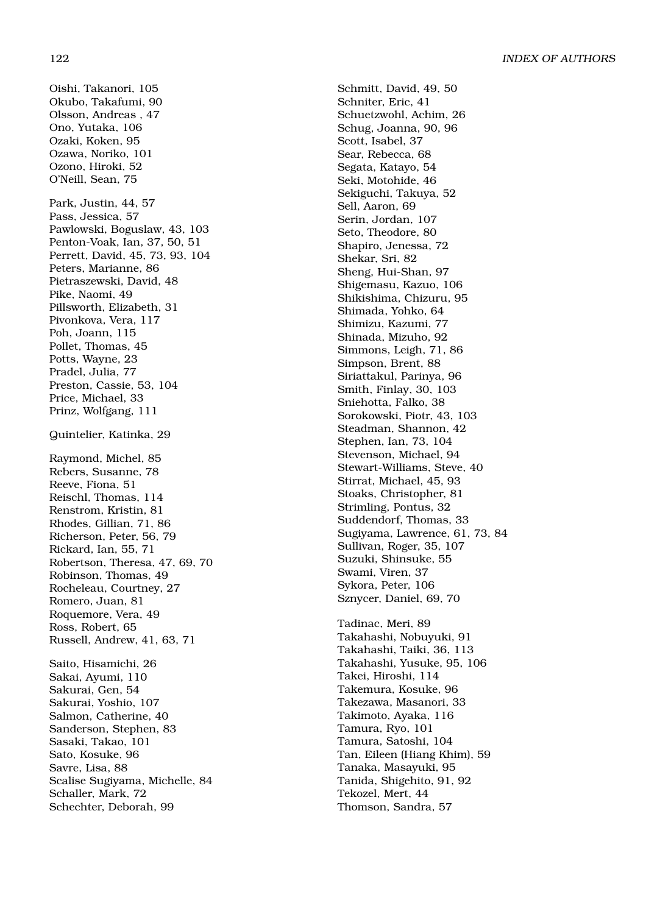Oishi, Takanori, 105
Okubo, Takafumi, 90
Olsson, Andreas , 47
Ono, Yutaka, 106
Ozaki, Koken, 95
Ozawa, Noriko, 101
Ozono, Hiroki, 52
O'Neill, Sean, 75

Park, Justin, 44, 57
Pass, Jessica, 57
Pawlowski, Boguslaw, 43, 103
Penton-Voak, Ian, 37, 50, 51
Perrett, David, 45, 73, 93, 104
Peters, Marianne, 86
Pietraszewski, David, 48
Pike, Naomi, 49
Pillsworth, Elizabeth, 31
Pivonkova, Vera, 117
Poh, Joann, 115
Pollet, Thomas, 45
Potts, Wayne, 23
Pradel, Julia, 77
Preston, Cassie, 53, 104
Price, Michael, 33
Prinz, Wolfgang, 111

Quintelier, Katinka, 29

Raymond, Michel, 85
Rebers, Susanne, 78
Reeve, Fiona, 51
Reischl, Thomas, 114
Renstrom, Kristin, 81
Rhodes, Gillian, 71, 86
Richerson, Peter, 56, 79
Rickard, Ian, 55, 71
Robertson, Theresa, 47, 69, 70
Robinson, Thomas, 49
Rocheleau, Courtney, 27
Romero, Juan, 81
Roquemore, Vera, 49
Ross, Robert, 65
Russell, Andrew, 41, 63, 71

Saito, Hisamichi, 26
Sakai, Ayumi, 110
Sakurai, Gen, 54
Sakurai, Yoshio, 107
Salmon, Catherine, 40
Sanderson, Stephen, 83
Sasaki, Takao, 101
Sato, Kosuke, 96
Savre, Lisa, 88
Scalise Sugiyama, Michelle, 84
Schaller, Mark, 72
Schechter, Deborah, 99
Schmitt, David, 49, 50
Schniter, Eric, 41
Schuetzwohl, Achim, 26
Schug, Joanna, 90, 96
Scott, Isabel, 37
Sear, Rebecca, 68
Segata, Katayo, 54
Seki, Motohide, 46
Sekiguchi, Takuya, 52
Sell, Aaron, 69
Serin, Jordan, 107
Seto, Theodore, 80
Shapiro, Jenessa, 72
Shekar, Sri, 82
Sheng, Hui-Shan, 97
Shigemasu, Kazuo, 106
Shikishima, Chizuru, 95
Shimada, Yohko, 64
Shimizu, Kazumi, 77
Shinada, Mizuho, 92
Simmons, Leigh, 71, 86
Simpson, Brent, 88
Siriattakul, Parinya, 96
Smith, Finlay, 30, 103
Sniehotta, Falko, 38
Sorokowski, Piotr, 43, 103
Steadman, Shannon, 42
Stephen, Ian, 73, 104
Stevenson, Michael, 94
Stewart-Williams, Steve, 40
Stirrat, Michael, 45, 93
Stoaks, Christopher, 81
Strimling, Pontus, 32
Suddendorf, Thomas, 33
Sugiyama, Lawrence, 61, 73, 84
Sullivan, Roger, 35, 107
Suzuki, Shinsuke, 55
Swami, Viren, 37
Sykora, Peter, 106
Sznycer, Daniel, 69, 70

Tadinac, Meri, 89
Takahashi, Nobuyuki, 91
Takahashi, Taiki, 36, 113
Takahashi, Yusuke, 95, 106
Takei, Hiroshi, 114
Takemura, Kosuke, 96
Takezawa, Masanori, 33
Takimoto, Ayaka, 116
Tamura, Ryo, 101
Tamura, Satoshi, 104
Tan, Eileen (Hiang Khim), 59
Tanaka, Masayuki, 95
Tanida, Shigehito, 91, 92
Tekozel, Mert, 44
Thomson, Sandra, 57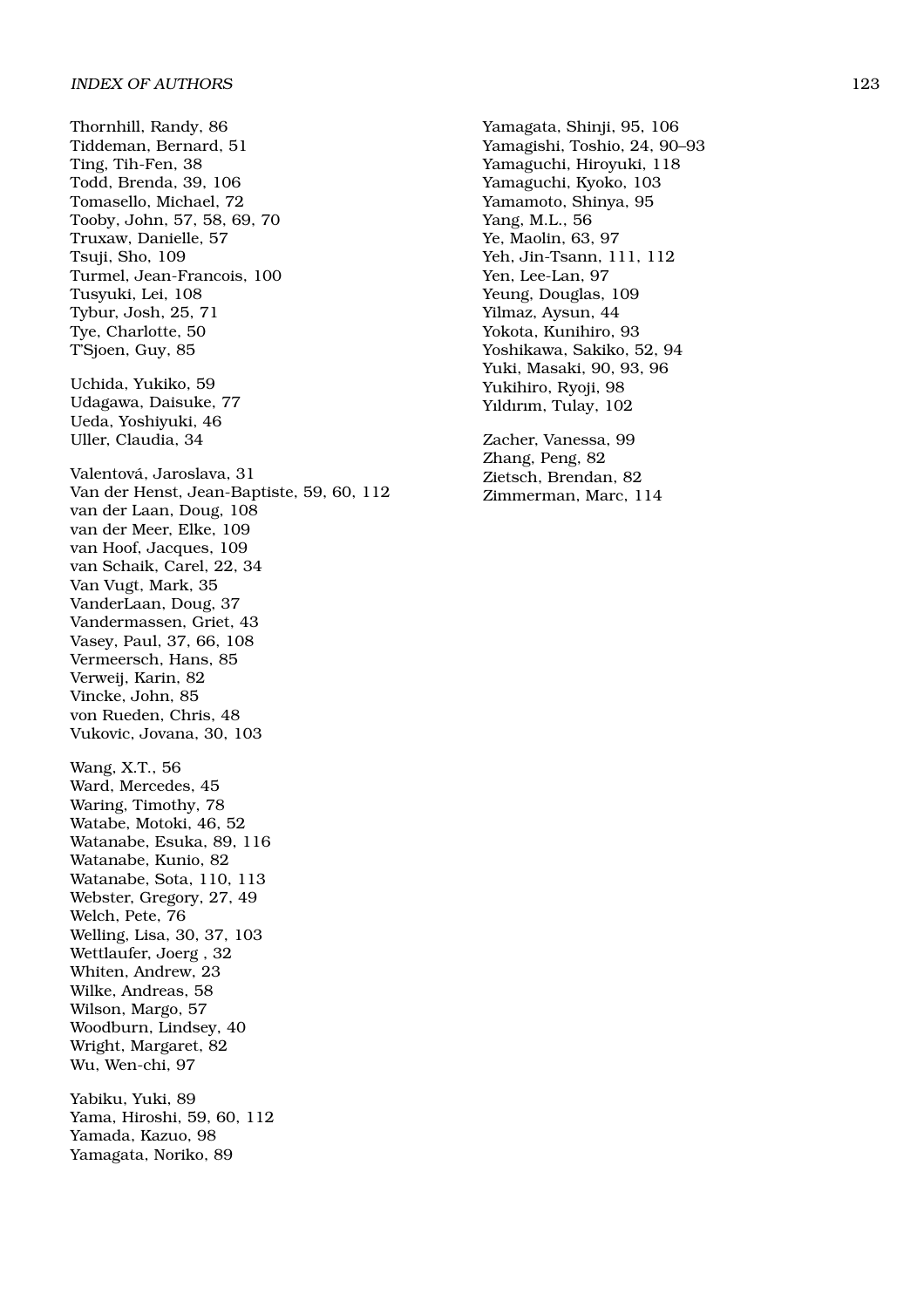Thornhill, Randy, 86
Tiddeman, Bernard, 51
Ting, Tih-Fen, 38
Todd, Brenda, 39, 106
Tomasello, Michael, 72
Tooby, John, 57, 58, 69, 70
Truxaw, Danielle, 57
Tsuji, Sho, 109
Turmel, Jean-Francois, 100
Tusyuki, Lei, 108
Tybur, Josh, 25, 71
Tye, Charlotte, 50
T'Sjoen, Guy, 85

Uchida, Yukiko, 59
Udagawa, Daisuke, 77
Ueda, Yoshiyuki, 46
Uller, Claudia, 34

Valentová, Jaroslava, 31
Van der Henst, Jean-Baptiste, 59, 60, 112
van der Laan, Doug, 108
van der Meer, Elke, 109
van Hoof, Jacques, 109
van Schaik, Carel, 22, 34
Van Vugt, Mark, 35
VanderLaan, Doug, 37
Vandermassen, Griet, 43
Vasey, Paul, 37, 66, 108
Vermeersch, Hans, 85
Verweij, Karin, 82
Vincke, John, 85
von Rueden, Chris, 48
Vukovic, Jovana, 30, 103

Wang, X.T., 56
Ward, Mercedes, 45
Waring, Timothy, 78
Watabe, Motoki, 46, 52
Watanabe, Esuka, 89, 116
Watanabe, Kunio, 82
Watanabe, Sota, 110, 113
Webster, Gregory, 27, 49
Welch, Pete, 76
Welling, Lisa, 30, 37, 103
Wettlaufer, Joerg , 32
Whiten, Andrew, 23
Wilke, Andreas, 58
Wilson, Margo, 57
Woodburn, Lindsey, 40
Wright, Margaret, 82
Wu, Wen-chi, 97

Yabiku, Yuki, 89
Yama, Hiroshi, 59, 60, 112
Yamada, Kazuo, 98
Yamagata, Noriko, 89
Yamagata, Shinji, 95, 106
Yamagishi, Toshio, 24, 90–93
Yamaguchi, Hiroyuki, 118
Yamaguchi, Kyoko, 103
Yamamoto, Shinya, 95
Yang, M.L., 56
Ye, Maolin, 63, 97
Yeh, Jin-Tsann, 111, 112
Yen, Lee-Lan, 97
Yeung, Douglas, 109
Yilmaz, Aysun, 44
Yokota, Kunihiro, 93
Yoshikawa, Sakiko, 52, 94
Yuki, Masaki, 90, 93, 96
Yukihiro, Ryoji, 98
Yıldırım, Tulay, 102

Zacher, Vanessa, 99
Zhang, Peng, 82
Zietsch, Brendan, 82
Zimmerman, Marc, 114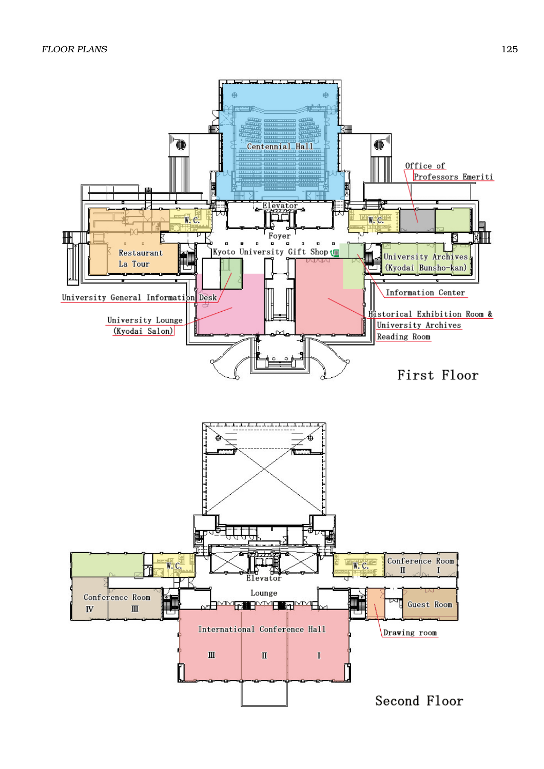Centennial Hall

Elevator

Foyer

Office of Professors Emeriti

W.C.

W.C.

Restaurant La Tour

Kyoto University Gift Shop

University Archives (Kyodai Bunsho-kan)

Information Center

University General Information Desk

University Lounge (Kyodai Salon)

Historical Exhibition Room & University Archives Reading Room

## First Floor

W.C.

W.C.

Conference Room II I

Elevator

Lounge

Conference Room IV III

Guest Room

International Conference Hall III II I

Drawing room

## Second Floor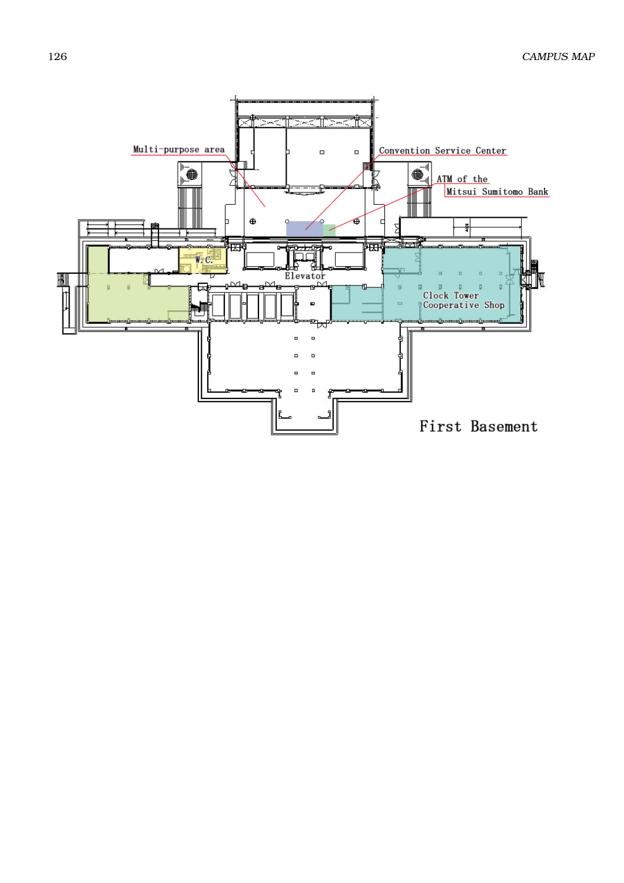Multi-purpose area

Convention Service Center

ATM of the Mitsui Sumitomo Bank

W.C.

Elevator

Clock Tower Cooperative Shop

First Basement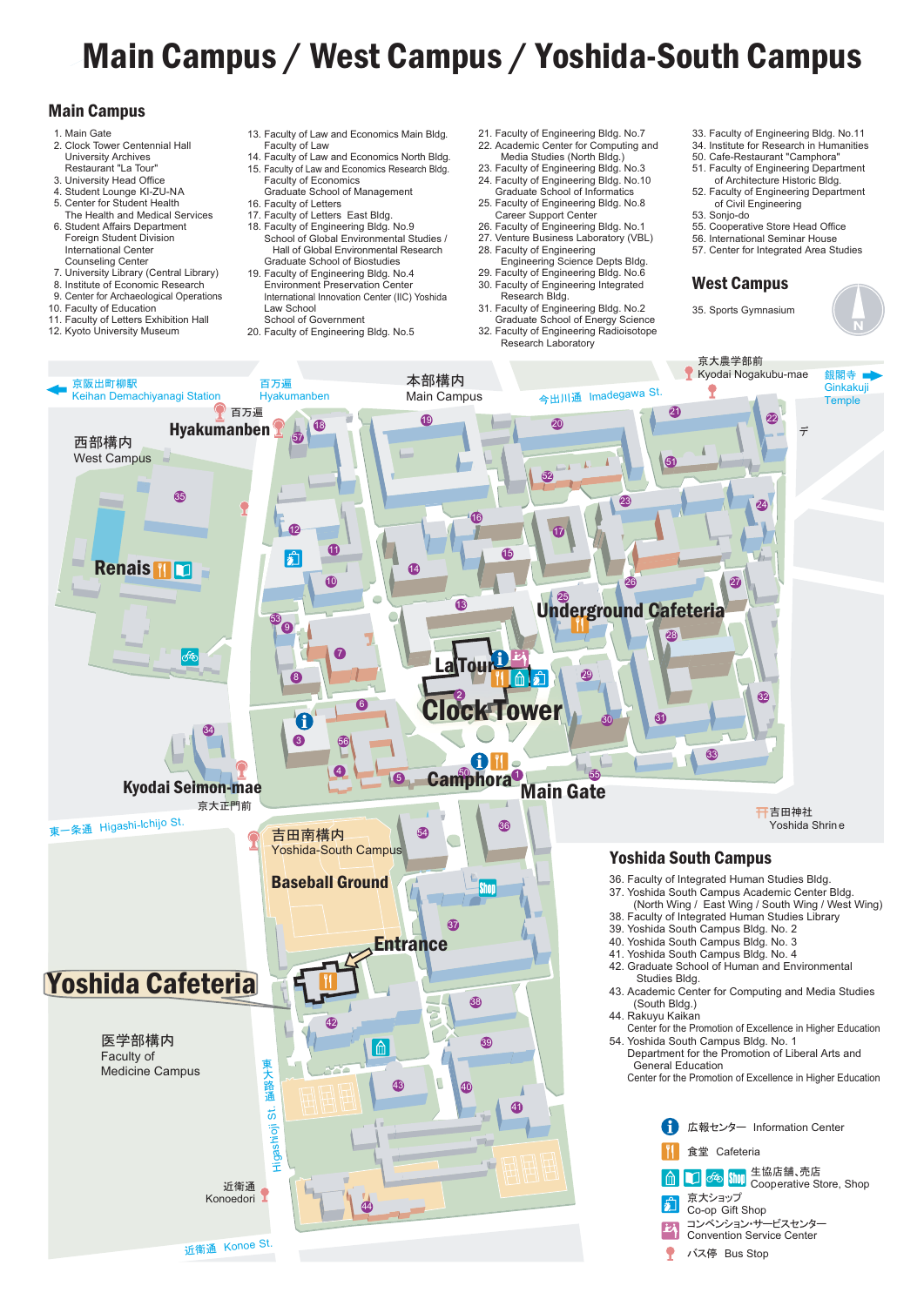# Main Campus / West Campus / Yoshida-South Campus

## Main Campus

1. Main Gate
2. Clock Tower Centennial Hall
   University Archives
   Restaurant "La Tour"
3. University Head Office
4. Student Lounge KI-ZU-NA
5. Center for Student Health
   The Health and Medical Services
6. Student Affairs Department
   Foreign Student Division
   International Center
   Counseling Center
7. University Library (Central Library)
8. Institute of Economic Research
9. Center for Archaeological Operations
10. Faculty of Education
11. Faculty of Letters Exhibition Hall
12. Kyoto University Museum
13. Faculty of Law and Economics Main Bldg.
    Faculty of Law
14. Faculty of Law and Economics North Bldg.
15. Faculty of Law and Economics Research Bldg.
    Faculty of Economics
    Graduate School of Management
16. Faculty of Letters
17. Faculty of Letters East Bldg.
18. Faculty of Engineering Bldg. No.9
    School of Global Environmental Studies / Hall of Global Environmental Research
    Graduate School of Biostudies
19. Faculty of Engineering Bldg. No.4
    Environment Preservation Center
    International Innovation Center (IIC) Yoshida
    Law School
    School of Government
20. Faculty of Engineering Bldg. No.5
21. Faculty of Engineering Bldg. No.7
22. Academic Center for Computing and Media Studies (North Bldg.)
23. Faculty of Engineering Bldg. No.3
24. Faculty of Engineering Bldg. No.10
    Graduate School of Informatics
25. Faculty of Engineering Bldg. No.8
    Career Support Center
26. Faculty of Engineering Bldg. No.1
27. Venture Business Laboratory (VBL)
28. Faculty of Engineering
    Engineering Science Depts Bldg.
29. Faculty of Engineering Bldg. No.6
30. Faculty of Engineering Integrated Research Bldg.
31. Faculty of Engineering Bldg. No.2
    Graduate School of Energy Science
32. Faculty of Engineering Radioisotope Research Laboratory
33. Faculty of Engineering Bldg. No.11
34. Institute for Research in Humanities
50. Cafe-Restaurant "Camphora"
51. Faculty of Engineering Department of Architecture Historic Bldg.
52. Faculty of Engineering Department of Civil Engineering
53. Sonjo-do
55. Cooperative Store Head Office
56. International Seminar House
57. Center for Integrated Area Studies

## West Campus

35. Sports Gymnasium

京阪出町柳駅 Keihan Demachiyanagi Station
百万遍 Hyakumanben
本部構内 Main Campus
京大農学部前 Kyodai Nogakubu-mae
銀閣寺 Ginkakuji Temple
今出川通 Imadegawa St.
西部構内 West Campus
Renais
Underground Cafeteria
La Tour
Clock Tower
Camphora
Main Gate
Kyodai Seimon-mae 京大正門前
東一条通 Higashi-Ichijo St.
吉田神社 Yoshida Shrine
吉田南構内 Yoshida-South Campus
Baseball Ground
Entrance
Yoshida Cafeteria
医学部構内 Faculty of Medicine Campus
東大路通 Higashioji St.
近衛通 Konoedori
近衛通 Konoe St.

## Yoshida South Campus

36. Faculty of Integrated Human Studies Bldg.
37. Yoshida South Campus Academic Center Bldg. (North Wing / East Wing / South Wing / West Wing)
38. Faculty of Integrated Human Studies Library
39. Yoshida South Campus Bldg. No. 2
40. Yoshida South Campus Bldg. No. 3
41. Yoshida South Campus Bldg. No. 4
42. Graduate School of Human and Environmental Studies Bldg.
43. Academic Center for Computing and Media Studies (South Bldg.)
44. Rakuyu Kaikan
    Center for the Promotion of Excellence in Higher Education
54. Yoshida South Campus Bldg. No. 1
    Department for the Promotion of Liberal Arts and General Education
    Center for the Promotion of Excellence in Higher Education

広報センター Information Center
食堂 Cafeteria
生協店舗、売店 Cooperative Store, Shop
京大ショップ Co-op Gift Shop
コンベンション・サービスセンター Convention Service Center
バス停 Bus Stop